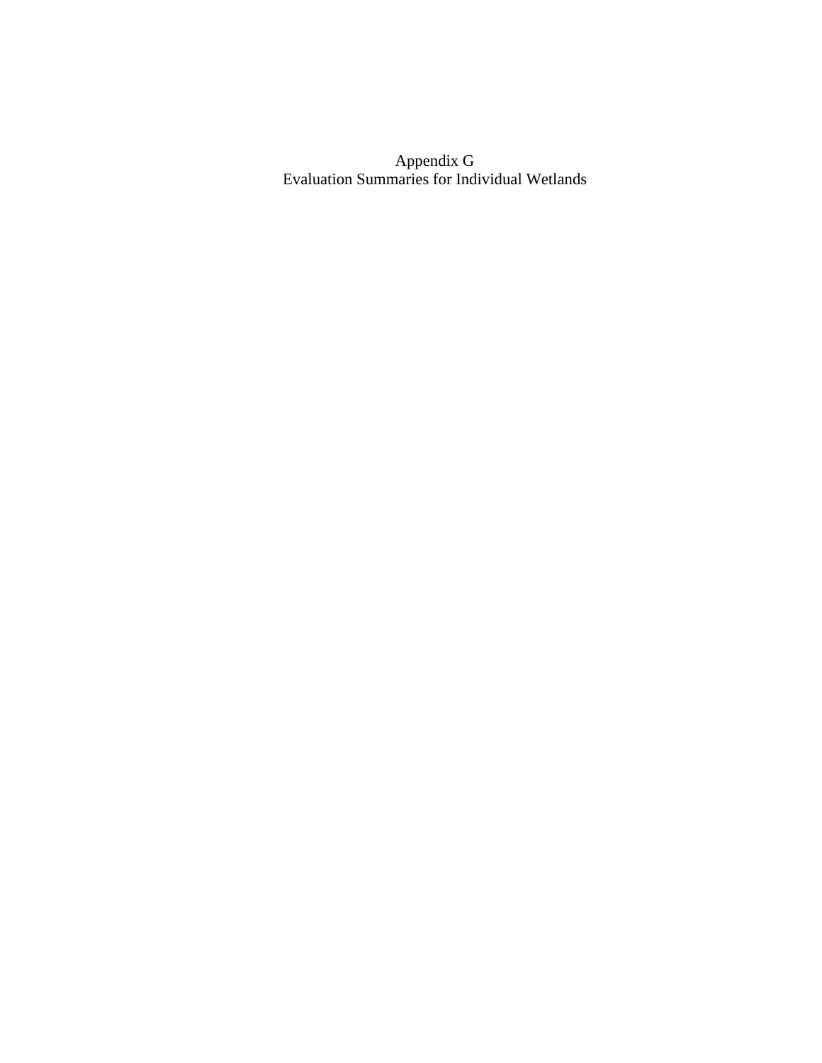# Appendix G
## Evaluation Summaries for Individual Wetlands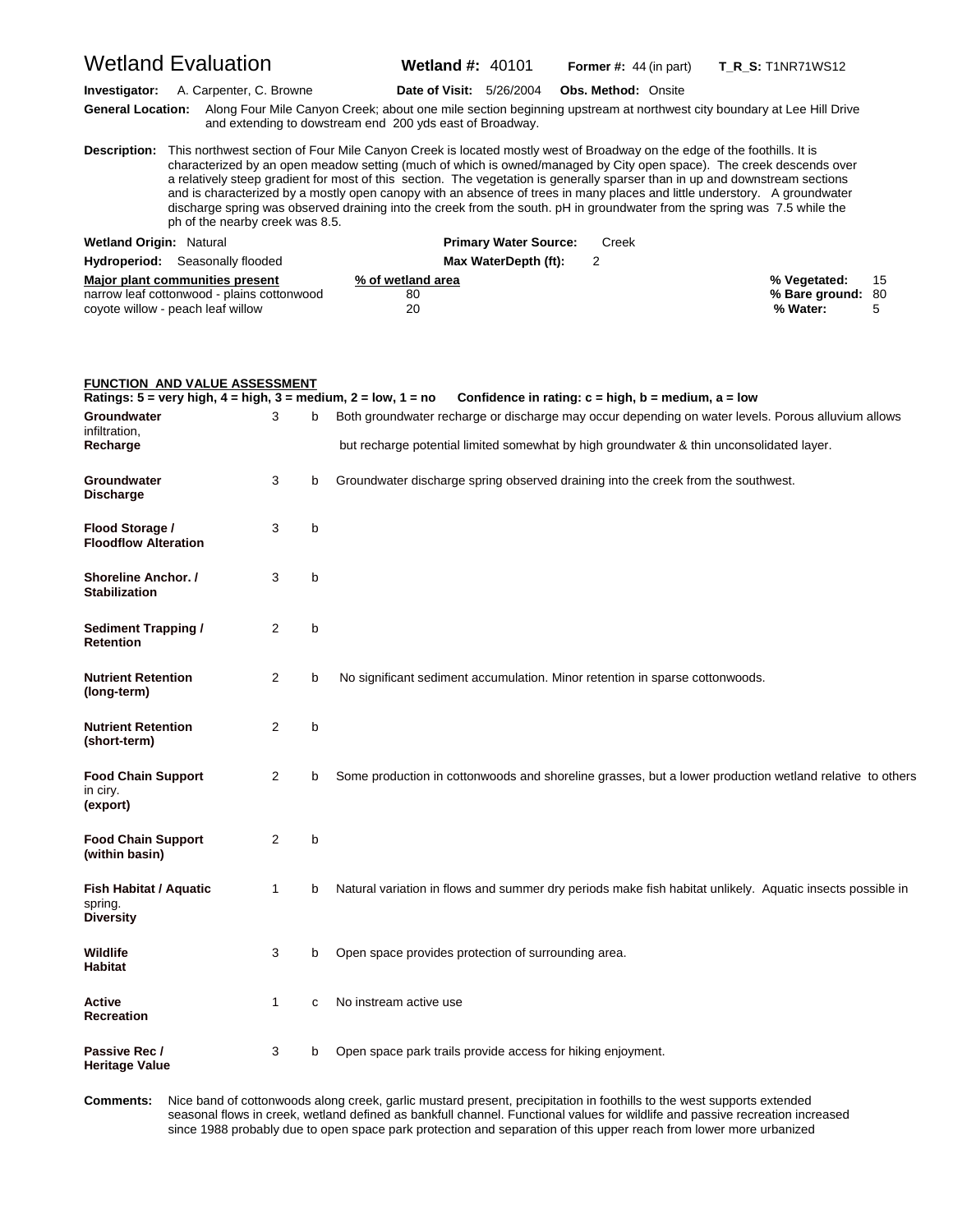# Wetland Evaluation

**Wetland #:** 40101 **Former #:** 44 (in part) **T_R_S:** T1NR71WS12

**Investigator:** A. Carpenter, C. Browne **Date of Visit:** 5/26/2004 **Obs. Method:** Onsite

**General Location:** Along Four Mile Canyon Creek; about one mile section beginning upstream at northwest city boundary at Lee Hill Drive and extending to dowstream end 200 yds east of Broadway.

**Description:** This northwest section of Four Mile Canyon Creek is located mostly west of Broadway on the edge of the foothills. It is characterized by an open meadow setting (much of which is owned/managed by City open space). The creek descends over a relatively steep gradient for most of this section. The vegetation is generally sparser than in up and downstream sections and is characterized by a mostly open canopy with an absence of trees in many places and little understory. A groundwater discharge spring was observed draining into the creek from the south. pH in groundwater from the spring was 7.5 while the ph of the nearby creek was 8.5.

**Wetland Origin:** Natural **Primary Water Source:** Creek

**Hydroperiod:** Seasonally flooded **Max WaterDepth (ft):** 2

| Major plant communities present | % of wetland area |
|---|---|
| narrow leaf cottonwood - plains cottonwood | 80 |
| coyote willow - peach leaf willow | 20 |

**% Vegetated:** 15
**% Bare ground:** 80
**% Water:** 5

## FUNCTION AND VALUE ASSESSMENT

**Ratings: 5 = very high, 4 = high, 3 = medium, 2 = low, 1 = no** **Confidence in rating: c = high, b = medium, a = low**

| Function | Rating | Confidence | Comments |
|---|---|---|---|
| **Groundwater Recharge** | 3 | b | Both groundwater recharge or discharge may occur depending on water levels. Porous alluvium allows infiltration, but recharge potential limited somewhat by high groundwater & thin unconsolidated layer. |
| **Groundwater Discharge** | 3 | b | Groundwater discharge spring observed draining into the creek from the southwest. |
| **Flood Storage / Floodflow Alteration** | 3 | b | |
| **Shoreline Anchor. / Stabilization** | 3 | b | |
| **Sediment Trapping / Retention** | 2 | b | |
| **Nutrient Retention (long-term)** | 2 | b | No significant sediment accumulation. Minor retention in sparse cottonwoods. |
| **Nutrient Retention (short-term)** | 2 | b | |
| **Food Chain Support (export)** | 2 | b | Some production in cottonwoods and shoreline grasses, but a lower production wetland relative to others in ciry. |
| **Food Chain Support (within basin)** | 2 | b | |
| **Fish Habitat / Aquatic Diversity** | 1 | b | Natural variation in flows and summer dry periods make fish habitat unlikely. Aquatic insects possible in spring. |
| **Wildlife Habitat** | 3 | b | Open space provides protection of surrounding area. |
| **Active Recreation** | 1 | c | No instream active use |
| **Passive Rec / Heritage Value** | 3 | b | Open space park trails provide access for hiking enjoyment. |

**Comments:** Nice band of cottonwoods along creek, garlic mustard present, precipitation in foothills to the west supports extended seasonal flows in creek, wetland defined as bankfull channel. Functional values for wildlife and passive recreation increased since 1988 probably due to open space park protection and separation of this upper reach from lower more urbanized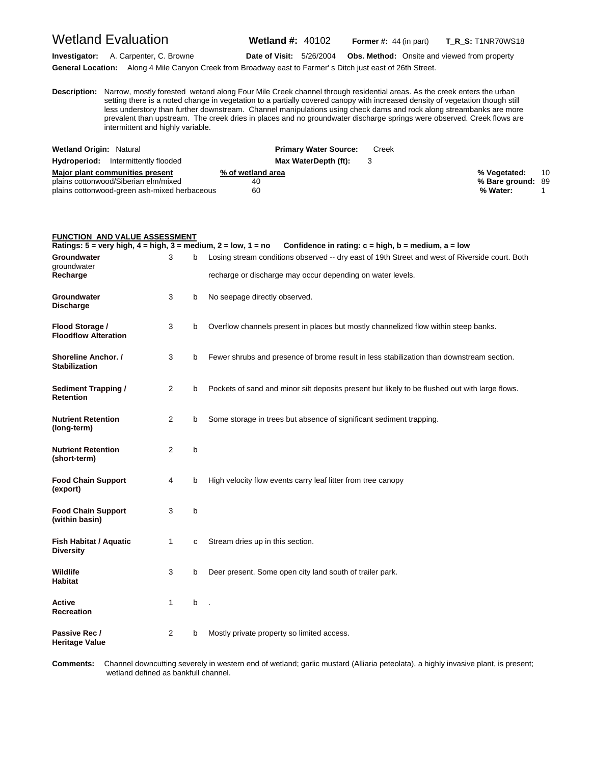# Wetland Evaluation

**Wetland #:** 40102 **Former #:** 44 (in part) **T_R_S:** T1NR70WS18

**Investigator:** A. Carpenter, C. Browne **Date of Visit:** 5/26/2004 **Obs. Method:** Onsite and viewed from property

**General Location:** Along 4 Mile Canyon Creek from Broadway east to Farmer' s Ditch just east of 26th Street.

**Description:** Narrow, mostly forested wetand along Four Mile Creek channel through residential areas. As the creek enters the urban setting there is a noted change in vegetation to a partially covered canopy with increased density of vegetation though still less understory than further downstream. Channel manipulations using check dams and rock along streambanks are more prevalent than upstream. The creek dries in places and no groundwater discharge springs were observed. Creek flows are intermittent and highly variable.

**Wetland Origin:** Natural **Primary Water Source:** Creek

**Hydroperiod:** Intermittently flooded **Max WaterDepth (ft):** 3

| Major plant communities present | % of wetland area |
|---|---|
| plains cottonwood/Siberian elm/mixed | 40 |
| plains cottonwood-green ash-mixed herbaceous | 60 |

**% Vegetated:** 10
**% Bare ground:** 89
**% Water:** 1

## FUNCTION AND VALUE ASSESSMENT

**Ratings: 5 = very high, 4 = high, 3 = medium, 2 = low, 1 = no Confidence in rating: c = high, b = medium, a = low**

| Function | Rating | Confidence | Notes |
|---|---|---|---|
| **Groundwater** groundwater **Recharge** | 3 | b | Losing stream conditions observed -- dry east of 19th Street and west of Riverside court. Both recharge or discharge may occur depending on water levels. |
| **Groundwater Discharge** | 3 | b | No seepage directly observed. |
| **Flood Storage / Floodflow Alteration** | 3 | b | Overflow channels present in places but mostly channelized flow within steep banks. |
| **Shoreline Anchor. / Stabilization** | 3 | b | Fewer shrubs and presence of brome result in less stabilization than downstream section. |
| **Sediment Trapping / Retention** | 2 | b | Pockets of sand and minor silt deposits present but likely to be flushed out with large flows. |
| **Nutrient Retention (long-term)** | 2 | b | Some storage in trees but absence of significant sediment trapping. |
| **Nutrient Retention (short-term)** | 2 | b | |
| **Food Chain Support (export)** | 4 | b | High velocity flow events carry leaf litter from tree canopy |
| **Food Chain Support (within basin)** | 3 | b | |
| **Fish Habitat / Aquatic Diversity** | 1 | c | Stream dries up in this section. |
| **Wildlife Habitat** | 3 | b | Deer present. Some open city land south of trailer park. |
| **Active Recreation** | 1 | b | . |
| **Passive Rec / Heritage Value** | 2 | b | Mostly private property so limited access. |

**Comments:** Channel downcutting severely in western end of wetland; garlic mustard (Alliaria peteolata), a highly invasive plant, is present; wetland defined as bankfull channel.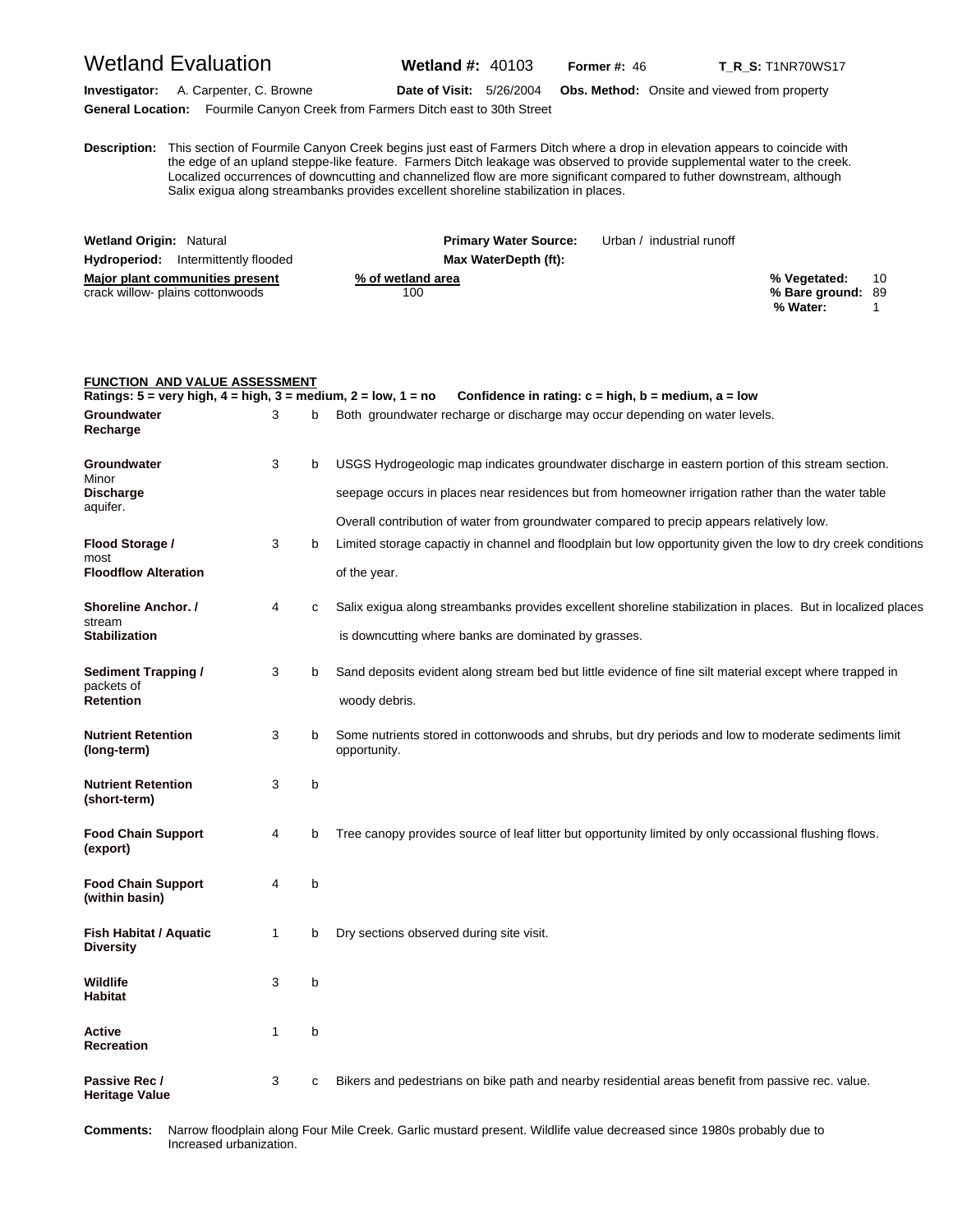# Wetland Evaluation

**Wetland #:** 40103 **Former #:** 46 **T_R_S:** T1NR70WS17

**Investigator:** A. Carpenter, C. Browne **Date of Visit:** 5/26/2004 **Obs. Method:** Onsite and viewed from property

**General Location:** Fourmile Canyon Creek from Farmers Ditch east to 30th Street

**Description:** This section of Fourmile Canyon Creek begins just east of Farmers Ditch where a drop in elevation appears to coincide with the edge of an upland steppe-like feature. Farmers Ditch leakage was observed to provide supplemental water to the creek. Localized occurrences of downcutting and channelized flow are more significant compared to futher downstream, although Salix exigua along streambanks provides excellent shoreline stabilization in places.

**Wetland Origin:** Natural **Primary Water Source:** Urban / industrial runoff

**Hydroperiod:** Intermittently flooded **Max WaterDepth (ft):**

| Major plant communities present | % of wetland area |
|---|---|
| crack willow- plains cottonwoods | 100 |

**% Vegetated:** 10
**% Bare ground:** 89
**% Water:** 1

**FUNCTION AND VALUE ASSESSMENT**

**Ratings: 5 = very high, 4 = high, 3 = medium, 2 = low, 1 = no Confidence in rating: c = high, b = medium, a = low**

| Function | Rating | Confidence | Comments |
|---|---|---|---|
| **Groundwater Recharge** | 3 | b | Both groundwater recharge or discharge may occur depending on water levels. |
| **Groundwater Discharge** | 3 | b | USGS Hydrogeologic map indicates groundwater discharge in eastern portion of this stream section. Minor seepage occurs in places near residences but from homeowner irrigation rather than the water table aquifer. Overall contribution of water from groundwater compared to precip appears relatively low. |
| **Flood Storage / Floodflow Alteration** | 3 | b | Limited storage capactiy in channel and floodplain but low opportunity given the low to dry creek conditions most of the year. |
| **Shoreline Anchor. / Stabilization** | 4 | c | Salix exigua along streambanks provides excellent shoreline stabilization in places. But in localized places stream is downcutting where banks are dominated by grasses. |
| **Sediment Trapping / Retention** | 3 | b | Sand deposits evident along stream bed but little evidence of fine silt material except where trapped in packets of woody debris. |
| **Nutrient Retention (long-term)** | 3 | b | Some nutrients stored in cottonwoods and shrubs, but dry periods and low to moderate sediments limit opportunity. |
| **Nutrient Retention (short-term)** | 3 | b | |
| **Food Chain Support (export)** | 4 | b | Tree canopy provides source of leaf litter but opportunity limited by only occassional flushing flows. |
| **Food Chain Support (within basin)** | 4 | b | |
| **Fish Habitat / Aquatic Diversity** | 1 | b | Dry sections observed during site visit. |
| **Wildlife Habitat** | 3 | b | |
| **Active Recreation** | 1 | b | |
| **Passive Rec / Heritage Value** | 3 | c | Bikers and pedestrians on bike path and nearby residential areas benefit from passive rec. value. |

**Comments:** Narrow floodplain along Four Mile Creek. Garlic mustard present. Wildlife value decreased since 1980s probably due to Increased urbanization.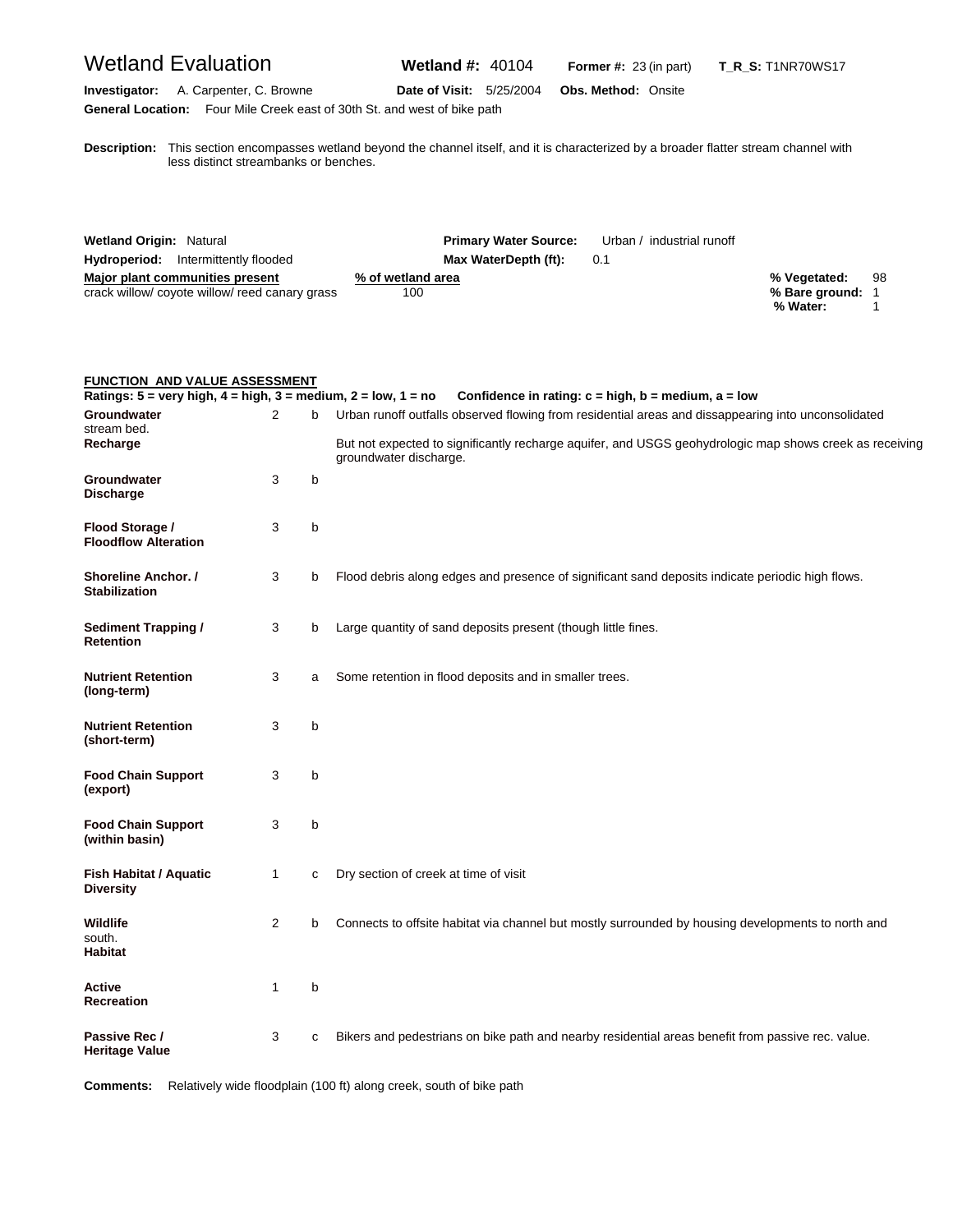# Wetland Evaluation

**Wetland #:** 40104 **Former #:** 23 (in part) **T_R_S:** T1NR70WS17

**Investigator:** A. Carpenter, C. Browne **Date of Visit:** 5/25/2004 **Obs. Method:** Onsite

**General Location:** Four Mile Creek east of 30th St. and west of bike path

**Description:** This section encompasses wetland beyond the channel itself, and it is characterized by a broader flatter stream channel with less distinct streambanks or benches.

**Wetland Origin:** Natural **Primary Water Source:** Urban / industrial runoff

**Hydroperiod:** Intermittently flooded **Max WaterDepth (ft):** 0.1

| Major plant communities present | % of wetland area |
|---|---|
| crack willow/ coyote willow/ reed canary grass | 100 |

**% Vegetated:** 98
**% Bare ground:** 1
**% Water:** 1

## FUNCTION AND VALUE ASSESSMENT

**Ratings: 5 = very high, 4 = high, 3 = medium, 2 = low, 1 = no Confidence in rating: c = high, b = medium, a = low**

| Function | Rating | Confidence | Comments |
|---|---|---|---|
| **Groundwater Recharge** | 2 | b | Urban runoff outfalls observed flowing from residential areas and dissappearing into unconsolidated stream bed. But not expected to significantly recharge aquifer, and USGS geohydrologic map shows creek as receiving groundwater discharge. |
| **Groundwater Discharge** | 3 | b | |
| **Flood Storage / Floodflow Alteration** | 3 | b | |
| **Shoreline Anchor. / Stabilization** | 3 | b | Flood debris along edges and presence of significant sand deposits indicate periodic high flows. |
| **Sediment Trapping / Retention** | 3 | b | Large quantity of sand deposits present (though little fines. |
| **Nutrient Retention (long-term)** | 3 | a | Some retention in flood deposits and in smaller trees. |
| **Nutrient Retention (short-term)** | 3 | b | |
| **Food Chain Support (export)** | 3 | b | |
| **Food Chain Support (within basin)** | 3 | b | |
| **Fish Habitat / Aquatic Diversity** | 1 | c | Dry section of creek at time of visit |
| **Wildlife Habitat** | 2 | b | Connects to offsite habitat via channel but mostly surrounded by housing developments to north and south. |
| **Active Recreation** | 1 | b | |
| **Passive Rec / Heritage Value** | 3 | c | Bikers and pedestrians on bike path and nearby residential areas benefit from passive rec. value. |

**Comments:** Relatively wide floodplain (100 ft) along creek, south of bike path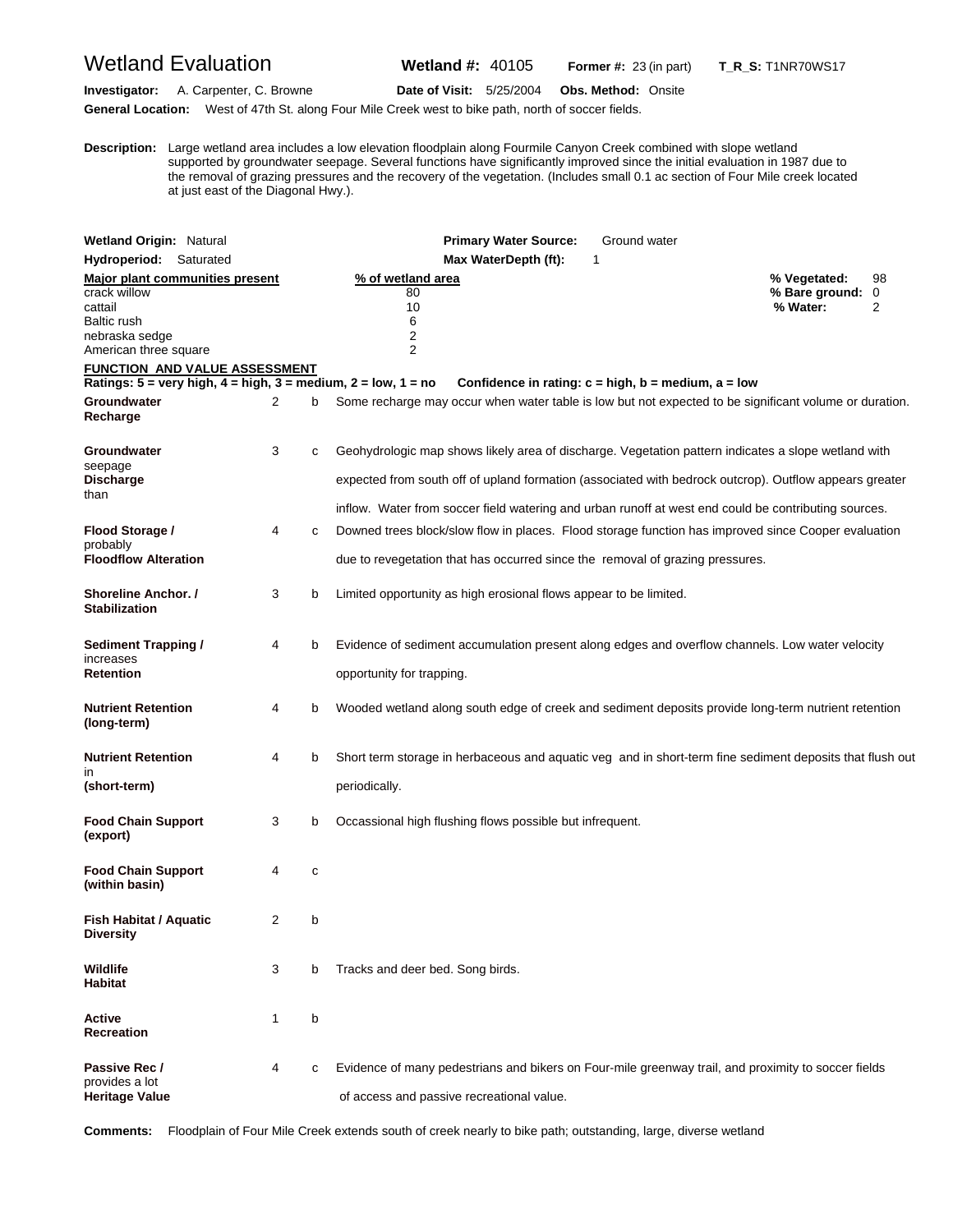# Wetland Evaluation

**Wetland #:** 40105 **Former #:** 23 (in part) **T_R_S:** T1NR70WS17

**Investigator:** A. Carpenter, C. Browne **Date of Visit:** 5/25/2004 **Obs. Method:** Onsite

**General Location:** West of 47th St. along Four Mile Creek west to bike path, north of soccer fields.

**Description:** Large wetland area includes a low elevation floodplain along Fourmile Canyon Creek combined with slope wetland supported by groundwater seepage. Several functions have significantly improved since the initial evaluation in 1987 due to the removal of grazing pressures and the recovery of the vegetation. (Includes small 0.1 ac section of Four Mile creek located at just east of the Diagonal Hwy.).

**Wetland Origin:** Natural **Primary Water Source:** Ground water

**Hydroperiod:** Saturated **Max WaterDepth (ft):** 1

| Major plant communities present | % of wetland area |
|---|---|
| crack willow | 80 |
| cattail | 10 |
| Baltic rush | 6 |
| nebraska sedge | 2 |
| American three square | 2 |

**% Vegetated:** 98
**% Bare ground:** 0
**% Water:** 2

## FUNCTION AND VALUE ASSESSMENT

**Ratings: 5 = very high, 4 = high, 3 = medium, 2 = low, 1 = no** **Confidence in rating: c = high, b = medium, a = low**

| Function | Rating | Confidence | Comments |
|---|---|---|---|
| **Groundwater Recharge** | 2 | b | Some recharge may occur when water table is low but not expected to be significant volume or duration. |
| **Groundwater Discharge** | 3 | c | Geohydrologic map shows likely area of discharge. Vegetation pattern indicates a slope wetland with seepage expected from south off of upland formation (associated with bedrock outcrop). Outflow appears greater than inflow. Water from soccer field watering and urban runoff at west end could be contributing sources. |
| **Flood Storage / Floodflow Alteration** | 4 | c | Downed trees block/slow flow in places. Flood storage function has improved since Cooper evaluation probably due to revegetation that has occurred since the removal of grazing pressures. |
| **Shoreline Anchor. / Stabilization** | 3 | b | Limited opportunity as high erosional flows appear to be limited. |
| **Sediment Trapping / Retention** | 4 | b | Evidence of sediment accumulation present along edges and overflow channels. Low water velocity increases opportunity for trapping. |
| **Nutrient Retention (long-term)** | 4 | b | Wooded wetland along south edge of creek and sediment deposits provide long-term nutrient retention |
| **Nutrient Retention (short-term)** | 4 | b | Short term storage in herbaceous and aquatic veg and in short-term fine sediment deposits that flush out in periodically. |
| **Food Chain Support (export)** | 3 | b | Occassional high flushing flows possible but infrequent. |
| **Food Chain Support (within basin)** | 4 | c | |
| **Fish Habitat / Aquatic Diversity** | 2 | b | |
| **Wildlife Habitat** | 3 | b | Tracks and deer bed. Song birds. |
| **Active Recreation** | 1 | b | |
| **Passive Rec / Heritage Value** | 4 | c | Evidence of many pedestrians and bikers on Four-mile greenway trail, and proximity to soccer fields provides a lot of access and passive recreational value. |

**Comments:** Floodplain of Four Mile Creek extends south of creek nearly to bike path; outstanding, large, diverse wetland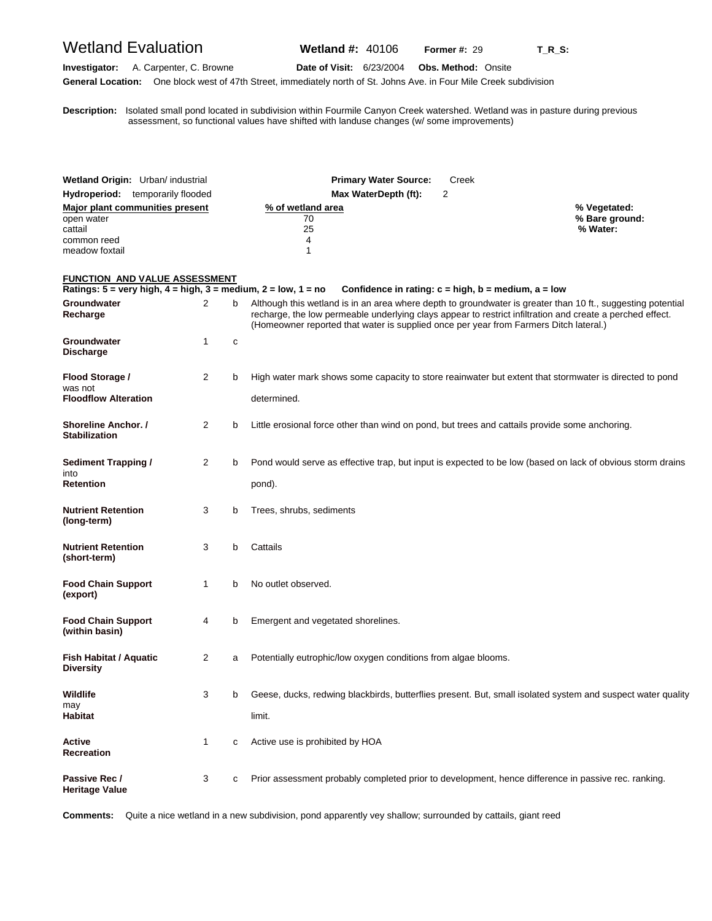# Wetland Evaluation

**Wetland #:** 40106 **Former #:** 29 **T_R_S:**

**Investigator:** A. Carpenter, C. Browne **Date of Visit:** 6/23/2004 **Obs. Method:** Onsite

**General Location:** One block west of 47th Street, immediately north of St. Johns Ave. in Four Mile Creek subdivision

**Description:** Isolated small pond located in subdivision within Fourmile Canyon Creek watershed. Wetland was in pasture during previous assessment, so functional values have shifted with landuse changes (w/ some improvements)

**Wetland Origin:** Urban/ industrial **Primary Water Source:** Creek

**Hydroperiod:** temporarily flooded **Max WaterDepth (ft):** 2

| Major plant communities present | % of wetland area |
|---|---|
| open water | 70 |
| cattail | 25 |
| common reed | 4 |
| meadow foxtail | 1 |

**% Vegetated:**
**% Bare ground:**
**% Water:**

## FUNCTION AND VALUE ASSESSMENT

**Ratings: 5 = very high, 4 = high, 3 = medium, 2 = low, 1 = no Confidence in rating: c = high, b = medium, a = low**

| Function | Rating | Confidence | Notes |
|---|---|---|---|
| **Groundwater Recharge** | 2 | b | Although this wetland is in an area where depth to groundwater is greater than 10 ft., suggesting potential recharge, the low permeable underlying clays appear to restrict infiltration and create a perched effect. (Homeowner reported that water is supplied once per year from Farmers Ditch lateral.) |
| **Groundwater Discharge** | 1 | c | |
| **Flood Storage / Floodflow Alteration** | 2 | b | High water mark shows some capacity to store reainwater but extent that stormwater is directed to pond was not determined. |
| **Shoreline Anchor. / Stabilization** | 2 | b | Little erosional force other than wind on pond, but trees and cattails provide some anchoring. |
| **Sediment Trapping / Retention** | 2 | b | Pond would serve as effective trap, but input is expected to be low (based on lack of obvious storm drains into pond). |
| **Nutrient Retention (long-term)** | 3 | b | Trees, shrubs, sediments |
| **Nutrient Retention (short-term)** | 3 | b | Cattails |
| **Food Chain Support (export)** | 1 | b | No outlet observed. |
| **Food Chain Support (within basin)** | 4 | b | Emergent and vegetated shorelines. |
| **Fish Habitat / Aquatic Diversity** | 2 | a | Potentially eutrophic/low oxygen conditions from algae blooms. |
| **Wildlife Habitat** | 3 | b | Geese, ducks, redwing blackbirds, butterflies present. But, small isolated system and suspect water quality may limit. |
| **Active Recreation** | 1 | c | Active use is prohibited by HOA |
| **Passive Rec / Heritage Value** | 3 | c | Prior assessment probably completed prior to development, hence difference in passive rec. ranking. |

**Comments:** Quite a nice wetland in a new subdivision, pond apparently vey shallow; surrounded by cattails, giant reed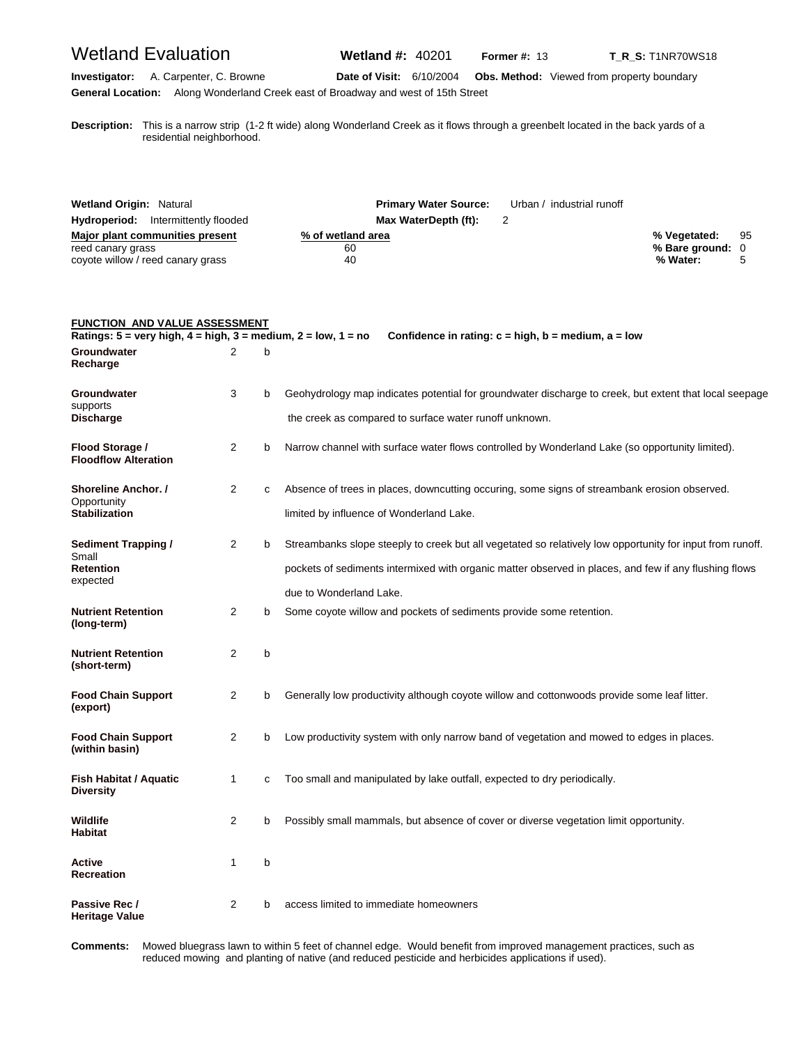# Wetland Evaluation

**Wetland #:** 40201 **Former #:** 13 **T_R_S:** T1NR70WS18

**Investigator:** A. Carpenter, C. Browne **Date of Visit:** 6/10/2004 **Obs. Method:** Viewed from property boundary

**General Location:** Along Wonderland Creek east of Broadway and west of 15th Street

**Description:** This is a narrow strip (1-2 ft wide) along Wonderland Creek as it flows through a greenbelt located in the back yards of a residential neighborhood.

**Wetland Origin:** Natural **Primary Water Source:** Urban / industrial runoff

**Hydroperiod:** Intermittently flooded **Max WaterDepth (ft):** 2

| Major plant communities present | % of wetland area |
|---|---|
| reed canary grass | 60 |
| coyote willow / reed canary grass | 40 |

**% Vegetated:** 95
**% Bare ground:** 0
**% Water:** 5

## FUNCTION AND VALUE ASSESSMENT

**Ratings: 5 = very high, 4 = high, 3 = medium, 2 = low, 1 = no** **Confidence in rating: c = high, b = medium, a = low**

| Function | Rating | Confidence | Comments |
|---|---|---|---|
| **Groundwater Recharge** | 2 | b | |
| **Groundwater Discharge** | 3 | b | Geohydrology map indicates potential for groundwater discharge to creek, but extent that local seepage supports the creek as compared to surface water runoff unknown. |
| **Flood Storage / Floodflow Alteration** | 2 | b | Narrow channel with surface water flows controlled by Wonderland Lake (so opportunity limited). |
| **Shoreline Anchor. / Stabilization** | 2 | c | Absence of trees in places, downcutting occuring, some signs of streambank erosion observed. Opportunity limited by influence of Wonderland Lake. |
| **Sediment Trapping / Retention** | 2 | b | Streambanks slope steeply to creek but all vegetated so relatively low opportunity for input from runoff. Small pockets of sediments intermixed with organic matter observed in places, and few if any flushing flows expected due to Wonderland Lake. |
| **Nutrient Retention (long-term)** | 2 | b | Some coyote willow and pockets of sediments provide some retention. |
| **Nutrient Retention (short-term)** | 2 | b | |
| **Food Chain Support (export)** | 2 | b | Generally low productivity although coyote willow and cottonwoods provide some leaf litter. |
| **Food Chain Support (within basin)** | 2 | b | Low productivity system with only narrow band of vegetation and mowed to edges in places. |
| **Fish Habitat / Aquatic Diversity** | 1 | c | Too small and manipulated by lake outfall, expected to dry periodically. |
| **Wildlife Habitat** | 2 | b | Possibly small mammals, but absence of cover or diverse vegetation limit opportunity. |
| **Active Recreation** | 1 | b | |
| **Passive Rec / Heritage Value** | 2 | b | access limited to immediate homeowners |

**Comments:** Mowed bluegrass lawn to within 5 feet of channel edge. Would benefit from improved management practices, such as reduced mowing and planting of native (and reduced pesticide and herbicides applications if used).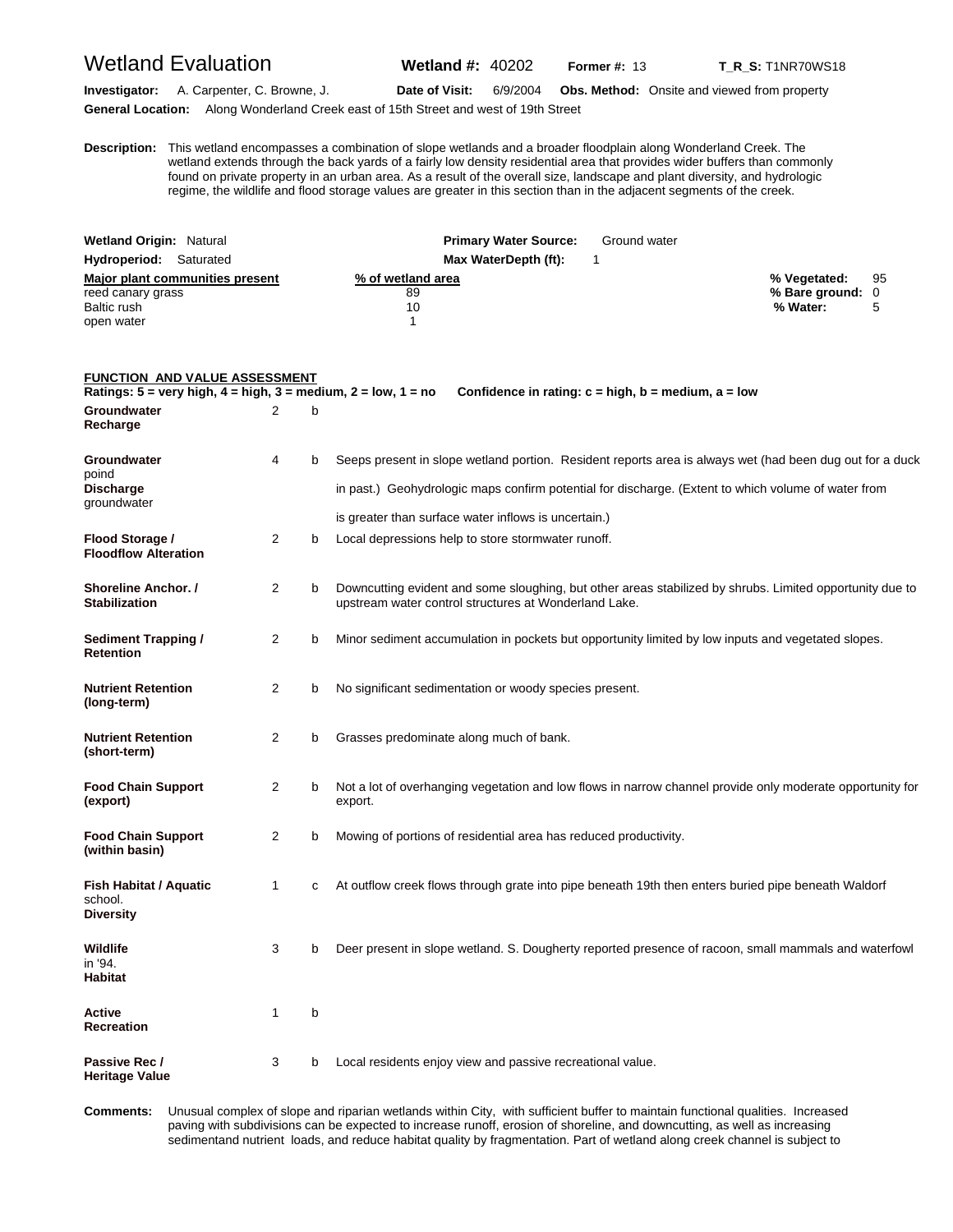# Wetland Evaluation

**Wetland #:** 40202 **Former #:** 13 **T_R_S:** T1NR70WS18

**Investigator:** A. Carpenter, C. Browne, J. **Date of Visit:** 6/9/2004 **Obs. Method:** Onsite and viewed from property

**General Location:** Along Wonderland Creek east of 15th Street and west of 19th Street

**Description:** This wetland encompasses a combination of slope wetlands and a broader floodplain along Wonderland Creek. The wetland extends through the back yards of a fairly low density residential area that provides wider buffers than commonly found on private property in an urban area. As a result of the overall size, landscape and plant diversity, and hydrologic regime, the wildlife and flood storage values are greater in this section than in the adjacent segments of the creek.

**Wetland Origin:** Natural **Primary Water Source:** Ground water

**Hydroperiod:** Saturated **Max WaterDepth (ft):** 1

| Major plant communities present | % of wetland area |
|---|---|
| reed canary grass | 89 |
| Baltic rush | 10 |
| open water | 1 |

**% Vegetated:** 95
**% Bare ground:** 0
**% Water:** 5

## FUNCTION AND VALUE ASSESSMENT

**Ratings: 5 = very high, 4 = high, 3 = medium, 2 = low, 1 = no Confidence in rating: c = high, b = medium, a = low**

| Function | Rating | Confidence | Comments |
|---|---|---|---|
| **Groundwater Recharge** | 2 | b | |
| **Groundwater Discharge** | 4 | b | Seeps present in slope wetland portion. Resident reports area is always wet (had been dug out for a duck poind in past.) Geohydrologic maps confirm potential for discharge. (Extent to which volume of water from groundwater is greater than surface water inflows is uncertain.) |
| **Flood Storage / Floodflow Alteration** | 2 | b | Local depressions help to store stormwater runoff. |
| **Shoreline Anchor. / Stabilization** | 2 | b | Downcutting evident and some sloughing, but other areas stabilized by shrubs. Limited opportunity due to upstream water control structures at Wonderland Lake. |
| **Sediment Trapping / Retention** | 2 | b | Minor sediment accumulation in pockets but opportunity limited by low inputs and vegetated slopes. |
| **Nutrient Retention (long-term)** | 2 | b | No significant sedimentation or woody species present. |
| **Nutrient Retention (short-term)** | 2 | b | Grasses predominate along much of bank. |
| **Food Chain Support (export)** | 2 | b | Not a lot of overhanging vegetation and low flows in narrow channel provide only moderate opportunity for export. |
| **Food Chain Support (within basin)** | 2 | b | Mowing of portions of residential area has reduced productivity. |
| **Fish Habitat / Aquatic Diversity** | 1 | c | At outflow creek flows through grate into pipe beneath 19th then enters buried pipe beneath Waldorf school. |
| **Wildlife Habitat** | 3 | b | Deer present in slope wetland. S. Dougherty reported presence of racoon, small mammals and waterfowl in '94. |
| **Active Recreation** | 1 | b | |
| **Passive Rec / Heritage Value** | 3 | b | Local residents enjoy view and passive recreational value. |

**Comments:** Unusual complex of slope and riparian wetlands within City, with sufficient buffer to maintain functional qualities. Increased paving with subdivisions can be expected to increase runoff, erosion of shoreline, and downcutting, as well as increasing sedimentand nutrient loads, and reduce habitat quality by fragmentation. Part of wetland along creek channel is subject to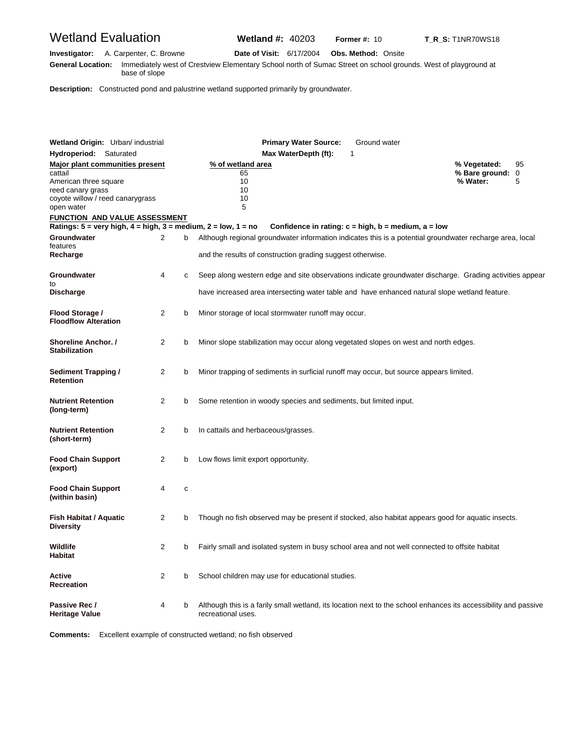# Wetland Evaluation

**Wetland #:** 40203 **Former #:** 10 **T_R_S:** T1NR70WS18

**Investigator:** A. Carpenter, C. Browne **Date of Visit:** 6/17/2004 **Obs. Method:** Onsite

**General Location:** Immediately west of Crestview Elementary School north of Sumac Street on school grounds. West of playground at base of slope

**Description:** Constructed pond and palustrine wetland supported primarily by groundwater.

**Wetland Origin:** Urban/ industrial **Primary Water Source:** Ground water

**Hydroperiod:** Saturated **Max WaterDepth (ft):** 1

| Major plant communities present | % of wetland area |
|---|---|
| cattail | 65 |
| American three square | 10 |
| reed canary grass | 10 |
| coyote willow / reed canarygrass | 10 |
| open water | 5 |

**% Vegetated:** 95
**% Bare ground:** 0
**% Water:** 5

## FUNCTION AND VALUE ASSESSMENT

**Ratings: 5 = very high, 4 = high, 3 = medium, 2 = low, 1 = no** **Confidence in rating: c = high, b = medium, a = low**

| Function | Rating | Confidence | Comments |
|---|---|---|---|
| **Groundwater Recharge** | 2 | b | Although regional groundwater information indicates this is a potential groundwater recharge area, local features and the results of construction grading suggest otherwise. |
| **Groundwater Discharge** | 4 | c | Seep along western edge and site observations indicate groundwater discharge. Grading activities appear to have increased area intersecting water table and have enhanced natural slope wetland feature. |
| **Flood Storage / Floodflow Alteration** | 2 | b | Minor storage of local stormwater runoff may occur. |
| **Shoreline Anchor. / Stabilization** | 2 | b | Minor slope stabilization may occur along vegetated slopes on west and north edges. |
| **Sediment Trapping / Retention** | 2 | b | Minor trapping of sediments in surficial runoff may occur, but source appears limited. |
| **Nutrient Retention (long-term)** | 2 | b | Some retention in woody species and sediments, but limited input. |
| **Nutrient Retention (short-term)** | 2 | b | In cattails and herbaceous/grasses. |
| **Food Chain Support (export)** | 2 | b | Low flows limit export opportunity. |
| **Food Chain Support (within basin)** | 4 | c | |
| **Fish Habitat / Aquatic Diversity** | 2 | b | Though no fish observed may be present if stocked, also habitat appears good for aquatic insects. |
| **Wildlife Habitat** | 2 | b | Fairly small and isolated system in busy school area and not well connected to offsite habitat |
| **Active Recreation** | 2 | b | School children may use for educational studies. |
| **Passive Rec / Heritage Value** | 4 | b | Although this is a farily small wetland, its location next to the school enhances its accessibility and passive recreational uses. |

**Comments:** Excellent example of constructed wetland; no fish observed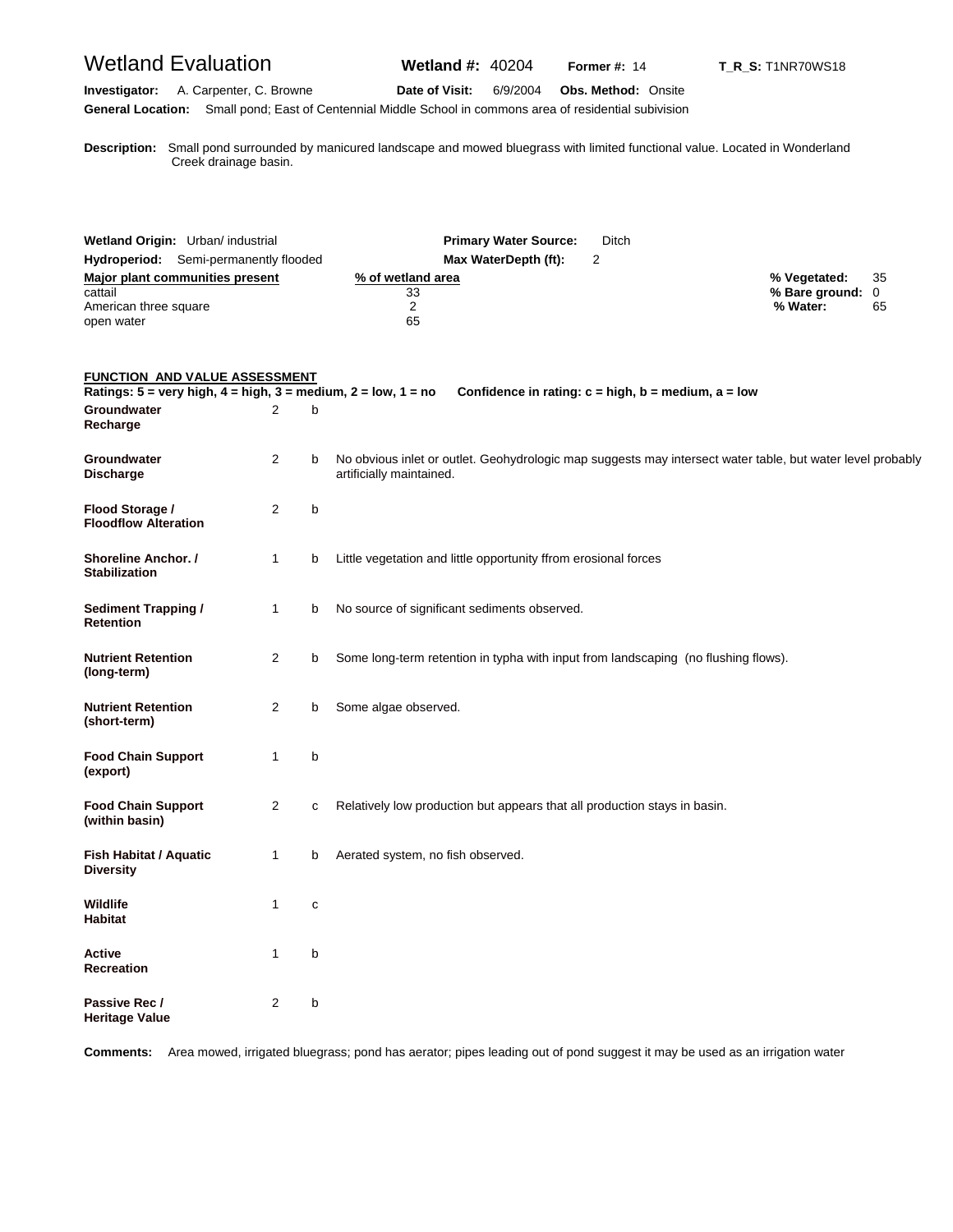# Wetland Evaluation

**Wetland #:** 40204 **Former #:** 14 **T_R_S:** T1NR70WS18

**Investigator:** A. Carpenter, C. Browne **Date of Visit:** 6/9/2004 **Obs. Method:** Onsite

**General Location:** Small pond; East of Centennial Middle School in commons area of residential subivision

**Description:** Small pond surrounded by manicured landscape and mowed bluegrass with limited functional value. Located in Wonderland Creek drainage basin.

**Wetland Origin:** Urban/ industrial **Primary Water Source:** Ditch

**Hydroperiod:** Semi-permanently flooded **Max WaterDepth (ft):** 2

| Major plant communities present | % of wetland area |
|---|---|
| cattail | 33 |
| American three square | 2 |
| open water | 65 |

**% Vegetated:** 35
**% Bare ground:** 0
**% Water:** 65

## FUNCTION AND VALUE ASSESSMENT

**Ratings: 5 = very high, 4 = high, 3 = medium, 2 = low, 1 = no   Confidence in rating: c = high, b = medium, a = low**

| Function | Rating | Confidence | Notes |
|---|---|---|---|
| **Groundwater Recharge** | 2 | b | |
| **Groundwater Discharge** | 2 | b | No obvious inlet or outlet. Geohydrologic map suggests may intersect water table, but water level probably artificially maintained. |
| **Flood Storage / Floodflow Alteration** | 2 | b | |
| **Shoreline Anchor. / Stabilization** | 1 | b | Little vegetation and little opportunity ffrom erosional forces |
| **Sediment Trapping / Retention** | 1 | b | No source of significant sediments observed. |
| **Nutrient Retention (long-term)** | 2 | b | Some long-term retention in typha with input from landscaping (no flushing flows). |
| **Nutrient Retention (short-term)** | 2 | b | Some algae observed. |
| **Food Chain Support (export)** | 1 | b | |
| **Food Chain Support (within basin)** | 2 | c | Relatively low production but appears that all production stays in basin. |
| **Fish Habitat / Aquatic Diversity** | 1 | b | Aerated system, no fish observed. |
| **Wildlife Habitat** | 1 | c | |
| **Active Recreation** | 1 | b | |
| **Passive Rec / Heritage Value** | 2 | b | |

**Comments:** Area mowed, irrigated bluegrass; pond has aerator; pipes leading out of pond suggest it may be used as an irrigation water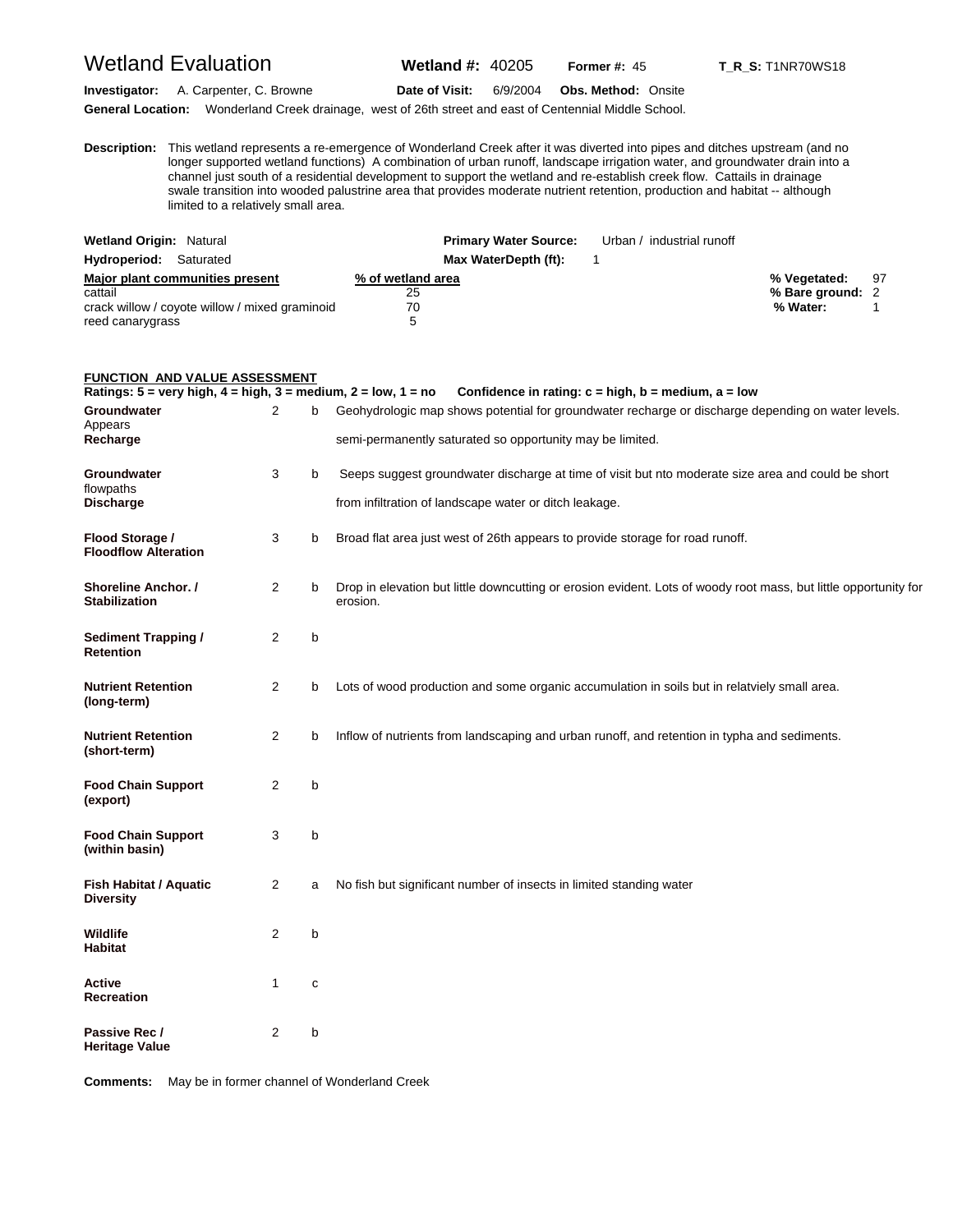# Wetland Evaluation

**Wetland #:** 40205 **Former #:** 45 **T_R_S:** T1NR70WS18

**Investigator:** A. Carpenter, C. Browne **Date of Visit:** 6/9/2004 **Obs. Method:** Onsite

**General Location:** Wonderland Creek drainage, west of 26th street and east of Centennial Middle School.

**Description:** This wetland represents a re-emergence of Wonderland Creek after it was diverted into pipes and ditches upstream (and no longer supported wetland functions) A combination of urban runoff, landscape irrigation water, and groundwater drain into a channel just south of a residential development to support the wetland and re-establish creek flow. Cattails in drainage swale transition into wooded palustrine area that provides moderate nutrient retention, production and habitat -- although limited to a relatively small area.

**Wetland Origin:** Natural **Primary Water Source:** Urban / industrial runoff

**Hydroperiod:** Saturated **Max WaterDepth (ft):** 1

| Major plant communities present | % of wetland area |
|---|---|
| cattail | 25 |
| crack willow / coyote willow / mixed graminoid | 70 |
| reed canarygrass | 5 |

**% Vegetated:** 97
**% Bare ground:** 2
**% Water:** 1

## FUNCTION AND VALUE ASSESSMENT

**Ratings: 5 = very high, 4 = high, 3 = medium, 2 = low, 1 = no Confidence in rating: c = high, b = medium, a = low**

| Function | Rating | Confidence | Comments |
|---|---|---|---|
| **Groundwater Recharge** | 2 | b | Geohydrologic map shows potential for groundwater recharge or discharge depending on water levels. Appears semi-permanently saturated so opportunity may be limited. |
| **Groundwater Discharge** | 3 | b | Seeps suggest groundwater discharge at time of visit but nto moderate size area and could be short flowpaths from infiltration of landscape water or ditch leakage. |
| **Flood Storage / Floodflow Alteration** | 3 | b | Broad flat area just west of 26th appears to provide storage for road runoff. |
| **Shoreline Anchor. / Stabilization** | 2 | b | Drop in elevation but little downcutting or erosion evident. Lots of woody root mass, but little opportunity for erosion. |
| **Sediment Trapping / Retention** | 2 | b | |
| **Nutrient Retention (long-term)** | 2 | b | Lots of wood production and some organic accumulation in soils but in relatviely small area. |
| **Nutrient Retention (short-term)** | 2 | b | Inflow of nutrients from landscaping and urban runoff, and retention in typha and sediments. |
| **Food Chain Support (export)** | 2 | b | |
| **Food Chain Support (within basin)** | 3 | b | |
| **Fish Habitat / Aquatic Diversity** | 2 | a | No fish but significant number of insects in limited standing water |
| **Wildlife Habitat** | 2 | b | |
| **Active Recreation** | 1 | c | |
| **Passive Rec / Heritage Value** | 2 | b | |

**Comments:** May be in former channel of Wonderland Creek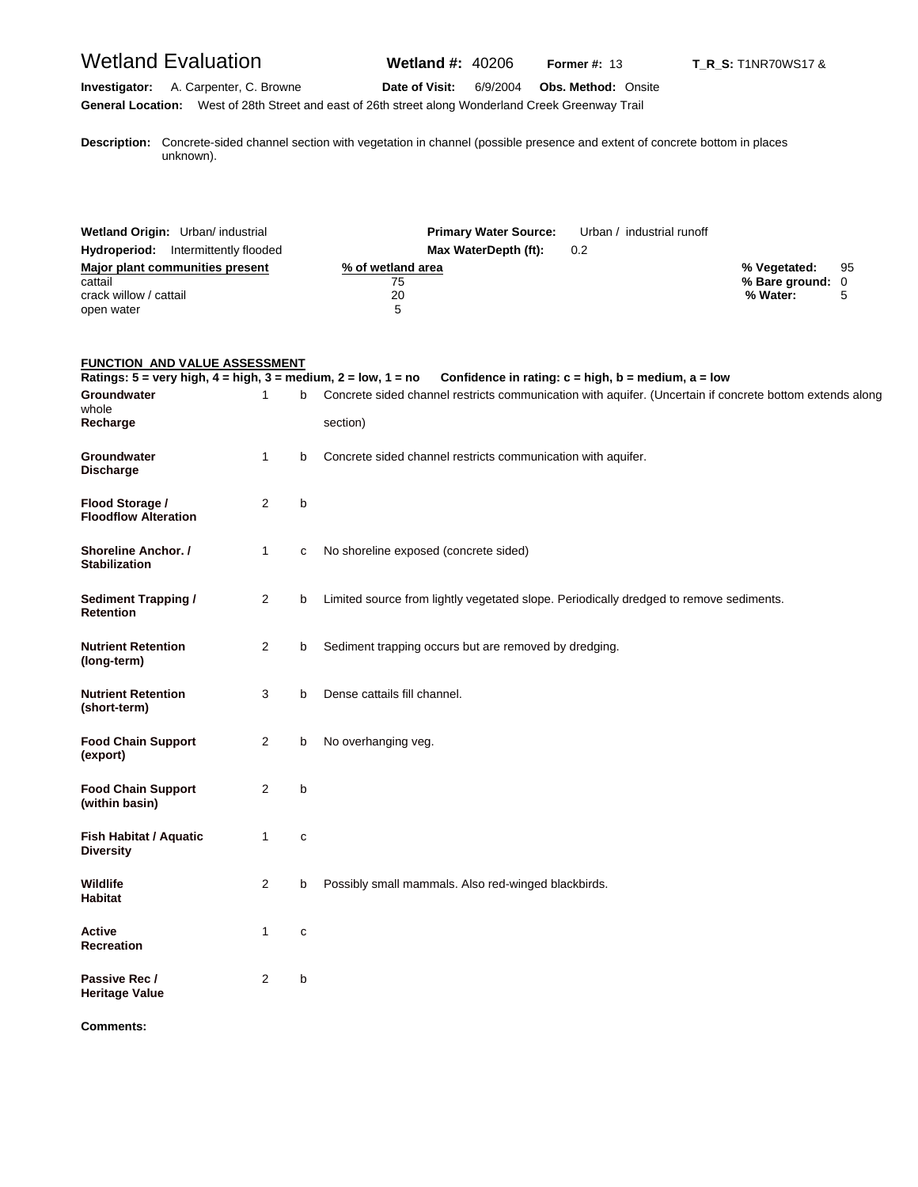# Wetland Evaluation

**Wetland #:** 40206 **Former #:** 13 **T_R_S:** T1NR70WS17 &

**Investigator:** A. Carpenter, C. Browne **Date of Visit:** 6/9/2004 **Obs. Method:** Onsite

**General Location:** West of 28th Street and east of 26th street along Wonderland Creek Greenway Trail

**Description:** Concrete-sided channel section with vegetation in channel (possible presence and extent of concrete bottom in places unknown).

**Wetland Origin:** Urban/ industrial **Primary Water Source:** Urban / industrial runoff

**Hydroperiod:** Intermittently flooded **Max WaterDepth (ft):** 0.2

| Major plant communities present | % of wetland area |
|---|---|
| cattail | 75 |
| crack willow / cattail | 20 |
| open water | 5 |

**% Vegetated:** 95
**% Bare ground:** 0
**% Water:** 5

## FUNCTION AND VALUE ASSESSMENT

**Ratings: 5 = very high, 4 = high, 3 = medium, 2 = low, 1 = no Confidence in rating: c = high, b = medium, a = low**

| Function | Rating | Confidence | Comments |
|---|---|---|---|
| **Groundwater Recharge** | 1 | b | Concrete sided channel restricts communication with aquifer. (Uncertain if concrete bottom extends along whole section) |
| **Groundwater Discharge** | 1 | b | Concrete sided channel restricts communication with aquifer. |
| **Flood Storage / Floodflow Alteration** | 2 | b | |
| **Shoreline Anchor. / Stabilization** | 1 | c | No shoreline exposed (concrete sided) |
| **Sediment Trapping / Retention** | 2 | b | Limited source from lightly vegetated slope. Periodically dredged to remove sediments. |
| **Nutrient Retention (long-term)** | 2 | b | Sediment trapping occurs but are removed by dredging. |
| **Nutrient Retention (short-term)** | 3 | b | Dense cattails fill channel. |
| **Food Chain Support (export)** | 2 | b | No overhanging veg. |
| **Food Chain Support (within basin)** | 2 | b | |
| **Fish Habitat / Aquatic Diversity** | 1 | c | |
| **Wildlife Habitat** | 2 | b | Possibly small mammals. Also red-winged blackbirds. |
| **Active Recreation** | 1 | c | |
| **Passive Rec / Heritage Value** | 2 | b | |

**Comments:**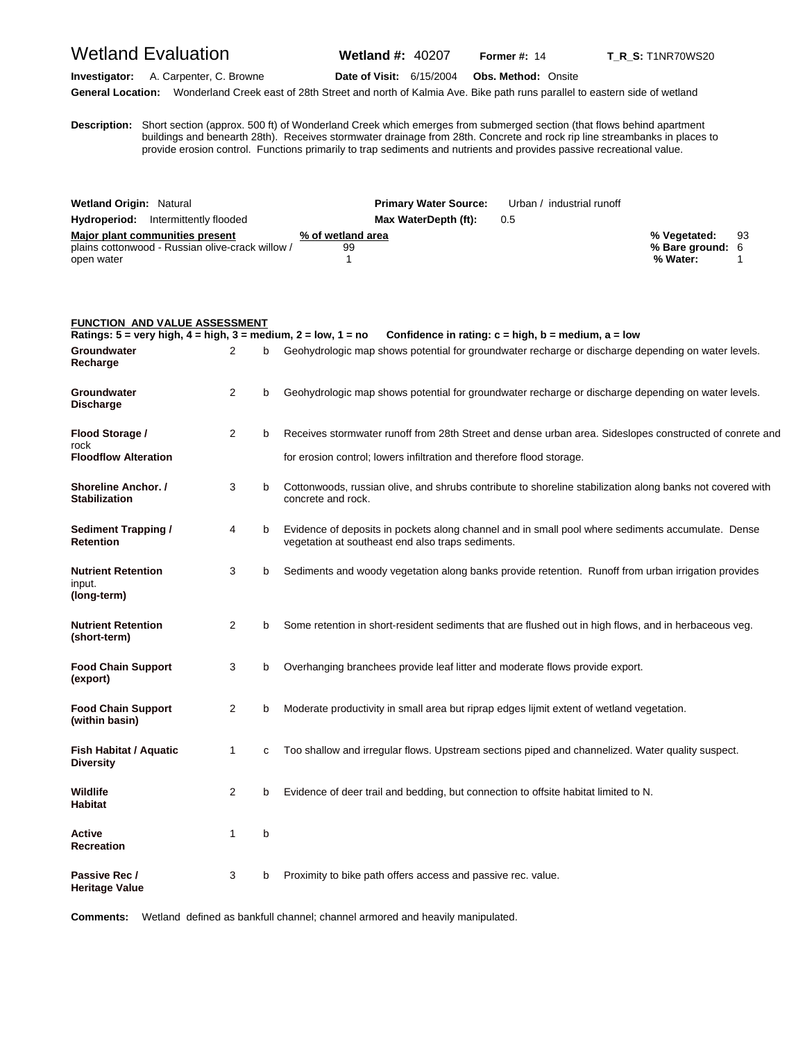# Wetland Evaluation

**Wetland #:** 40207 **Former #:** 14 **T_R_S:** T1NR70WS20

**Investigator:** A. Carpenter, C. Browne **Date of Visit:** 6/15/2004 **Obs. Method:** Onsite

**General Location:** Wonderland Creek east of 28th Street and north of Kalmia Ave. Bike path runs parallel to eastern side of wetland

**Description:** Short section (approx. 500 ft) of Wonderland Creek which emerges from submerged section (that flows behind apartment buildings and benearth 28th). Receives stormwater drainage from 28th. Concrete and rock rip line streambanks in places to provide erosion control. Functions primarily to trap sediments and nutrients and provides passive recreational value.

**Wetland Origin:** Natural **Primary Water Source:** Urban / industrial runoff

**Hydroperiod:** Intermittently flooded **Max WaterDepth (ft):** 0.5

| Major plant communities present | % of wetland area |
|---|---|
| plains cottonwood - Russian olive-crack willow / | 99 |
| open water | 1 |

**% Vegetated:** 93
**% Bare ground:** 6
**% Water:** 1

## FUNCTION AND VALUE ASSESSMENT

**Ratings: 5 = very high, 4 = high, 3 = medium, 2 = low, 1 = no** **Confidence in rating: c = high, b = medium, a = low**

| Function | Rating | Confidence | Comments |
|---|---|---|---|
| **Groundwater Recharge** | 2 | b | Geohydrologic map shows potential for groundwater recharge or discharge depending on water levels. |
| **Groundwater Discharge** | 2 | b | Geohydrologic map shows potential for groundwater recharge or discharge depending on water levels. |
| **Flood Storage / Floodflow Alteration** | 2 | b | Receives stormwater runoff from 28th Street and dense urban area. Sideslopes constructed of conrete and rock for erosion control; lowers infiltration and therefore flood storage. |
| **Shoreline Anchor. / Stabilization** | 3 | b | Cottonwoods, russian olive, and shrubs contribute to shoreline stabilization along banks not covered with concrete and rock. |
| **Sediment Trapping / Retention** | 4 | b | Evidence of deposits in pockets along channel and in small pool where sediments accumulate. Dense vegetation at southeast end also traps sediments. |
| **Nutrient Retention (long-term)** | 3 | b | Sediments and woody vegetation along banks provide retention. Runoff from urban irrigation provides input. |
| **Nutrient Retention (short-term)** | 2 | b | Some retention in short-resident sediments that are flushed out in high flows, and in herbaceous veg. |
| **Food Chain Support (export)** | 3 | b | Overhanging branchees provide leaf litter and moderate flows provide export. |
| **Food Chain Support (within basin)** | 2 | b | Moderate productivity in small area but riprap edges lijmit extent of wetland vegetation. |
| **Fish Habitat / Aquatic Diversity** | 1 | c | Too shallow and irregular flows. Upstream sections piped and channelized. Water quality suspect. |
| **Wildlife Habitat** | 2 | b | Evidence of deer trail and bedding, but connection to offsite habitat limited to N. |
| **Active Recreation** | 1 | b | |
| **Passive Rec / Heritage Value** | 3 | b | Proximity to bike path offers access and passive rec. value. |

**Comments:** Wetland defined as bankfull channel; channel armored and heavily manipulated.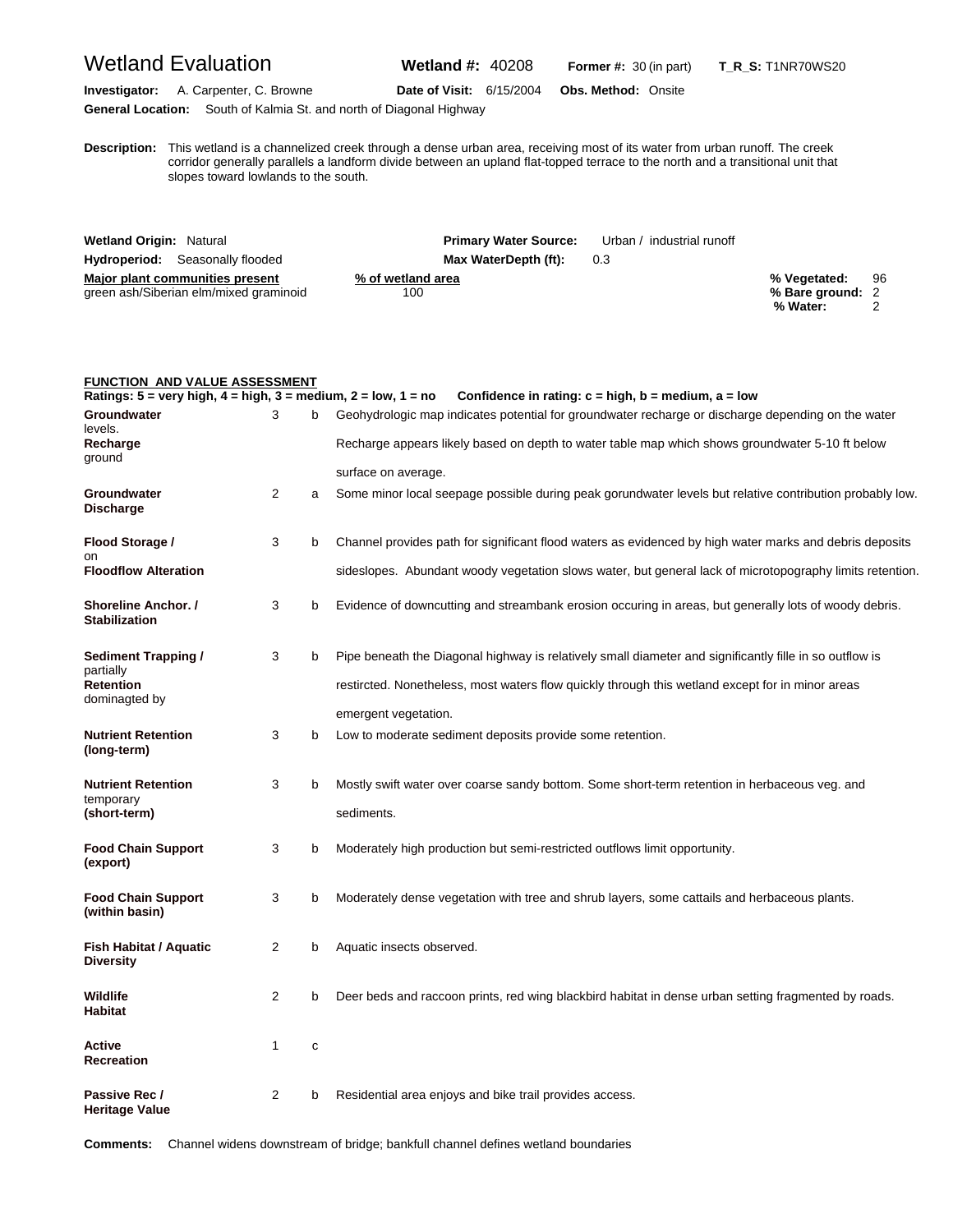# Wetland Evaluation

**Wetland #:** 40208 **Former #:** 30 (in part) **T_R_S:** T1NR70WS20

**Investigator:** A. Carpenter, C. Browne **Date of Visit:** 6/15/2004 **Obs. Method:** Onsite

**General Location:** South of Kalmia St. and north of Diagonal Highway

**Description:** This wetland is a channelized creek through a dense urban area, receiving most of its water from urban runoff. The creek corridor generally parallels a landform divide between an upland flat-topped terrace to the north and a transitional unit that slopes toward lowlands to the south.

**Wetland Origin:** Natural  
**Hydroperiod:** Seasonally flooded  
**Primary Water Source:** Urban / industrial runoff  
**Max WaterDepth (ft):** 0.3

| Major plant communities present | % of wetland area |
|---|---|
| green ash/Siberian elm/mixed graminoid | 100 |

**% Vegetated:** 96  
**% Bare ground:** 2  
**% Water:** 2

## FUNCTION AND VALUE ASSESSMENT

**Ratings: 5 = very high, 4 = high, 3 = medium, 2 = low, 1 = no   Confidence in rating: c = high, b = medium, a = low**

| Function | Rating | Confidence | Comments |
|---|---|---|---|
| **Groundwater Recharge** | 3 | b | Geohydrologic map indicates potential for groundwater recharge or discharge depending on the water levels. Recharge appears likely based on depth to water table map which shows groundwater 5-10 ft below ground surface on average. |
| **Groundwater Discharge** | 2 | a | Some minor local seepage possible during peak gorundwater levels but relative contribution probably low. |
| **Flood Storage / Floodflow Alteration** | 3 | b | Channel provides path for significant flood waters as evidenced by high water marks and debris deposits on sideslopes. Abundant woody vegetation slows water, but general lack of microtopography limits retention. |
| **Shoreline Anchor. / Stabilization** | 3 | b | Evidence of downcutting and streambank erosion occuring in areas, but generally lots of woody debris. |
| **Sediment Trapping / Retention** | 3 | b | Pipe beneath the Diagonal highway is relatively small diameter and significantly fille in so outflow is partially restircted. Nonetheless, most waters flow quickly through this wetland except for in minor areas dominagted by emergent vegetation. |
| **Nutrient Retention (long-term)** | 3 | b | Low to moderate sediment deposits provide some retention. |
| **Nutrient Retention (short-term)** | 3 | b | Mostly swift water over coarse sandy bottom. Some short-term retention in herbaceous veg. and temporary sediments. |
| **Food Chain Support (export)** | 3 | b | Moderately high production but semi-restricted outflows limit opportunity. |
| **Food Chain Support (within basin)** | 3 | b | Moderately dense vegetation with tree and shrub layers, some cattails and herbaceous plants. |
| **Fish Habitat / Aquatic Diversity** | 2 | b | Aquatic insects observed. |
| **Wildlife Habitat** | 2 | b | Deer beds and raccoon prints, red wing blackbird habitat in dense urban setting fragmented by roads. |
| **Active Recreation** | 1 | c | |
| **Passive Rec / Heritage Value** | 2 | b | Residential area enjoys and bike trail provides access. |

**Comments:** Channel widens downstream of bridge; bankfull channel defines wetland boundaries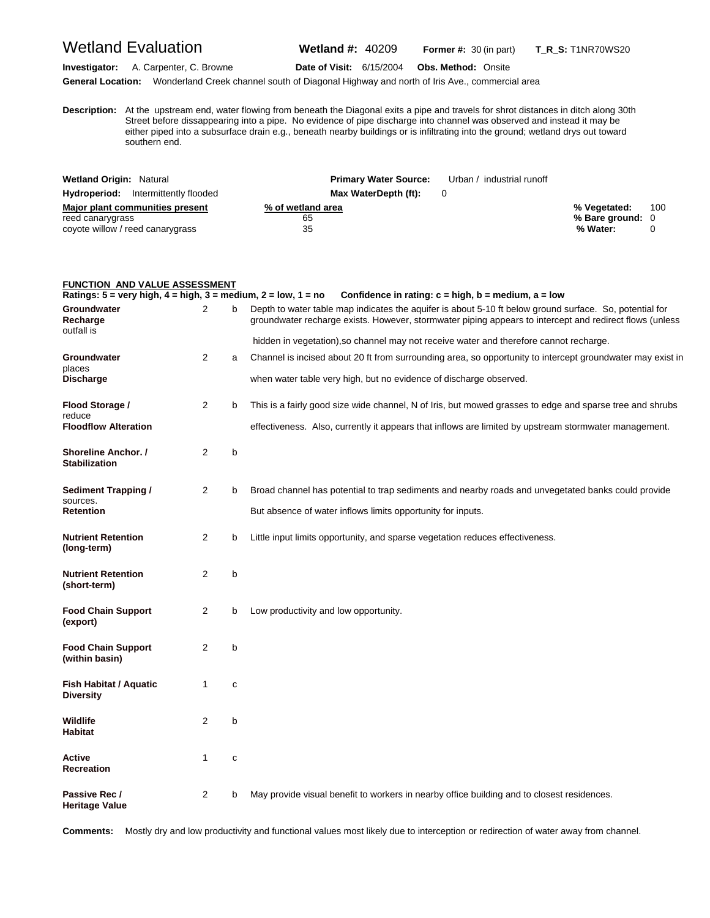# Wetland Evaluation

**Wetland #:** 40209 **Former #:** 30 (in part) **T_R_S:** T1NR70WS20

**Investigator:** A. Carpenter, C. Browne **Date of Visit:** 6/15/2004 **Obs. Method:** Onsite

**General Location:** Wonderland Creek channel south of Diagonal Highway and north of Iris Ave., commercial area

**Description:** At the upstream end, water flowing from beneath the Diagonal exits a pipe and travels for shrot distances in ditch along 30th Street before dissappearing into a pipe. No evidence of pipe discharge into channel was observed and instead it may be either piped into a subsurface drain e.g., beneath nearby buildings or is infiltrating into the ground; wetland drys out toward southern end.

**Wetland Origin:** Natural **Primary Water Source:** Urban / industrial runoff

**Hydroperiod:** Intermittently flooded **Max WaterDepth (ft):** 0

| Major plant communities present | % of wetland area |
|---|---|
| reed canarygrass | 65 |
| coyote willow / reed canarygrass | 35 |

**% Vegetated:** 100
**% Bare ground:** 0
**% Water:** 0

## FUNCTION AND VALUE ASSESSMENT

**Ratings: 5 = very high, 4 = high, 3 = medium, 2 = low, 1 = no Confidence in rating: c = high, b = medium, a = low**

| Function | Rating | Confidence | Comments |
|---|---|---|---|
| **Groundwater Recharge** | 2 | b | Depth to water table map indicates the aquifer is about 5-10 ft below ground surface. So, potential for groundwater recharge exists. However, stormwater piping appears to intercept and redirect flows (unless outfall is hidden in vegetation),so channel may not receive water and therefore cannot recharge. |
| **Groundwater Discharge** | 2 | a | Channel is incised about 20 ft from surrounding area, so opportunity to intercept groundwater may exist in places when water table very high, but no evidence of discharge observed. |
| **Flood Storage / Floodflow Alteration** | 2 | b | This is a fairly good size wide channel, N of Iris, but mowed grasses to edge and sparse tree and shrubs reduce effectiveness. Also, currently it appears that inflows are limited by upstream stormwater management. |
| **Shoreline Anchor. / Stabilization** | 2 | b | |
| **Sediment Trapping / Retention** | 2 | b | Broad channel has potential to trap sediments and nearby roads and unvegetated banks could provide sources. But absence of water inflows limits opportunity for inputs. |
| **Nutrient Retention (long-term)** | 2 | b | Little input limits opportunity, and sparse vegetation reduces effectiveness. |
| **Nutrient Retention (short-term)** | 2 | b | |
| **Food Chain Support (export)** | 2 | b | Low productivity and low opportunity. |
| **Food Chain Support (within basin)** | 2 | b | |
| **Fish Habitat / Aquatic Diversity** | 1 | c | |
| **Wildlife Habitat** | 2 | b | |
| **Active Recreation** | 1 | c | |
| **Passive Rec / Heritage Value** | 2 | b | May provide visual benefit to workers in nearby office building and to closest residences. |

**Comments:** Mostly dry and low productivity and functional values most likely due to interception or redirection of water away from channel.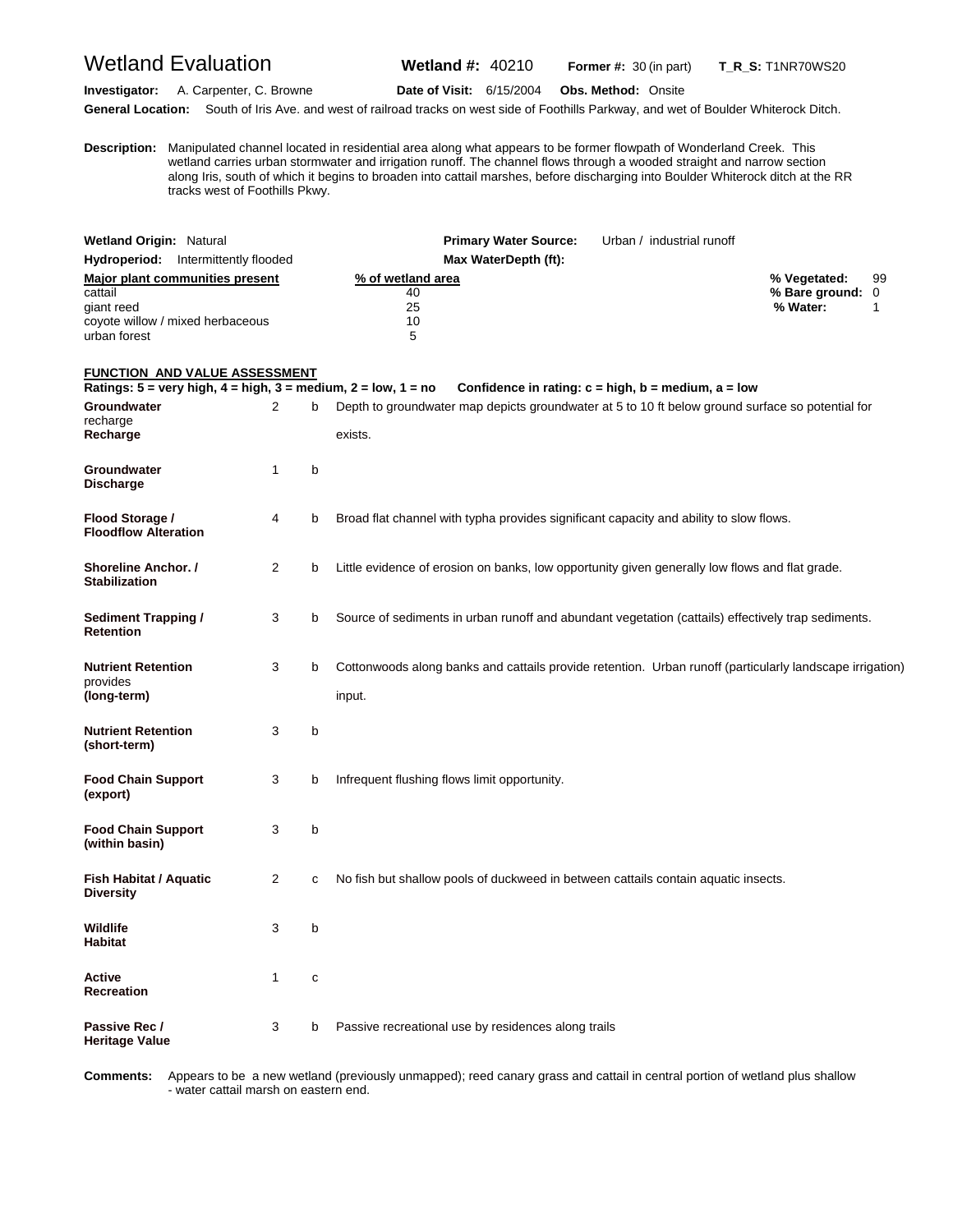# Wetland Evaluation

**Wetland #:** 40210 **Former #:** 30 (in part) **T_R_S:** T1NR70WS20

**Investigator:** A. Carpenter, C. Browne **Date of Visit:** 6/15/2004 **Obs. Method:** Onsite

**General Location:** South of Iris Ave. and west of railroad tracks on west side of Foothills Parkway, and wet of Boulder Whiterock Ditch.

**Description:** Manipulated channel located in residential area along what appears to be former flowpath of Wonderland Creek. This wetland carries urban stormwater and irrigation runoff. The channel flows through a wooded straight and narrow section along Iris, south of which it begins to broaden into cattail marshes, before discharging into Boulder Whiterock ditch at the RR tracks west of Foothills Pkwy.

**Wetland Origin:** Natural **Primary Water Source:** Urban / industrial runoff

**Hydroperiod:** Intermittently flooded **Max WaterDepth (ft):**

| Major plant communities present | % of wetland area |
|---|---|
| cattail | 40 |
| giant reed | 25 |
| coyote willow / mixed herbaceous | 10 |
| urban forest | 5 |

**% Vegetated:** 99
**% Bare ground:** 0
**% Water:** 1

## FUNCTION AND VALUE ASSESSMENT

**Ratings: 5 = very high, 4 = high, 3 = medium, 2 = low, 1 = no Confidence in rating: c = high, b = medium, a = low**

| Function | Rating | Confidence | Notes |
|---|---|---|---|
| **Groundwater Recharge** | 2 | b | Depth to groundwater map depicts groundwater at 5 to 10 ft below ground surface so potential for recharge exists. |
| **Groundwater Discharge** | 1 | b | |
| **Flood Storage / Floodflow Alteration** | 4 | b | Broad flat channel with typha provides significant capacity and ability to slow flows. |
| **Shoreline Anchor. / Stabilization** | 2 | b | Little evidence of erosion on banks, low opportunity given generally low flows and flat grade. |
| **Sediment Trapping / Retention** | 3 | b | Source of sediments in urban runoff and abundant vegetation (cattails) effectively trap sediments. |
| **Nutrient Retention (long-term)** | 3 | b | Cottonwoods along banks and cattails provide retention. Urban runoff (particularly landscape irrigation) provides input. |
| **Nutrient Retention (short-term)** | 3 | b | |
| **Food Chain Support (export)** | 3 | b | Infrequent flushing flows limit opportunity. |
| **Food Chain Support (within basin)** | 3 | b | |
| **Fish Habitat / Aquatic Diversity** | 2 | c | No fish but shallow pools of duckweed in between cattails contain aquatic insects. |
| **Wildlife Habitat** | 3 | b | |
| **Active Recreation** | 1 | c | |
| **Passive Rec / Heritage Value** | 3 | b | Passive recreational use by residences along trails |

**Comments:** Appears to be a new wetland (previously unmapped); reed canary grass and cattail in central portion of wetland plus shallow - water cattail marsh on eastern end.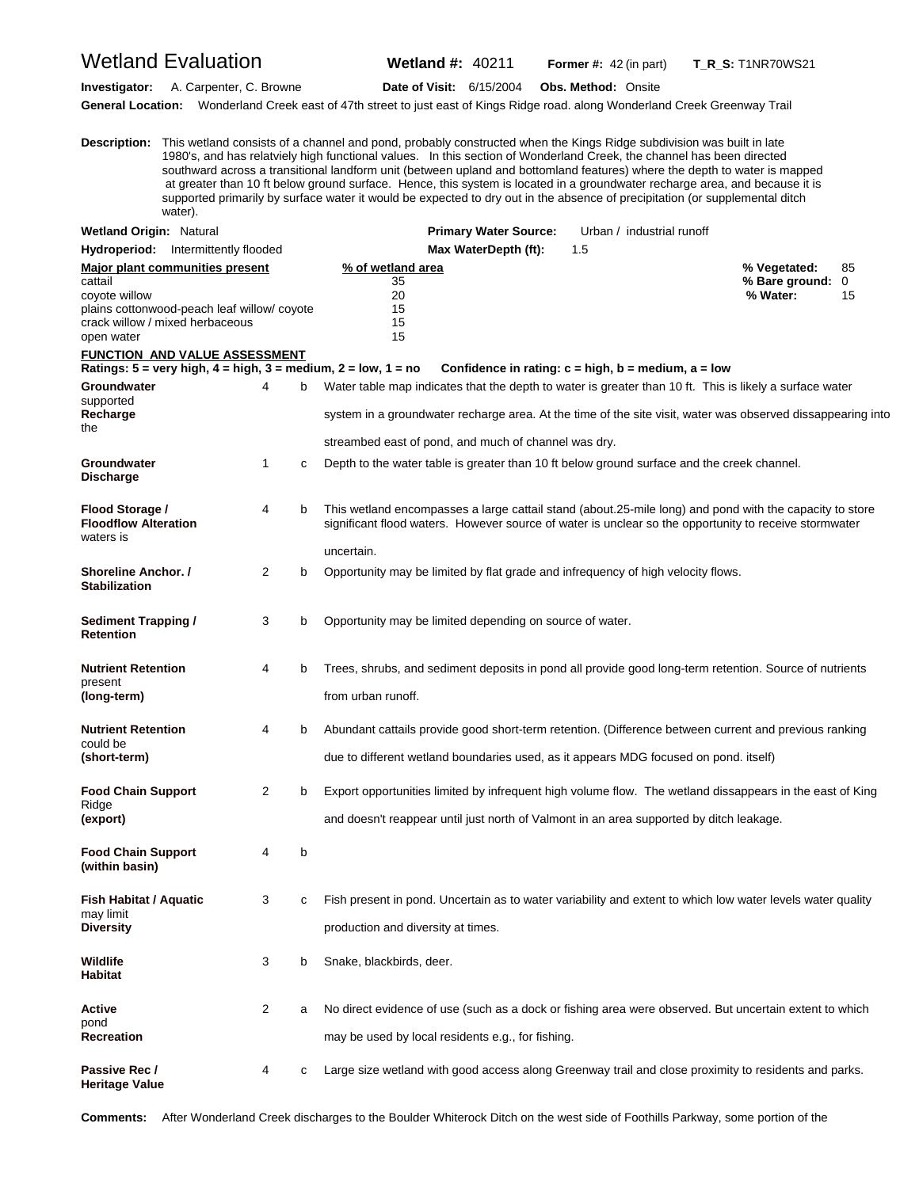# Wetland Evaluation

**Wetland #:** 40211 **Former #:** 42 (in part) **T_R_S:** T1NR70WS21

**Investigator:** A. Carpenter, C. Browne **Date of Visit:** 6/15/2004 **Obs. Method:** Onsite

**General Location:** Wonderland Creek east of 47th street to just east of Kings Ridge road. along Wonderland Creek Greenway Trail

**Description:** This wetland consists of a channel and pond, probably constructed when the Kings Ridge subdivision was built in late 1980's, and has relatviely high functional values. In this section of Wonderland Creek, the channel has been directed southward across a transitional landform unit (between upland and bottomland features) where the depth to water is mapped at greater than 10 ft below ground surface. Hence, this system is located in a groundwater recharge area, and because it is supported primarily by surface water it would be expected to dry out in the absence of precipitation (or supplemental ditch water).

**Wetland Origin:** Natural **Primary Water Source:** Urban / industrial runoff

**Hydroperiod:** Intermittently flooded **Max WaterDepth (ft):** 1.5

| Major plant communities present | % of wetland area |
|---|---|
| cattail | 35 |
| coyote willow | 20 |
| plains cottonwood-peach leaf willow/ coyote | 15 |
| crack willow / mixed herbaceous | 15 |
| open water | 15 |

**% Vegetated:** 85
**% Bare ground:** 0
**% Water:** 15

## FUNCTION AND VALUE ASSESSMENT

**Ratings: 5 = very high, 4 = high, 3 = medium, 2 = low, 1 = no** **Confidence in rating: c = high, b = medium, a = low**

| Function | Rating | Confidence | Comments |
|---|---|---|---|
| **Groundwater Recharge** | 4 | b | Water table map indicates that the depth to water is greater than 10 ft. This is likely a surface water supported system in a groundwater recharge area. At the time of the site visit, water was observed dissappearing into the streambed east of pond, and much of channel was dry. |
| **Groundwater Discharge** | 1 | c | Depth to the water table is greater than 10 ft below ground surface and the creek channel. |
| **Flood Storage / Floodflow Alteration** | 4 | b | This wetland encompasses a large cattail stand (about.25-mile long) and pond with the capacity to store significant flood waters. However source of water is unclear so the opportunity to receive stormwater waters is uncertain. |
| **Shoreline Anchor. / Stabilization** | 2 | b | Opportunity may be limited by flat grade and infrequency of high velocity flows. |
| **Sediment Trapping / Retention** | 3 | b | Opportunity may be limited depending on source of water. |
| **Nutrient Retention (long-term)** | 4 | b | Trees, shrubs, and sediment deposits in pond all provide good long-term retention. Source of nutrients present from urban runoff. |
| **Nutrient Retention (short-term)** | 4 | b | Abundant cattails provide good short-term retention. (Difference between current and previous ranking could be due to different wetland boundaries used, as it appears MDG focused on pond. itself) |
| **Food Chain Support (export)** | 2 | b | Export opportunities limited by infrequent high volume flow. The wetland dissappears in the east of King Ridge and doesn't reappear until just north of Valmont in an area supported by ditch leakage. |
| **Food Chain Support (within basin)** | 4 | b | |
| **Fish Habitat / Aquatic Diversity** | 3 | c | Fish present in pond. Uncertain as to water variability and extent to which low water levels water quality may limit production and diversity at times. |
| **Wildlife Habitat** | 3 | b | Snake, blackbirds, deer. |
| **Active Recreation** | 2 | a | No direct evidence of use (such as a dock or fishing area were observed. But uncertain extent to which pond may be used by local residents e.g., for fishing. |
| **Passive Rec / Heritage Value** | 4 | c | Large size wetland with good access along Greenway trail and close proximity to residents and parks. |

**Comments:** After Wonderland Creek discharges to the Boulder Whiterock Ditch on the west side of Foothills Parkway, some portion of the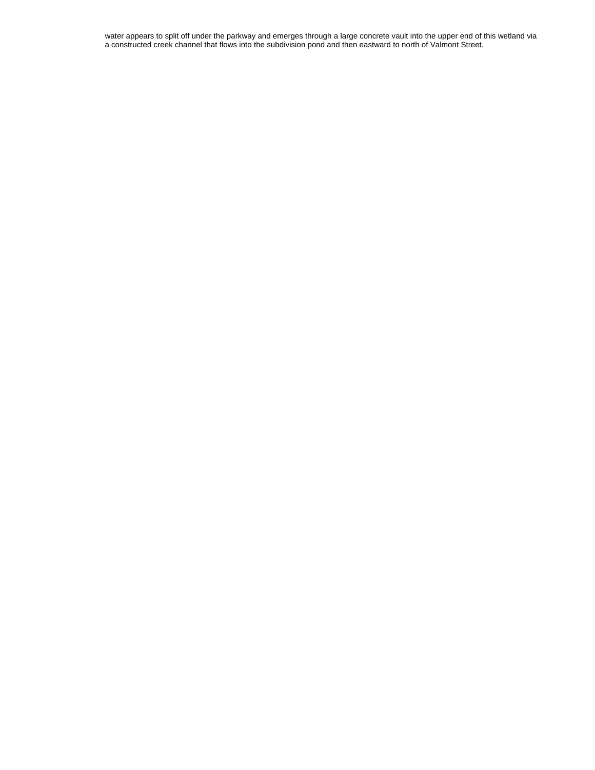water appears to split off under the parkway and emerges through a large concrete vault into the upper end of this wetland via a constructed creek channel that flows into the subdivision pond and then eastward to north of Valmont Street.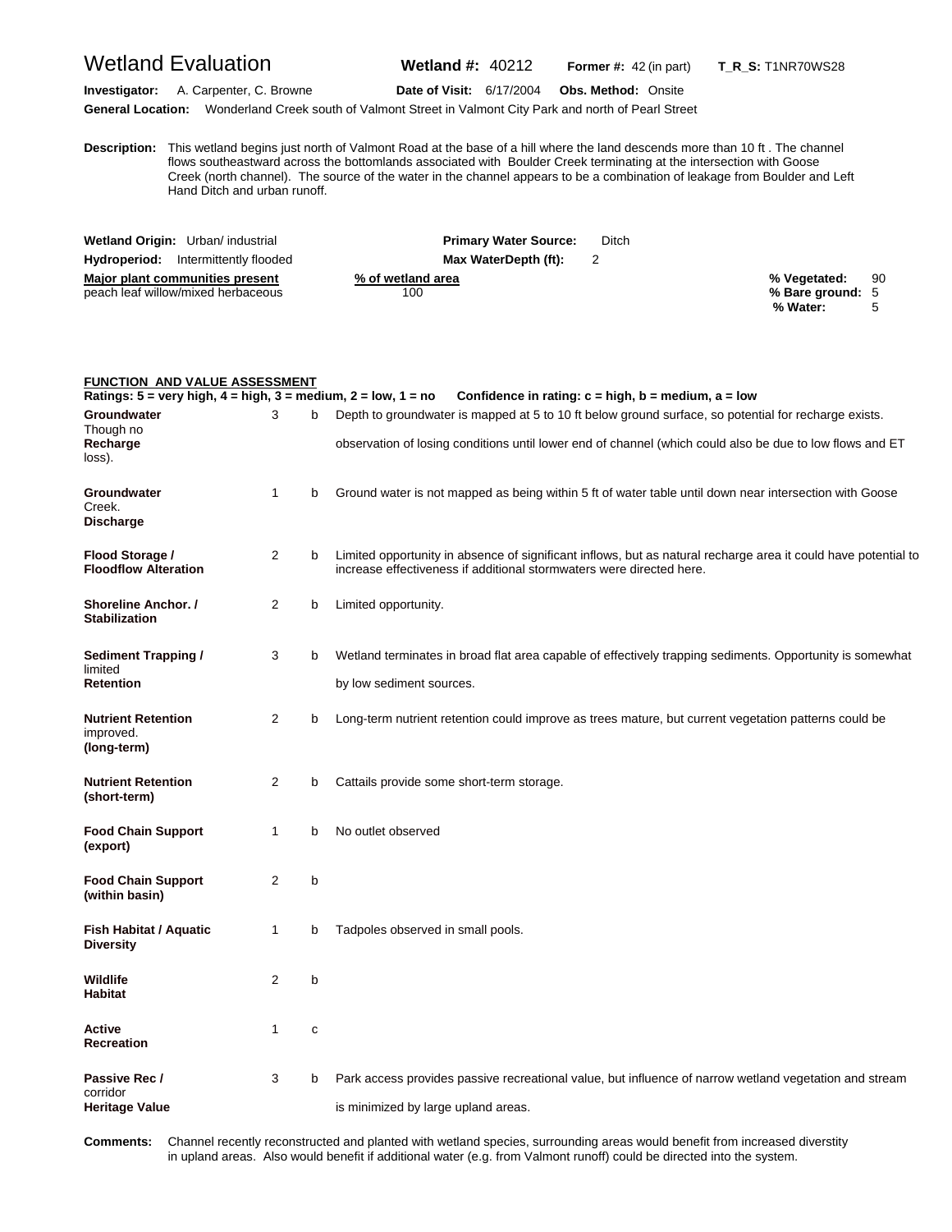# Wetland Evaluation

**Wetland #:** 40212 **Former #:** 42 (in part) **T_R_S:** T1NR70WS28

**Investigator:** A. Carpenter, C. Browne **Date of Visit:** 6/17/2004 **Obs. Method:** Onsite

**General Location:** Wonderland Creek south of Valmont Street in Valmont City Park and north of Pearl Street

**Description:** This wetland begins just north of Valmont Road at the base of a hill where the land descends more than 10 ft . The channel flows southeastward across the bottomlands associated with Boulder Creek terminating at the intersection with Goose Creek (north channel). The source of the water in the channel appears to be a combination of leakage from Boulder and Left Hand Ditch and urban runoff.

**Wetland Origin:** Urban/ industrial **Primary Water Source:** Ditch

**Hydroperiod:** Intermittently flooded **Max WaterDepth (ft):** 2

| Major plant communities present | % of wetland area |
|---|---|
| peach leaf willow/mixed herbaceous | 100 |

**% Vegetated:** 90
**% Bare ground:** 5
**% Water:** 5

## FUNCTION AND VALUE ASSESSMENT

**Ratings: 5 = very high, 4 = high, 3 = medium, 2 = low, 1 = no** **Confidence in rating: c = high, b = medium, a = low**

| Function | Rating | Confidence | Comments |
|---|---|---|---|
| **Groundwater Recharge** | 3 | b | Depth to groundwater is mapped at 5 to 10 ft below ground surface, so potential for recharge exists. Though no observation of losing conditions until lower end of channel (which could also be due to low flows and ET loss). |
| **Groundwater Discharge** | 1 | b | Ground water is not mapped as being within 5 ft of water table until down near intersection with Goose Creek. |
| **Flood Storage / Floodflow Alteration** | 2 | b | Limited opportunity in absence of significant inflows, but as natural recharge area it could have potential to increase effectiveness if additional stormwaters were directed here. |
| **Shoreline Anchor. / Stabilization** | 2 | b | Limited opportunity. |
| **Sediment Trapping / Retention** | 3 | b | Wetland terminates in broad flat area capable of effectively trapping sediments. Opportunity is somewhat limited by low sediment sources. |
| **Nutrient Retention (long-term)** | 2 | b | Long-term nutrient retention could improve as trees mature, but current vegetation patterns could be improved. |
| **Nutrient Retention (short-term)** | 2 | b | Cattails provide some short-term storage. |
| **Food Chain Support (export)** | 1 | b | No outlet observed |
| **Food Chain Support (within basin)** | 2 | b | |
| **Fish Habitat / Aquatic Diversity** | 1 | b | Tadpoles observed in small pools. |
| **Wildlife Habitat** | 2 | b | |
| **Active Recreation** | 1 | c | |
| **Passive Rec / Heritage Value** | 3 | b | Park access provides passive recreational value, but influence of narrow wetland vegetation and stream corridor is minimized by large upland areas. |

**Comments:** Channel recently reconstructed and planted with wetland species, surrounding areas would benefit from increased diverstity in upland areas. Also would benefit if additional water (e.g. from Valmont runoff) could be directed into the system.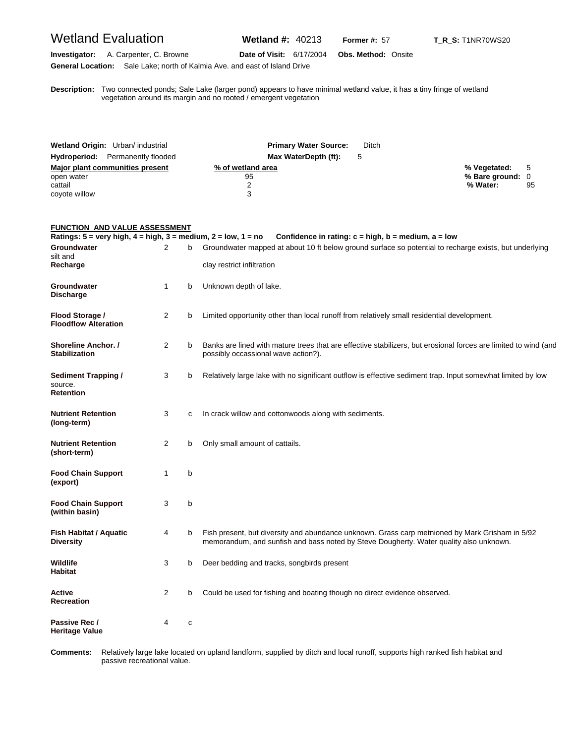# Wetland Evaluation

**Wetland #:** 40213 **Former #:** 57 **T_R_S:** T1NR70WS20

**Investigator:** A. Carpenter, C. Browne **Date of Visit:** 6/17/2004 **Obs. Method:** Onsite

**General Location:** Sale Lake; north of Kalmia Ave. and east of Island Drive

**Description:** Two connected ponds; Sale Lake (larger pond) appears to have minimal wetland value, it has a tiny fringe of wetland vegetation around its margin and no rooted / emergent vegetation

**Wetland Origin:** Urban/ industrial **Primary Water Source:** Ditch

**Hydroperiod:** Permanently flooded **Max WaterDepth (ft):** 5

| Major plant communities present | % of wetland area |
|---|---|
| open water | 95 |
| cattail | 2 |
| coyote willow | 3 |

**% Vegetated:** 5
**% Bare ground:** 0
**% Water:** 95

## FUNCTION AND VALUE ASSESSMENT

**Ratings: 5 = very high, 4 = high, 3 = medium, 2 = low, 1 = no Confidence in rating: c = high, b = medium, a = low**

| Function | Rating | Confidence | Comments |
|---|---|---|---|
| **Groundwater Recharge** | 2 | b | Groundwater mapped at about 10 ft below ground surface so potential to recharge exists, but underlying silt and clay restrict infiltration |
| **Groundwater Discharge** | 1 | b | Unknown depth of lake. |
| **Flood Storage / Floodflow Alteration** | 2 | b | Limited opportunity other than local runoff from relatively small residential development. |
| **Shoreline Anchor. / Stabilization** | 2 | b | Banks are lined with mature trees that are effective stabilizers, but erosional forces are limited to wind (and possibly occassional wave action?). |
| **Sediment Trapping / Retention** | 3 | b | Relatively large lake with no significant outflow is effective sediment trap. Input somewhat limited by low source. |
| **Nutrient Retention (long-term)** | 3 | c | In crack willow and cottonwoods along with sediments. |
| **Nutrient Retention (short-term)** | 2 | b | Only small amount of cattails. |
| **Food Chain Support (export)** | 1 | b | |
| **Food Chain Support (within basin)** | 3 | b | |
| **Fish Habitat / Aquatic Diversity** | 4 | b | Fish present, but diversity and abundance unknown. Grass carp metnioned by Mark Grisham in 5/92 memorandum, and sunfish and bass noted by Steve Dougherty. Water quality also unknown. |
| **Wildlife Habitat** | 3 | b | Deer bedding and tracks, songbirds present |
| **Active Recreation** | 2 | b | Could be used for fishing and boating though no direct evidence observed. |
| **Passive Rec / Heritage Value** | 4 | c | |

**Comments:** Relatively large lake located on upland landform, supplied by ditch and local runoff, supports high ranked fish habitat and passive recreational value.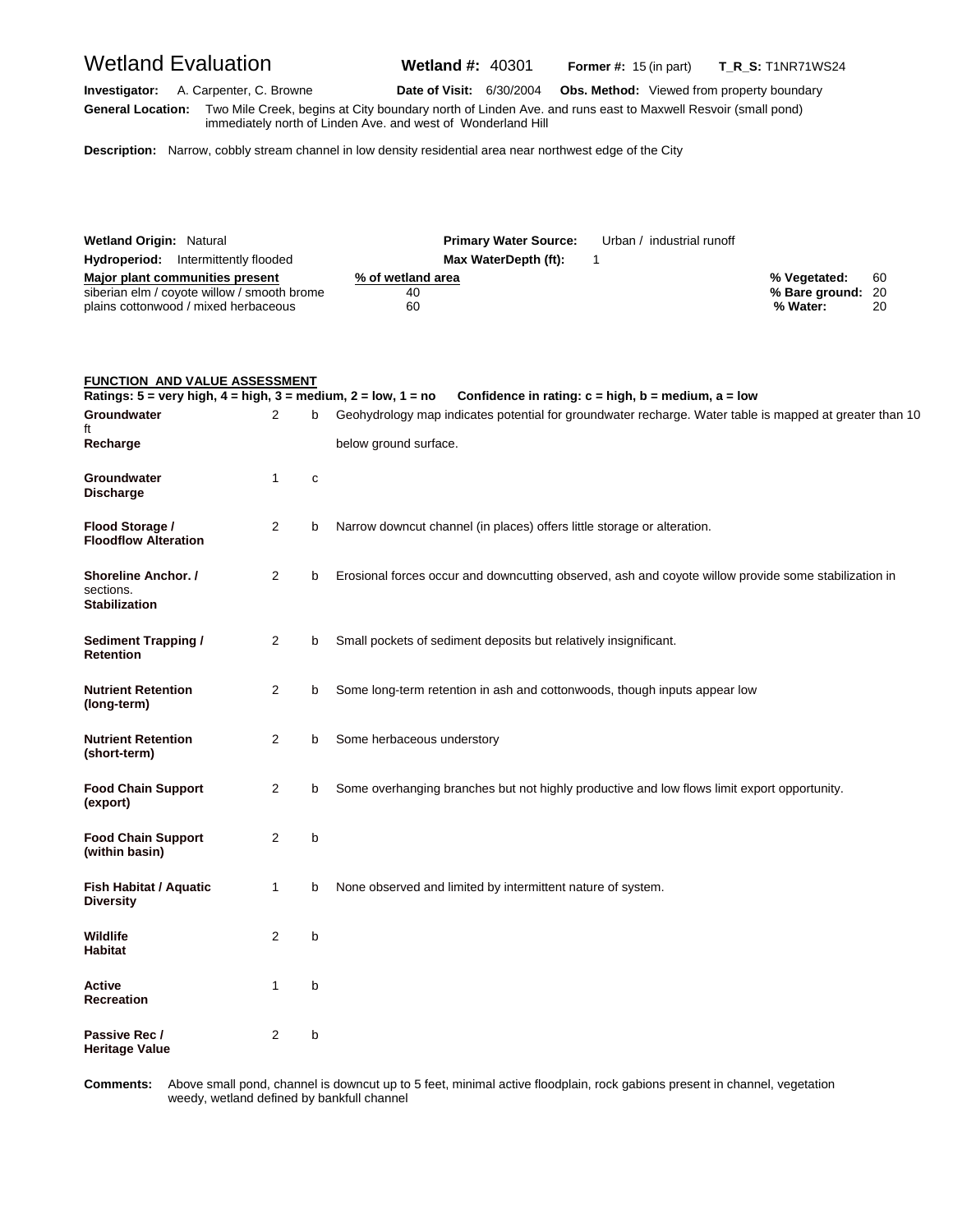# Wetland Evaluation

**Wetland #:** 40301 **Former #:** 15 (in part) **T_R_S:** T1NR71WS24

**Investigator:** A. Carpenter, C. Browne **Date of Visit:** 6/30/2004 **Obs. Method:** Viewed from property boundary

**General Location:** Two Mile Creek, begins at City boundary north of Linden Ave. and runs east to Maxwell Resvoir (small pond) immediately north of Linden Ave. and west of Wonderland Hill

**Description:** Narrow, cobbly stream channel in low density residential area near northwest edge of the City

**Wetland Origin:** Natural **Primary Water Source:** Urban / industrial runoff

**Hydroperiod:** Intermittently flooded **Max WaterDepth (ft):** 1

| Major plant communities present | % of wetland area |
|---|---|
| siberian elm / coyote willow / smooth brome | 40 |
| plains cottonwood / mixed herbaceous | 60 |

**% Vegetated:** 60
**% Bare ground:** 20
**% Water:** 20

## FUNCTION AND VALUE ASSESSMENT

**Ratings: 5 = very high, 4 = high, 3 = medium, 2 = low, 1 = no Confidence in rating: c = high, b = medium, a = low**

| Function | Rating | Confidence | Notes |
|---|---|---|---|
| **Groundwater Recharge** | 2 | b | Geohydrology map indicates potential for groundwater recharge. Water table is mapped at greater than 10 ft below ground surface. |
| **Groundwater Discharge** | 1 | c | |
| **Flood Storage / Floodflow Alteration** | 2 | b | Narrow downcut channel (in places) offers little storage or alteration. |
| **Shoreline Anchor. / Stabilization** | 2 | b | Erosional forces occur and downcutting observed, ash and coyote willow provide some stabilization in sections. |
| **Sediment Trapping / Retention** | 2 | b | Small pockets of sediment deposits but relatively insignificant. |
| **Nutrient Retention (long-term)** | 2 | b | Some long-term retention in ash and cottonwoods, though inputs appear low |
| **Nutrient Retention (short-term)** | 2 | b | Some herbaceous understory |
| **Food Chain Support (export)** | 2 | b | Some overhanging branches but not highly productive and low flows limit export opportunity. |
| **Food Chain Support (within basin)** | 2 | b | |
| **Fish Habitat / Aquatic Diversity** | 1 | b | None observed and limited by intermittent nature of system. |
| **Wildlife Habitat** | 2 | b | |
| **Active Recreation** | 1 | b | |
| **Passive Rec / Heritage Value** | 2 | b | |

**Comments:** Above small pond, channel is downcut up to 5 feet, minimal active floodplain, rock gabions present in channel, vegetation weedy, wetland defined by bankfull channel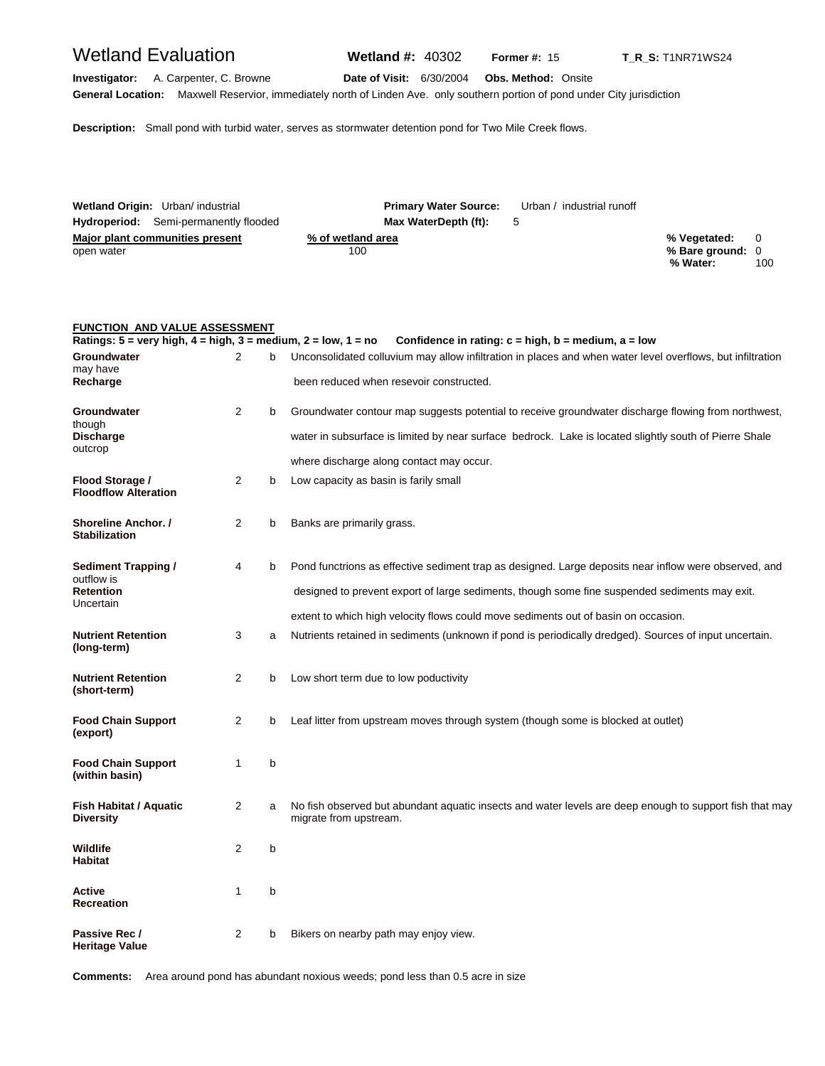# Wetland Evaluation

**Wetland #:** 40302 **Former #:** 15 **T_R_S:** T1NR71WS24

**Investigator:** A. Carpenter, C. Browne **Date of Visit:** 6/30/2004 **Obs. Method:** Onsite

**General Location:** Maxwell Resrvior, immediately north of Linden Ave. only southern portion of pond under City jurisdiction

**Description:** Small pond with turbid water, serves as stormwater detention pond for Two Mile Creek flows.

**Wetland Origin:** Urban/ industrial **Primary Water Source:** Urban / industrial runoff

**Hydroperiod:** Semi-permanently flooded **Max WaterDepth (ft):** 5

| Major plant communities present | % of wetland area |
|---|---|
| open water | 100 |

**% Vegetated:** 0
**% Bare ground:** 0
**% Water:** 100

## FUNCTION AND VALUE ASSESSMENT

**Ratings: 5 = very high, 4 = high, 3 = medium, 2 = low, 1 = no    Confidence in rating: c = high, b = medium, a = low**

| Function | Rating | Confidence | Comments |
|---|---|---|---|
| **Groundwater Recharge** | 2 | b | Unconsolidated colluvium may allow infiltration in places and when water level overflows, but infiltration may have been reduced when resevoir constructed. |
| **Groundwater Discharge** | 2 | b | Groundwater contour map suggests potential to receive groundwater discharge flowing from northwest, though water in subsurface is limited by near surface bedrock. Lake is located slightly south of Pierre Shale outcrop where discharge along contact may occur. |
| **Flood Storage / Floodflow Alteration** | 2 | b | Low capacity as basin is farily small |
| **Shoreline Anchor. / Stabilization** | 2 | b | Banks are primarily grass. |
| **Sediment Trapping / Retention** | 4 | b | Pond functrions as effective sediment trap as designed. Large deposits near inflow were observed, and outflow is designed to prevent export of large sediments, though some fine suspended sediments may exit. Uncertain extent to which high velocity flows could move sediments out of basin on occasion. |
| **Nutrient Retention (long-term)** | 3 | a | Nutrients retained in sediments (unknown if pond is periodically dredged). Sources of input uncertain. |
| **Nutrient Retention (short-term)** | 2 | b | Low short term due to low poductivity |
| **Food Chain Support (export)** | 2 | b | Leaf litter from upstream moves through system (though some is blocked at outlet) |
| **Food Chain Support (within basin)** | 1 | b | |
| **Fish Habitat / Aquatic Diversity** | 2 | a | No fish observed but abundant aquatic insects and water levels are deep enough to support fish that may migrate from upstream. |
| **Wildlife Habitat** | 2 | b | |
| **Active Recreation** | 1 | b | |
| **Passive Rec / Heritage Value** | 2 | b | Bikers on nearby path may enjoy view. |

**Comments:** Area around pond has abundant noxious weeds; pond less than 0.5 acre in size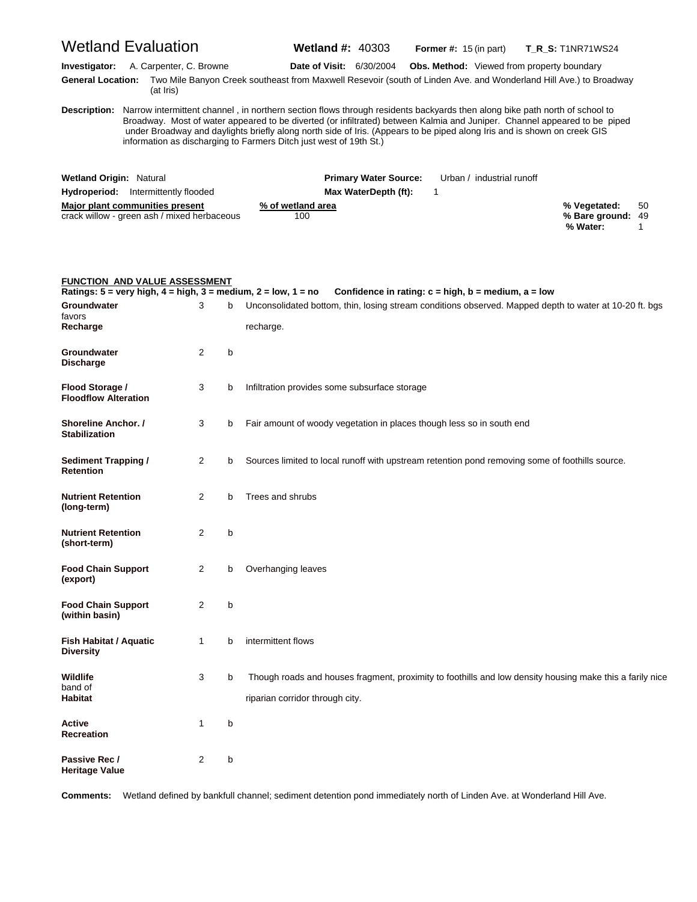# Wetland Evaluation

**Wetland #:** 40303 **Former #:** 15 (in part) **T_R_S:** T1NR71WS24

**Investigator:** A. Carpenter, C. Browne **Date of Visit:** 6/30/2004 **Obs. Method:** Viewed from property boundary

**General Location:** Two Mile Banyon Creek southeast from Maxwell Resevoir (south of Linden Ave. and Wonderland Hill Ave.) to Broadway (at Iris)

**Description:** Narrow intermittent channel , in northern section flows through residents backyards then along bike path north of school to Broadway. Most of water appeared to be diverted (or infiltrated) between Kalmia and Juniper. Channel appeared to be piped under Broadway and daylights briefly along north side of Iris. (Appears to be piped along Iris and is shown on creek GIS information as discharging to Farmers Ditch just west of 19th St.)

**Wetland Origin:** Natural **Primary Water Source:** Urban / industrial runoff

**Hydroperiod:** Intermittently flooded **Max WaterDepth (ft):** 1

| Major plant communities present | % of wetland area |
|---|---|
| crack willow - green ash / mixed herbaceous | 100 |

**% Vegetated:** 50
**% Bare ground:** 49
**% Water:** 1

## FUNCTION AND VALUE ASSESSMENT

**Ratings: 5 = very high, 4 = high, 3 = medium, 2 = low, 1 = no  Confidence in rating: c = high, b = medium, a = low**

| Function | Rating | Confidence | Comments |
|---|---|---|---|
| **Groundwater Recharge** | 3 | b | Unconsolidated bottom, thin, losing stream conditions observed. Mapped depth to water at 10-20 ft. bgs favors recharge. |
| **Groundwater Discharge** | 2 | b | |
| **Flood Storage / Floodflow Alteration** | 3 | b | Infiltration provides some subsurface storage |
| **Shoreline Anchor. / Stabilization** | 3 | b | Fair amount of woody vegetation in places though less so in south end |
| **Sediment Trapping / Retention** | 2 | b | Sources limited to local runoff with upstream retention pond removing some of foothills source. |
| **Nutrient Retention (long-term)** | 2 | b | Trees and shrubs |
| **Nutrient Retention (short-term)** | 2 | b | |
| **Food Chain Support (export)** | 2 | b | Overhanging leaves |
| **Food Chain Support (within basin)** | 2 | b | |
| **Fish Habitat / Aquatic Diversity** | 1 | b | intermittent flows |
| **Wildlife Habitat** | 3 | b | Though roads and houses fragment, proximity to foothills and low density housing make this a farily nice band of riparian corridor through city. |
| **Active Recreation** | 1 | b | |
| **Passive Rec / Heritage Value** | 2 | b | |

**Comments:** Wetland defined by bankfull channel; sediment detention pond immediately north of Linden Ave. at Wonderland Hill Ave.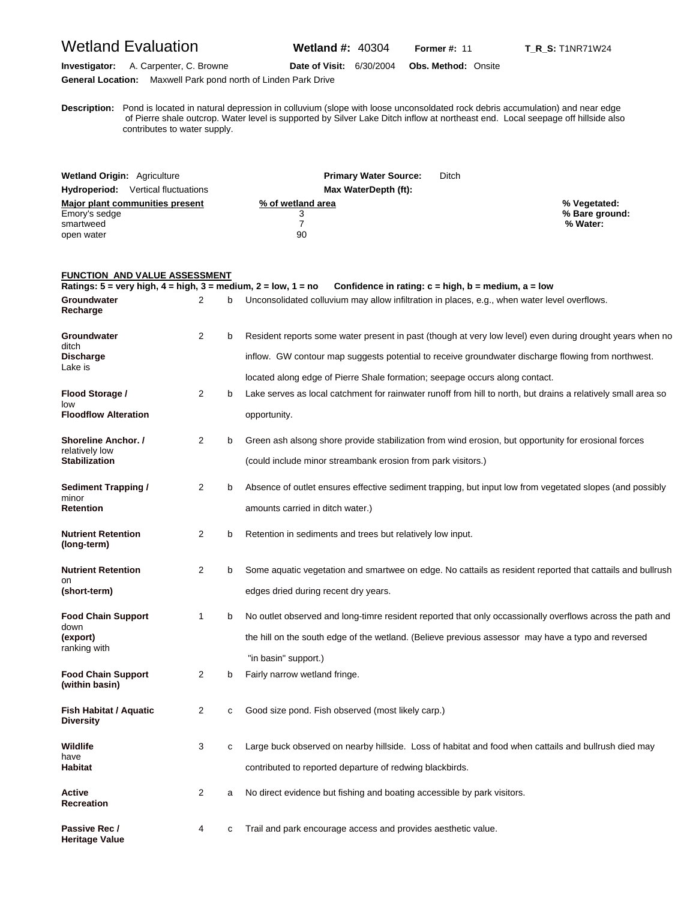# Wetland Evaluation

**Wetland #:** 40304 **Former #:** 11 **T_R_S:** T1NR71W24

**Investigator:** A. Carpenter, C. Browne **Date of Visit:** 6/30/2004 **Obs. Method:** Onsite

**General Location:** Maxwell Park pond north of Linden Park Drive

**Description:** Pond is located in natural depression in colluvium (slope with loose unconsoldated rock debris accumulation) and near edge of Pierre shale outcrop. Water level is supported by Silver Lake Ditch inflow at northeast end. Local seepage off hillside also contributes to water supply.

**Wetland Origin:** Agriculture **Primary Water Source:** Ditch

**Hydroperiod:** Vertical fluctuations **Max WaterDepth (ft):**

| Major plant communities present | % of wetland area |
|---|---|
| Emory's sedge | 3 |
| smartweed | 7 |
| open water | 90 |

**% Vegetated:**
**% Bare ground:**
**% Water:**

## FUNCTION AND VALUE ASSESSMENT

**Ratings: 5 = very high, 4 = high, 3 = medium, 2 = low, 1 = no Confidence in rating: c = high, b = medium, a = low**

| Function | Rating | Confidence | Comments |
|---|---|---|---|
| **Groundwater Recharge** | 2 | b | Unconsolidated colluvium may allow infiltration in places, e.g., when water level overflows. |
| **Groundwater** ditch **Discharge** Lake is | 2 | b | Resident reports some water present in past (though at very low level) even during drought years when no inflow. GW contour map suggests potential to receive groundwater discharge flowing from northwest. located along edge of Pierre Shale formation; seepage occurs along contact. |
| **Flood Storage /** low **Floodflow Alteration** | 2 | b | Lake serves as local catchment for rainwater runoff from hill to north, but drains a relatively small area so opportunity. |
| **Shoreline Anchor. /** relatively low **Stabilization** | 2 | b | Green ash alsong shore provide stabilization from wind erosion, but opportunity for erosional forces (could include minor streambank erosion from park visitors.) |
| **Sediment Trapping /** minor **Retention** | 2 | b | Absence of outlet ensures effective sediment trapping, but input low from vegetated slopes (and possibly amounts carried in ditch water.) |
| **Nutrient Retention (long-term)** | 2 | b | Retention in sediments and trees but relatively low input. |
| **Nutrient Retention** on **(short-term)** | 2 | b | Some aquatic vegetation and smartwee on edge. No cattails as resident reported that cattails and bullrush edges dried during recent dry years. |
| **Food Chain Support** down **(export)** ranking with | 1 | b | No outlet observed and long-timre resident reported that only occassionally overflows across the path and the hill on the south edge of the wetland. (Believe previous assessor may have a typo and reversed "in basin" support.) |
| **Food Chain Support (within basin)** | 2 | b | Fairly narrow wetland fringe. |
| **Fish Habitat / Aquatic Diversity** | 2 | c | Good size pond. Fish observed (most likely carp.) |
| **Wildlife** have **Habitat** | 3 | c | Large buck observed on nearby hillside. Loss of habitat and food when cattails and bullrush died may contributed to reported departure of redwing blackbirds. |
| **Active Recreation** | 2 | a | No direct evidence but fishing and boating accessible by park visitors. |
| **Passive Rec / Heritage Value** | 4 | c | Trail and park encourage access and provides aesthetic value. |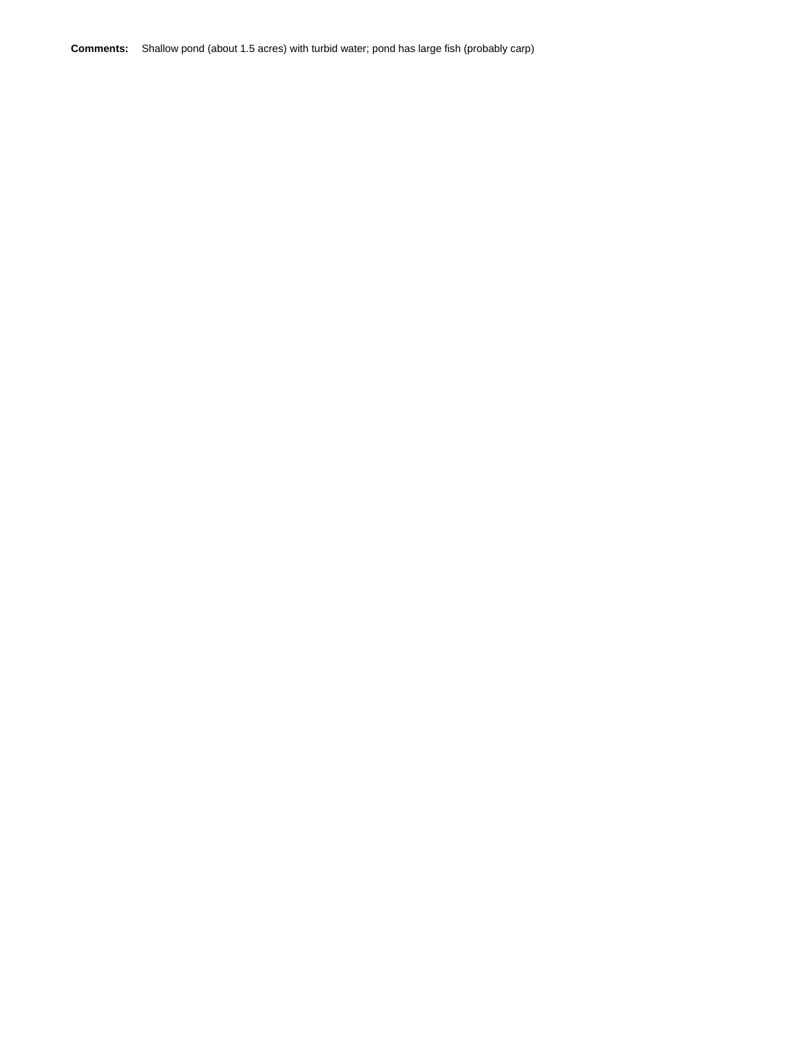**Comments:** Shallow pond (about 1.5 acres) with turbid water; pond has large fish (probably carp)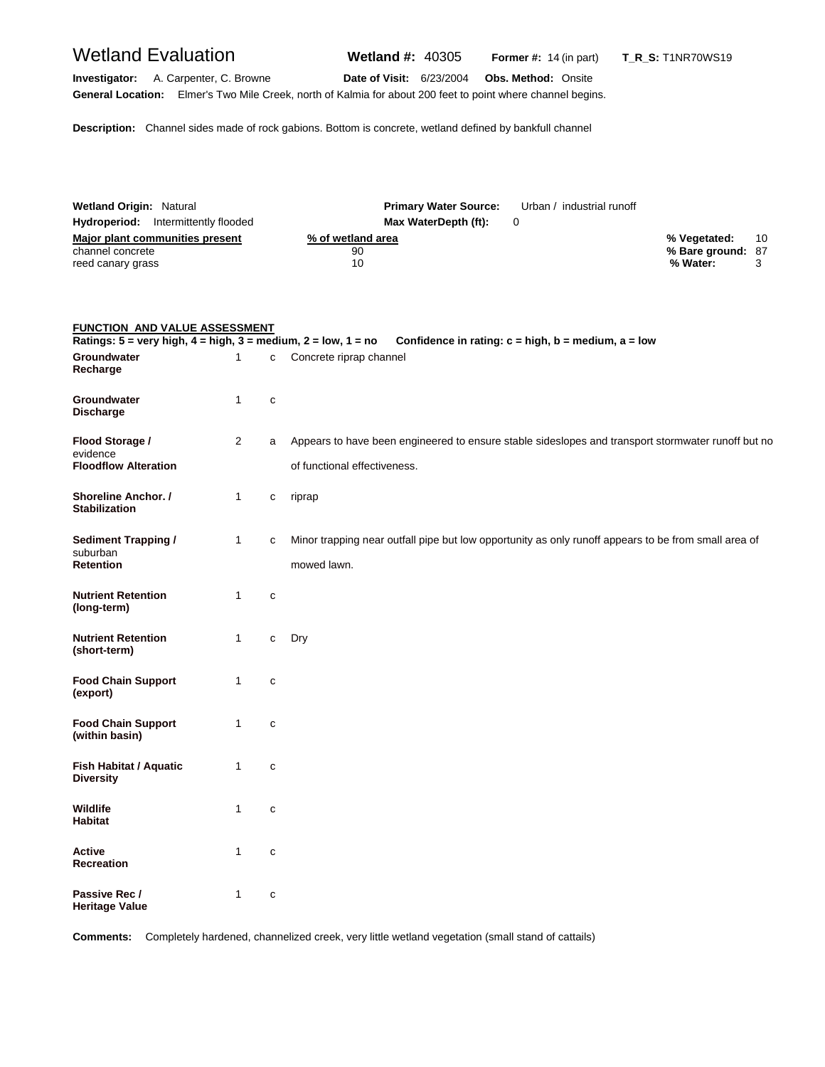# Wetland Evaluation

**Wetland #:** 40305 **Former #:** 14 (in part) **T_R_S:** T1NR70WS19

**Investigator:** A. Carpenter, C. Browne **Date of Visit:** 6/23/2004 **Obs. Method:** Onsite

**General Location:** Elmer's Two Mile Creek, north of Kalmia for about 200 feet to point where channel begins.

**Description:** Channel sides made of rock gabions. Bottom is concrete, wetland defined by bankfull channel

**Wetland Origin:** Natural **Primary Water Source:** Urban / industrial runoff

**Hydroperiod:** Intermittently flooded **Max WaterDepth (ft):** 0

| Major plant communities present | % of wetland area |
|---|---|
| channel concrete | 90 |
| reed canary grass | 10 |

**% Vegetated:** 10
**% Bare ground:** 87
**% Water:** 3

## FUNCTION AND VALUE ASSESSMENT

**Ratings: 5 = very high, 4 = high, 3 = medium, 2 = low, 1 = no Confidence in rating: c = high, b = medium, a = low**

| Function | Rating | Confidence | Notes |
|---|---|---|---|
| **Groundwater Recharge** | 1 | c | Concrete riprap channel |
| **Groundwater Discharge** | 1 | c | |
| **Flood Storage / Floodflow Alteration** | 2 | a | Appears to have been engineered to ensure stable sideslopes and transport stormwater runoff but no evidence of functional effectiveness. |
| **Shoreline Anchor. / Stabilization** | 1 | c | riprap |
| **Sediment Trapping / Retention** | 1 | c | Minor trapping near outfall pipe but low opportunity as only runoff appears to be from small area of suburban mowed lawn. |
| **Nutrient Retention (long-term)** | 1 | c | |
| **Nutrient Retention (short-term)** | 1 | c | Dry |
| **Food Chain Support (export)** | 1 | c | |
| **Food Chain Support (within basin)** | 1 | c | |
| **Fish Habitat / Aquatic Diversity** | 1 | c | |
| **Wildlife Habitat** | 1 | c | |
| **Active Recreation** | 1 | c | |
| **Passive Rec / Heritage Value** | 1 | c | |

**Comments:** Completely hardened, channelized creek, very little wetland vegetation (small stand of cattails)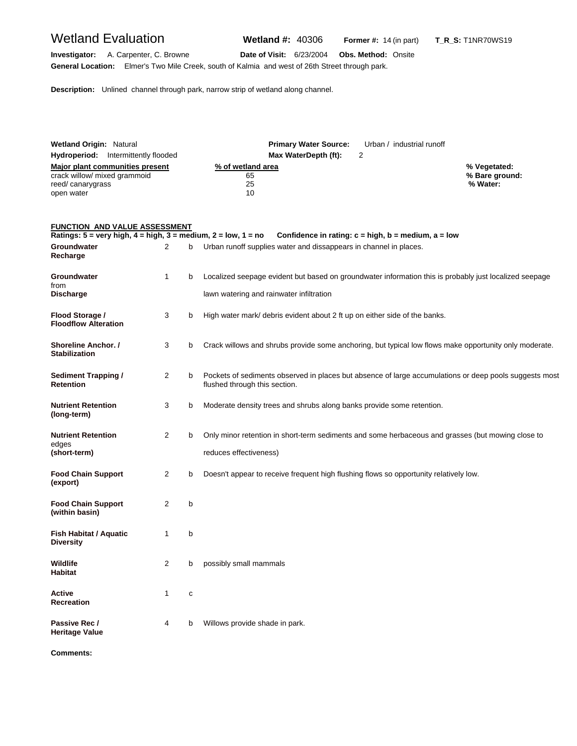# Wetland Evaluation

**Wetland #:** 40306 **Former #:** 14 (in part) **T_R_S:** T1NR70WS19

**Investigator:** A. Carpenter, C. Browne **Date of Visit:** 6/23/2004 **Obs. Method:** Onsite

**General Location:** Elmer's Two Mile Creek, south of Kalmia and west of 26th Street through park.

**Description:** Unlined channel through park, narrow strip of wetland along channel.

**Wetland Origin:** Natural **Primary Water Source:** Urban / industrial runoff

**Hydroperiod:** Intermittently flooded **Max WaterDepth (ft):** 2

| Major plant communities present | % of wetland area |
|---|---|
| crack willow/ mixed grammoid | 65 |
| reed/ canarygrass | 25 |
| open water | 10 |

**% Vegetated:**
**% Bare ground:**
**% Water:**

## FUNCTION AND VALUE ASSESSMENT

**Ratings: 5 = very high, 4 = high, 3 = medium, 2 = low, 1 = no  Confidence in rating: c = high, b = medium, a = low**

| Function | Rating | Confidence | Comments |
|---|---|---|---|
| **Groundwater Recharge** | 2 | b | Urban runoff supplies water and dissappears in channel in places. |
| **Groundwater Discharge** | 1 | b | Localized seepage evident but based on groundwater information this is probably just localized seepage from lawn watering and rainwater infiltration |
| **Flood Storage / Floodflow Alteration** | 3 | b | High water mark/ debris evident about 2 ft up on either side of the banks. |
| **Shoreline Anchor. / Stabilization** | 3 | b | Crack willows and shrubs provide some anchoring, but typical low flows make opportunity only moderate. |
| **Sediment Trapping / Retention** | 2 | b | Pockets of sediments observed in places but absence of large accumulations or deep pools suggests most flushed through this section. |
| **Nutrient Retention (long-term)** | 3 | b | Moderate density trees and shrubs along banks provide some retention. |
| **Nutrient Retention (short-term)** | 2 | b | Only minor retention in short-term sediments and some herbaceous and grasses (but mowing close to edges reduces effectiveness) |
| **Food Chain Support (export)** | 2 | b | Doesn't appear to receive frequent high flushing flows so opportunity relatively low. |
| **Food Chain Support (within basin)** | 2 | b | |
| **Fish Habitat / Aquatic Diversity** | 1 | b | |
| **Wildlife Habitat** | 2 | b | possibly small mammals |
| **Active Recreation** | 1 | c | |
| **Passive Rec / Heritage Value** | 4 | b | Willows provide shade in park. |

**Comments:**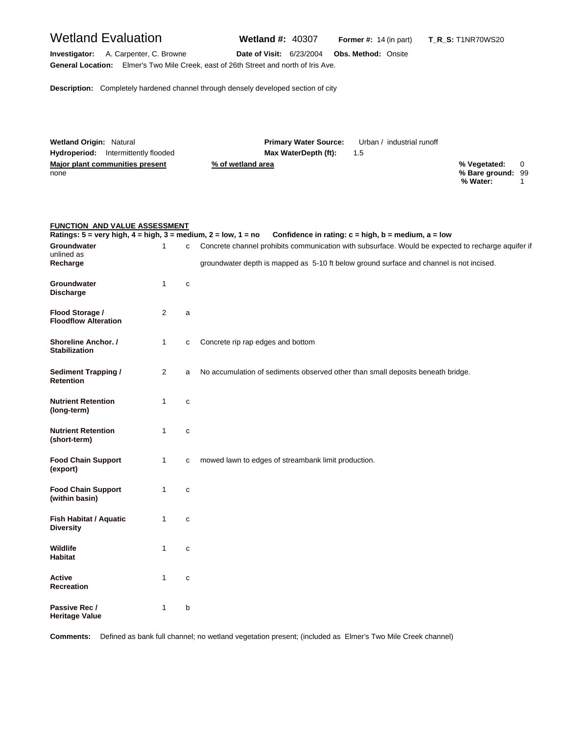# Wetland Evaluation

**Wetland #:** 40307 **Former #:** 14 (in part) **T_R_S:** T1NR70WS20

**Investigator:** A. Carpenter, C. Browne **Date of Visit:** 6/23/2004 **Obs. Method:** Onsite

**General Location:** Elmer's Two Mile Creek, east of 26th Street and north of Iris Ave.

**Description:** Completely hardened channel through densely developed section of city

**Wetland Origin:** Natural **Primary Water Source:** Urban / industrial runoff

**Hydroperiod:** Intermittently flooded **Max WaterDepth (ft):** 1.5

| Major plant communities present | % of wetland area |
|---|---|
| none | |

**% Vegetated:** 0
**% Bare ground:** 99
**% Water:** 1

## FUNCTION AND VALUE ASSESSMENT

**Ratings: 5 = very high, 4 = high, 3 = medium, 2 = low, 1 = no Confidence in rating: c = high, b = medium, a = low**

| Function | Rating | Confidence | Comments |
|---|---|---|---|
| **Groundwater Recharge** | 1 | c | Concrete channel prohibits communication with subsurface. Would be expected to recharge aquifer if unlined as groundwater depth is mapped as 5-10 ft below ground surface and channel is not incised. |
| **Groundwater Discharge** | 1 | c | |
| **Flood Storage / Floodflow Alteration** | 2 | a | |
| **Shoreline Anchor. / Stabilization** | 1 | c | Concrete rip rap edges and bottom |
| **Sediment Trapping / Retention** | 2 | a | No accumulation of sediments observed other than small deposits beneath bridge. |
| **Nutrient Retention (long-term)** | 1 | c | |
| **Nutrient Retention (short-term)** | 1 | c | |
| **Food Chain Support (export)** | 1 | c | mowed lawn to edges of streambank limit production. |
| **Food Chain Support (within basin)** | 1 | c | |
| **Fish Habitat / Aquatic Diversity** | 1 | c | |
| **Wildlife Habitat** | 1 | c | |
| **Active Recreation** | 1 | c | |
| **Passive Rec / Heritage Value** | 1 | b | |

**Comments:** Defined as bank full channel; no wetland vegetation present; (included as Elmer's Two Mile Creek channel)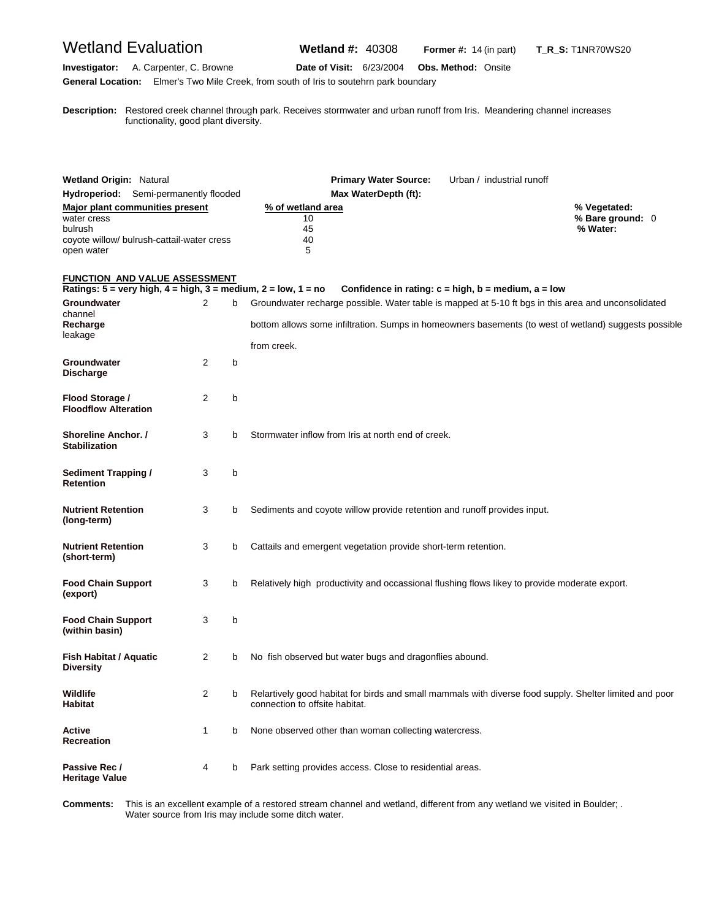# Wetland Evaluation

**Wetland #:** 40308 **Former #:** 14 (in part) **T_R_S:** T1NR70WS20

**Investigator:** A. Carpenter, C. Browne **Date of Visit:** 6/23/2004 **Obs. Method:** Onsite

**General Location:** Elmer's Two Mile Creek, from south of Iris to soutehrn park boundary

**Description:** Restored creek channel through park. Receives stormwater and urban runoff from Iris. Meandering channel increases functionality, good plant diversity.

**Wetland Origin:** Natural **Primary Water Source:** Urban / industrial runoff

**Hydroperiod:** Semi-permanently flooded **Max WaterDepth (ft):**

| Major plant communities present | % of wetland area |
|---|---|
| water cress | 10 |
| bulrush | 45 |
| coyote willow/ bulrush-cattail-water cress | 40 |
| open water | 5 |

**% Vegetated:**
**% Bare ground:** 0
**% Water:**

## FUNCTION AND VALUE ASSESSMENT

**Ratings: 5 = very high, 4 = high, 3 = medium, 2 = low, 1 = no  Confidence in rating: c = high, b = medium, a = low**

| Function | Rating | Confidence | Comments |
|---|---|---|---|
| **Groundwater Recharge** | 2 | b | Groundwater recharge possible. Water table is mapped at 5-10 ft bgs in this area and unconsolidated channel bottom allows some infiltration. Sumps in homeowners basements (to west of wetland) suggests possible leakage from creek. |
| **Groundwater Discharge** | 2 | b | |
| **Flood Storage / Floodflow Alteration** | 2 | b | |
| **Shoreline Anchor. / Stabilization** | 3 | b | Stormwater inflow from Iris at north end of creek. |
| **Sediment Trapping / Retention** | 3 | b | |
| **Nutrient Retention (long-term)** | 3 | b | Sediments and coyote willow provide retention and runoff provides input. |
| **Nutrient Retention (short-term)** | 3 | b | Cattails and emergent vegetation provide short-term retention. |
| **Food Chain Support (export)** | 3 | b | Relatively high productivity and occassional flushing flows likey to provide moderate export. |
| **Food Chain Support (within basin)** | 3 | b | |
| **Fish Habitat / Aquatic Diversity** | 2 | b | No fish observed but water bugs and dragonflies abound. |
| **Wildlife Habitat** | 2 | b | Relartively good habitat for birds and small mammals with diverse food supply. Shelter limited and poor connection to offsite habitat. |
| **Active Recreation** | 1 | b | None observed other than woman collecting watercress. |
| **Passive Rec / Heritage Value** | 4 | b | Park setting provides access. Close to residential areas. |

**Comments:** This is an excellent example of a restored stream channel and wetland, different from any wetland we visited in Boulder; . Water source from Iris may include some ditch water.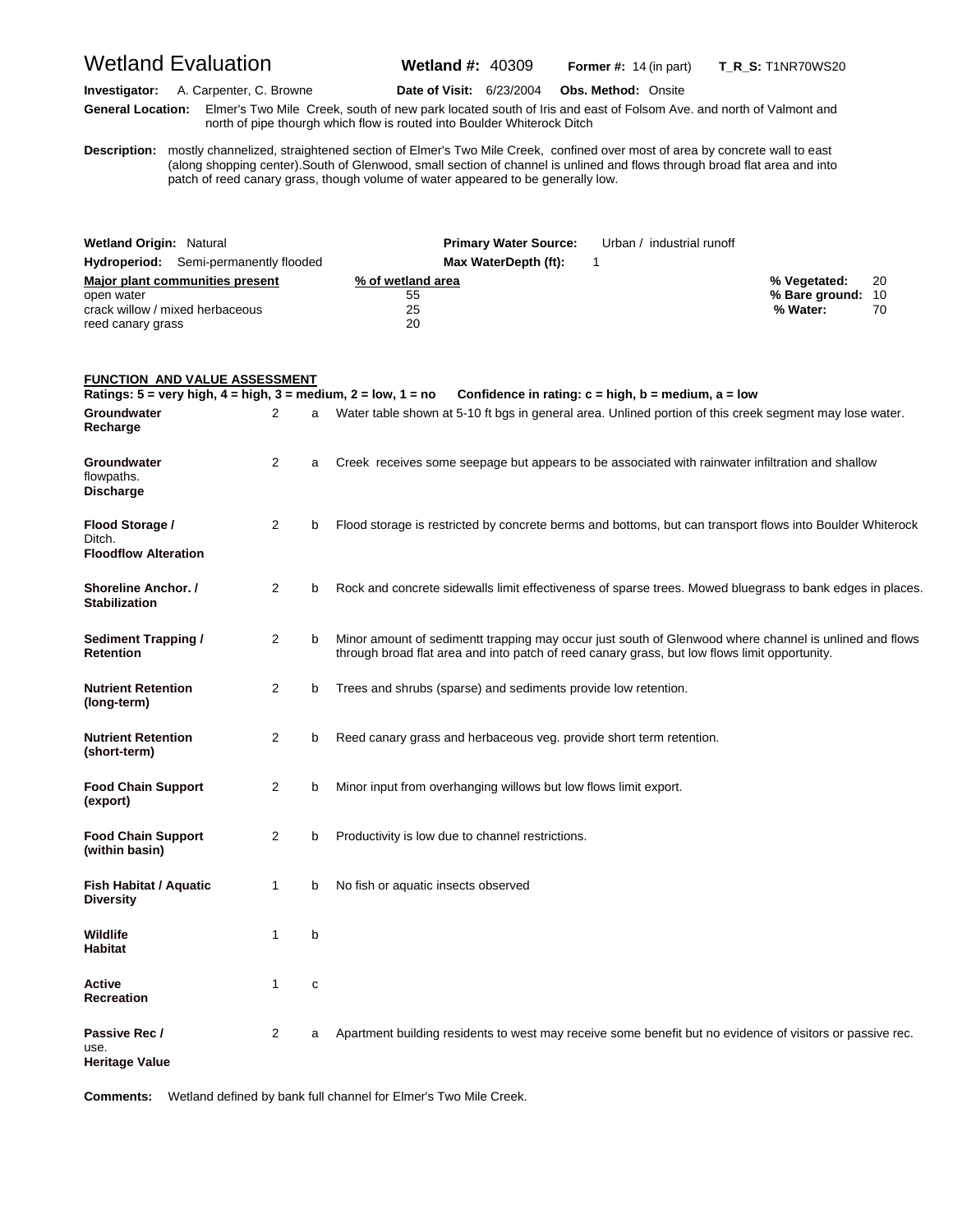# Wetland Evaluation

**Wetland #:** 40309 **Former #:** 14 (in part) **T_R_S:** T1NR70WS20

**Investigator:** A. Carpenter, C. Browne **Date of Visit:** 6/23/2004 **Obs. Method:** Onsite

**General Location:** Elmer's Two Mile Creek, south of new park located south of Iris and east of Folsom Ave. and north of Valmont and north of pipe thourgh which flow is routed into Boulder Whiterock Ditch

**Description:** mostly channelized, straightened section of Elmer's Two Mile Creek, confined over most of area by concrete wall to east (along shopping center).South of Glenwood, small section of channel is unlined and flows through broad flat area and into patch of reed canary grass, though volume of water appeared to be generally low.

**Wetland Origin:** Natural **Primary Water Source:** Urban / industrial runoff

**Hydroperiod:** Semi-permanently flooded **Max WaterDepth (ft):** 1

| Major plant communities present | % of wetland area |
|---|---|
| open water | 55 |
| crack willow / mixed herbaceous | 25 |
| reed canary grass | 20 |

**% Vegetated:** 20
**% Bare ground:** 10
**% Water:** 70

## FUNCTION AND VALUE ASSESSMENT

**Ratings: 5 = very high, 4 = high, 3 = medium, 2 = low, 1 = no     Confidence in rating: c = high, b = medium, a = low**

| Function | Rating | Confidence | Comments |
|---|---|---|---|
| **Groundwater Recharge** | 2 | a | Water table shown at 5-10 ft bgs in general area. Unlined portion of this creek segment may lose water. |
| **Groundwater** flowpaths. **Discharge** | 2 | a | Creek receives some seepage but appears to be associated with rainwater infiltration and shallow |
| **Flood Storage /** Ditch. **Floodflow Alteration** | 2 | b | Flood storage is restricted by concrete berms and bottoms, but can transport flows into Boulder Whiterock |
| **Shoreline Anchor. / Stabilization** | 2 | b | Rock and concrete sidewalls limit effectiveness of sparse trees. Mowed bluegrass to bank edges in places. |
| **Sediment Trapping / Retention** | 2 | b | Minor amount of sedimentt trapping may occur just south of Glenwood where channel is unlined and flows through broad flat area and into patch of reed canary grass, but low flows limit opportunity. |
| **Nutrient Retention (long-term)** | 2 | b | Trees and shrubs (sparse) and sediments provide low retention. |
| **Nutrient Retention (short-term)** | 2 | b | Reed canary grass and herbaceous veg. provide short term retention. |
| **Food Chain Support (export)** | 2 | b | Minor input from overhanging willows but low flows limit export. |
| **Food Chain Support (within basin)** | 2 | b | Productivity is low due to channel restrictions. |
| **Fish Habitat / Aquatic Diversity** | 1 | b | No fish or aquatic insects observed |
| **Wildlife Habitat** | 1 | b | |
| **Active Recreation** | 1 | c | |
| **Passive Rec /** use. **Heritage Value** | 2 | a | Apartment building residents to west may receive some benefit but no evidence of visitors or passive rec. |

**Comments:** Wetland defined by bank full channel for Elmer's Two Mile Creek.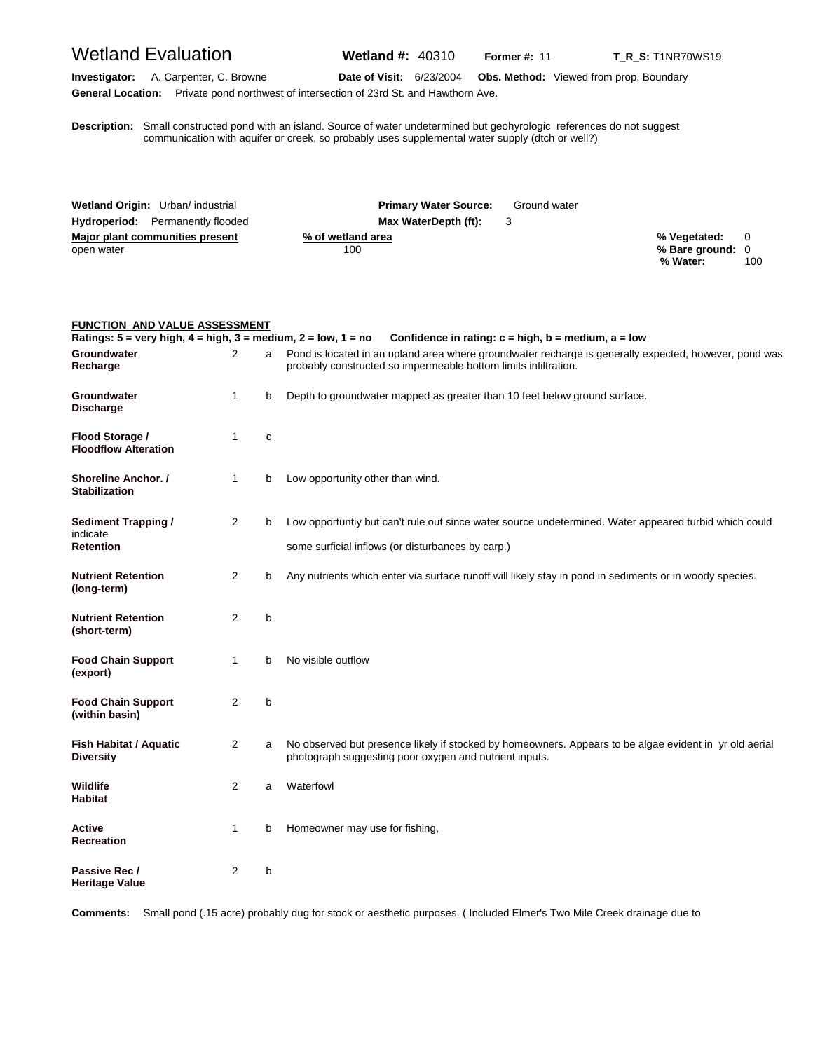# Wetland Evaluation

**Wetland #:** 40310 **Former #:** 11 **T_R_S:** T1NR70WS19

**Investigator:** A. Carpenter, C. Browne **Date of Visit:** 6/23/2004 **Obs. Method:** Viewed from prop. Boundary

**General Location:** Private pond northwest of intersection of 23rd St. and Hawthorn Ave.

**Description:** Small constructed pond with an island. Source of water undetermined but geohyrologic references do not suggest communication with aquifer or creek, so probably uses supplemental water supply (dtch or well?)

**Wetland Origin:** Urban/ industrial **Primary Water Source:** Ground water

**Hydroperiod:** Permanently flooded **Max WaterDepth (ft):** 3

| Major plant communities present | % of wetland area |
|---|---|
| open water | 100 |

**% Vegetated:** 0
**% Bare ground:** 0
**% Water:** 100

## FUNCTION AND VALUE ASSESSMENT

**Ratings: 5 = very high, 4 = high, 3 = medium, 2 = low, 1 = no  Confidence in rating: c = high, b = medium, a = low**

| Function | Rating | Confidence | Notes |
|---|---|---|---|
| **Groundwater Recharge** | 2 | a | Pond is located in an upland area where groundwater recharge is generally expected, however, pond was probably constructed so impermeable bottom limits infiltration. |
| **Groundwater Discharge** | 1 | b | Depth to groundwater mapped as greater than 10 feet below ground surface. |
| **Flood Storage / Floodflow Alteration** | 1 | c | |
| **Shoreline Anchor. / Stabilization** | 1 | b | Low opportunity other than wind. |
| **Sediment Trapping / Retention** | 2 | b | Low opportuntiy but can't rule out since water source undetermined. Water appeared turbid which could indicate some surficial inflows (or disturbances by carp.) |
| **Nutrient Retention (long-term)** | 2 | b | Any nutrients which enter via surface runoff will likely stay in pond in sediments or in woody species. |
| **Nutrient Retention (short-term)** | 2 | b | |
| **Food Chain Support (export)** | 1 | b | No visible outflow |
| **Food Chain Support (within basin)** | 2 | b | |
| **Fish Habitat / Aquatic Diversity** | 2 | a | No observed but presence likely if stocked by homeowners. Appears to be algae evident in yr old aerial photograph suggesting poor oxygen and nutrient inputs. |
| **Wildlife Habitat** | 2 | a | Waterfowl |
| **Active Recreation** | 1 | b | Homeowner may use for fishing, |
| **Passive Rec / Heritage Value** | 2 | b | |

**Comments:** Small pond (.15 acre) probably dug for stock or aesthetic purposes. ( Included Elmer's Two Mile Creek drainage due to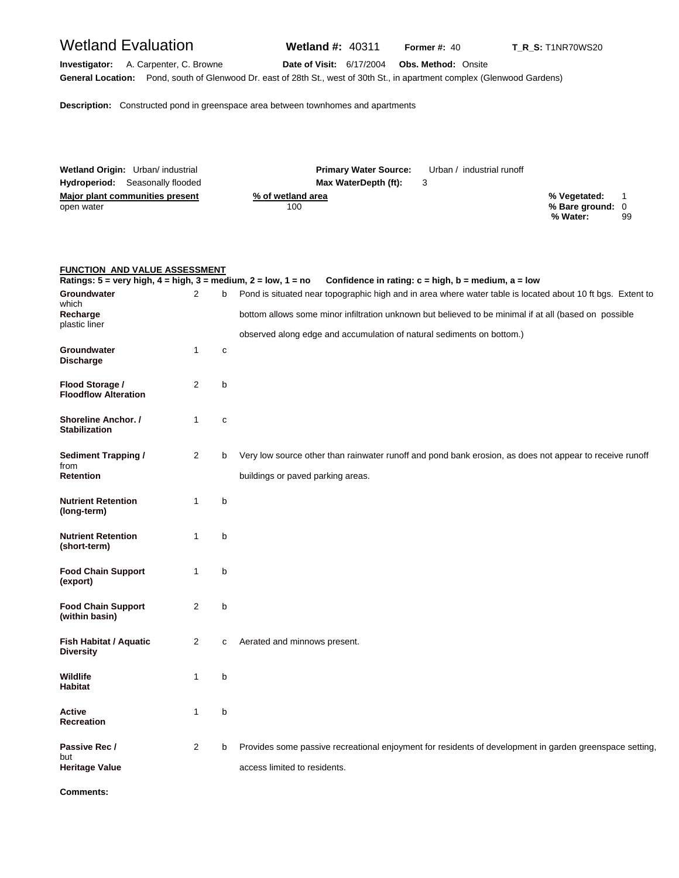# Wetland Evaluation

**Wetland #:** 40311 **Former #:** 40 **T_R_S:** T1NR70WS20

**Investigator:** A. Carpenter, C. Browne **Date of Visit:** 6/17/2004 **Obs. Method:** Onsite

**General Location:** Pond, south of Glenwood Dr. east of 28th St., west of 30th St., in apartment complex (Glenwood Gardens)

**Description:** Constructed pond in greenspace area between townhomes and apartments

**Wetland Origin:** Urban/ industrial **Primary Water Source:** Urban / industrial runoff

**Hydroperiod:** Seasonally flooded **Max WaterDepth (ft):** 3

| Major plant communities present | % of wetland area |
|---|---|
| open water | 100 |

**% Vegetated:** 1
**% Bare ground:** 0
**% Water:** 99

## FUNCTION AND VALUE ASSESSMENT

**Ratings: 5 = very high, 4 = high, 3 = medium, 2 = low, 1 = no Confidence in rating: c = high, b = medium, a = low**

| Function | Rating | Confidence | Notes |
|---|---|---|---|
| **Groundwater Recharge** | 2 | b | Pond is situated near topographic high and in area where water table is located about 10 ft bgs. Extent to which bottom allows some minor infiltration unknown but believed to be minimal if at all (based on possible plastic liner observed along edge and accumulation of natural sediments on bottom.) |
| **Groundwater Discharge** | 1 | c | |
| **Flood Storage / Floodflow Alteration** | 2 | b | |
| **Shoreline Anchor. / Stabilization** | 1 | c | |
| **Sediment Trapping / Retention** | 2 | b | Very low source other than rainwater runoff and pond bank erosion, as does not appear to receive runoff from buildings or paved parking areas. |
| **Nutrient Retention (long-term)** | 1 | b | |
| **Nutrient Retention (short-term)** | 1 | b | |
| **Food Chain Support (export)** | 1 | b | |
| **Food Chain Support (within basin)** | 2 | b | |
| **Fish Habitat / Aquatic Diversity** | 2 | c | Aerated and minnows present. |
| **Wildlife Habitat** | 1 | b | |
| **Active Recreation** | 1 | b | |
| **Passive Rec / Heritage Value** | 2 | b | Provides some passive recreational enjoyment for residents of development in garden greenspace setting, but access limited to residents. |

**Comments:**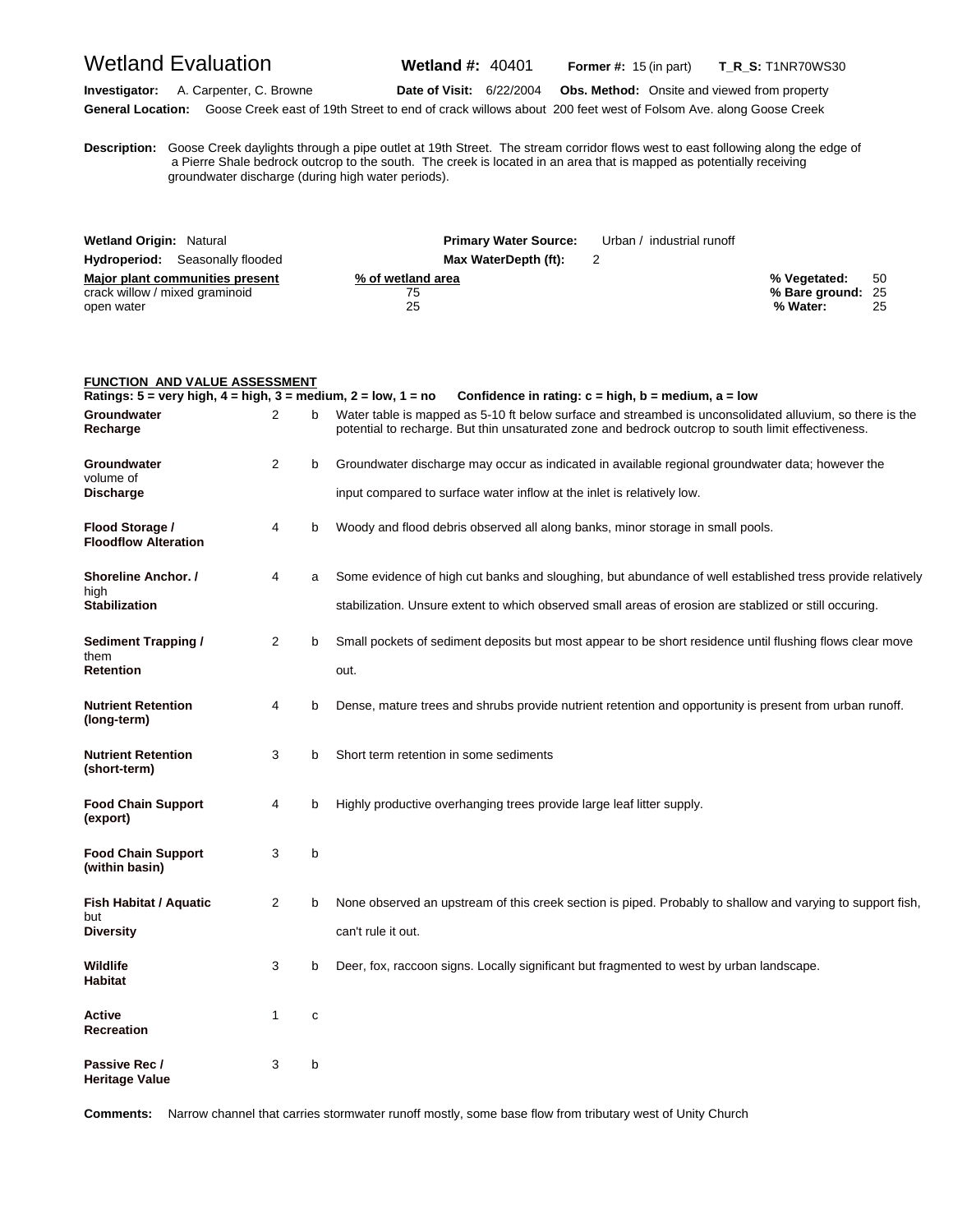# Wetland Evaluation

**Wetland #:** 40401 **Former #:** 15 (in part) **T_R_S:** T1NR70WS30

**Investigator:** A. Carpenter, C. Browne **Date of Visit:** 6/22/2004 **Obs. Method:** Onsite and viewed from property

**General Location:** Goose Creek east of 19th Street to end of crack willows about 200 feet west of Folsom Ave. along Goose Creek

**Description:** Goose Creek daylights through a pipe outlet at 19th Street. The stream corridor flows west to east following along the edge of a Pierre Shale bedrock outcrop to the south. The creek is located in an area that is mapped as potentially receiving groundwater discharge (during high water periods).

**Wetland Origin:** Natural **Primary Water Source:** Urban / industrial runoff

**Hydroperiod:** Seasonally flooded **Max WaterDepth (ft):** 2

| Major plant communities present | % of wetland area |
|---|---|
| crack willow / mixed graminoid | 75 |
| open water | 25 |

**% Vegetated:** 50
**% Bare ground:** 25
**% Water:** 25

## FUNCTION AND VALUE ASSESSMENT

**Ratings: 5 = very high, 4 = high, 3 = medium, 2 = low, 1 = no Confidence in rating: c = high, b = medium, a = low**

| Function | Rating | Confidence | Notes |
|---|---|---|---|
| **Groundwater Recharge** | 2 | b | Water table is mapped as 5-10 ft below surface and streambed is unconsolidated alluvium, so there is the potential to recharge. But thin unsaturated zone and bedrock outcrop to south limit effectiveness. |
| **Groundwater Discharge** | 2 | b | Groundwater discharge may occur as indicated in available regional groundwater data; however the volume of input compared to surface water inflow at the inlet is relatively low. |
| **Flood Storage / Floodflow Alteration** | 4 | b | Woody and flood debris observed all along banks, minor storage in small pools. |
| **Shoreline Anchor. / Stabilization** | 4 | a | Some evidence of high cut banks and sloughing, but abundance of well established tress provide relatively high stabilization. Unsure extent to which observed small areas of erosion are stablized or still occuring. |
| **Sediment Trapping / Retention** | 2 | b | Small pockets of sediment deposits but most appear to be short residence until flushing flows clear move them out. |
| **Nutrient Retention (long-term)** | 4 | b | Dense, mature trees and shrubs provide nutrient retention and opportunity is present from urban runoff. |
| **Nutrient Retention (short-term)** | 3 | b | Short term retention in some sediments |
| **Food Chain Support (export)** | 4 | b | Highly productive overhanging trees provide large leaf litter supply. |
| **Food Chain Support (within basin)** | 3 | b | |
| **Fish Habitat / Aquatic Diversity** | 2 | b | None observed an upstream of this creek section is piped. Probably to shallow and varying to support fish, but can't rule it out. |
| **Wildlife Habitat** | 3 | b | Deer, fox, raccoon signs. Locally significant but fragmented to west by urban landscape. |
| **Active Recreation** | 1 | c | |
| **Passive Rec / Heritage Value** | 3 | b | |

**Comments:** Narrow channel that carries stormwater runoff mostly, some base flow from tributary west of Unity Church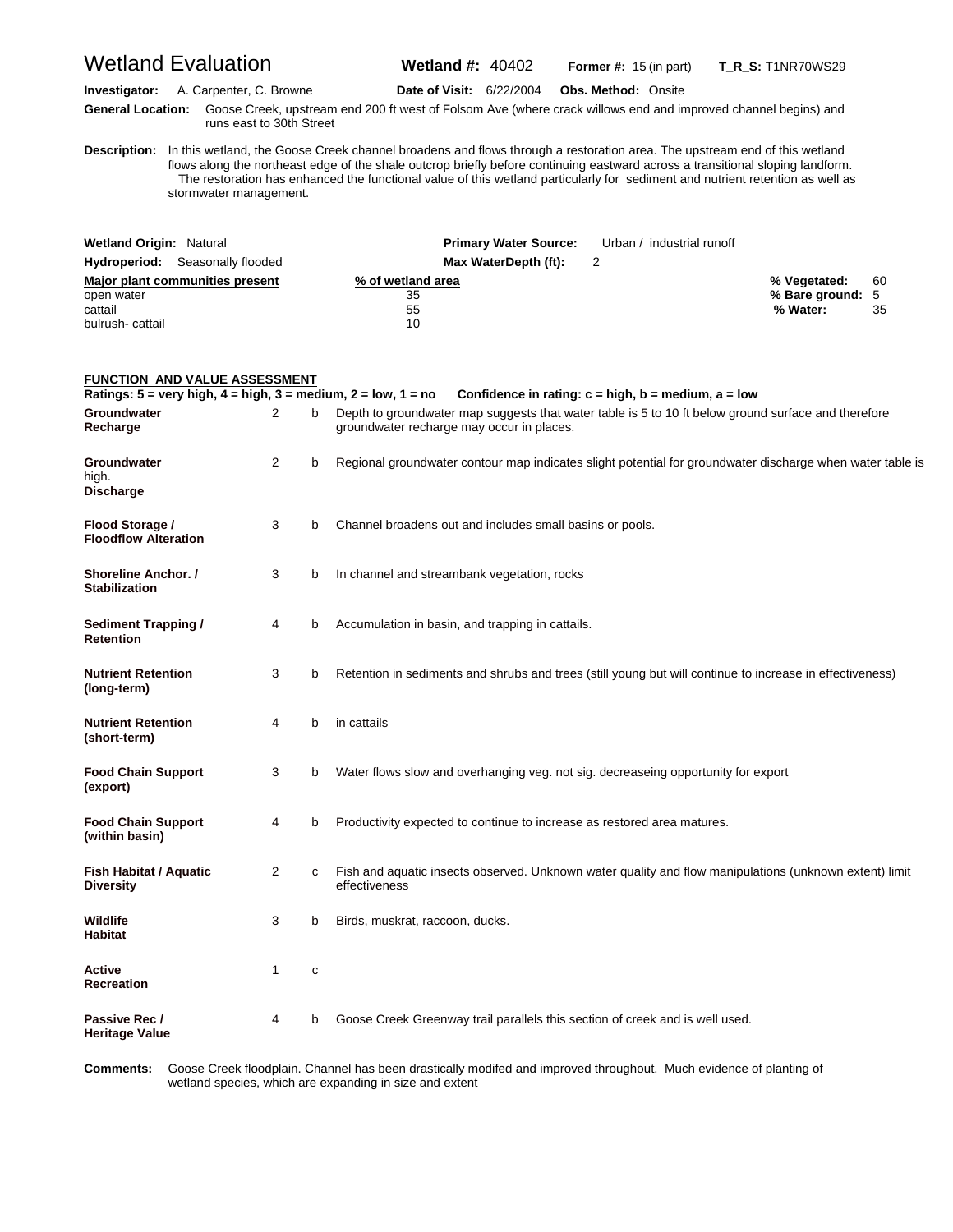# Wetland Evaluation

**Wetland #:** 40402 **Former #:** 15 (in part) **T_R_S:** T1NR70WS29

**Investigator:** A. Carpenter, C. Browne **Date of Visit:** 6/22/2004 **Obs. Method:** Onsite

**General Location:** Goose Creek, upstream end 200 ft west of Folsom Ave (where crack willows end and improved channel begins) and runs east to 30th Street

**Description:** In this wetland, the Goose Creek channel broadens and flows through a restoration area. The upstream end of this wetland flows along the northeast edge of the shale outcrop briefly before continuing eastward across a transitional sloping landform.
The restoration has enhanced the functional value of this wetland particularly for sediment and nutrient retention as well as stormwater management.

**Wetland Origin:** Natural

**Hydroperiod:** Seasonally flooded

**Primary Water Source:** Urban / industrial runoff

**Max WaterDepth (ft):** 2

| Major plant communities present | % of wetland area |
|---|---|
| open water | 35 |
| cattail | 55 |
| bulrush- cattail | 10 |

**% Vegetated:** 60
**% Bare ground:** 5
**% Water:** 35

## FUNCTION AND VALUE ASSESSMENT

**Ratings: 5 = very high, 4 = high, 3 = medium, 2 = low, 1 = no    Confidence in rating: c = high, b = medium, a = low**

| Function | Rating | Confidence | Notes |
|---|---|---|---|
| **Groundwater Recharge** | 2 | b | Depth to groundwater map suggests that water table is 5 to 10 ft below ground surface and therefore groundwater recharge may occur in places. |
| **Groundwater Discharge** | 2 | b | Regional groundwater contour map indicates slight potential for groundwater discharge when water table is high. |
| **Flood Storage / Floodflow Alteration** | 3 | b | Channel broadens out and includes small basins or pools. |
| **Shoreline Anchor. / Stabilization** | 3 | b | In channel and streambank vegetation, rocks |
| **Sediment Trapping / Retention** | 4 | b | Accumulation in basin, and trapping in cattails. |
| **Nutrient Retention (long-term)** | 3 | b | Retention in sediments and shrubs and trees (still young but will continue to increase in effectiveness) |
| **Nutrient Retention (short-term)** | 4 | b | in cattails |
| **Food Chain Support (export)** | 3 | b | Water flows slow and overhanging veg. not sig. decreaseing opportunity for export |
| **Food Chain Support (within basin)** | 4 | b | Productivity expected to continue to increase as restored area matures. |
| **Fish Habitat / Aquatic Diversity** | 2 | c | Fish and aquatic insects observed. Unknown water quality and flow manipulations (unknown extent) limit effectiveness |
| **Wildlife Habitat** | 3 | b | Birds, muskrat, raccoon, ducks. |
| **Active Recreation** | 1 | c | |
| **Passive Rec / Heritage Value** | 4 | b | Goose Creek Greenway trail parallels this section of creek and is well used. |

**Comments:** Goose Creek floodplain. Channel has been drastically modifed and improved throughout. Much evidence of planting of wetland species, which are expanding in size and extent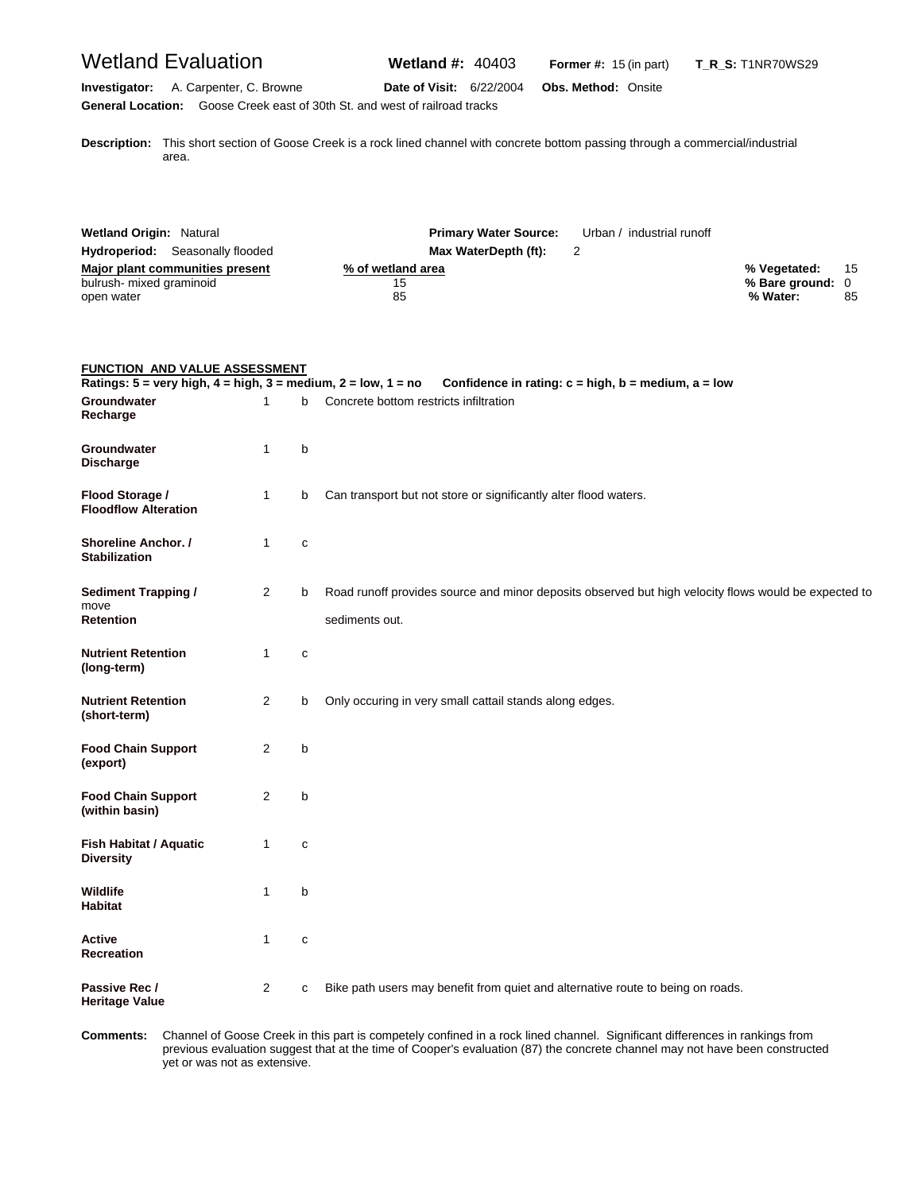# Wetland Evaluation

**Wetland #:** 40403 **Former #:** 15 (in part) **T_R_S:** T1NR70WS29

**Investigator:** A. Carpenter, C. Browne **Date of Visit:** 6/22/2004 **Obs. Method:** Onsite

**General Location:** Goose Creek east of 30th St. and west of railroad tracks

**Description:** This short section of Goose Creek is a rock lined channel with concrete bottom passing through a commercial/industrial area.

**Wetland Origin:** Natural **Primary Water Source:** Urban / industrial runoff

**Hydroperiod:** Seasonally flooded **Max WaterDepth (ft):** 2

| Major plant communities present | % of wetland area |
|---|---|
| bulrush- mixed graminoid | 15 |
| open water | 85 |

**% Vegetated:** 15
**% Bare ground:** 0
**% Water:** 85

## FUNCTION AND VALUE ASSESSMENT

**Ratings: 5 = very high, 4 = high, 3 = medium, 2 = low, 1 = no  Confidence in rating: c = high, b = medium, a = low**

| Function | Rating | Confidence | Notes |
|---|---|---|---|
| **Groundwater Recharge** | 1 | b | Concrete bottom restricts infiltration |
| **Groundwater Discharge** | 1 | b | |
| **Flood Storage / Floodflow Alteration** | 1 | b | Can transport but not store or significantly alter flood waters. |
| **Shoreline Anchor. / Stabilization** | 1 | c | |
| **Sediment Trapping / Retention** | 2 | b | Road runoff provides source and minor deposits observed but high velocity flows would be expected to move sediments out. |
| **Nutrient Retention (long-term)** | 1 | c | |
| **Nutrient Retention (short-term)** | 2 | b | Only occuring in very small cattail stands along edges. |
| **Food Chain Support (export)** | 2 | b | |
| **Food Chain Support (within basin)** | 2 | b | |
| **Fish Habitat / Aquatic Diversity** | 1 | c | |
| **Wildlife Habitat** | 1 | b | |
| **Active Recreation** | 1 | c | |
| **Passive Rec / Heritage Value** | 2 | c | Bike path users may benefit from quiet and alternative route to being on roads. |

**Comments:** Channel of Goose Creek in this part is competely confined in a rock lined channel. Significant differences in rankings from previous evaluation suggest that at the time of Cooper's evaluation (87) the concrete channel may not have been constructed yet or was not as extensive.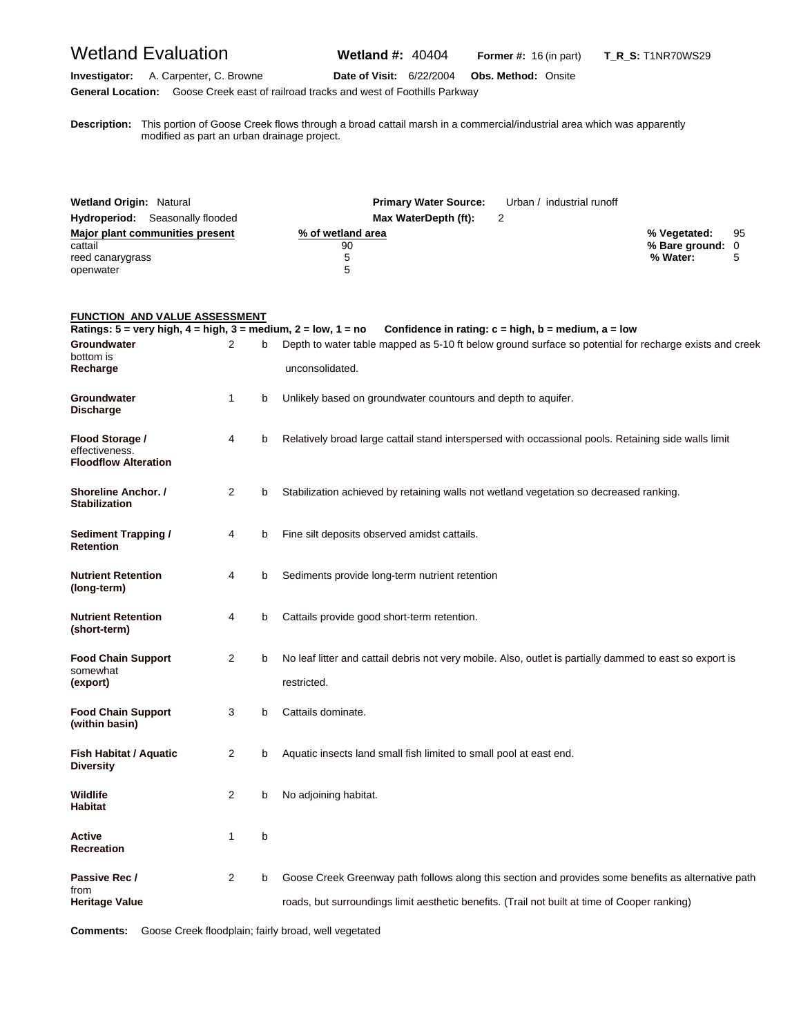# Wetland Evaluation

**Wetland #:** 40404 **Former #:** 16 (in part) **T_R_S:** T1NR70WS29

**Investigator:** A. Carpenter, C. Browne **Date of Visit:** 6/22/2004 **Obs. Method:** Onsite

**General Location:** Goose Creek east of railroad tracks and west of Foothills Parkway

**Description:** This portion of Goose Creek flows through a broad cattail marsh in a commercial/industrial area which was apparently modified as part an urban drainage project.

**Wetland Origin:** Natural **Primary Water Source:** Urban / industrial runoff

**Hydroperiod:** Seasonally flooded **Max WaterDepth (ft):** 2

| Major plant communities present | % of wetland area |
|---|---|
| cattail | 90 |
| reed canarygrass | 5 |
| openwater | 5 |

**% Vegetated:** 95
**% Bare ground:** 0
**% Water:** 5

## FUNCTION AND VALUE ASSESSMENT

**Ratings: 5 = very high, 4 = high, 3 = medium, 2 = low, 1 = no Confidence in rating: c = high, b = medium, a = low**

| Function | Rating | Confidence | Comments |
|---|---|---|---|
| **Groundwater Recharge** | 2 | b | Depth to water table mapped as 5-10 ft below ground surface so potential for recharge exists and creek bottom is unconsolidated. |
| **Groundwater Discharge** | 1 | b | Unlikely based on groundwater countours and depth to aquifer. |
| **Flood Storage / Floodflow Alteration** | 4 | b | Relatively broad large cattail stand interspersed with occassional pools. Retaining side walls limit effectiveness. |
| **Shoreline Anchor. / Stabilization** | 2 | b | Stabilization achieved by retaining walls not wetland vegetation so decreased ranking. |
| **Sediment Trapping / Retention** | 4 | b | Fine silt deposits observed amidst cattails. |
| **Nutrient Retention (long-term)** | 4 | b | Sediments provide long-term nutrient retention |
| **Nutrient Retention (short-term)** | 4 | b | Cattails provide good short-term retention. |
| **Food Chain Support (export)** | 2 | b | No leaf litter and cattail debris not very mobile. Also, outlet is partially dammed to east so export is somewhat restricted. |
| **Food Chain Support (within basin)** | 3 | b | Cattails dominate. |
| **Fish Habitat / Aquatic Diversity** | 2 | b | Aquatic insects land small fish limited to small pool at east end. |
| **Wildlife Habitat** | 2 | b | No adjoining habitat. |
| **Active Recreation** | 1 | b | |
| **Passive Rec / Heritage Value** | 2 | b | Goose Creek Greenway path follows along this section and provides some benefits as alternative path from roads, but surroundings limit aesthetic benefits. (Trail not built at time of Cooper ranking) |

**Comments:** Goose Creek floodplain; fairly broad, well vegetated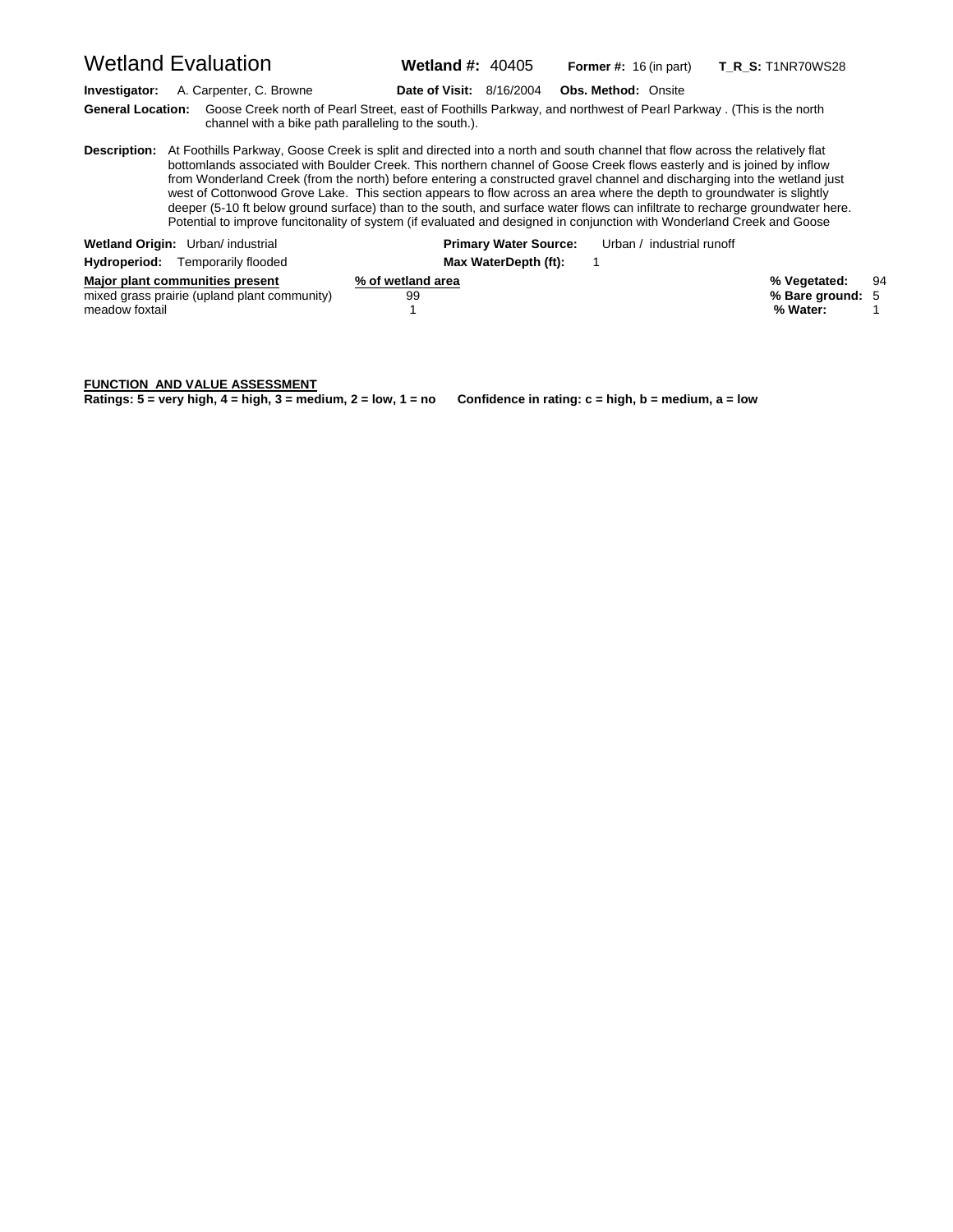# Wetland Evaluation

**Wetland #:** 40405 **Former #:** 16 (in part) **T_R_S:** T1NR70WS28

**Investigator:** A. Carpenter, C. Browne **Date of Visit:** 8/16/2004 **Obs. Method:** Onsite

**General Location:** Goose Creek north of Pearl Street, east of Foothills Parkway, and northwest of Pearl Parkway . (This is the north channel with a bike path paralleling to the south.).

**Description:** At Foothills Parkway, Goose Creek is split and directed into a north and south channel that flow across the relatively flat bottomlands associated with Boulder Creek. This northern channel of Goose Creek flows easterly and is joined by inflow from Wonderland Creek (from the north) before entering a constructed gravel channel and discharging into the wetland just west of Cottonwood Grove Lake. This section appears to flow across an area where the depth to groundwater is slightly deeper (5-10 ft below ground surface) than to the south, and surface water flows can infiltrate to recharge groundwater here. Potential to improve funcitonality of system (if evaluated and designed in conjunction with Wonderland Creek and Goose

**Wetland Origin:** Urban/ industrial **Primary Water Source:** Urban / industrial runoff

**Hydroperiod:** Temporarily flooded **Max WaterDepth (ft):** 1

| Major plant communities present | % of wetland area |
|---|---|
| mixed grass prairie (upland plant community) | 99 |
| meadow foxtail | 1 |

**% Vegetated:** 94
**% Bare ground:** 5
**% Water:** 1

**FUNCTION AND VALUE ASSESSMENT**

**Ratings: 5 = very high, 4 = high, 3 = medium, 2 = low, 1 = no Confidence in rating: c = high, b = medium, a = low**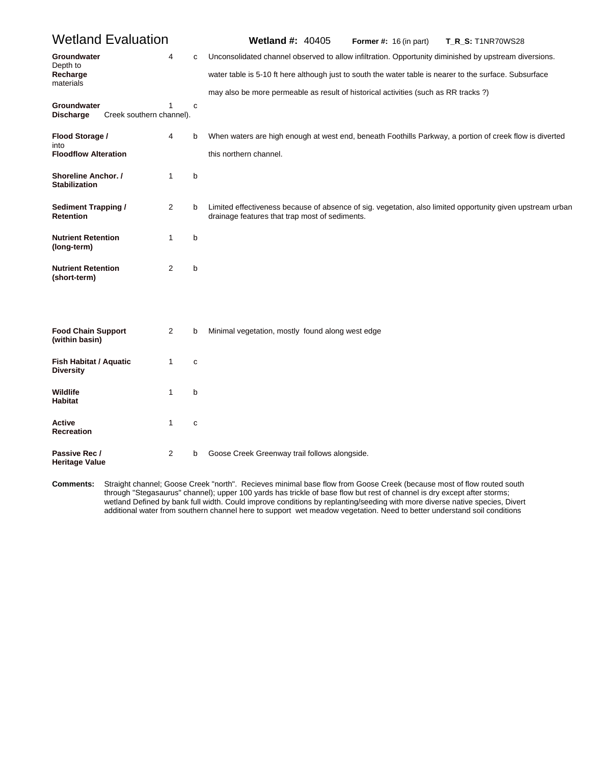# Wetland Evaluation

**Wetland #:** 40405 **Former #:** 16 (in part) **T_R_S:** T1NR70WS28

| Function | Score | | Comments |
|---|---|---|---|
| **Groundwater** Depth to **Recharge** materials | 4 | c | Unconsolidated channel observed to allow infiltration. Opportunity diminished by upstream diversions. water table is 5-10 ft here although just to south the water table is nearer to the surface. Subsurface may also be more permeable as result of historical activities (such as RR tracks ?) |
| **Groundwater Discharge** Creek southern channel). | 1 | c | |
| **Flood Storage /** into **Floodflow Alteration** | 4 | b | When waters are high enough at west end, beneath Foothills Parkway, a portion of creek flow is diverted this northern channel. |
| **Shoreline Anchor. / Stabilization** | 1 | b | |
| **Sediment Trapping / Retention** | 2 | b | Limited effectiveness because of absence of sig. vegetation, also limited opportunity given upstream urban drainage features that trap most of sediments. |
| **Nutrient Retention (long-term)** | 1 | b | |
| **Nutrient Retention (short-term)** | 2 | b | |
| **Food Chain Support (within basin)** | 2 | b | Minimal vegetation, mostly found along west edge |
| **Fish Habitat / Aquatic Diversity** | 1 | c | |
| **Wildlife Habitat** | 1 | b | |
| **Active Recreation** | 1 | c | |
| **Passive Rec / Heritage Value** | 2 | b | Goose Creek Greenway trail follows alongside. |

**Comments:** Straight channel; Goose Creek "north". Recieves minimal base flow from Goose Creek (because most of flow routed south through "Stegasaurus" channel); upper 100 yards has trickle of base flow but rest of channel is dry except after storms; wetland Defined by bank full width. Could improve conditions by replanting/seeding with more diverse native species, Divert additional water from southern channel here to support wet meadow vegetation. Need to better understand soil conditions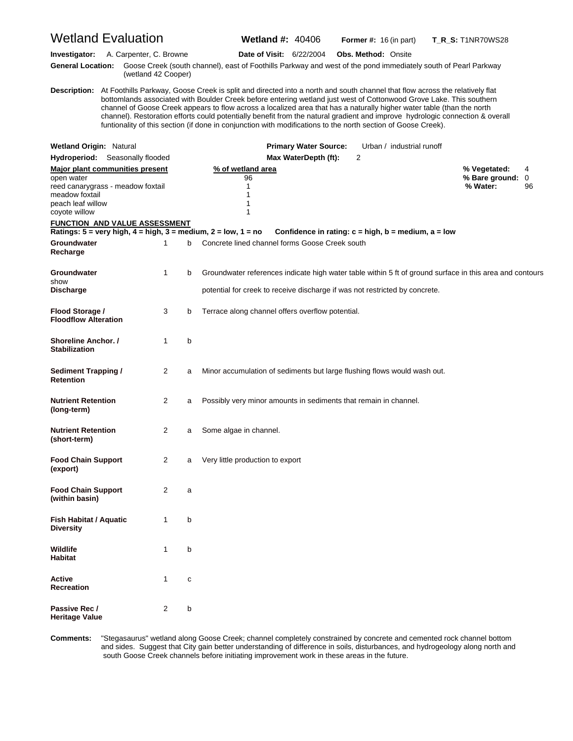# Wetland Evaluation

**Wetland #:** 40406 **Former #:** 16 (in part) **T_R_S:** T1NR70WS28

**Investigator:** A. Carpenter, C. Browne **Date of Visit:** 6/22/2004 **Obs. Method:** Onsite

**General Location:** Goose Creek (south channel), east of Foothills Parkway and west of the pond immediately south of Pearl Parkway (wetland 42 Cooper)

**Description:** At Foothills Parkway, Goose Creek is split and directed into a north and south channel that flow across the relatively flat bottomlands associated with Boulder Creek before entering wetland just west of Cottonwood Grove Lake. This southern channel of Goose Creek appears to flow across a localized area that has a naturally higher water table (than the north channel). Restoration efforts could potentially benefit from the natural gradient and improve hydrologic connection & overall funtionality of this section (if done in conjunction with modifications to the north section of Goose Creek).

**Wetland Origin:** Natural **Primary Water Source:** Urban / industrial runoff

**Hydroperiod:** Seasonally flooded **Max WaterDepth (ft):** 2

| Major plant communities present | % of wetland area |
|---|---|
| open water | 96 |
| reed canarygrass - meadow foxtail | 1 |
| meadow foxtail | 1 |
| peach leaf willow | 1 |
| coyote willow | 1 |

**% Vegetated:** 4
**% Bare ground:** 0
**% Water:** 96

## FUNCTION AND VALUE ASSESSMENT

**Ratings: 5 = very high, 4 = high, 3 = medium, 2 = low, 1 = no Confidence in rating: c = high, b = medium, a = low**

| Function | Rating | Confidence | Comments |
|---|---|---|---|
| **Groundwater Recharge** | 1 | b | Concrete lined channel forms Goose Creek south |
| **Groundwater Discharge** | 1 | b | Groundwater references indicate high water table within 5 ft of ground surface in this area and contours show potential for creek to receive discharge if was not restricted by concrete. |
| **Flood Storage / Floodflow Alteration** | 3 | b | Terrace along channel offers overflow potential. |
| **Shoreline Anchor. / Stabilization** | 1 | b | |
| **Sediment Trapping / Retention** | 2 | a | Minor accumulation of sediments but large flushing flows would wash out. |
| **Nutrient Retention (long-term)** | 2 | a | Possibly very minor amounts in sediments that remain in channel. |
| **Nutrient Retention (short-term)** | 2 | a | Some algae in channel. |
| **Food Chain Support (export)** | 2 | a | Very little production to export |
| **Food Chain Support (within basin)** | 2 | a | |
| **Fish Habitat / Aquatic Diversity** | 1 | b | |
| **Wildlife Habitat** | 1 | b | |
| **Active Recreation** | 1 | c | |
| **Passive Rec / Heritage Value** | 2 | b | |

**Comments:** "Stegasaurus" wetland along Goose Creek; channel completely constrained by concrete and cemented rock channel bottom and sides. Suggest that City gain better understanding of difference in soils, disturbances, and hydrogeology along north and south Goose Creek channels before initiating improvement work in these areas in the future.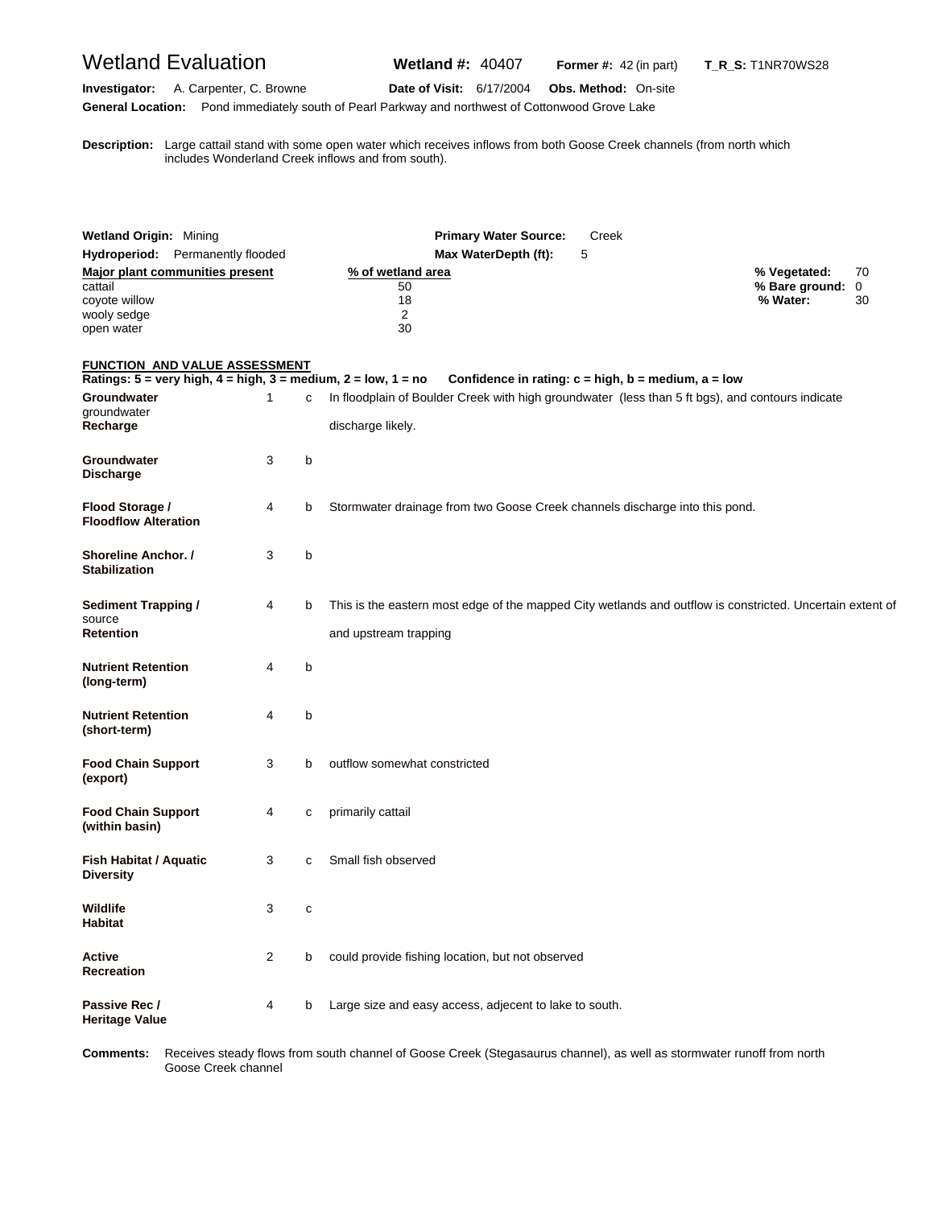# Wetland Evaluation

**Wetland #:** 40407 **Former #:** 42 (in part) **T_R_S:** T1NR70WS28

**Investigator:** A. Carpenter, C. Browne **Date of Visit:** 6/17/2004 **Obs. Method:** On-site

**General Location:** Pond immediately south of Pearl Parkway and northwest of Cottonwood Grove Lake

**Description:** Large cattail stand with some open water which receives inflows from both Goose Creek channels (from north which includes Wonderland Creek inflows and from south).

**Wetland Origin:** Mining **Primary Water Source:** Creek

**Hydroperiod:** Permanently flooded **Max WaterDepth (ft):** 5

| Major plant communities present | % of wetland area |
|---|---|
| cattail | 50 |
| coyote willow | 18 |
| wooly sedge | 2 |
| open water | 30 |

**% Vegetated:** 70
**% Bare ground:** 0
**% Water:** 30

**FUNCTION AND VALUE ASSESSMENT**

**Ratings: 5 = very high, 4 = high, 3 = medium, 2 = low, 1 = no Confidence in rating: c = high, b = medium, a = low**

| Function | Rating | Confidence | Comments |
|---|---|---|---|
| **Groundwater Recharge** | 1 | c | In floodplain of Boulder Creek with high groundwater (less than 5 ft bgs), and contours indicate groundwater discharge likely. |
| **Groundwater Discharge** | 3 | b | |
| **Flood Storage / Floodflow Alteration** | 4 | b | Stormwater drainage from two Goose Creek channels discharge into this pond. |
| **Shoreline Anchor. / Stabilization** | 3 | b | |
| **Sediment Trapping / Retention** | 4 | b | This is the eastern most edge of the mapped City wetlands and outflow is constricted. Uncertain extent of source and upstream trapping |
| **Nutrient Retention (long-term)** | 4 | b | |
| **Nutrient Retention (short-term)** | 4 | b | |
| **Food Chain Support (export)** | 3 | b | outflow somewhat constricted |
| **Food Chain Support (within basin)** | 4 | c | primarily cattail |
| **Fish Habitat / Aquatic Diversity** | 3 | c | Small fish observed |
| **Wildlife Habitat** | 3 | c | |
| **Active Recreation** | 2 | b | could provide fishing location, but not observed |
| **Passive Rec / Heritage Value** | 4 | b | Large size and easy access, adjecent to lake to south. |

**Comments:** Receives steady flows from south channel of Goose Creek (Stegasaurus channel), as well as stormwater runoff from north Goose Creek channel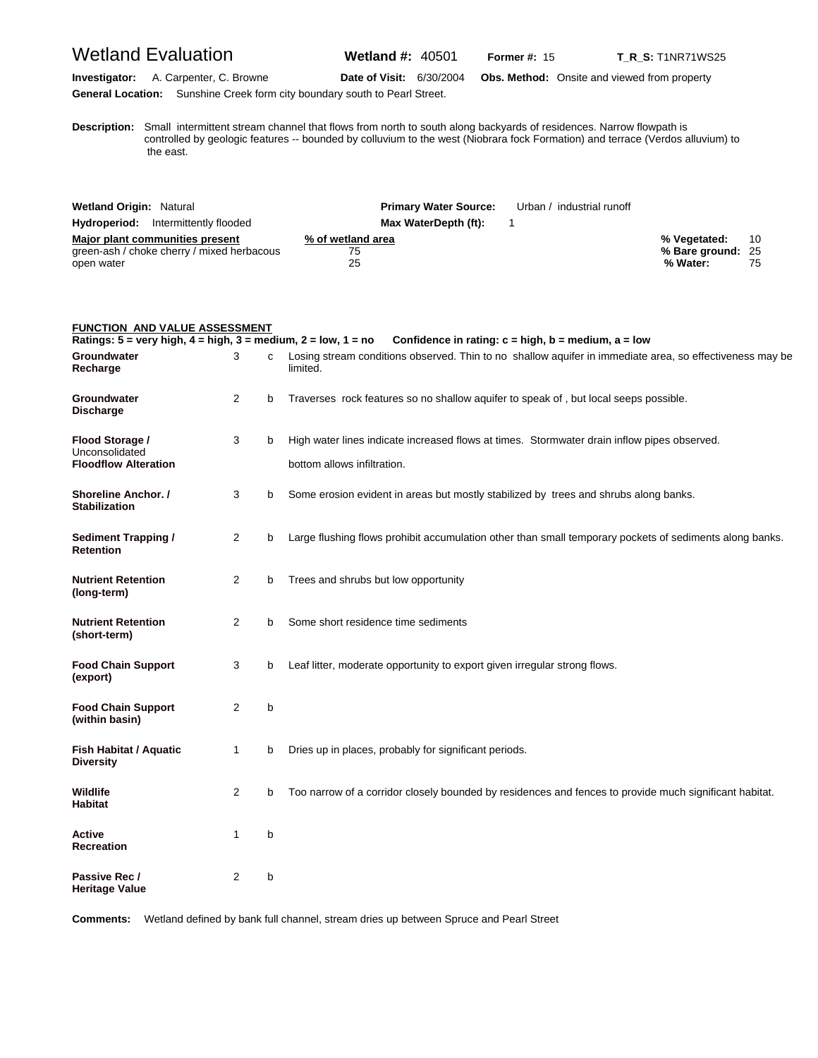# Wetland Evaluation

**Wetland #:** 40501 **Former #:** 15 **T_R_S:** T1NR71WS25

**Investigator:** A. Carpenter, C. Browne **Date of Visit:** 6/30/2004 **Obs. Method:** Onsite and viewed from property

**General Location:** Sunshine Creek form city boundary south to Pearl Street.

**Description:** Small intermittent stream channel that flows from north to south along backyards of residences. Narrow flowpath is controlled by geologic features -- bounded by colluvium to the west (Niobrara fock Formation) and terrace (Verdos alluvium) to the east.

**Wetland Origin:** Natural **Primary Water Source:** Urban / industrial runoff

**Hydroperiod:** Intermittently flooded **Max WaterDepth (ft):** 1

| Major plant communities present | % of wetland area |
|---|---|
| green-ash / choke cherry / mixed herbacous | 75 |
| open water | 25 |

**% Vegetated:** 10
**% Bare ground:** 25
**% Water:** 75

## FUNCTION AND VALUE ASSESSMENT

**Ratings: 5 = very high, 4 = high, 3 = medium, 2 = low, 1 = no Confidence in rating: c = high, b = medium, a = low**

| Function | Rating | Confidence | Notes |
|---|---|---|---|
| **Groundwater Recharge** | 3 | c | Losing stream conditions observed. Thin to no shallow aquifer in immediate area, so effectiveness may be limited. |
| **Groundwater Discharge** | 2 | b | Traverses rock features so no shallow aquifer to speak of , but local seeps possible. |
| **Flood Storage /** Unconsolidated **Floodflow Alteration** | 3 | b | High water lines indicate increased flows at times. Stormwater drain inflow pipes observed. bottom allows infiltration. |
| **Shoreline Anchor. / Stabilization** | 3 | b | Some erosion evident in areas but mostly stabilized by trees and shrubs along banks. |
| **Sediment Trapping / Retention** | 2 | b | Large flushing flows prohibit accumulation other than small temporary pockets of sediments along banks. |
| **Nutrient Retention (long-term)** | 2 | b | Trees and shrubs but low opportunity |
| **Nutrient Retention (short-term)** | 2 | b | Some short residence time sediments |
| **Food Chain Support (export)** | 3 | b | Leaf litter, moderate opportunity to export given irregular strong flows. |
| **Food Chain Support (within basin)** | 2 | b | |
| **Fish Habitat / Aquatic Diversity** | 1 | b | Dries up in places, probably for significant periods. |
| **Wildlife Habitat** | 2 | b | Too narrow of a corridor closely bounded by residences and fences to provide much significant habitat. |
| **Active Recreation** | 1 | b | |
| **Passive Rec / Heritage Value** | 2 | b | |

**Comments:** Wetland defined by bank full channel, stream dries up between Spruce and Pearl Street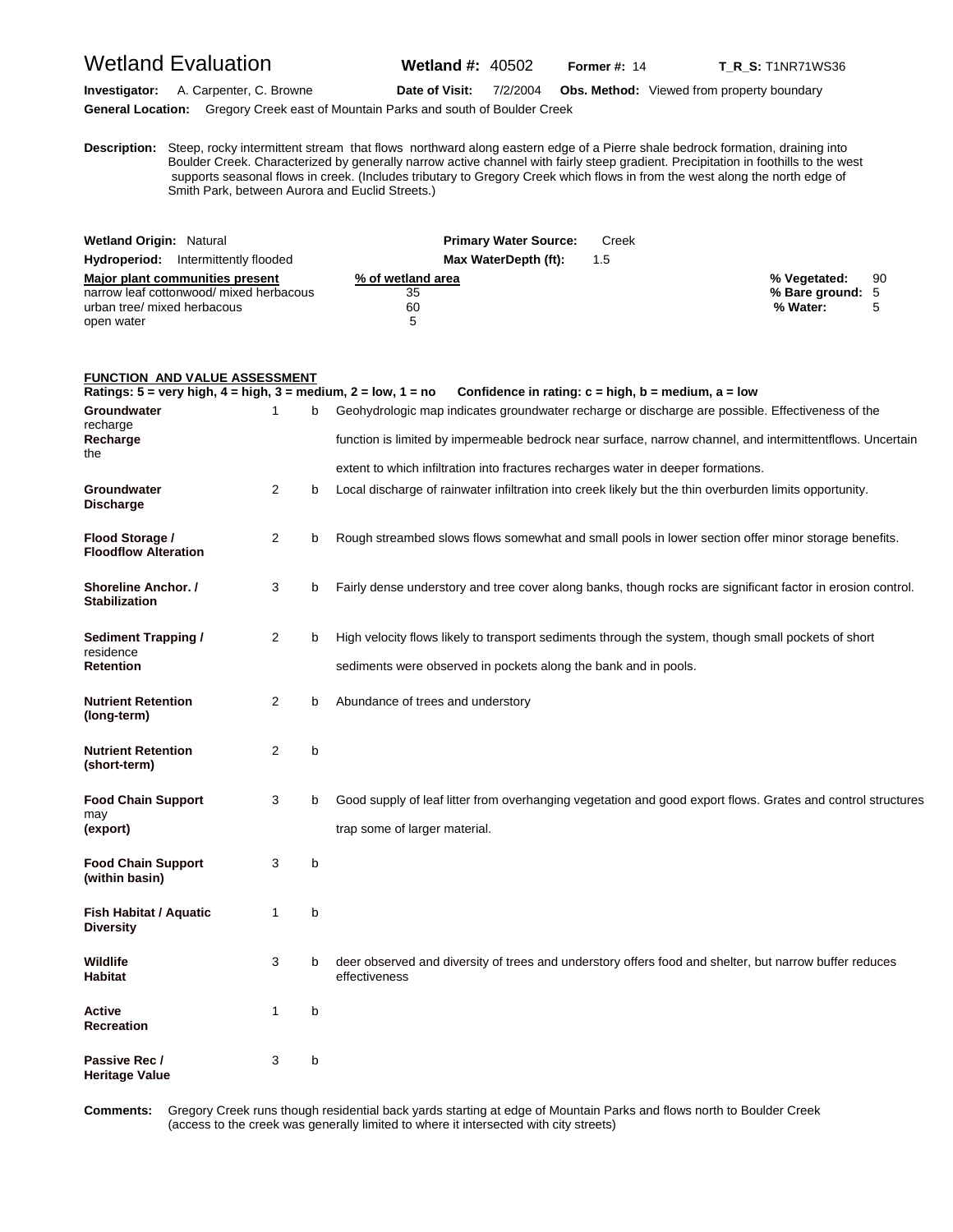# Wetland Evaluation

**Wetland #:** 40502 **Former #:** 14 **T_R_S:** T1NR71WS36

**Investigator:** A. Carpenter, C. Browne **Date of Visit:** 7/2/2004 **Obs. Method:** Viewed from property boundary

**General Location:** Gregory Creek east of Mountain Parks and south of Boulder Creek

**Description:** Steep, rocky intermittent stream that flows northward along eastern edge of a Pierre shale bedrock formation, draining into Boulder Creek. Characterized by generally narrow active channel with fairly steep gradient. Precipitation in foothills to the west supports seasonal flows in creek. (Includes tributary to Gregory Creek which flows in from the west along the north edge of Smith Park, between Aurora and Euclid Streets.)

**Wetland Origin:** Natural **Primary Water Source:** Creek

**Hydroperiod:** Intermittently flooded **Max WaterDepth (ft):** 1.5

| Major plant communities present | % of wetland area |
|---|---|
| narrow leaf cottonwood/ mixed herbacous | 35 |
| urban tree/ mixed herbacous | 60 |
| open water | 5 |

**% Vegetated:** 90
**% Bare ground:** 5
**% Water:** 5

## FUNCTION AND VALUE ASSESSMENT

**Ratings: 5 = very high, 4 = high, 3 = medium, 2 = low, 1 = no Confidence in rating: c = high, b = medium, a = low**

| Function | Rating | Confidence | Comments |
|---|---|---|---|
| **Groundwater Recharge** | 1 | b | Geohydrologic map indicates groundwater recharge or discharge are possible. Effectiveness of the recharge function is limited by impermeable bedrock near surface, narrow channel, and intermittentflows. Uncertain the extent to which infiltration into fractures recharges water in deeper formations. |
| **Groundwater Discharge** | 2 | b | Local discharge of rainwater infiltration into creek likely but the thin overburden limits opportunity. |
| **Flood Storage / Floodflow Alteration** | 2 | b | Rough streambed slows flows somewhat and small pools in lower section offer minor storage benefits. |
| **Shoreline Anchor. / Stabilization** | 3 | b | Fairly dense understory and tree cover along banks, though rocks are significant factor in erosion control. |
| **Sediment Trapping / Retention** | 2 | b | High velocity flows likely to transport sediments through the system, though small pockets of short residence sediments were observed in pockets along the bank and in pools. |
| **Nutrient Retention (long-term)** | 2 | b | Abundance of trees and understory |
| **Nutrient Retention (short-term)** | 2 | b | |
| **Food Chain Support (export)** | 3 | b | Good supply of leaf litter from overhanging vegetation and good export flows. Grates and control structures may trap some of larger material. |
| **Food Chain Support (within basin)** | 3 | b | |
| **Fish Habitat / Aquatic Diversity** | 1 | b | |
| **Wildlife Habitat** | 3 | b | deer observed and diversity of trees and understory offers food and shelter, but narrow buffer reduces effectiveness |
| **Active Recreation** | 1 | b | |
| **Passive Rec / Heritage Value** | 3 | b | |

**Comments:** Gregory Creek runs though residential back yards starting at edge of Mountain Parks and flows north to Boulder Creek (access to the creek was generally limited to where it intersected with city streets)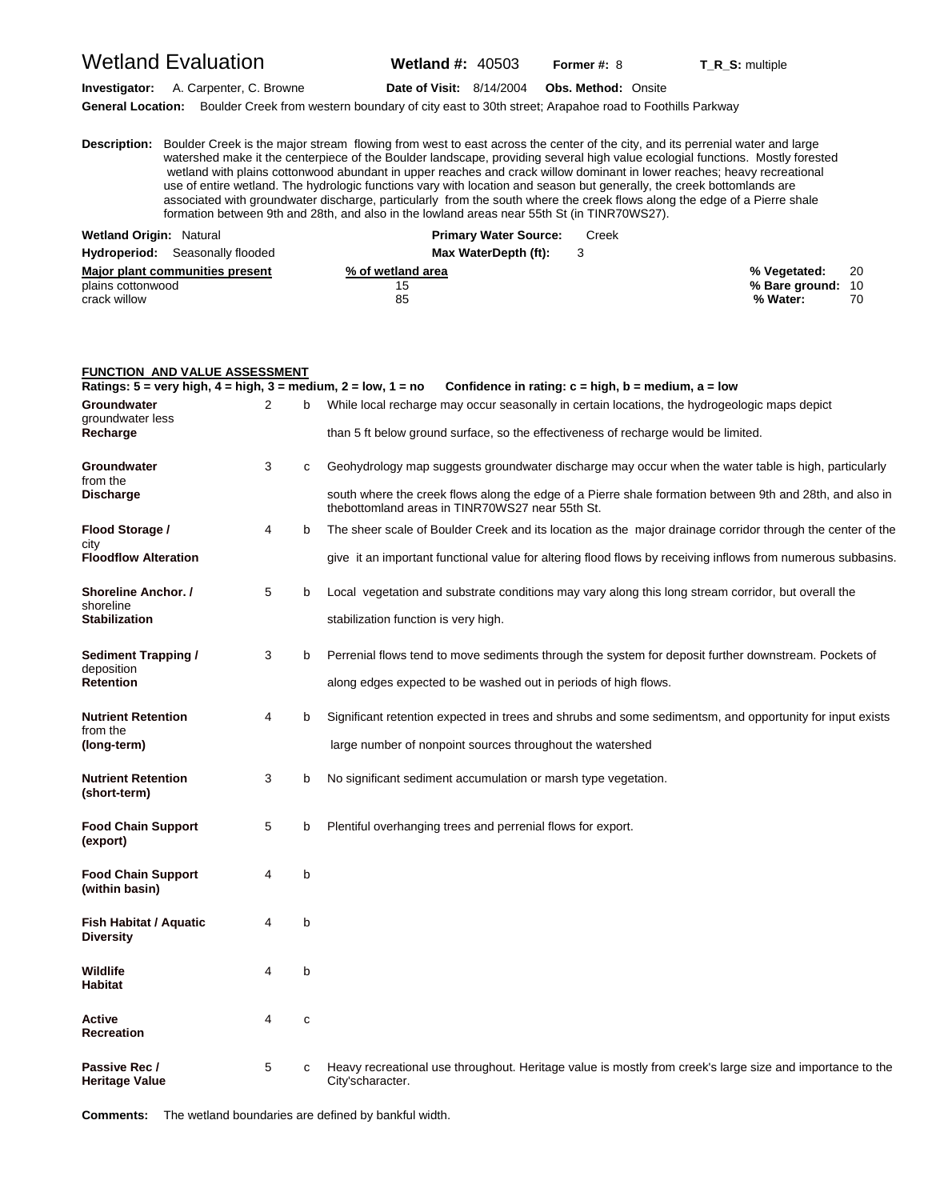# Wetland Evaluation

**Wetland #:** 40503 **Former #:** 8 **T_R_S:** multiple

**Investigator:** A. Carpenter, C. Browne **Date of Visit:** 8/14/2004 **Obs. Method:** Onsite

**General Location:** Boulder Creek from western boundary of city east to 30th street; Arapahoe road to Foothills Parkway

**Description:** Boulder Creek is the major stream flowing from west to east across the center of the city, and its perrenial water and large watershed make it the centerpiece of the Boulder landscape, providing several high value ecologial functions. Mostly forested wetland with plains cottonwood abundant in upper reaches and crack willow dominant in lower reaches; heavy recreational use of entire wetland. The hydrologic functions vary with location and season but generally, the creek bottomlands are associated with groundwater discharge, particularly from the south where the creek flows along the edge of a Pierre shale formation between 9th and 28th, and also in the lowland areas near 55th St (in TINR70WS27).

**Wetland Origin:** Natural **Primary Water Source:** Creek

**Hydroperiod:** Seasonally flooded **Max WaterDepth (ft):** 3

| Major plant communities present | % of wetland area |
|---|---|
| plains cottonwood | 15 |
| crack willow | 85 |

**% Vegetated:** 20
**% Bare ground:** 10
**% Water:** 70

## FUNCTION AND VALUE ASSESSMENT

**Ratings: 5 = very high, 4 = high, 3 = medium, 2 = low, 1 = no Confidence in rating: c = high, b = medium, a = low**

| Function | Rating | Confidence | Comments |
|---|---|---|---|
| **Groundwater Recharge** | 2 | b | While local recharge may occur seasonally in certain locations, the hydrogeologic maps depict groundwater less than 5 ft below ground surface, so the effectiveness of recharge would be limited. |
| **Groundwater Discharge** | 3 | c | Geohydrology map suggests groundwater discharge may occur when the water table is high, particularly from the south where the creek flows along the edge of a Pierre shale formation between 9th and 28th, and also in thebottomland areas in TINR70WS27 near 55th St. |
| **Flood Storage / Floodflow Alteration** | 4 | b | The sheer scale of Boulder Creek and its location as the major drainage corridor through the center of the city give it an important functional value for altering flood flows by receiving inflows from numerous subbasins. |
| **Shoreline Anchor. / Stabilization** | 5 | b | Local vegetation and substrate conditions may vary along this long stream corridor, but overall the shoreline stabilization function is very high. |
| **Sediment Trapping / Retention** | 3 | b | Perrenial flows tend to move sediments through the system for deposit further downstream. Pockets of deposition along edges expected to be washed out in periods of high flows. |
| **Nutrient Retention (long-term)** | 4 | b | Significant retention expected in trees and shrubs and some sedimentsm, and opportunity for input exists from the large number of nonpoint sources throughout the watershed |
| **Nutrient Retention (short-term)** | 3 | b | No significant sediment accumulation or marsh type vegetation. |
| **Food Chain Support (export)** | 5 | b | Plentiful overhanging trees and perrenial flows for export. |
| **Food Chain Support (within basin)** | 4 | b | |
| **Fish Habitat / Aquatic Diversity** | 4 | b | |
| **Wildlife Habitat** | 4 | b | |
| **Active Recreation** | 4 | c | |
| **Passive Rec / Heritage Value** | 5 | c | Heavy recreational use throughout. Heritage value is mostly from creek's large size and importance to the City'scharacter. |

**Comments:** The wetland boundaries are defined by bankful width.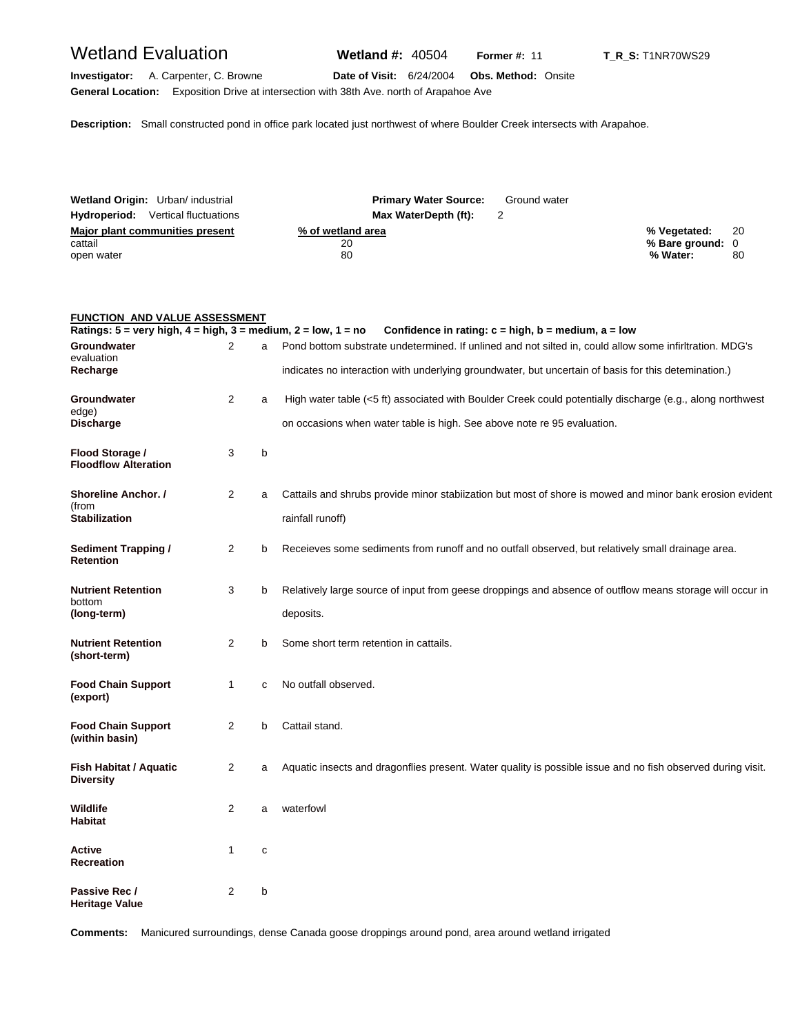# Wetland Evaluation

**Wetland #:** 40504 **Former #:** 11 **T_R_S:** T1NR70WS29

**Investigator:** A. Carpenter, C. Browne **Date of Visit:** 6/24/2004 **Obs. Method:** Onsite

**General Location:** Exposition Drive at intersection with 38th Ave. north of Arapahoe Ave

**Description:** Small constructed pond in office park located just northwest of where Boulder Creek intersects with Arapahoe.

**Wetland Origin:** Urban/ industrial **Primary Water Source:** Ground water

**Hydroperiod:** Vertical fluctuations **Max WaterDepth (ft):** 2

| Major plant communities present | % of wetland area |
|---|---|
| cattail | 20 |
| open water | 80 |

| | |
|---|---|
| **% Vegetated:** | 20 |
| **% Bare ground:** | 0 |
| **% Water:** | 80 |

## FUNCTION AND VALUE ASSESSMENT

**Ratings: 5 = very high, 4 = high, 3 = medium, 2 = low, 1 = no** **Confidence in rating: c = high, b = medium, a = low**

| Function | Rating | Confidence | Comments |
|---|---|---|---|
| **Groundwater Recharge** | 2 | a | Pond bottom substrate undetermined. If unlined and not silted in, could allow some infirltration. MDG's evaluation indicates no interaction with underlying groundwater, but uncertain of basis for this detemination.) |
| **Groundwater Discharge** | 2 | a | High water table (<5 ft) associated with Boulder Creek could potentially discharge (e.g., along northwest edge) on occasions when water table is high. See above note re 95 evaluation. |
| **Flood Storage / Floodflow Alteration** | 3 | b | |
| **Shoreline Anchor. / Stabilization** | 2 | a | Cattails and shrubs provide minor stabiization but most of shore is mowed and minor bank erosion evident (from rainfall runoff) |
| **Sediment Trapping / Retention** | 2 | b | Receieves some sediments from runoff and no outfall observed, but relatively small drainage area. |
| **Nutrient Retention (long-term)** | 3 | b | Relatively large source of input from geese droppings and absence of outflow means storage will occur in bottom deposits. |
| **Nutrient Retention (short-term)** | 2 | b | Some short term retention in cattails. |
| **Food Chain Support (export)** | 1 | c | No outfall observed. |
| **Food Chain Support (within basin)** | 2 | b | Cattail stand. |
| **Fish Habitat / Aquatic Diversity** | 2 | a | Aquatic insects and dragonflies present. Water quality is possible issue and no fish observed during visit. |
| **Wildlife Habitat** | 2 | a | waterfowl |
| **Active Recreation** | 1 | c | |
| **Passive Rec / Heritage Value** | 2 | b | |

**Comments:** Manicured surroundings, dense Canada goose droppings around pond, area around wetland irrigated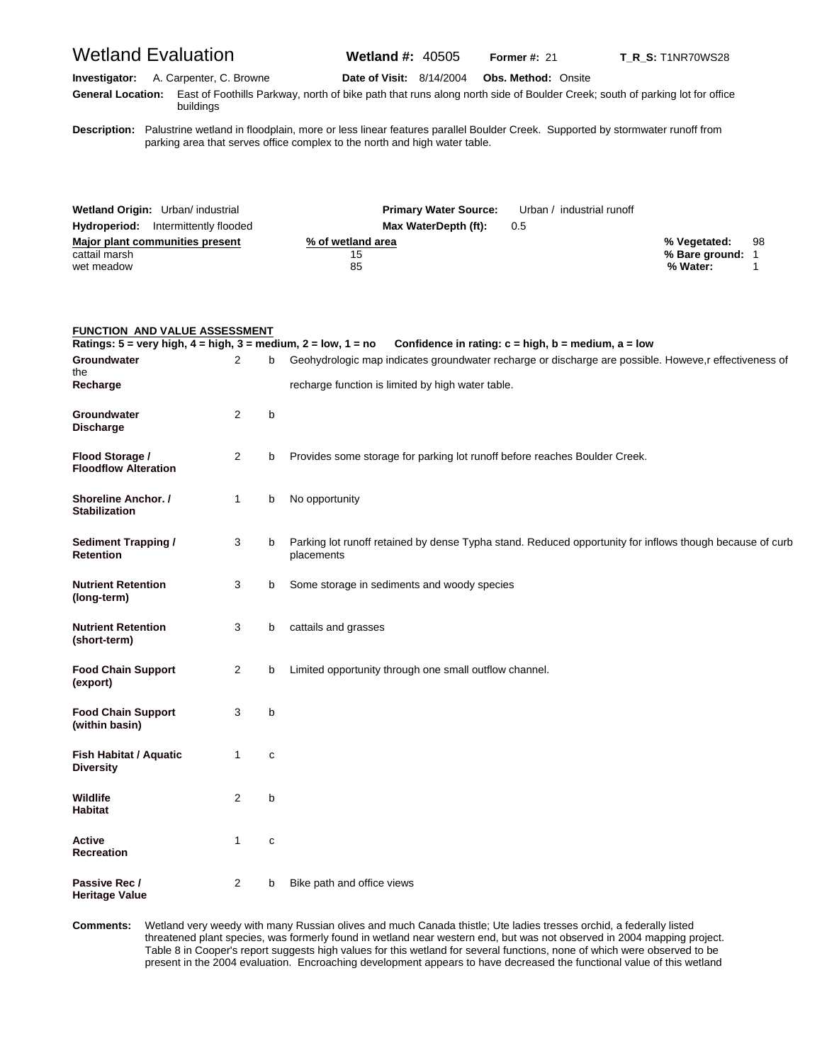# Wetland Evaluation

**Wetland #:** 40505 **Former #:** 21 **T_R_S:** T1NR70WS28

**Investigator:** A. Carpenter, C. Browne **Date of Visit:** 8/14/2004 **Obs. Method:** Onsite

**General Location:** East of Foothills Parkway, north of bike path that runs along north side of Boulder Creek; south of parking lot for office buildings

**Description:** Palustrine wetland in floodplain, more or less linear features parallel Boulder Creek. Supported by stormwater runoff from parking area that serves office complex to the north and high water table.

**Wetland Origin:** Urban/ industrial **Primary Water Source:** Urban / industrial runoff

**Hydroperiod:** Intermittently flooded **Max WaterDepth (ft):** 0.5

| Major plant communities present | % of wetland area |
|---|---|
| cattail marsh | 15 |
| wet meadow | 85 |

**% Vegetated:** 98
**% Bare ground:** 1
**% Water:** 1

## FUNCTION AND VALUE ASSESSMENT

**Ratings: 5 = very high, 4 = high, 3 = medium, 2 = low, 1 = no   Confidence in rating: c = high, b = medium, a = low**

| Function | Rating | Confidence | Comments |
|---|---|---|---|
| **Groundwater Recharge** | 2 | b | Geohydrologic map indicates groundwater recharge or discharge are possible. Howeve,r effectiveness of the recharge function is limited by high water table. |
| **Groundwater Discharge** | 2 | b | |
| **Flood Storage / Floodflow Alteration** | 2 | b | Provides some storage for parking lot runoff before reaches Boulder Creek. |
| **Shoreline Anchor. / Stabilization** | 1 | b | No opportunity |
| **Sediment Trapping / Retention** | 3 | b | Parking lot runoff retained by dense Typha stand. Reduced opportunity for inflows though because of curb placements |
| **Nutrient Retention (long-term)** | 3 | b | Some storage in sediments and woody species |
| **Nutrient Retention (short-term)** | 3 | b | cattails and grasses |
| **Food Chain Support (export)** | 2 | b | Limited opportunity through one small outflow channel. |
| **Food Chain Support (within basin)** | 3 | b | |
| **Fish Habitat / Aquatic Diversity** | 1 | c | |
| **Wildlife Habitat** | 2 | b | |
| **Active Recreation** | 1 | c | |
| **Passive Rec / Heritage Value** | 2 | b | Bike path and office views |

**Comments:** Wetland very weedy with many Russian olives and much Canada thistle; Ute ladies tresses orchid, a federally listed threatened plant species, was formerly found in wetland near western end, but was not observed in 2004 mapping project. Table 8 in Cooper's report suggests high values for this wetland for several functions, none of which were observed to be present in the 2004 evaluation. Encroaching development appears to have decreased the functional value of this wetland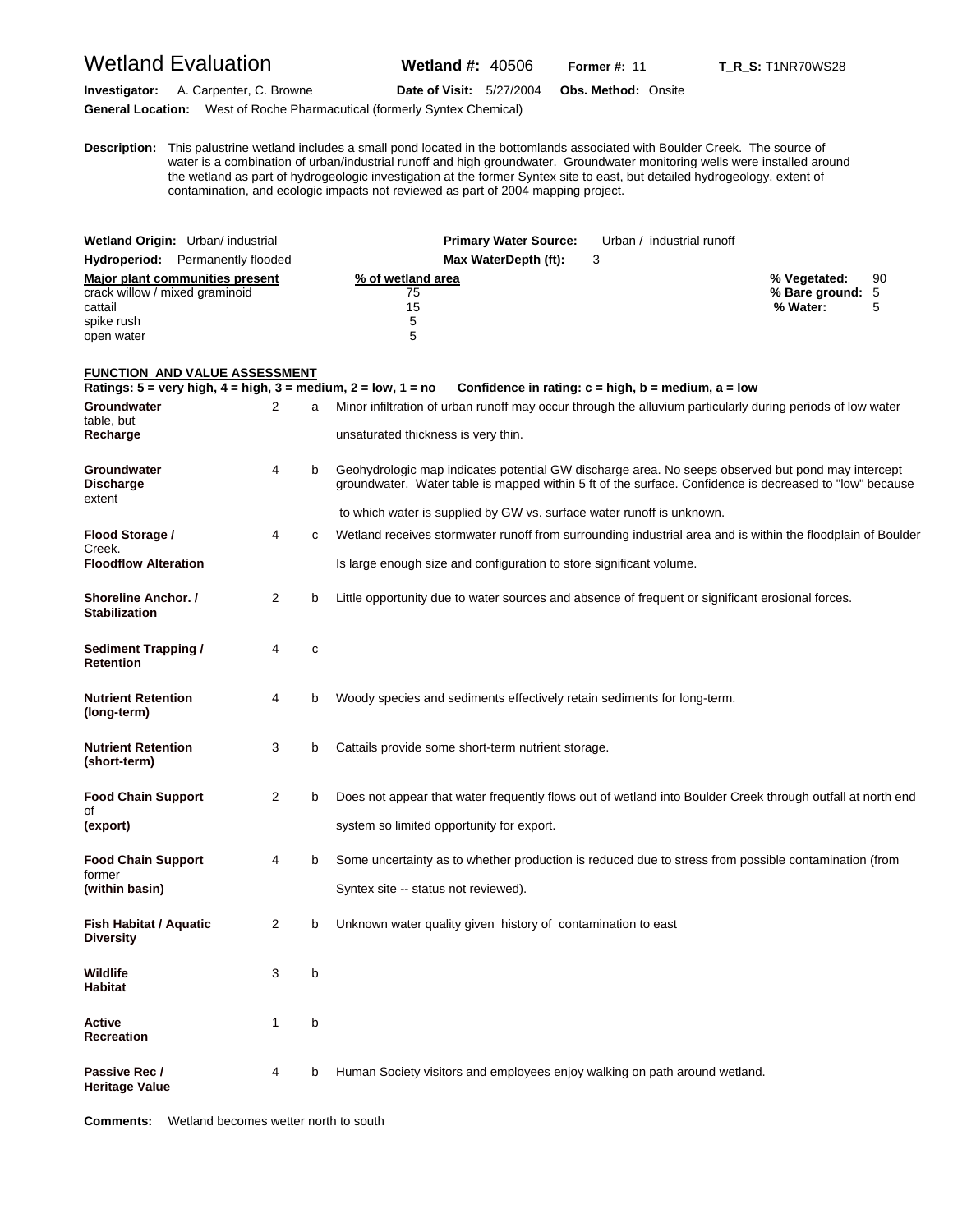# Wetland Evaluation

**Wetland #:** 40506 **Former #:** 11 **T_R_S:** T1NR70WS28

**Investigator:** A. Carpenter, C. Browne **Date of Visit:** 5/27/2004 **Obs. Method:** Onsite

**General Location:** West of Roche Pharmacutical (formerly Syntex Chemical)

**Description:** This palustrine wetland includes a small pond located in the bottomlands associated with Boulder Creek. The source of water is a combination of urban/industrial runoff and high groundwater. Groundwater monitoring wells were installed around the wetland as part of hydrogeologic investigation at the former Syntex site to east, but detailed hydrogeology, extent of contamination, and ecologic impacts not reviewed as part of 2004 mapping project.

**Wetland Origin:** Urban/ industrial **Primary Water Source:** Urban / industrial runoff

**Hydroperiod:** Permanently flooded **Max WaterDepth (ft):** 3

| Major plant communities present | % of wetland area |
|---|---|
| crack willow / mixed graminoid | 75 |
| cattail | 15 |
| spike rush | 5 |
| open water | 5 |

**% Vegetated:** 90
**% Bare ground:** 5
**% Water:** 5

## FUNCTION AND VALUE ASSESSMENT

**Ratings: 5 = very high, 4 = high, 3 = medium, 2 = low, 1 = no Confidence in rating: c = high, b = medium, a = low**

| Function | Rating | Confidence | Comments |
|---|---|---|---|
| **Groundwater Recharge** | 2 | a | Minor infiltration of urban runoff may occur through the alluvium particularly during periods of low water table, but unsaturated thickness is very thin. |
| **Groundwater Discharge** | 4 | b | Geohydrologic map indicates potential GW discharge area. No seeps observed but pond may intercept groundwater. Water table is mapped within 5 ft of the surface. Confidence is decreased to "low" because extent to which water is supplied by GW vs. surface water runoff is unknown. |
| **Flood Storage / Floodflow Alteration** | 4 | c | Wetland receives stormwater runoff from surrounding industrial area and is within the floodplain of Boulder Creek. Is large enough size and configuration to store significant volume. |
| **Shoreline Anchor. / Stabilization** | 2 | b | Little opportunity due to water sources and absence of frequent or significant erosional forces. |
| **Sediment Trapping / Retention** | 4 | c | |
| **Nutrient Retention (long-term)** | 4 | b | Woody species and sediments effectively retain sediments for long-term. |
| **Nutrient Retention (short-term)** | 3 | b | Cattails provide some short-term nutrient storage. |
| **Food Chain Support (export)** | 2 | b | Does not appear that water frequently flows out of wetland into Boulder Creek through outfall at north end of system so limited opportunity for export. |
| **Food Chain Support (within basin)** | 4 | b | Some uncertainty as to whether production is reduced due to stress from possible contamination (from former Syntex site -- status not reviewed). |
| **Fish Habitat / Aquatic Diversity** | 2 | b | Unknown water quality given history of contamination to east |
| **Wildlife Habitat** | 3 | b | |
| **Active Recreation** | 1 | b | |
| **Passive Rec / Heritage Value** | 4 | b | Human Society visitors and employees enjoy walking on path around wetland. |

**Comments:** Wetland becomes wetter north to south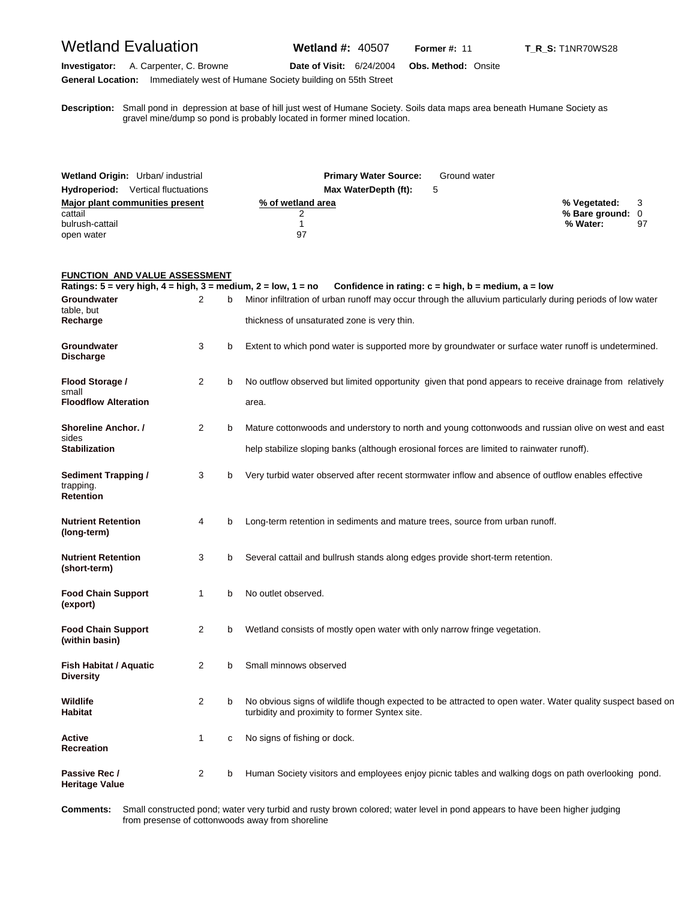# Wetland Evaluation

**Wetland #:** 40507 **Former #:** 11 **T_R_S:** T1NR70WS28

**Investigator:** A. Carpenter, C. Browne **Date of Visit:** 6/24/2004 **Obs. Method:** Onsite

**General Location:** Immediately west of Humane Society building on 55th Street

**Description:** Small pond in depression at base of hill just west of Humane Society. Soils data maps area beneath Humane Society as gravel mine/dump so pond is probably located in former mined location.

**Wetland Origin:** Urban/ industrial **Primary Water Source:** Ground water

**Hydroperiod:** Vertical fluctuations **Max WaterDepth (ft):** 5

| Major plant communities present | % of wetland area |
|---|---|
| cattail | 2 |
| bulrush-cattail | 1 |
| open water | 97 |

**% Vegetated:** 3
**% Bare ground:** 0
**% Water:** 97

## FUNCTION AND VALUE ASSESSMENT

**Ratings: 5 = very high, 4 = high, 3 = medium, 2 = low, 1 = no Confidence in rating: c = high, b = medium, a = low**

| Function | Rating | Confidence | Comments |
|---|---|---|---|
| **Groundwater Recharge** | 2 | b | Minor infiltration of urban runoff may occur through the alluvium particularly during periods of low water table, but thickness of unsaturated zone is very thin. |
| **Groundwater Discharge** | 3 | b | Extent to which pond water is supported more by groundwater or surface water runoff is undetermined. |
| **Flood Storage / Floodflow Alteration** | 2 | b | No outflow observed but limited opportunity given that pond appears to receive drainage from relatively small area. |
| **Shoreline Anchor. / Stabilization** | 2 | b | Mature cottonwoods and understory to north and young cottonwoods and russian olive on west and east sides help stabilize sloping banks (although erosional forces are limited to rainwater runoff). |
| **Sediment Trapping / Retention** | 3 | b | Very turbid water observed after recent stormwater inflow and absence of outflow enables effective trapping. |
| **Nutrient Retention (long-term)** | 4 | b | Long-term retention in sediments and mature trees, source from urban runoff. |
| **Nutrient Retention (short-term)** | 3 | b | Several cattail and bullrush stands along edges provide short-term retention. |
| **Food Chain Support (export)** | 1 | b | No outlet observed. |
| **Food Chain Support (within basin)** | 2 | b | Wetland consists of mostly open water with only narrow fringe vegetation. |
| **Fish Habitat / Aquatic Diversity** | 2 | b | Small minnows observed |
| **Wildlife Habitat** | 2 | b | No obvious signs of wildlife though expected to be attracted to open water. Water quality suspect based on turbidity and proximity to former Syntex site. |
| **Active Recreation** | 1 | c | No signs of fishing or dock. |
| **Passive Rec / Heritage Value** | 2 | b | Human Society visitors and employees enjoy picnic tables and walking dogs on path overlooking pond. |

**Comments:** Small constructed pond; water very turbid and rusty brown colored; water level in pond appears to have been higher judging from presense of cottonwoods away from shoreline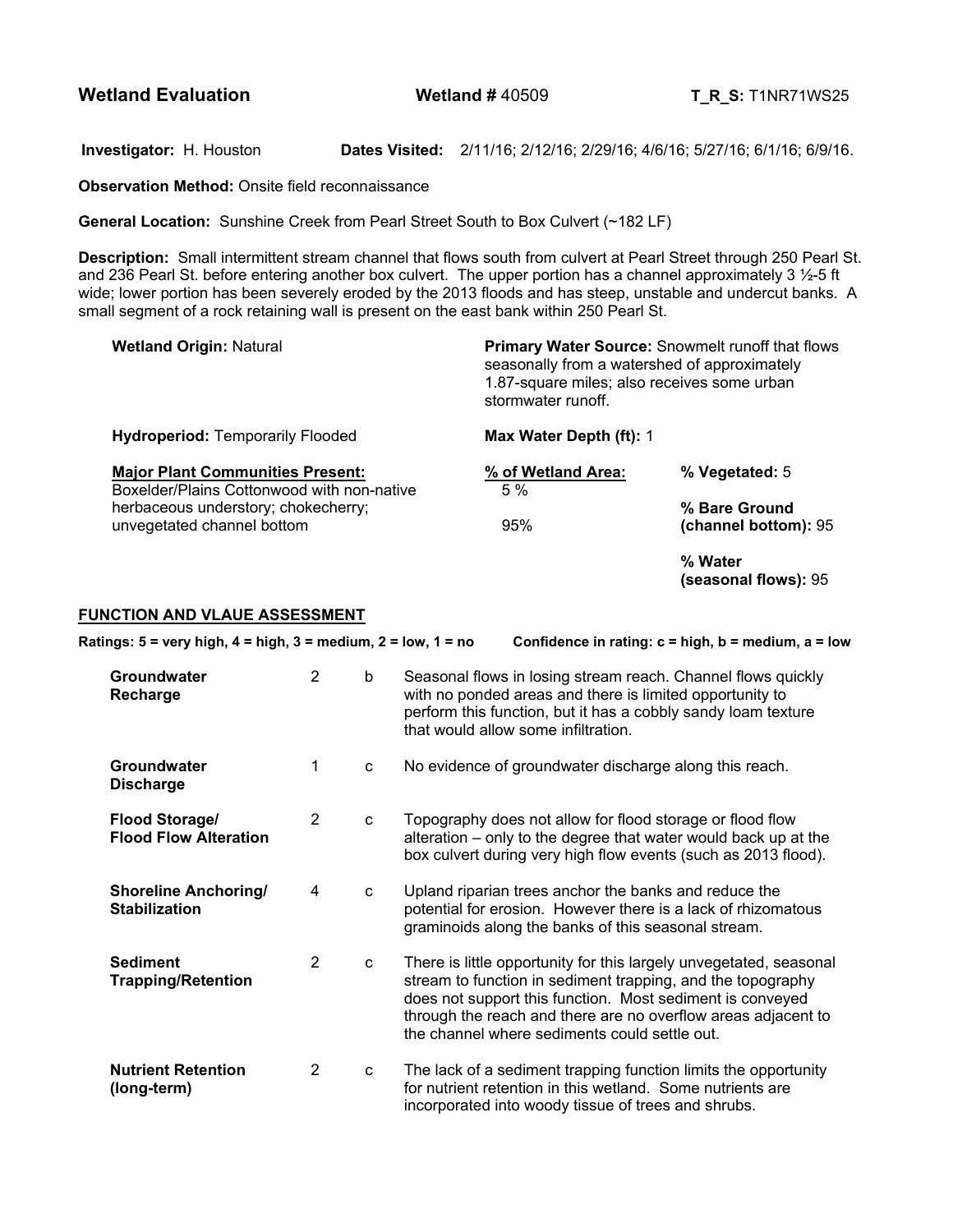# Wetland Evaluation

**Wetland #** 40509 **T_R_S:** T1NR71WS25

**Investigator:** H. Houston **Dates Visited:** 2/11/16; 2/12/16; 2/29/16; 4/6/16; 5/27/16; 6/1/16; 6/9/16.

**Observation Method:** Onsite field reconnaissance

**General Location:** Sunshine Creek from Pearl Street South to Box Culvert (~182 LF)

**Description:** Small intermittent stream channel that flows south from culvert at Pearl Street through 250 Pearl St. and 236 Pearl St. before entering another box culvert. The upper portion has a channel approximately 3 ½-5 ft wide; lower portion has been severely eroded by the 2013 floods and has steep, unstable and undercut banks. A small segment of a rock retaining wall is present on the east bank within 250 Pearl St.

**Wetland Origin:** Natural

**Primary Water Source:** Snowmelt runoff that flows seasonally from a watershed of approximately 1.87-square miles; also receives some urban stormwater runoff.

**Hydroperiod:** Temporarily Flooded

**Max Water Depth (ft):** 1

| Major Plant Communities Present: | % of Wetland Area: | |
|---|---|---|
| Boxelder/Plains Cottonwood with non-native herbaceous understory; chokecherry; | 5 % | **% Vegetated:** 5 |
| unvegetated channel bottom | 95% | **% Bare Ground (channel bottom):** 95 |
| | | **% Water (seasonal flows):** 95 |

## FUNCTION AND VLAUE ASSESSMENT

**Ratings: 5 = very high, 4 = high, 3 = medium, 2 = low, 1 = no** **Confidence in rating: c = high, b = medium, a = low**

| Function | Rating | Confidence | Comments |
|---|---|---|---|
| **Groundwater Recharge** | 2 | b | Seasonal flows in losing stream reach. Channel flows quickly with no ponded areas and there is limited opportunity to perform this function, but it has a cobbly sandy loam texture that would allow some infiltration. |
| **Groundwater Discharge** | 1 | c | No evidence of groundwater discharge along this reach. |
| **Flood Storage/ Flood Flow Alteration** | 2 | c | Topography does not allow for flood storage or flood flow alteration – only to the degree that water would back up at the box culvert during very high flow events (such as 2013 flood). |
| **Shoreline Anchoring/ Stabilization** | 4 | c | Upland riparian trees anchor the banks and reduce the potential for erosion. However there is a lack of rhizomatous graminoids along the banks of this seasonal stream. |
| **Sediment Trapping/Retention** | 2 | c | There is little opportunity for this largely unvegetated, seasonal stream to function in sediment trapping, and the topography does not support this function. Most sediment is conveyed through the reach and there are no overflow areas adjacent to the channel where sediments could settle out. |
| **Nutrient Retention (long-term)** | 2 | c | The lack of a sediment trapping function limits the opportunity for nutrient retention in this wetland. Some nutrients are incorporated into woody tissue of trees and shrubs. |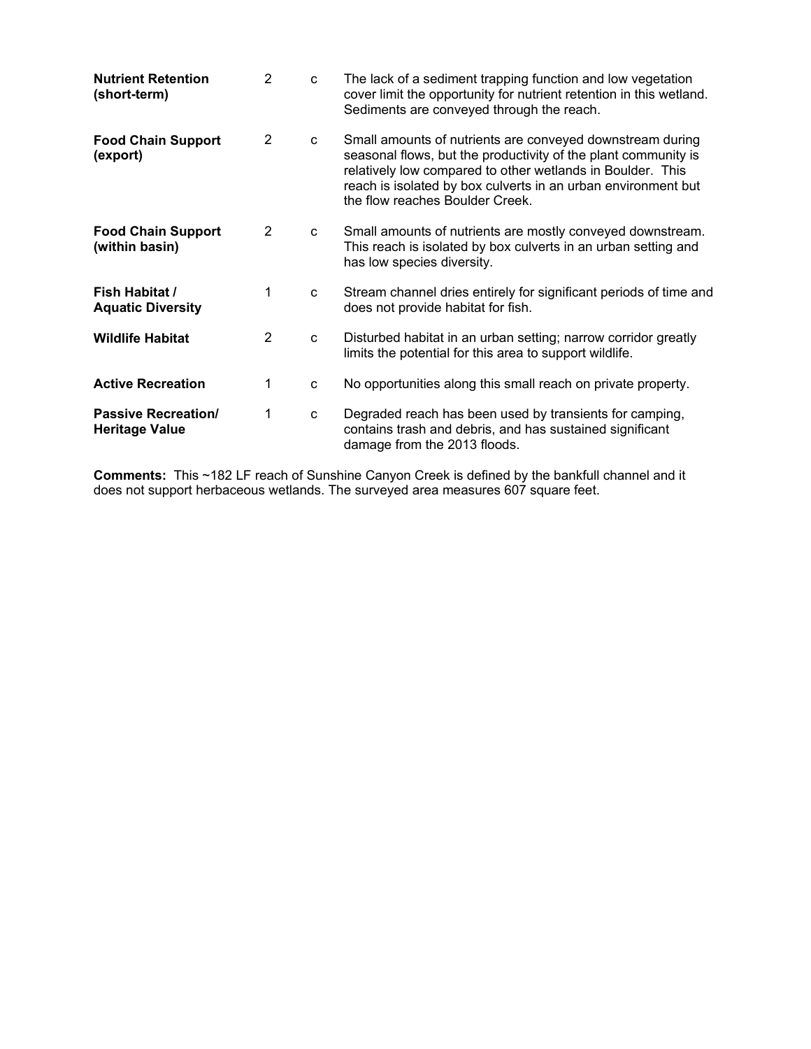| | | | |
|---|---|---|---|
| **Nutrient Retention (short-term)** | 2 | c | The lack of a sediment trapping function and low vegetation cover limit the opportunity for nutrient retention in this wetland. Sediments are conveyed through the reach. |
| **Food Chain Support (export)** | 2 | c | Small amounts of nutrients are conveyed downstream during seasonal flows, but the productivity of the plant community is relatively low compared to other wetlands in Boulder. This reach is isolated by box culverts in an urban environment but the flow reaches Boulder Creek. |
| **Food Chain Support (within basin)** | 2 | c | Small amounts of nutrients are mostly conveyed downstream. This reach is isolated by box culverts in an urban setting and has low species diversity. |
| **Fish Habitat / Aquatic Diversity** | 1 | c | Stream channel dries entirely for significant periods of time and does not provide habitat for fish. |
| **Wildlife Habitat** | 2 | c | Disturbed habitat in an urban setting; narrow corridor greatly limits the potential for this area to support wildlife. |
| **Active Recreation** | 1 | c | No opportunities along this small reach on private property. |
| **Passive Recreation/ Heritage Value** | 1 | c | Degraded reach has been used by transients for camping, contains trash and debris, and has sustained significant damage from the 2013 floods. |

**Comments:** This ~182 LF reach of Sunshine Canyon Creek is defined by the bankfull channel and it does not support herbaceous wetlands. The surveyed area measures 607 square feet.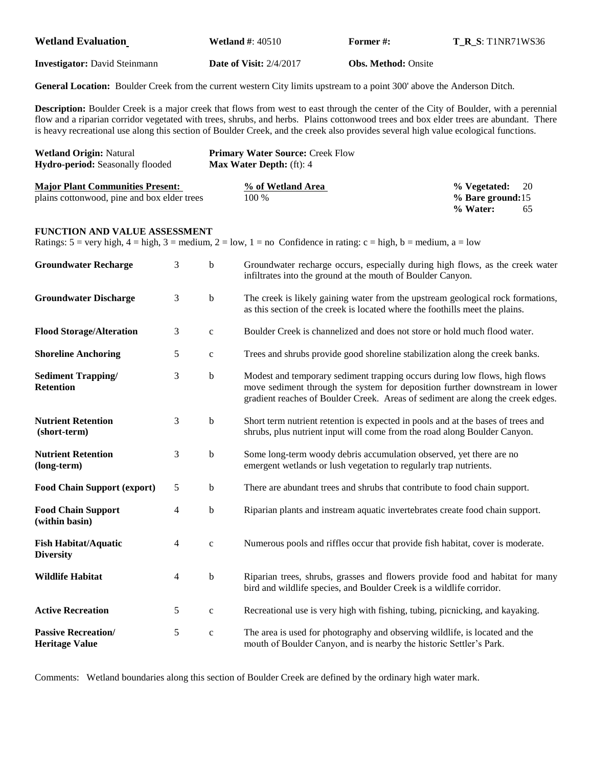**Wetland Evaluation** **Wetland #**: 40510 **Former #:** **T_R_S**: T1NR71WS36

**Investigator:** David Steinmann **Date of Visit:** 2/4/2017 **Obs. Method:** Onsite

**General Location:** Boulder Creek from the current western City limits upstream to a point 300' above the Anderson Ditch.

**Description:** Boulder Creek is a major creek that flows from west to east through the center of the City of Boulder, with a perennial flow and a riparian corridor vegetated with trees, shrubs, and herbs. Plains cottonwood trees and box elder trees are abundant. There is heavy recreational use along this section of Boulder Creek, and the creek also provides several high value ecological functions.

**Wetland Origin:** Natural **Primary Water Source:** Creek Flow
**Hydro-period:** Seasonally flooded **Max Water Depth:** (ft): 4

| Major Plant Communities Present: | % of Wetland Area | |
|---|---|---|
| plains cottonwood, pine and box elder trees | 100 % | **% Vegetated:** 20<br>**% Bare ground:** 15<br>**% Water:** 65 |

**FUNCTION AND VALUE ASSESSMENT**
Ratings: 5 = very high, 4 = high, 3 = medium, 2 = low, 1 = no Confidence in rating: c = high, b = medium, a = low

| Function | Rating | Confidence | Comments |
|---|---|---|---|
| **Groundwater Recharge** | 3 | b | Groundwater recharge occurs, especially during high flows, as the creek water infiltrates into the ground at the mouth of Boulder Canyon. |
| **Groundwater Discharge** | 3 | b | The creek is likely gaining water from the upstream geological rock formations, as this section of the creek is located where the foothills meet the plains. |
| **Flood Storage/Alteration** | 3 | c | Boulder Creek is channelized and does not store or hold much flood water. |
| **Shoreline Anchoring** | 5 | c | Trees and shrubs provide good shoreline stabilization along the creek banks. |
| **Sediment Trapping/ Retention** | 3 | b | Modest and temporary sediment trapping occurs during low flows, high flows move sediment through the system for deposition further downstream in lower gradient reaches of Boulder Creek. Areas of sediment are along the creek edges. |
| **Nutrient Retention (short-term)** | 3 | b | Short term nutrient retention is expected in pools and at the bases of trees and shrubs, plus nutrient input will come from the road along Boulder Canyon. |
| **Nutrient Retention (long-term)** | 3 | b | Some long-term woody debris accumulation observed, yet there are no emergent wetlands or lush vegetation to regularly trap nutrients. |
| **Food Chain Support (export)** | 5 | b | There are abundant trees and shrubs that contribute to food chain support. |
| **Food Chain Support (within basin)** | 4 | b | Riparian plants and instream aquatic invertebrates create food chain support. |
| **Fish Habitat/Aquatic Diversity** | 4 | c | Numerous pools and riffles occur that provide fish habitat, cover is moderate. |
| **Wildlife Habitat** | 4 | b | Riparian trees, shrubs, grasses and flowers provide food and habitat for many bird and wildlife species, and Boulder Creek is a wildlife corridor. |
| **Active Recreation** | 5 | c | Recreational use is very high with fishing, tubing, picnicking, and kayaking. |
| **Passive Recreation/ Heritage Value** | 5 | c | The area is used for photography and observing wildlife, is located and the mouth of Boulder Canyon, and is nearby the historic Settler's Park. |

Comments: Wetland boundaries along this section of Boulder Creek are defined by the ordinary high water mark.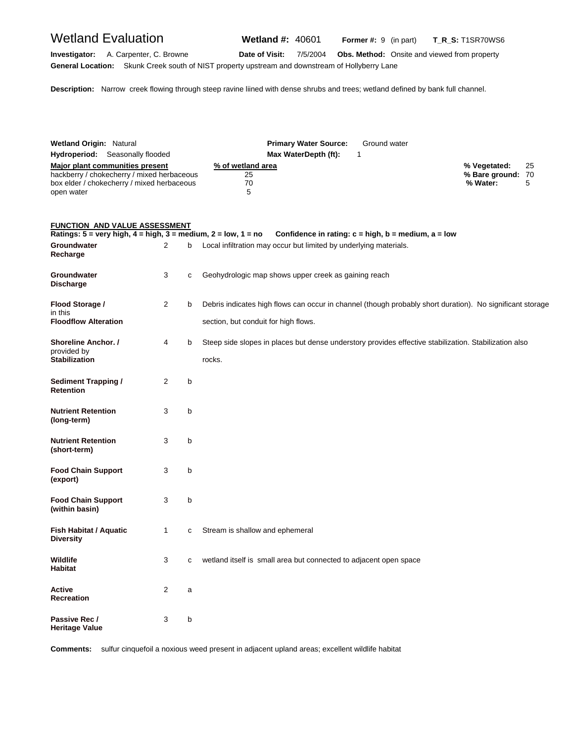# Wetland Evaluation

**Wetland #:** 40601 **Former #:** 9 (in part) **T_R_S:** T1SR70WS6

**Investigator:** A. Carpenter, C. Browne **Date of Visit:** 7/5/2004 **Obs. Method:** Onsite and viewed from property

**General Location:** Skunk Creek south of NIST property upstream and downstream of Hollyberry Lane

**Description:** Narrow creek flowing through steep ravine liined with dense shrubs and trees; wetland defined by bank full channel.

**Wetland Origin:** Natural **Primary Water Source:** Ground water

**Hydroperiod:** Seasonally flooded **Max WaterDepth (ft):** 1

| Major plant communities present | % of wetland area |
|---|---|
| hackberry / chokecherry / mixed herbaceous | 25 |
| box elder / chokecherry / mixed herbaceous | 70 |
| open water | 5 |

| | |
|---|---|
| % Vegetated: | 25 |
| % Bare ground: | 70 |
| % Water: | 5 |

## FUNCTION AND VALUE ASSESSMENT

**Ratings: 5 = very high, 4 = high, 3 = medium, 2 = low, 1 = no Confidence in rating: c = high, b = medium, a = low**

| Function | Rating | Confidence | Notes |
|---|---|---|---|
| **Groundwater Recharge** | 2 | b | Local infiltration may occur but limited by underlying materials. |
| **Groundwater Discharge** | 3 | c | Geohydrologic map shows upper creek as gaining reach |
| **Flood Storage / Floodflow Alteration** | 2 | b | Debris indicates high flows can occur in channel (though probably short duration). No significant storage in this section, but conduit for high flows. |
| **Shoreline Anchor. / Stabilization** | 4 | b | Steep side slopes in places but dense understory provides effective stabilization. Stabilization also provided by rocks. |
| **Sediment Trapping / Retention** | 2 | b | |
| **Nutrient Retention (long-term)** | 3 | b | |
| **Nutrient Retention (short-term)** | 3 | b | |
| **Food Chain Support (export)** | 3 | b | |
| **Food Chain Support (within basin)** | 3 | b | |
| **Fish Habitat / Aquatic Diversity** | 1 | c | Stream is shallow and ephemeral |
| **Wildlife Habitat** | 3 | c | wetland itself is small area but connected to adjacent open space |
| **Active Recreation** | 2 | a | |
| **Passive Rec / Heritage Value** | 3 | b | |

**Comments:** sulfur cinquefoil a noxious weed present in adjacent upland areas; excellent wildlife habitat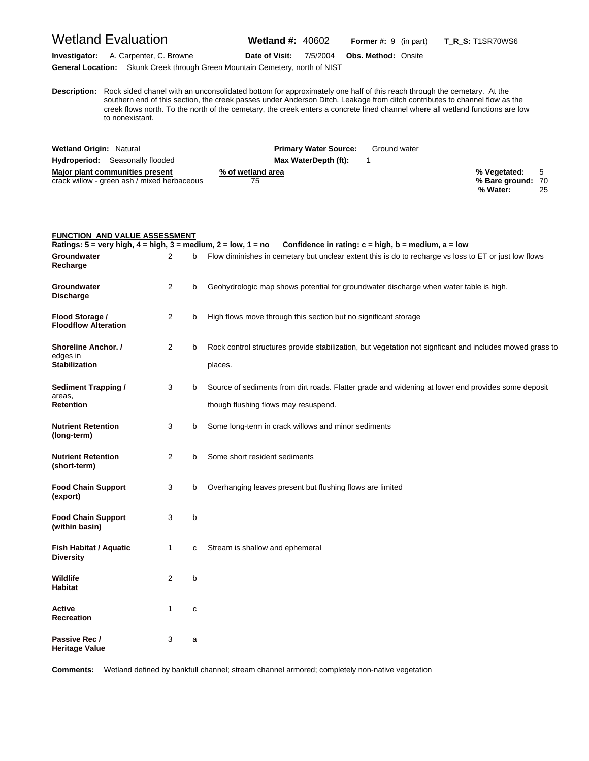# Wetland Evaluation

**Wetland #:** 40602 **Former #:** 9 (in part) **T_R_S:** T1SR70WS6

**Investigator:** A. Carpenter, C. Browne **Date of Visit:** 7/5/2004 **Obs. Method:** Onsite

**General Location:** Skunk Creek through Green Mountain Cemetery, north of NIST

**Description:** Rock sided chanel with an unconsolidated bottom for approximately one half of this reach through the cemetary. At the southern end of this section, the creek passes under Anderson Ditch. Leakage from ditch contributes to channel flow as the creek flows north. To the north of the cemetary, the creek enters a concrete lined channel where all wetland functions are low to nonexistant.

**Wetland Origin:** Natural **Primary Water Source:** Ground water

**Hydroperiod:** Seasonally flooded **Max WaterDepth (ft):** 1

| Major plant communities present | % of wetland area |
|---|---|
| crack willow - green ash / mixed herbaceous | 75 |

**% Vegetated:** 5
**% Bare ground:** 70
**% Water:** 25

## FUNCTION AND VALUE ASSESSMENT

**Ratings: 5 = very high, 4 = high, 3 = medium, 2 = low, 1 = no     Confidence in rating: c = high, b = medium, a = low**

| Function | Rating | Confidence | Notes |
|---|---|---|---|
| **Groundwater Recharge** | 2 | b | Flow diminishes in cemetary but unclear extent this is do to recharge vs loss to ET or just low flows |
| **Groundwater Discharge** | 2 | b | Geohydrologic map shows potential for groundwater discharge when water table is high. |
| **Flood Storage / Floodflow Alteration** | 2 | b | High flows move through this section but no significant storage |
| **Shoreline Anchor. / Stabilization** | 2 | b | Rock control structures provide stabilization, but vegetation not signficant and includes mowed grass to edges in places. |
| **Sediment Trapping / Retention** | 3 | b | Source of sediments from dirt roads. Flatter grade and widening at lower end provides some deposit areas, though flushing flows may resuspend. |
| **Nutrient Retention (long-term)** | 3 | b | Some long-term in crack willows and minor sediments |
| **Nutrient Retention (short-term)** | 2 | b | Some short resident sediments |
| **Food Chain Support (export)** | 3 | b | Overhanging leaves present but flushing flows are limited |
| **Food Chain Support (within basin)** | 3 | b | |
| **Fish Habitat / Aquatic Diversity** | 1 | c | Stream is shallow and ephemeral |
| **Wildlife Habitat** | 2 | b | |
| **Active Recreation** | 1 | c | |
| **Passive Rec / Heritage Value** | 3 | a | |

**Comments:** Wetland defined by bankfull channel; stream channel armored; completely non-native vegetation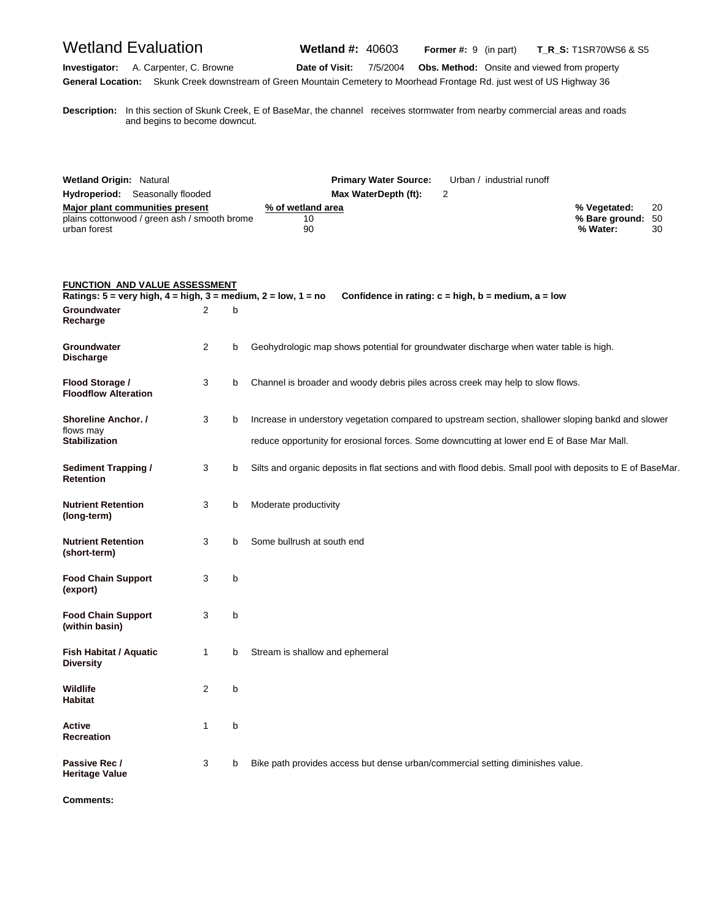# Wetland Evaluation

**Wetland #:** 40603 **Former #:** 9 (in part) **T_R_S:** T1SR70WS6 & S5

**Investigator:** A. Carpenter, C. Browne **Date of Visit:** 7/5/2004 **Obs. Method:** Onsite and viewed from property

**General Location:** Skunk Creek downstream of Green Mountain Cemetery to Moorhead Frontage Rd. just west of US Highway 36

**Description:** In this section of Skunk Creek, E of BaseMar, the channel receives stormwater from nearby commercial areas and roads and begins to become downcut.

**Wetland Origin:** Natural **Primary Water Source:** Urban / industrial runoff

**Hydroperiod:** Seasonally flooded **Max WaterDepth (ft):** 2

| Major plant communities present | % of wetland area |
|---|---|
| plains cottonwood / green ash / smooth brome | 10 |
| urban forest | 90 |

**% Vegetated:** 20
**% Bare ground:** 50
**% Water:** 30

## FUNCTION AND VALUE ASSESSMENT

**Ratings: 5 = very high, 4 = high, 3 = medium, 2 = low, 1 = no Confidence in rating: c = high, b = medium, a = low**

| Function | Rating | Confidence | Notes |
|---|---|---|---|
| **Groundwater Recharge** | 2 | b | |
| **Groundwater Discharge** | 2 | b | Geohydrologic map shows potential for groundwater discharge when water table is high. |
| **Flood Storage / Floodflow Alteration** | 3 | b | Channel is broader and woody debris piles across creek may help to slow flows. |
| **Shoreline Anchor. / Stabilization** | 3 | b | Increase in understory vegetation compared to upstream section, shallower sloping bankd and slower flows may reduce opportunity for erosional forces. Some downcutting at lower end E of Base Mar Mall. |
| **Sediment Trapping / Retention** | 3 | b | Silts and organic deposits in flat sections and with flood debis. Small pool with deposits to E of BaseMar. |
| **Nutrient Retention (long-term)** | 3 | b | Moderate productivity |
| **Nutrient Retention (short-term)** | 3 | b | Some bullrush at south end |
| **Food Chain Support (export)** | 3 | b | |
| **Food Chain Support (within basin)** | 3 | b | |
| **Fish Habitat / Aquatic Diversity** | 1 | b | Stream is shallow and ephemeral |
| **Wildlife Habitat** | 2 | b | |
| **Active Recreation** | 1 | b | |
| **Passive Rec / Heritage Value** | 3 | b | Bike path provides access but dense urban/commercial setting diminishes value. |

**Comments:**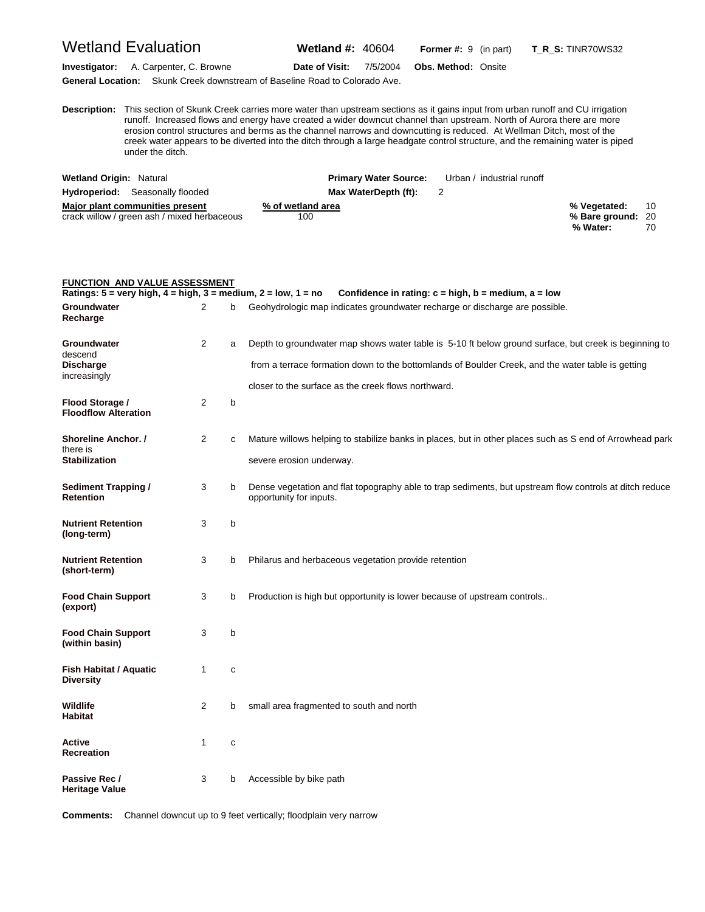# Wetland Evaluation

**Wetland #:** 40604 **Former #:** 9 (in part) **T_R_S:** TINR70WS32

**Investigator:** A. Carpenter, C. Browne **Date of Visit:** 7/5/2004 **Obs. Method:** Onsite

**General Location:** Skunk Creek downstream of Baseline Road to Colorado Ave.

**Description:** This section of Skunk Creek carries more water than upstream sections as it gains input from urban runoff and CU irrigation runoff. Increased flows and energy have created a wider downcut channel than upstream. North of Aurora there are more erosion control structures and berms as the channel narrows and downcutting is reduced. At Wellman Ditch, most of the creek water appears to be diverted into the ditch through a large headgate control structure, and the remaining water is piped under the ditch.

**Wetland Origin:** Natural **Primary Water Source:** Urban / industrial runoff

**Hydroperiod:** Seasonally flooded **Max WaterDepth (ft):** 2

| Major plant communities present | % of wetland area |
|---|---|
| crack willow / green ash / mixed herbaceous | 100 |

**% Vegetated:** 10
**% Bare ground:** 20
**% Water:** 70

## FUNCTION AND VALUE ASSESSMENT

**Ratings: 5 = very high, 4 = high, 3 = medium, 2 = low, 1 = no** **Confidence in rating: c = high, b = medium, a = low**

| Function | Rating | Confidence | Comments |
|---|---|---|---|
| **Groundwater Recharge** | 2 | b | Geohydrologic map indicates groundwater recharge or discharge are possible. |
| **Groundwater Discharge** | 2 | a | Depth to groundwater map shows water table is 5-10 ft below ground surface, but creek is beginning to descend from a terrace formation down to the bottomlands of Boulder Creek, and the water table is getting increasingly closer to the surface as the creek flows northward. |
| **Flood Storage / Floodflow Alteration** | 2 | b | |
| **Shoreline Anchor. / Stabilization** | 2 | c | Mature willows helping to stabilize banks in places, but in other places such as S end of Arrowhead park there is severe erosion underway. |
| **Sediment Trapping / Retention** | 3 | b | Dense vegetation and flat topography able to trap sediments, but upstream flow controls at ditch reduce opportunity for inputs. |
| **Nutrient Retention (long-term)** | 3 | b | |
| **Nutrient Retention (short-term)** | 3 | b | Philarus and herbaceous vegetation provide retention |
| **Food Chain Support (export)** | 3 | b | Production is high but opportunity is lower because of upstream controls.. |
| **Food Chain Support (within basin)** | 3 | b | |
| **Fish Habitat / Aquatic Diversity** | 1 | c | |
| **Wildlife Habitat** | 2 | b | small area fragmented to south and north |
| **Active Recreation** | 1 | c | |
| **Passive Rec / Heritage Value** | 3 | b | Accessible by bike path |

**Comments:** Channel downcut up to 9 feet vertically; floodplain very narrow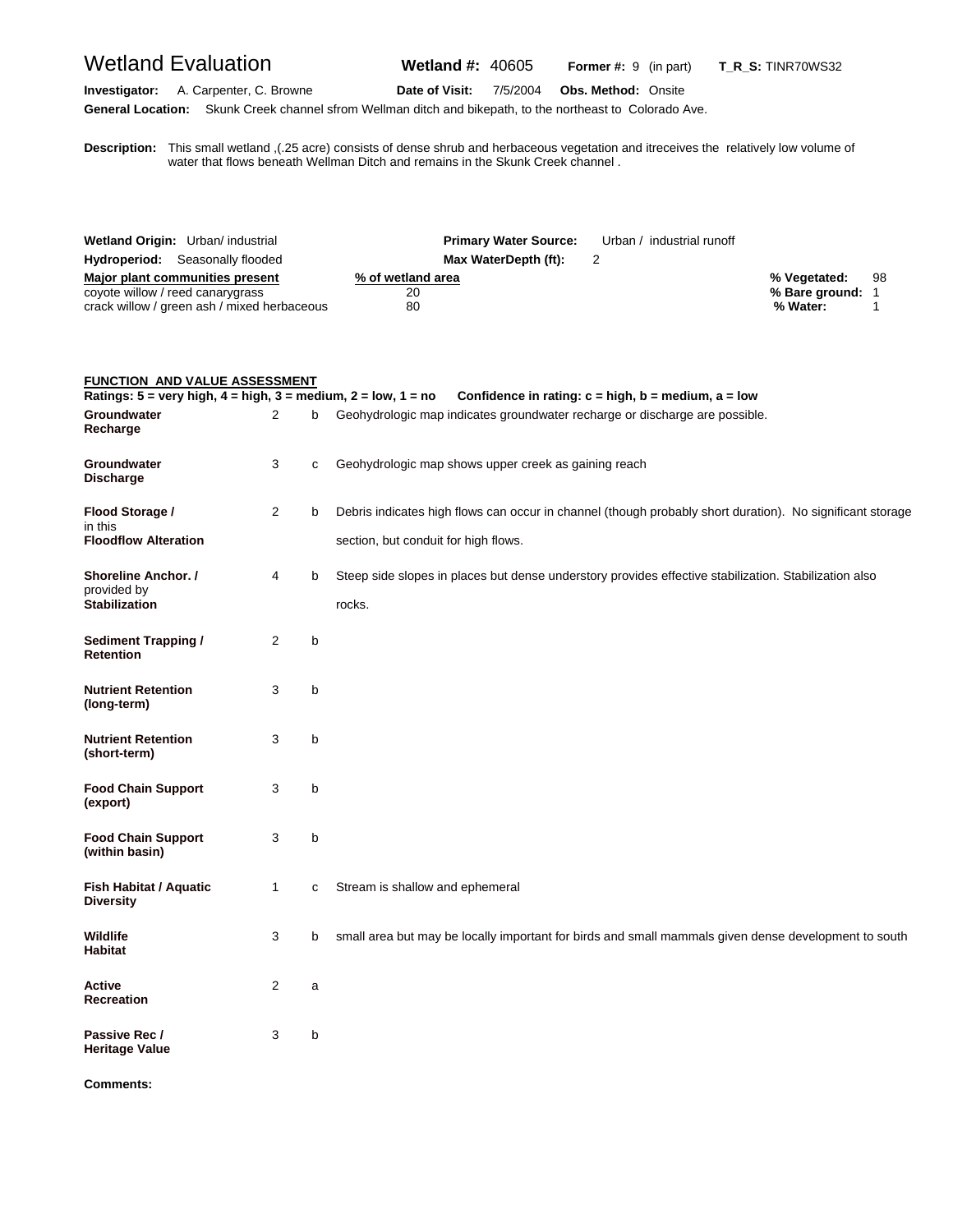# Wetland Evaluation

**Wetland #:** 40605 **Former #:** 9 (in part) **T_R_S:** TINR70WS32

**Investigator:** A. Carpenter, C. Browne **Date of Visit:** 7/5/2004 **Obs. Method:** Onsite

**General Location:** Skunk Creek channel sfrom Wellman ditch and bikepath, to the northeast to Colorado Ave.

**Description:** This small wetland ,(.25 acre) consists of dense shrub and herbaceous vegetation and itreceives the relatively low volume of water that flows beneath Wellman Ditch and remains in the Skunk Creek channel .

**Wetland Origin:** Urban/ industrial **Primary Water Source:** Urban / industrial runoff

**Hydroperiod:** Seasonally flooded **Max WaterDepth (ft):** 2

| Major plant communities present | % of wetland area |
|---|---|
| coyote willow / reed canarygrass | 20 |
| crack willow / green ash / mixed herbaceous | 80 |

**% Vegetated:** 98
**% Bare ground:** 1
**% Water:** 1

## FUNCTION AND VALUE ASSESSMENT

**Ratings: 5 = very high, 4 = high, 3 = medium, 2 = low, 1 = no Confidence in rating: c = high, b = medium, a = low**

| Function | Rating | Confidence | Comments |
|---|---|---|---|
| **Groundwater Recharge** | 2 | b | Geohydrologic map indicates groundwater recharge or discharge are possible. |
| **Groundwater Discharge** | 3 | c | Geohydrologic map shows upper creek as gaining reach |
| **Flood Storage / Floodflow Alteration** | 2 | b | Debris indicates high flows can occur in channel (though probably short duration). No significant storage in this section, but conduit for high flows. |
| **Shoreline Anchor. / Stabilization** | 4 | b | Steep side slopes in places but dense understory provides effective stabilization. Stabilization also provided by rocks. |
| **Sediment Trapping / Retention** | 2 | b | |
| **Nutrient Retention (long-term)** | 3 | b | |
| **Nutrient Retention (short-term)** | 3 | b | |
| **Food Chain Support (export)** | 3 | b | |
| **Food Chain Support (within basin)** | 3 | b | |
| **Fish Habitat / Aquatic Diversity** | 1 | c | Stream is shallow and ephemeral |
| **Wildlife Habitat** | 3 | b | small area but may be locally important for birds and small mammals given dense development to south |
| **Active Recreation** | 2 | a | |
| **Passive Rec / Heritage Value** | 3 | b | |

**Comments:**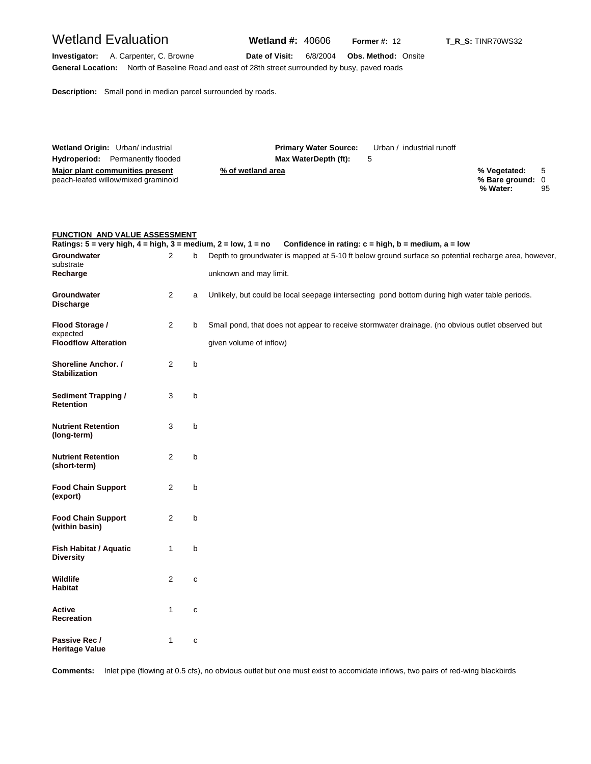# Wetland Evaluation

**Wetland #:** 40606 **Former #:** 12 **T_R_S:** TINR70WS32

**Investigator:** A. Carpenter, C. Browne **Date of Visit:** 6/8/2004 **Obs. Method:** Onsite

**General Location:** North of Baseline Road and east of 28th street surrounded by busy, paved roads

**Description:** Small pond in median parcel surrounded by roads.

**Wetland Origin:** Urban/ industrial **Primary Water Source:** Urban / industrial runoff

**Hydroperiod:** Permanently flooded **Max WaterDepth (ft):** 5

| Major plant communities present | % of wetland area |
|---|---|
| peach-leafed willow/mixed graminoid | |

**% Vegetated:** 5
**% Bare ground:** 0
**% Water:** 95

## FUNCTION AND VALUE ASSESSMENT

**Ratings: 5 = very high, 4 = high, 3 = medium, 2 = low, 1 = no  Confidence in rating: c = high, b = medium, a = low**

| Function | Rating | Confidence | Notes |
|---|---|---|---|
| **Groundwater Recharge** substrate | 2 | b | Depth to groundwater is mapped at 5-10 ft below ground surface so potential recharge area, however, unknown and may limit. |
| **Groundwater Discharge** | 2 | a | Unlikely, but could be local seepage iintersecting pond bottom during high water table periods. |
| **Flood Storage / Floodflow Alteration** expected | 2 | b | Small pond, that does not appear to receive stormwater drainage. (no obvious outlet observed but given volume of inflow) |
| **Shoreline Anchor. / Stabilization** | 2 | b | |
| **Sediment Trapping / Retention** | 3 | b | |
| **Nutrient Retention (long-term)** | 3 | b | |
| **Nutrient Retention (short-term)** | 2 | b | |
| **Food Chain Support (export)** | 2 | b | |
| **Food Chain Support (within basin)** | 2 | b | |
| **Fish Habitat / Aquatic Diversity** | 1 | b | |
| **Wildlife Habitat** | 2 | c | |
| **Active Recreation** | 1 | c | |
| **Passive Rec / Heritage Value** | 1 | c | |

**Comments:** Inlet pipe (flowing at 0.5 cfs), no obvious outlet but one must exist to accomidate inflows, two pairs of red-wing blackbirds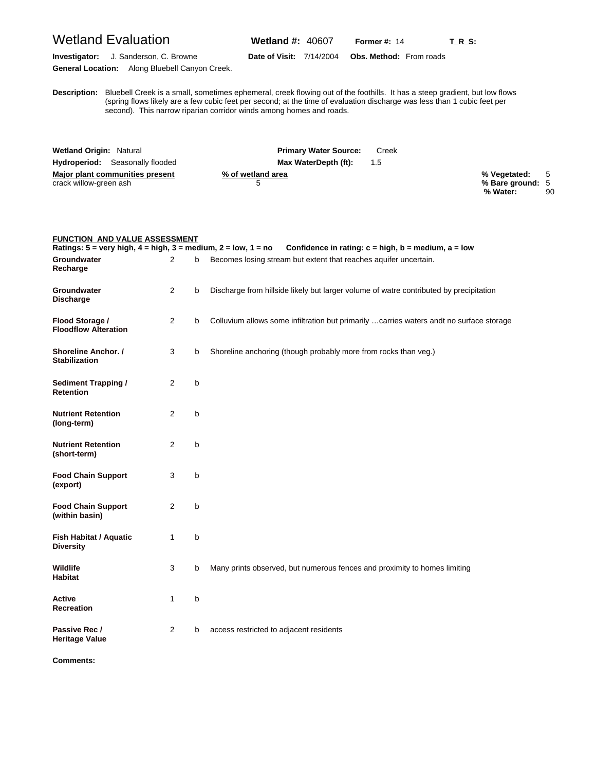# Wetland Evaluation

**Wetland #:** 40607 **Former #:** 14 **T_R_S:**

**Investigator:** J. Sanderson, C. Browne **Date of Visit:** 7/14/2004 **Obs. Method:** From roads

**General Location:** Along Bluebell Canyon Creek.

**Description:** Bluebell Creek is a small, sometimes ephemeral, creek flowing out of the foothills. It has a steep gradient, but low flows (spring flows likely are a few cubic feet per second; at the time of evaluation discharge was less than 1 cubic feet per second). This narrow riparian corridor winds among homes and roads.

**Wetland Origin:** Natural **Primary Water Source:** Creek

**Hydroperiod:** Seasonally flooded **Max WaterDepth (ft):** 1.5

| Major plant communities present | % of wetland area |
|---|---|
| crack willow-green ash | 5 |

**% Vegetated:** 5
**% Bare ground:** 5
**% Water:** 90

## FUNCTION AND VALUE ASSESSMENT

**Ratings: 5 = very high, 4 = high, 3 = medium, 2 = low, 1 = no Confidence in rating: c = high, b = medium, a = low**

| Function | Rating | Confidence | Notes |
|---|---|---|---|
| **Groundwater Recharge** | 2 | b | Becomes losing stream but extent that reaches aquifer uncertain. |
| **Groundwater Discharge** | 2 | b | Discharge from hillside likely but larger volume of watre contributed by precipitation |
| **Flood Storage / Floodflow Alteration** | 2 | b | Colluvium allows some infiltration but primarily …carries waters andt no surface storage |
| **Shoreline Anchor. / Stabilization** | 3 | b | Shoreline anchoring (though probably more from rocks than veg.) |
| **Sediment Trapping / Retention** | 2 | b | |
| **Nutrient Retention (long-term)** | 2 | b | |
| **Nutrient Retention (short-term)** | 2 | b | |
| **Food Chain Support (export)** | 3 | b | |
| **Food Chain Support (within basin)** | 2 | b | |
| **Fish Habitat / Aquatic Diversity** | 1 | b | |
| **Wildlife Habitat** | 3 | b | Many prints observed, but numerous fences and proximity to homes limiting |
| **Active Recreation** | 1 | b | |
| **Passive Rec / Heritage Value** | 2 | b | access restricted to adjacent residents |

**Comments:**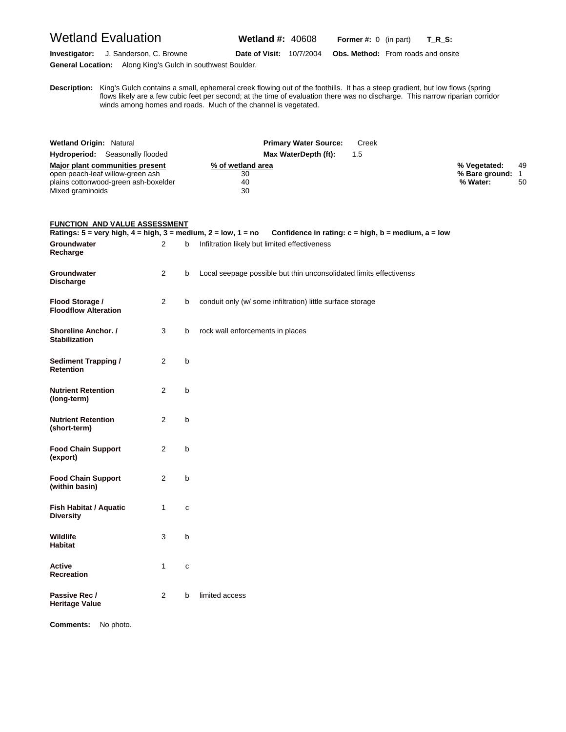# Wetland Evaluation

**Wetland #:** 40608 **Former #:** 0 (in part) **T_R_S:**

**Investigator:** J. Sanderson, C. Browne **Date of Visit:** 10/7/2004 **Obs. Method:** From roads and onsite

**General Location:** Along King's Gulch in southwest Boulder.

**Description:** King's Gulch contains a small, ephemeral creek flowing out of the foothills. It has a steep gradient, but low flows (spring flows likely are a few cubic feet per second; at the time of evaluation there was no discharge. This narrow riparian corridor winds among homes and roads. Much of the channel is vegetated.

**Wetland Origin:** Natural **Primary Water Source:** Creek

**Hydroperiod:** Seasonally flooded **Max WaterDepth (ft):** 1.5

| Major plant communities present | % of wetland area |
|---|---|
| open peach-leaf willow-green ash | 30 |
| plains cottonwood-green ash-boxelder | 40 |
| Mixed graminoids | 30 |

**% Vegetated:** 49
**% Bare ground:** 1
**% Water:** 50

## FUNCTION AND VALUE ASSESSMENT

**Ratings: 5 = very high, 4 = high, 3 = medium, 2 = low, 1 = no Confidence in rating: c = high, b = medium, a = low**

| Function | Rating | Confidence | Notes |
|---|---|---|---|
| **Groundwater Recharge** | 2 | b | Infiltration likely but limited effectiveness |
| **Groundwater Discharge** | 2 | b | Local seepage possible but thin unconsolidated limits effectivenss |
| **Flood Storage / Floodflow Alteration** | 2 | b | conduit only (w/ some infiltration) little surface storage |
| **Shoreline Anchor. / Stabilization** | 3 | b | rock wall enforcements in places |
| **Sediment Trapping / Retention** | 2 | b | |
| **Nutrient Retention (long-term)** | 2 | b | |
| **Nutrient Retention (short-term)** | 2 | b | |
| **Food Chain Support (export)** | 2 | b | |
| **Food Chain Support (within basin)** | 2 | b | |
| **Fish Habitat / Aquatic Diversity** | 1 | c | |
| **Wildlife Habitat** | 3 | b | |
| **Active Recreation** | 1 | c | |
| **Passive Rec / Heritage Value** | 2 | b | limited access |

**Comments:** No photo.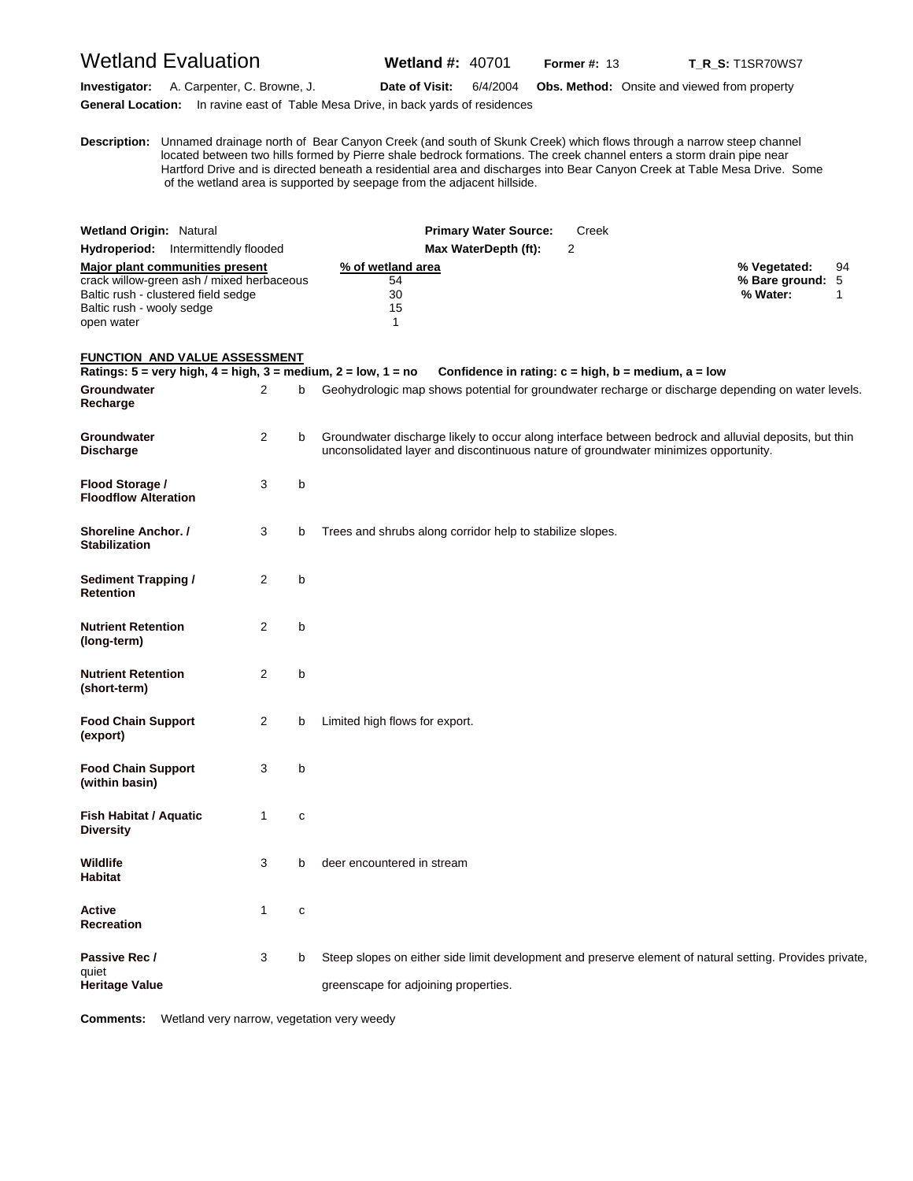# Wetland Evaluation

**Wetland #:** 40701 **Former #:** 13 **T_R_S:** T1SR70WS7

**Investigator:** A. Carpenter, C. Browne, J. **Date of Visit:** 6/4/2004 **Obs. Method:** Onsite and viewed from property

**General Location:** In ravine east of Table Mesa Drive, in back yards of residences

**Description:** Unnamed drainage north of Bear Canyon Creek (and south of Skunk Creek) which flows through a narrow steep channel located between two hills formed by Pierre shale bedrock formations. The creek channel enters a storm drain pipe near Hartford Drive and is directed beneath a residential area and discharges into Bear Canyon Creek at Table Mesa Drive. Some of the wetland area is supported by seepage from the adjacent hillside.

**Wetland Origin:** Natural **Primary Water Source:** Creek

**Hydroperiod:** Intermittendly flooded **Max WaterDepth (ft):** 2

| Major plant communities present | % of wetland area |
|---|---|
| crack willow-green ash / mixed herbaceous | 54 |
| Baltic rush - clustered field sedge | 30 |
| Baltic rush - wooly sedge | 15 |
| open water | 1 |

**% Vegetated:** 94
**% Bare ground:** 5
**% Water:** 1

## FUNCTION AND VALUE ASSESSMENT

**Ratings: 5 = very high, 4 = high, 3 = medium, 2 = low, 1 = no Confidence in rating: c = high, b = medium, a = low**

| Function | Rating | Confidence | Notes |
|---|---|---|---|
| **Groundwater Recharge** | 2 | b | Geohydrologic map shows potential for groundwater recharge or discharge depending on water levels. |
| **Groundwater Discharge** | 2 | b | Groundwater discharge likely to occur along interface between bedrock and alluvial deposits, but thin unconsolidated layer and discontinuous nature of groundwater minimizes opportunity. |
| **Flood Storage / Floodflow Alteration** | 3 | b | |
| **Shoreline Anchor. / Stabilization** | 3 | b | Trees and shrubs along corridor help to stabilize slopes. |
| **Sediment Trapping / Retention** | 2 | b | |
| **Nutrient Retention (long-term)** | 2 | b | |
| **Nutrient Retention (short-term)** | 2 | b | |
| **Food Chain Support (export)** | 2 | b | Limited high flows for export. |
| **Food Chain Support (within basin)** | 3 | b | |
| **Fish Habitat / Aquatic Diversity** | 1 | c | |
| **Wildlife Habitat** | 3 | b | deer encountered in stream |
| **Active Recreation** | 1 | c | |
| **Passive Rec / quiet Heritage Value** | 3 | b | Steep slopes on either side limit development and preserve element of natural setting. Provides private, greenscape for adjoining properties. |

**Comments:** Wetland very narrow, vegetation very weedy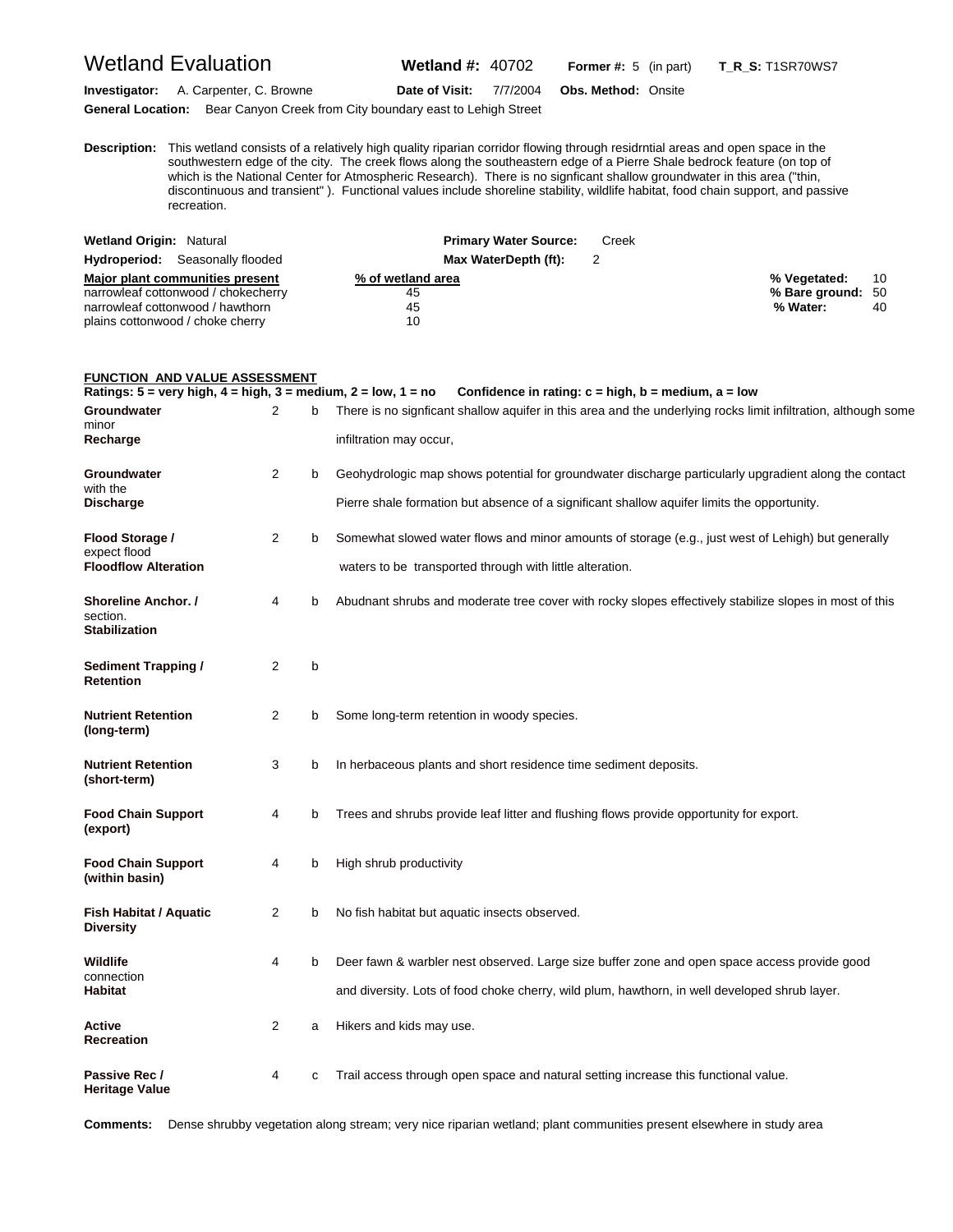# Wetland Evaluation

**Wetland #:** 40702 **Former #:** 5 (in part) **T_R_S:** T1SR70WS7

**Investigator:** A. Carpenter, C. Browne **Date of Visit:** 7/7/2004 **Obs. Method:** Onsite

**General Location:** Bear Canyon Creek from City boundary east to Lehigh Street

**Description:** This wetland consists of a relatively high quality riparian corridor flowing through residrntial areas and open space in the southwestern edge of the city. The creek flows along the southeastern edge of a Pierre Shale bedrock feature (on top of which is the National Center for Atmospheric Research). There is no signficant shallow groundwater in this area ("thin, discontinuous and transient" ). Functional values include shoreline stability, wildlife habitat, food chain support, and passive recreation.

**Wetland Origin:** Natural **Primary Water Source:** Creek

**Hydroperiod:** Seasonally flooded **Max WaterDepth (ft):** 2

| Major plant communities present | % of wetland area |
|---|---|
| narrowleaf cottonwood / chokecherry | 45 |
| narrowleaf cottonwood / hawthorn | 45 |
| plains cottonwood / choke cherry | 10 |

**% Vegetated:** 10
**% Bare ground:** 50
**% Water:** 40

**FUNCTION AND VALUE ASSESSMENT**

**Ratings: 5 = very high, 4 = high, 3 = medium, 2 = low, 1 = no Confidence in rating: c = high, b = medium, a = low**

| Function | Rating | Confidence | Comments |
|---|---|---|---|
| **Groundwater Recharge** | 2 | b | There is no signficant shallow aquifer in this area and the underlying rocks limit infiltration, although some minor infiltration may occur, |
| **Groundwater Discharge** | 2 | b | Geohydrologic map shows potential for groundwater discharge particularly upgradient along the contact with the Pierre shale formation but absence of a significant shallow aquifer limits the opportunity. |
| **Flood Storage / Floodflow Alteration** | 2 | b | Somewhat slowed water flows and minor amounts of storage (e.g., just west of Lehigh) but generally expect flood waters to be transported through with little alteration. |
| **Shoreline Anchor. / Stabilization** | 4 | b | Abudnant shrubs and moderate tree cover with rocky slopes effectively stabilize slopes in most of this section. |
| **Sediment Trapping / Retention** | 2 | b | |
| **Nutrient Retention (long-term)** | 2 | b | Some long-term retention in woody species. |
| **Nutrient Retention (short-term)** | 3 | b | In herbaceous plants and short residence time sediment deposits. |
| **Food Chain Support (export)** | 4 | b | Trees and shrubs provide leaf litter and flushing flows provide opportunity for export. |
| **Food Chain Support (within basin)** | 4 | b | High shrub productivity |
| **Fish Habitat / Aquatic Diversity** | 2 | b | No fish habitat but aquatic insects observed. |
| **Wildlife Habitat** | 4 | b | Deer fawn & warbler nest observed. Large size buffer zone and open space access provide good connection and diversity. Lots of food choke cherry, wild plum, hawthorn, in well developed shrub layer. |
| **Active Recreation** | 2 | a | Hikers and kids may use. |
| **Passive Rec / Heritage Value** | 4 | c | Trail access through open space and natural setting increase this functional value. |

**Comments:** Dense shrubby vegetation along stream; very nice riparian wetland; plant communities present elsewhere in study area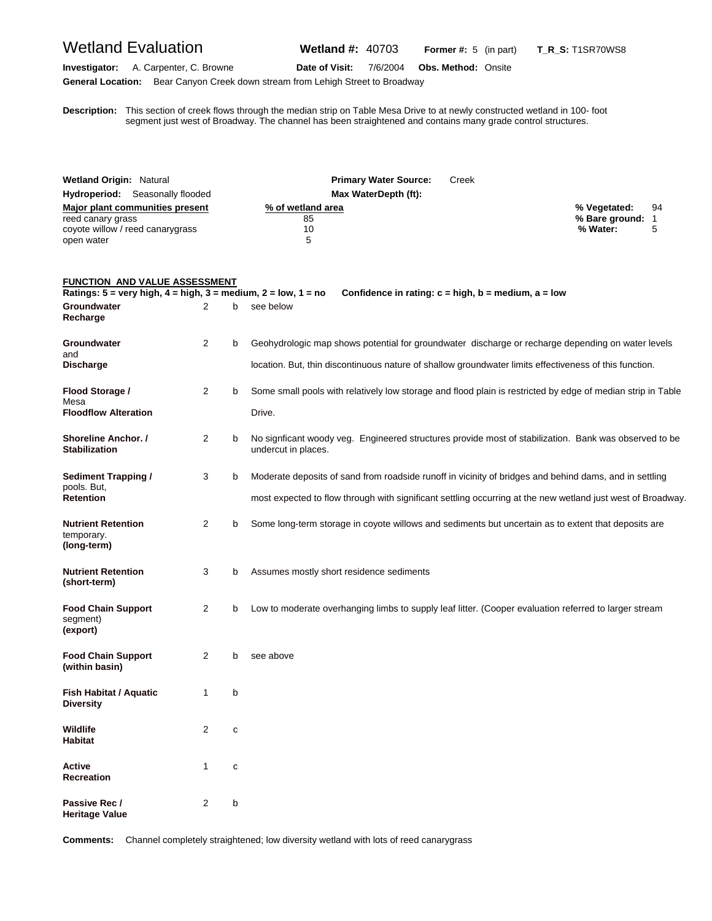# Wetland Evaluation

**Wetland #:** 40703 **Former #:** 5 (in part) **T_R_S:** T1SR70WS8

**Investigator:** A. Carpenter, C. Browne **Date of Visit:** 7/6/2004 **Obs. Method:** Onsite

**General Location:** Bear Canyon Creek down stream from Lehigh Street to Broadway

**Description:** This section of creek flows through the median strip on Table Mesa Drive to at newly constructed wetland in 100- foot segment just west of Broadway. The channel has been straightened and contains many grade control structures.

**Wetland Origin:** Natural **Primary Water Source:** Creek

**Hydroperiod:** Seasonally flooded **Max WaterDepth (ft):**

| Major plant communities present | % of wetland area |
|---|---|
| reed canary grass | 85 |
| coyote willow / reed canarygrass | 10 |
| open water | 5 |

**% Vegetated:** 94
**% Bare ground:** 1
**% Water:** 5

## FUNCTION AND VALUE ASSESSMENT

**Ratings: 5 = very high, 4 = high, 3 = medium, 2 = low, 1 = no    Confidence in rating: c = high, b = medium, a = low**

| Function | Rating | Confidence | Comments |
|---|---|---|---|
| **Groundwater Recharge** | 2 | b | see below |
| **Groundwater and Discharge** | 2 | b | Geohydrologic map shows potential for groundwater discharge or recharge depending on water levels location. But, thin discontinuous nature of shallow groundwater limits effectiveness of this function. |
| **Flood Storage / Floodflow Alteration** | 2 | b | Some small pools with relatively low storage and flood plain is restricted by edge of median strip in Table Mesa Drive. |
| **Shoreline Anchor. / Stabilization** | 2 | b | No signficant woody veg. Engineered structures provide most of stabilization. Bank was observed to be undercut in places. |
| **Sediment Trapping / Retention** | 3 | b | Moderate deposits of sand from roadside runoff in vicinity of bridges and behind dams, and in settling pools. But, most expected to flow through with significant settling occurring at the new wetland just west of Broadway. |
| **Nutrient Retention (long-term)** | 2 | b | Some long-term storage in coyote willows and sediments but uncertain as to extent that deposits are temporary. |
| **Nutrient Retention (short-term)** | 3 | b | Assumes mostly short residence sediments |
| **Food Chain Support (export)** | 2 | b | Low to moderate overhanging limbs to supply leaf litter. (Cooper evaluation referred to larger stream segment) |
| **Food Chain Support (within basin)** | 2 | b | see above |
| **Fish Habitat / Aquatic Diversity** | 1 | b | |
| **Wildlife Habitat** | 2 | c | |
| **Active Recreation** | 1 | c | |
| **Passive Rec / Heritage Value** | 2 | b | |

**Comments:** Channel completely straightened; low diversity wetland with lots of reed canarygrass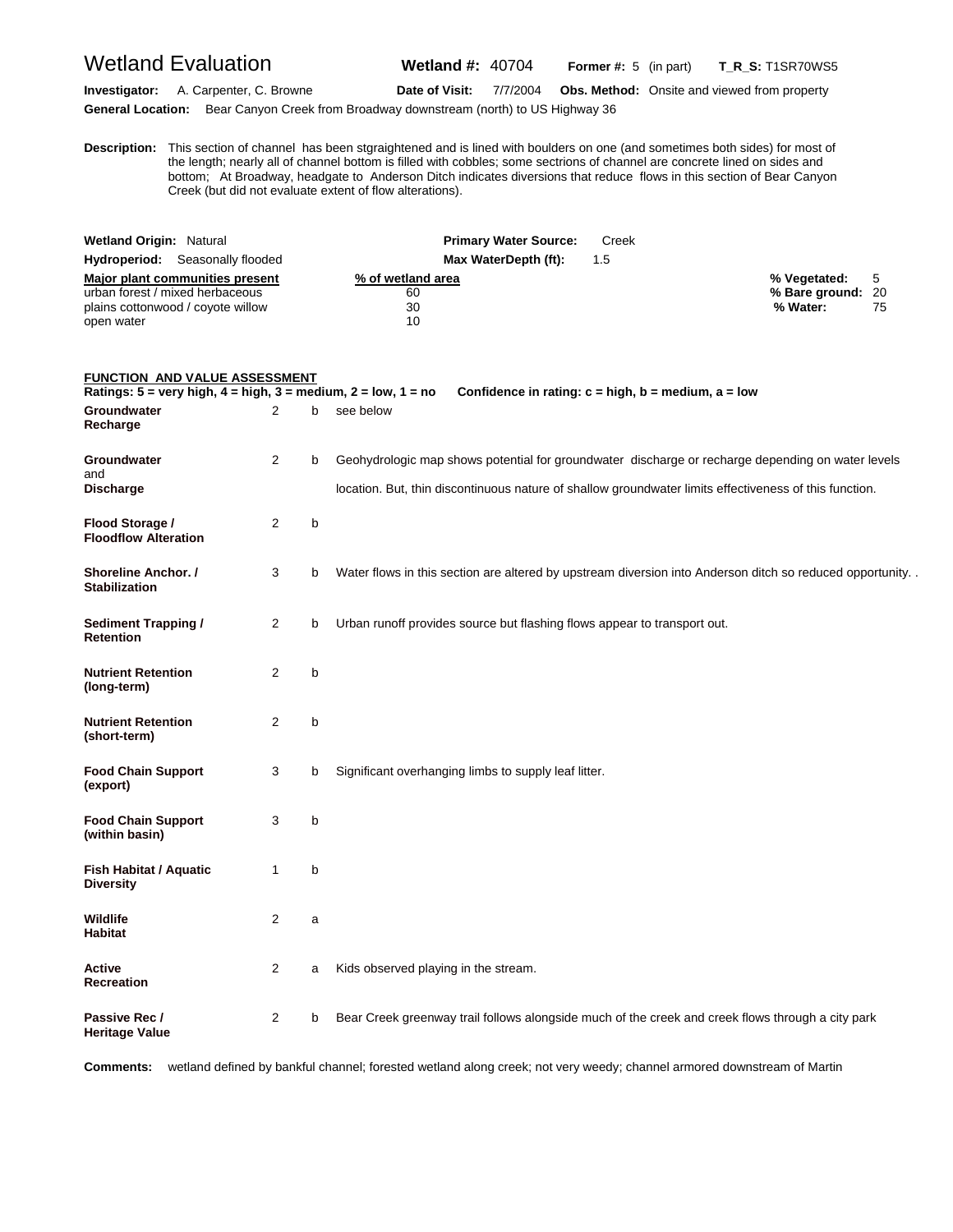# Wetland Evaluation

**Wetland #:** 40704 **Former #:** 5 (in part) **T_R_S:** T1SR70WS5

**Investigator:** A. Carpenter, C. Browne **Date of Visit:** 7/7/2004 **Obs. Method:** Onsite and viewed from property

**General Location:** Bear Canyon Creek from Broadway downstream (north) to US Highway 36

**Description:** This section of channel has been stgraightened and is lined with boulders on one (and sometimes both sides) for most of the length; nearly all of channel bottom is filled with cobbles; some sectrions of channel are concrete lined on sides and bottom; At Broadway, headgate to Anderson Ditch indicates diversions that reduce flows in this section of Bear Canyon Creek (but did not evaluate extent of flow alterations).

**Wetland Origin:** Natural **Primary Water Source:** Creek

**Hydroperiod:** Seasonally flooded **Max WaterDepth (ft):** 1.5

| Major plant communities present | % of wetland area |
|---|---|
| urban forest / mixed herbaceous | 60 |
| plains cottonwood / coyote willow | 30 |
| open water | 10 |

**% Vegetated:** 5
**% Bare ground:** 20
**% Water:** 75

## FUNCTION AND VALUE ASSESSMENT

**Ratings: 5 = very high, 4 = high, 3 = medium, 2 = low, 1 = no** **Confidence in rating: c = high, b = medium, a = low**

| Function | Rating | Confidence | Notes |
|---|---|---|---|
| **Groundwater Recharge** | 2 | b | see below |
| **Groundwater and Discharge** | 2 | b | Geohydrologic map shows potential for groundwater discharge or recharge depending on water levels location. But, thin discontinuous nature of shallow groundwater limits effectiveness of this function. |
| **Flood Storage / Floodflow Alteration** | 2 | b | |
| **Shoreline Anchor. / Stabilization** | 3 | b | Water flows in this section are altered by upstream diversion into Anderson ditch so reduced opportunity. . |
| **Sediment Trapping / Retention** | 2 | b | Urban runoff provides source but flashing flows appear to transport out. |
| **Nutrient Retention (long-term)** | 2 | b | |
| **Nutrient Retention (short-term)** | 2 | b | |
| **Food Chain Support (export)** | 3 | b | Significant overhanging limbs to supply leaf litter. |
| **Food Chain Support (within basin)** | 3 | b | |
| **Fish Habitat / Aquatic Diversity** | 1 | b | |
| **Wildlife Habitat** | 2 | a | |
| **Active Recreation** | 2 | a | Kids observed playing in the stream. |
| **Passive Rec / Heritage Value** | 2 | b | Bear Creek greenway trail follows alongside much of the creek and creek flows through a city park |

**Comments:** wetland defined by bankful channel; forested wetland along creek; not very weedy; channel armored downstream of Martin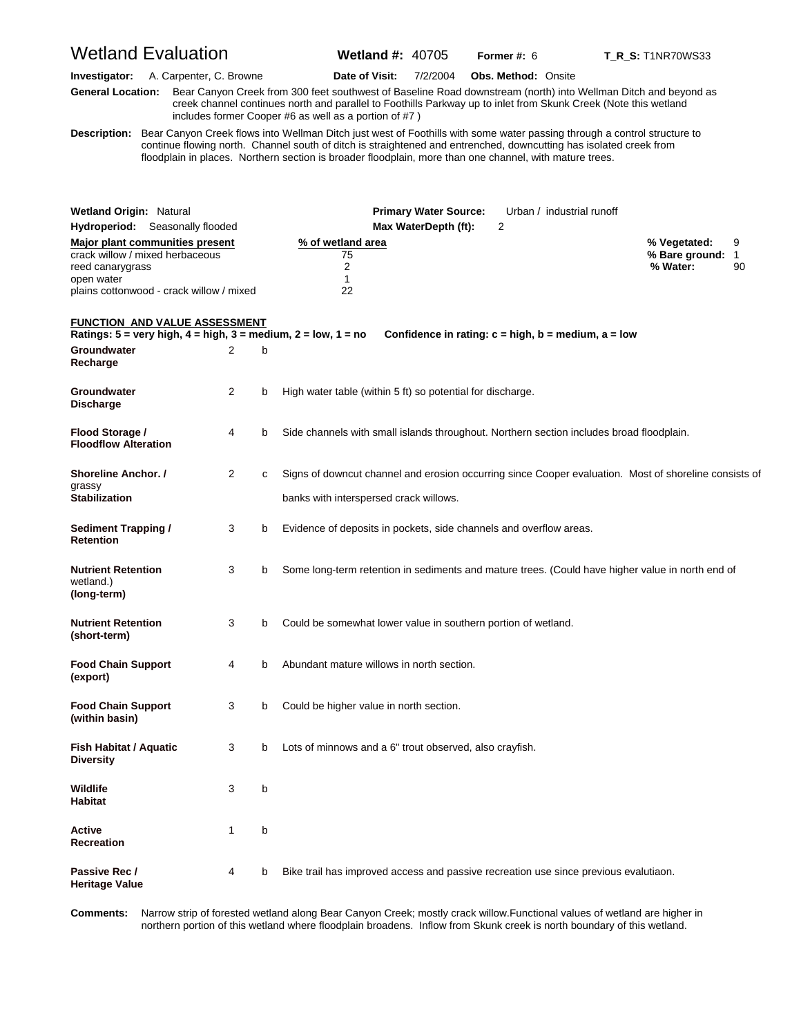# Wetland Evaluation

**Wetland #:** 40705 **Former #:** 6 **T_R_S:** T1NR70WS33

**Investigator:** A. Carpenter, C. Browne **Date of Visit:** 7/2/2004 **Obs. Method:** Onsite

**General Location:** Bear Canyon Creek from 300 feet southwest of Baseline Road downstream (north) into Wellman Ditch and beyond as creek channel continues north and parallel to Foothills Parkway up to inlet from Skunk Creek (Note this wetland includes former Cooper #6 as well as a portion of #7 )

**Description:** Bear Canyon Creek flows into Wellman Ditch just west of Foothills with some water passing through a control structure to continue flowing north. Channel south of ditch is straightened and entrenched, downcutting has isolated creek from floodplain in places. Northern section is broader floodplain, more than one channel, with mature trees.

**Wetland Origin:** Natural **Primary Water Source:** Urban / industrial runoff

**Hydroperiod:** Seasonally flooded **Max WaterDepth (ft):** 2

| Major plant communities present | % of wetland area |
|---|---|
| crack willow / mixed herbaceous | 75 |
| reed canarygrass | 2 |
| open water | 1 |
| plains cottonwood - crack willow / mixed | 22 |

**% Vegetated:** 9
**% Bare ground:** 1
**% Water:** 90

## FUNCTION AND VALUE ASSESSMENT

**Ratings: 5 = very high, 4 = high, 3 = medium, 2 = low, 1 = no Confidence in rating: c = high, b = medium, a = low**

| Function | Rating | Confidence | Notes |
|---|---|---|---|
| **Groundwater Recharge** | 2 | b | |
| **Groundwater Discharge** | 2 | b | High water table (within 5 ft) so potential for discharge. |
| **Flood Storage / Floodflow Alteration** | 4 | b | Side channels with small islands throughout. Northern section includes broad floodplain. |
| **Shoreline Anchor. / Stabilization** | 2 | c | Signs of downcut channel and erosion occurring since Cooper evaluation. Most of shoreline consists of grassy banks with interspersed crack willows. |
| **Sediment Trapping / Retention** | 3 | b | Evidence of deposits in pockets, side channels and overflow areas. |
| **Nutrient Retention (long-term)** | 3 | b | Some long-term retention in sediments and mature trees. (Could have higher value in north end of wetland.) |
| **Nutrient Retention (short-term)** | 3 | b | Could be somewhat lower value in southern portion of wetland. |
| **Food Chain Support (export)** | 4 | b | Abundant mature willows in north section. |
| **Food Chain Support (within basin)** | 3 | b | Could be higher value in north section. |
| **Fish Habitat / Aquatic Diversity** | 3 | b | Lots of minnows and a 6" trout observed, also crayfish. |
| **Wildlife Habitat** | 3 | b | |
| **Active Recreation** | 1 | b | |
| **Passive Rec / Heritage Value** | 4 | b | Bike trail has improved access and passive recreation use since previous evalutiaon. |

**Comments:** Narrow strip of forested wetland along Bear Canyon Creek; mostly crack willow.Functional values of wetland are higher in northern portion of this wetland where floodplain broadens. Inflow from Skunk creek is north boundary of this wetland.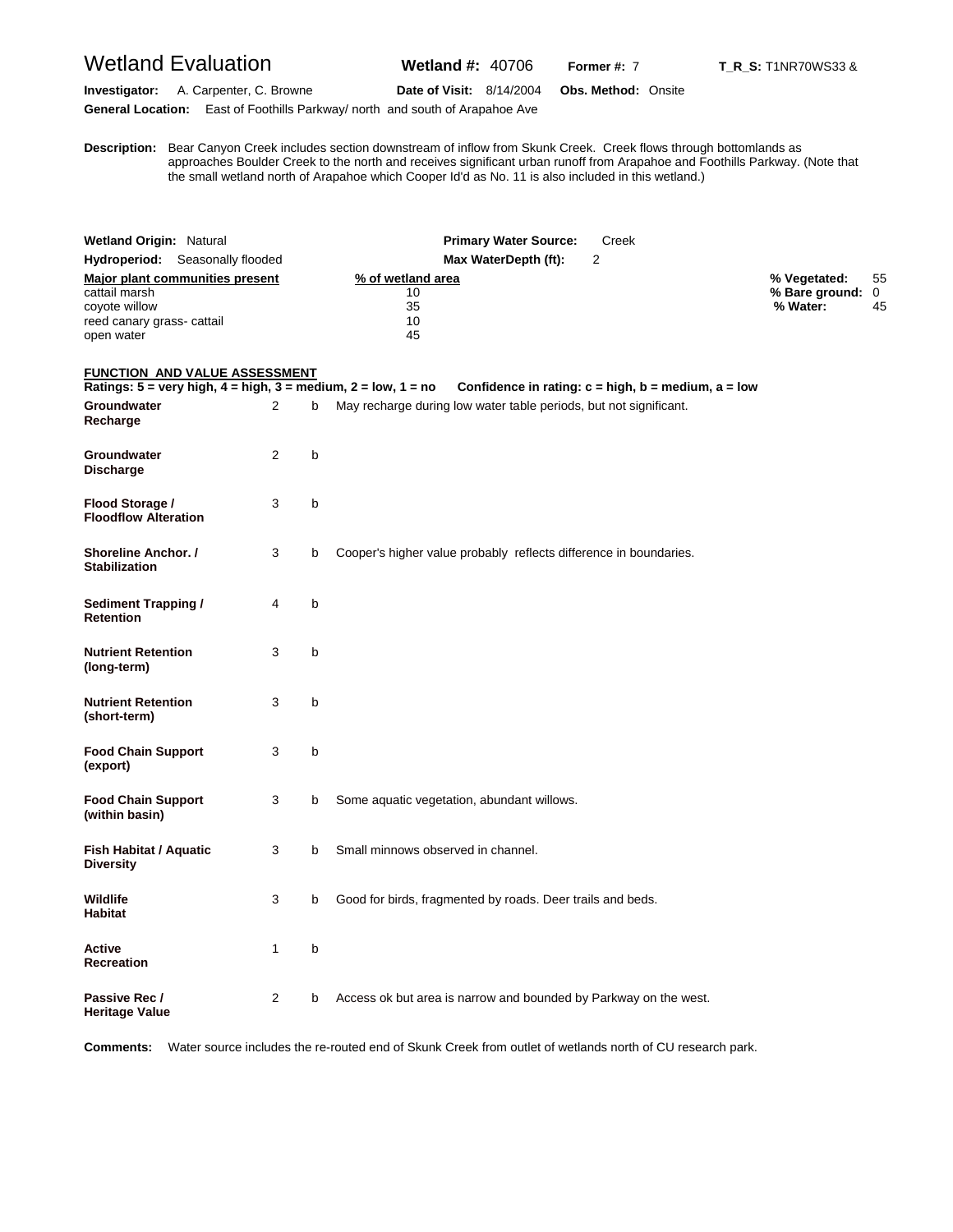# Wetland Evaluation

**Wetland #:** 40706 **Former #:** 7 **T_R_S:** T1NR70WS33 &

**Investigator:** A. Carpenter, C. Browne **Date of Visit:** 8/14/2004 **Obs. Method:** Onsite

**General Location:** East of Foothills Parkway/ north and south of Arapahoe Ave

**Description:** Bear Canyon Creek includes section downstream of inflow from Skunk Creek. Creek flows through bottomlands as approaches Boulder Creek to the north and receives significant urban runoff from Arapahoe and Foothills Parkway. (Note that the small wetland north of Arapahoe which Cooper Id'd as No. 11 is also included in this wetland.)

**Wetland Origin:** Natural **Primary Water Source:** Creek

**Hydroperiod:** Seasonally flooded **Max WaterDepth (ft):** 2

| Major plant communities present | % of wetland area |
|---|---|
| cattail marsh | 10 |
| coyote willow | 35 |
| reed canary grass- cattail | 10 |
| open water | 45 |

**% Vegetated:** 55
**% Bare ground:** 0
**% Water:** 45

## FUNCTION AND VALUE ASSESSMENT

**Ratings: 5 = very high, 4 = high, 3 = medium, 2 = low, 1 = no Confidence in rating: c = high, b = medium, a = low**

| Function | Rating | Confidence | Notes |
|---|---|---|---|
| **Groundwater Recharge** | 2 | b | May recharge during low water table periods, but not significant. |
| **Groundwater Discharge** | 2 | b | |
| **Flood Storage / Floodflow Alteration** | 3 | b | |
| **Shoreline Anchor. / Stabilization** | 3 | b | Cooper's higher value probably reflects difference in boundaries. |
| **Sediment Trapping / Retention** | 4 | b | |
| **Nutrient Retention (long-term)** | 3 | b | |
| **Nutrient Retention (short-term)** | 3 | b | |
| **Food Chain Support (export)** | 3 | b | |
| **Food Chain Support (within basin)** | 3 | b | Some aquatic vegetation, abundant willows. |
| **Fish Habitat / Aquatic Diversity** | 3 | b | Small minnows observed in channel. |
| **Wildlife Habitat** | 3 | b | Good for birds, fragmented by roads. Deer trails and beds. |
| **Active Recreation** | 1 | b | |
| **Passive Rec / Heritage Value** | 2 | b | Access ok but area is narrow and bounded by Parkway on the west. |

**Comments:** Water source includes the re-routed end of Skunk Creek from outlet of wetlands north of CU research park.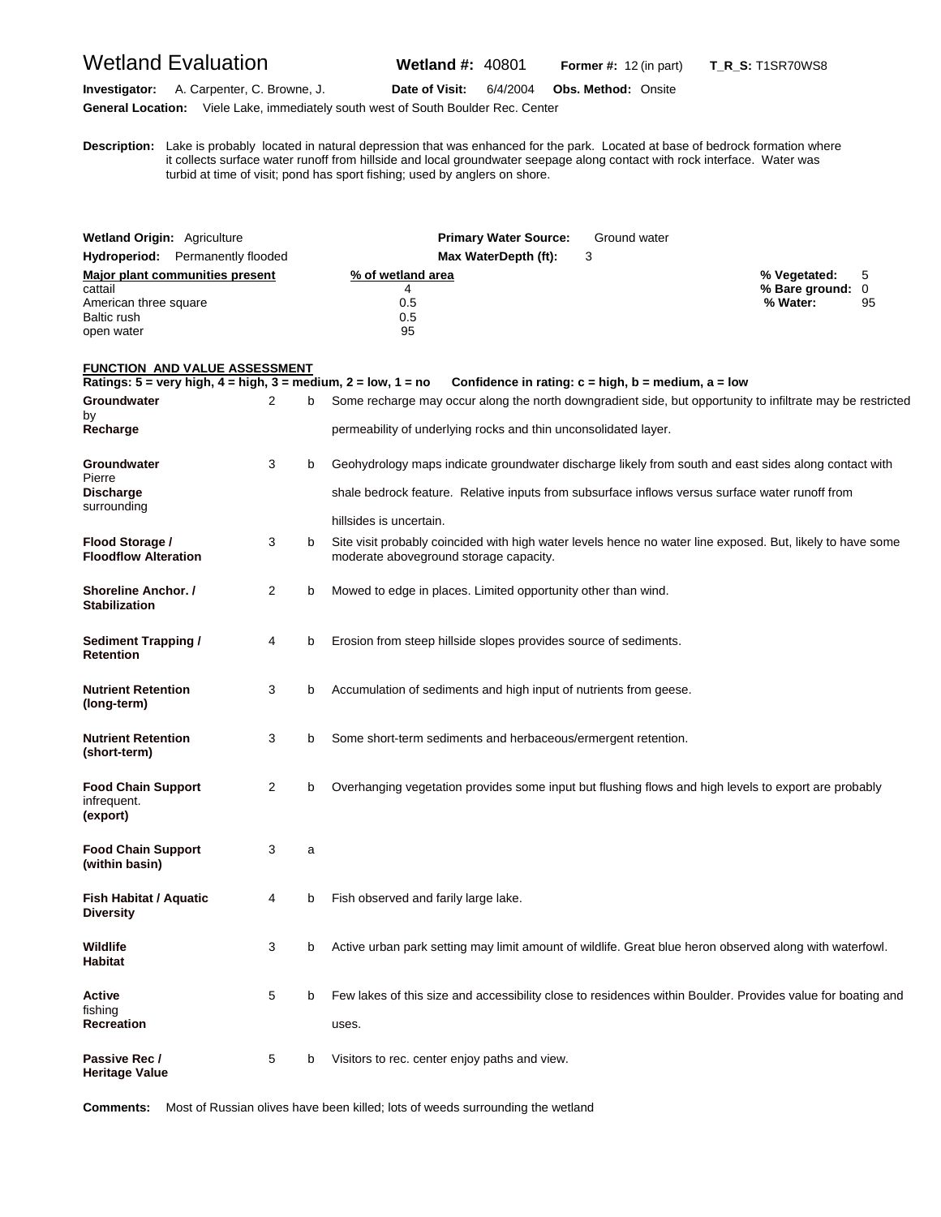# Wetland Evaluation

**Wetland #:** 40801 **Former #:** 12 (in part) **T_R_S:** T1SR70WS8

**Investigator:** A. Carpenter, C. Browne, J. **Date of Visit:** 6/4/2004 **Obs. Method:** Onsite

**General Location:** Viele Lake, immediately south west of South Boulder Rec. Center

**Description:** Lake is probably located in natural depression that was enhanced for the park. Located at base of bedrock formation where it collects surface water runoff from hillside and local groundwater seepage along contact with rock interface. Water was turbid at time of visit; pond has sport fishing; used by anglers on shore.

**Wetland Origin:** Agriculture **Primary Water Source:** Ground water

**Hydroperiod:** Permanently flooded **Max WaterDepth (ft):** 3

| Major plant communities present | % of wetland area |
|---|---|
| cattail | 4 |
| American three square | 0.5 |
| Baltic rush | 0.5 |
| open water | 95 |

**% Vegetated:** 5
**% Bare ground:** 0
**% Water:** 95

## FUNCTION AND VALUE ASSESSMENT

**Ratings: 5 = very high, 4 = high, 3 = medium, 2 = low, 1 = no** **Confidence in rating: c = high, b = medium, a = low**

| Function | Rating | Confidence | Comments |
|---|---|---|---|
| **Groundwater Recharge** | 2 | b | Some recharge may occur along the north downgradient side, but opportunity to infiltrate may be restricted by permeability of underlying rocks and thin unconsolidated layer. |
| **Groundwater Discharge** | 3 | b | Geohydrology maps indicate groundwater discharge likely from south and east sides along contact with Pierre shale bedrock feature. Relative inputs from subsurface inflows versus surface water runoff from surrounding hillsides is uncertain. |
| **Flood Storage / Floodflow Alteration** | 3 | b | Site visit probably coincided with high water levels hence no water line exposed. But, likely to have some moderate aboveground storage capacity. |
| **Shoreline Anchor. / Stabilization** | 2 | b | Mowed to edge in places. Limited opportunity other than wind. |
| **Sediment Trapping / Retention** | 4 | b | Erosion from steep hillside slopes provides source of sediments. |
| **Nutrient Retention (long-term)** | 3 | b | Accumulation of sediments and high input of nutrients from geese. |
| **Nutrient Retention (short-term)** | 3 | b | Some short-term sediments and herbaceous/ermergent retention. |
| **Food Chain Support (export)** | 2 | b | Overhanging vegetation provides some input but flushing flows and high levels to export are probably infrequent. |
| **Food Chain Support (within basin)** | 3 | a | |
| **Fish Habitat / Aquatic Diversity** | 4 | b | Fish observed and farily large lake. |
| **Wildlife Habitat** | 3 | b | Active urban park setting may limit amount of wildlife. Great blue heron observed along with waterfowl. |
| **Active Recreation** | 5 | b | Few lakes of this size and accessibility close to residences within Boulder. Provides value for boating and fishing uses. |
| **Passive Rec / Heritage Value** | 5 | b | Visitors to rec. center enjoy paths and view. |

**Comments:** Most of Russian olives have been killed; lots of weeds surrounding the wetland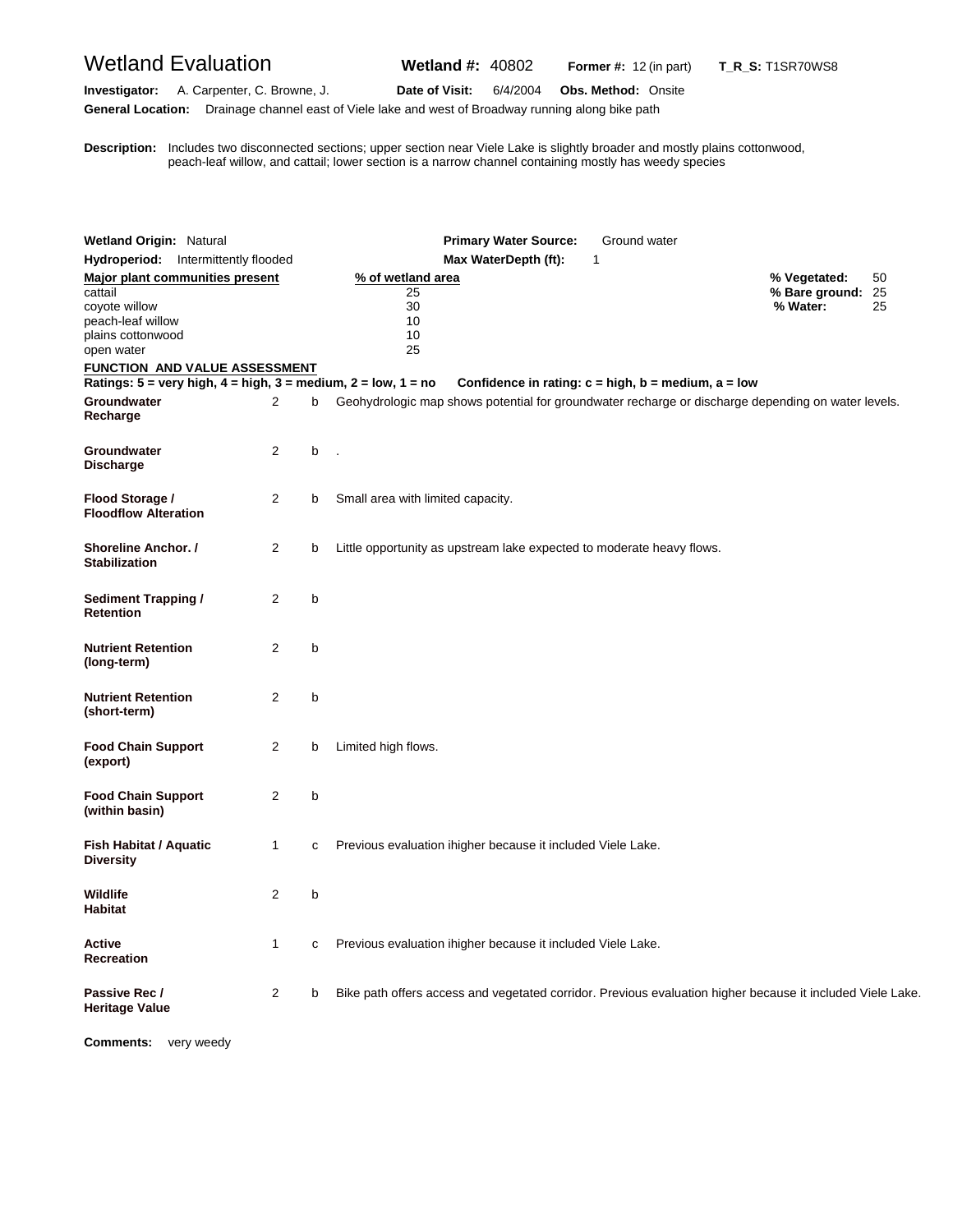# Wetland Evaluation

**Wetland #:** 40802 **Former #:** 12 (in part) **T_R_S:** T1SR70WS8

**Investigator:** A. Carpenter, C. Browne, J. **Date of Visit:** 6/4/2004 **Obs. Method:** Onsite

**General Location:** Drainage channel east of Viele lake and west of Broadway running along bike path

**Description:** Includes two disconnected sections; upper section near Viele Lake is slightly broader and mostly plains cottonwood, peach-leaf willow, and cattail; lower section is a narrow channel containing mostly has weedy species

**Wetland Origin:** Natural **Primary Water Source:** Ground water

**Hydroperiod:** Intermittently flooded **Max WaterDepth (ft):** 1

| Major plant communities present | % of wetland area |
|---|---|
| cattail | 25 |
| coyote willow | 30 |
| peach-leaf willow | 10 |
| plains cottonwood | 10 |
| open water | 25 |

| | |
|---|---|
| % Vegetated: | 50 |
| % Bare ground: | 25 |
| % Water: | 25 |

## FUNCTION AND VALUE ASSESSMENT

**Ratings: 5 = very high, 4 = high, 3 = medium, 2 = low, 1 = no** **Confidence in rating: c = high, b = medium, a = low**

| Function | Rating | Confidence | Comments |
|---|---|---|---|
| **Groundwater Recharge** | 2 | b | Geohydrologic map shows potential for groundwater recharge or discharge depending on water levels. |
| **Groundwater Discharge** | 2 | b | . |
| **Flood Storage / Floodflow Alteration** | 2 | b | Small area with limited capacity. |
| **Shoreline Anchor. / Stabilization** | 2 | b | Little opportunity as upstream lake expected to moderate heavy flows. |
| **Sediment Trapping / Retention** | 2 | b | |
| **Nutrient Retention (long-term)** | 2 | b | |
| **Nutrient Retention (short-term)** | 2 | b | |
| **Food Chain Support (export)** | 2 | b | Limited high flows. |
| **Food Chain Support (within basin)** | 2 | b | |
| **Fish Habitat / Aquatic Diversity** | 1 | c | Previous evaluation ihigher because it included Viele Lake. |
| **Wildlife Habitat** | 2 | b | |
| **Active Recreation** | 1 | c | Previous evaluation ihigher because it included Viele Lake. |
| **Passive Rec / Heritage Value** | 2 | b | Bike path offers access and vegetated corridor. Previous evaluation higher because it included Viele Lake. |

**Comments:** very weedy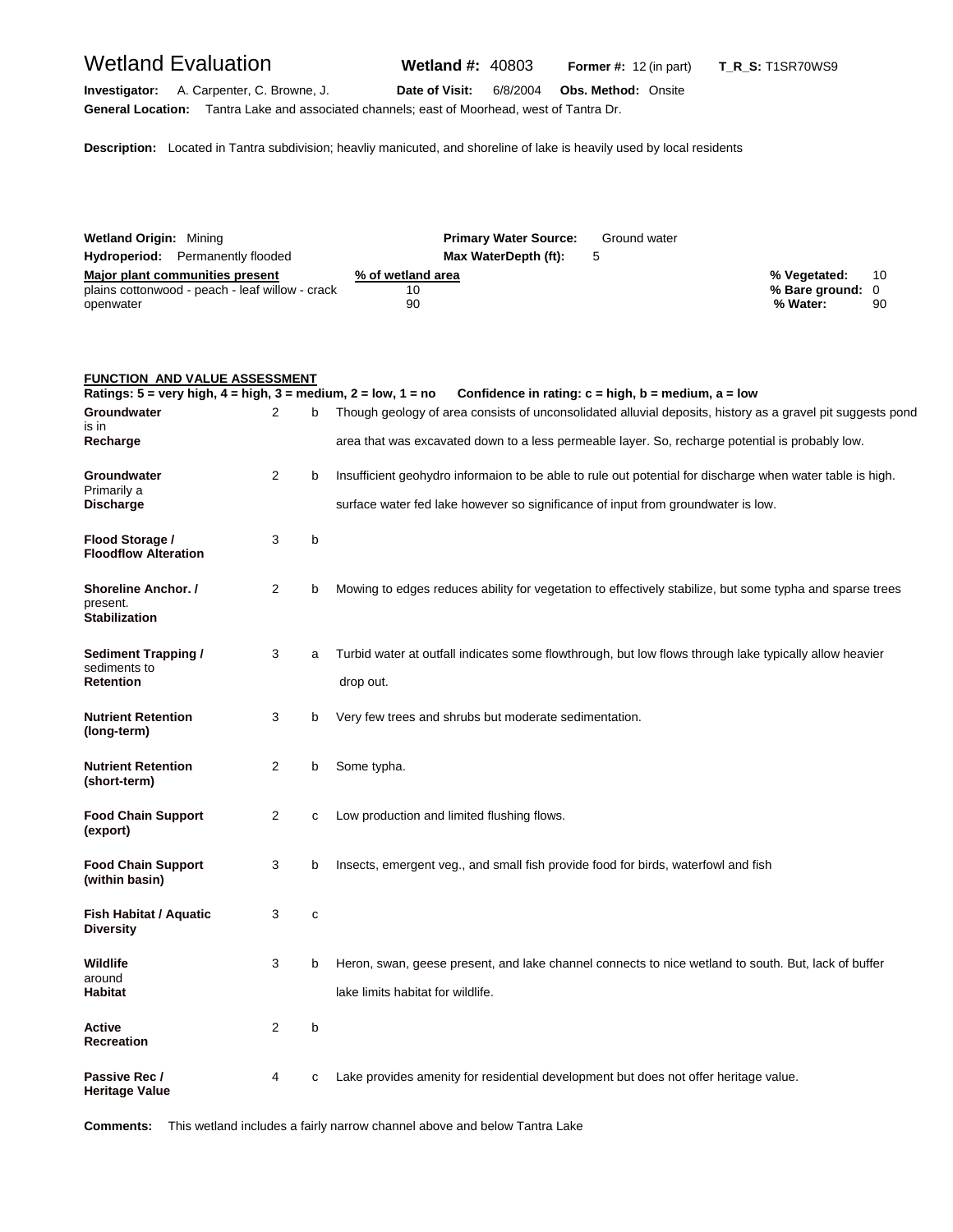# Wetland Evaluation

**Wetland #:** 40803 **Former #:** 12 (in part) **T_R_S:** T1SR70WS9

**Investigator:** A. Carpenter, C. Browne, J. **Date of Visit:** 6/8/2004 **Obs. Method:** Onsite

**General Location:** Tantra Lake and associated channels; east of Moorhead, west of Tantra Dr.

**Description:** Located in Tantra subdivision; heavliy manicuted, and shoreline of lake is heavily used by local residents

**Wetland Origin:** Mining **Primary Water Source:** Ground water

**Hydroperiod:** Permanently flooded **Max WaterDepth (ft):** 5

| Major plant communities present | % of wetland area |
|---|---|
| plains cottonwood - peach - leaf willow - crack | 10 |
| openwater | 90 |

**% Vegetated:** 10
**% Bare ground:** 0
**% Water:** 90

## FUNCTION AND VALUE ASSESSMENT

**Ratings: 5 = very high, 4 = high, 3 = medium, 2 = low, 1 = no** **Confidence in rating: c = high, b = medium, a = low**

| Function | Rating | Confidence | Comments |
|---|---|---|---|
| **Groundwater Recharge** | 2 | b | Though geology of area consists of unconsolidated alluvial deposits, history as a gravel pit suggests pond is in area that was excavated down to a less permeable layer. So, recharge potential is probably low. |
| **Groundwater Discharge** | 2 | b | Insufficient geohydro informaion to be able to rule out potential for discharge when water table is high. Primarily a surface water fed lake however so significance of input from groundwater is low. |
| **Flood Storage / Floodflow Alteration** | 3 | b | |
| **Shoreline Anchor. / Stabilization** | 2 | b | Mowing to edges reduces ability for vegetation to effectively stabilize, but some typha and sparse trees present. |
| **Sediment Trapping / Retention** | 3 | a | Turbid water at outfall indicates some flowthrough, but low flows through lake typically allow heavier sediments to drop out. |
| **Nutrient Retention (long-term)** | 3 | b | Very few trees and shrubs but moderate sedimentation. |
| **Nutrient Retention (short-term)** | 2 | b | Some typha. |
| **Food Chain Support (export)** | 2 | c | Low production and limited flushing flows. |
| **Food Chain Support (within basin)** | 3 | b | Insects, emergent veg., and small fish provide food for birds, waterfowl and fish |
| **Fish Habitat / Aquatic Diversity** | 3 | c | |
| **Wildlife Habitat** | 3 | b | Heron, swan, geese present, and lake channel connects to nice wetland to south. But, lack of buffer around lake limits habitat for wildlife. |
| **Active Recreation** | 2 | b | |
| **Passive Rec / Heritage Value** | 4 | c | Lake provides amenity for residential development but does not offer heritage value. |

**Comments:** This wetland includes a fairly narrow channel above and below Tantra Lake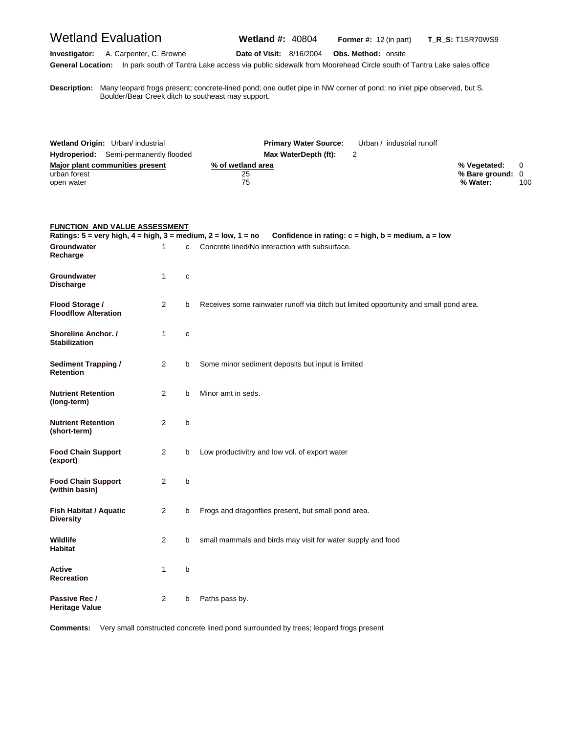# Wetland Evaluation

**Wetland #:** 40804 **Former #:** 12 (in part) **T_R_S:** T1SR70WS9

**Investigator:** A. Carpenter, C. Browne **Date of Visit:** 8/16/2004 **Obs. Method:** onsite

**General Location:** In park south of Tantra Lake access via public sidewalk from Moorehead Circle south of Tantra Lake sales office

**Description:** Many leopard frogs present; concrete-lined pond; one outlet pipe in NW corner of pond; no inlet pipe observed, but S. Boulder/Bear Creek ditch to southeast may support.

**Wetland Origin:** Urban/ industrial **Primary Water Source:** Urban / industrial runoff

**Hydroperiod:** Semi-permanently flooded **Max WaterDepth (ft):** 2

| Major plant communities present | % of wetland area |
|---|---|
| urban forest | 25 |
| open water | 75 |

**% Vegetated:** 0
**% Bare ground:** 0
**% Water:** 100

## FUNCTION AND VALUE ASSESSMENT

**Ratings: 5 = very high, 4 = high, 3 = medium, 2 = low, 1 = no** **Confidence in rating: c = high, b = medium, a = low**

| Function | Rating | Confidence | Notes |
|---|---|---|---|
| **Groundwater Recharge** | 1 | c | Concrete lined/No interaction with subsurface. |
| **Groundwater Discharge** | 1 | c | |
| **Flood Storage / Floodflow Alteration** | 2 | b | Receives some rainwater runoff via ditch but limited opportunity and small pond area. |
| **Shoreline Anchor. / Stabilization** | 1 | c | |
| **Sediment Trapping / Retention** | 2 | b | Some minor sediment deposits but input is limited |
| **Nutrient Retention (long-term)** | 2 | b | Minor amt in seds. |
| **Nutrient Retention (short-term)** | 2 | b | |
| **Food Chain Support (export)** | 2 | b | Low productivitry and low vol. of export water |
| **Food Chain Support (within basin)** | 2 | b | |
| **Fish Habitat / Aquatic Diversity** | 2 | b | Frogs and dragonflies present, but small pond area. |
| **Wildlife Habitat** | 2 | b | small mammals and birds may visit for water supply and food |
| **Active Recreation** | 1 | b | |
| **Passive Rec / Heritage Value** | 2 | b | Paths pass by. |

**Comments:** Very small constructed concrete lined pond surrounded by trees; leopard frogs present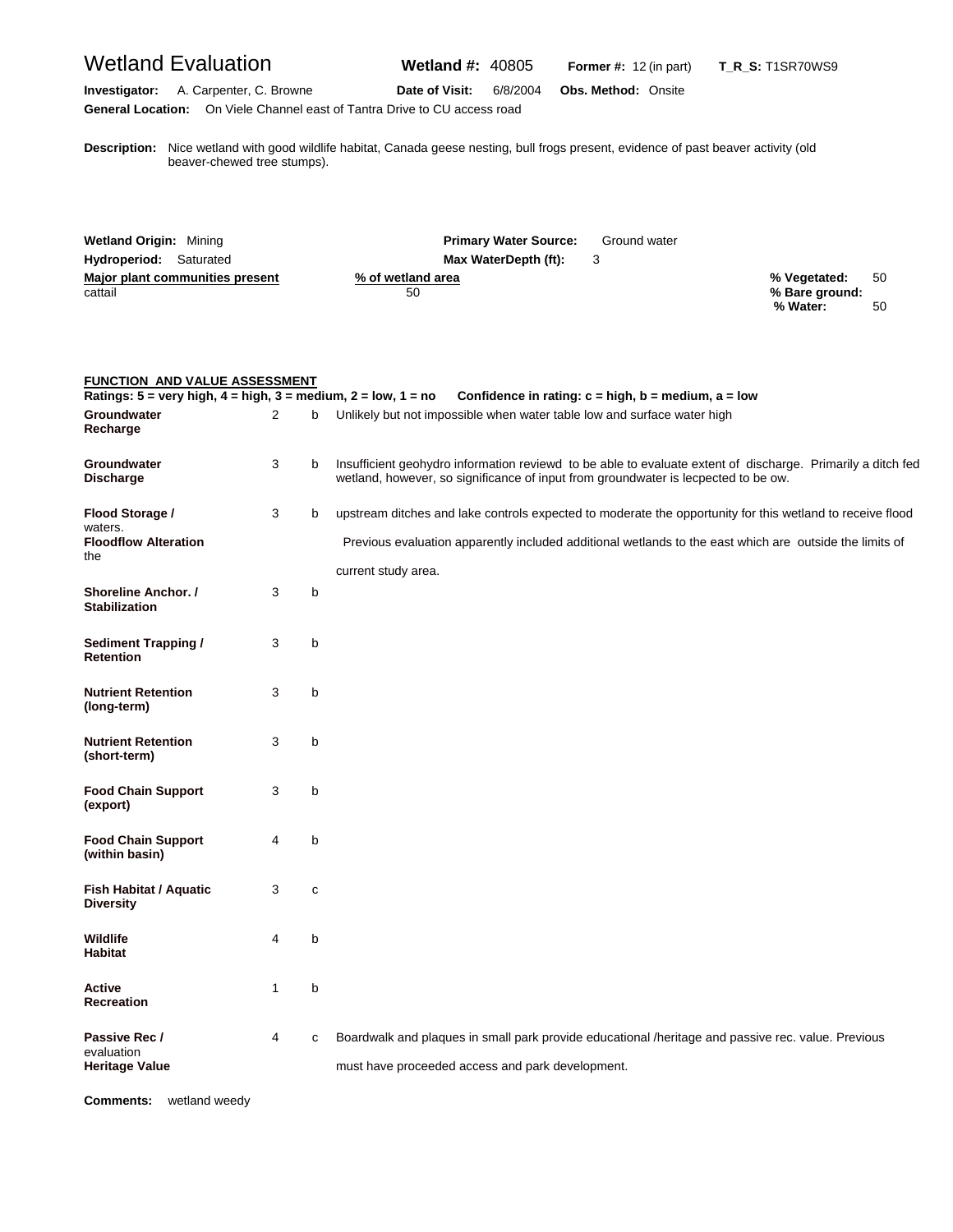# Wetland Evaluation

**Wetland #:** 40805 **Former #:** 12 (in part) **T_R_S:** T1SR70WS9

**Investigator:** A. Carpenter, C. Browne **Date of Visit:** 6/8/2004 **Obs. Method:** Onsite

**General Location:** On Viele Channel east of Tantra Drive to CU access road

**Description:** Nice wetland with good wildlife habitat, Canada geese nesting, bull frogs present, evidence of past beaver activity (old beaver-chewed tree stumps).

**Wetland Origin:** Mining **Primary Water Source:** Ground water

**Hydroperiod:** Saturated **Max WaterDepth (ft):** 3

| Major plant communities present | % of wetland area |
|---|---|
| cattail | 50 |

**% Vegetated:** 50
**% Bare ground:**
**% Water:** 50

## FUNCTION AND VALUE ASSESSMENT

**Ratings: 5 = very high, 4 = high, 3 = medium, 2 = low, 1 = no   Confidence in rating: c = high, b = medium, a = low**

| Function | Rating | Confidence | Comments |
|---|---|---|---|
| **Groundwater Recharge** | 2 | b | Unlikely but not impossible when water table low and surface water high |
| **Groundwater Discharge** | 3 | b | Insufficient geohydro information reviewd to be able to evaluate extent of discharge. Primarily a ditch fed wetland, however, so significance of input from groundwater is lecpected to be ow. |
| **Flood Storage / Floodflow Alteration** | 3 | b | upstream ditches and lake controls expected to moderate the opportunity for this wetland to receive flood waters. Previous evaluation apparently included additional wetlands to the east which are outside the limits of the current study area. |
| **Shoreline Anchor. / Stabilization** | 3 | b | |
| **Sediment Trapping / Retention** | 3 | b | |
| **Nutrient Retention (long-term)** | 3 | b | |
| **Nutrient Retention (short-term)** | 3 | b | |
| **Food Chain Support (export)** | 3 | b | |
| **Food Chain Support (within basin)** | 4 | b | |
| **Fish Habitat / Aquatic Diversity** | 3 | c | |
| **Wildlife Habitat** | 4 | b | |
| **Active Recreation** | 1 | b | |
| **Passive Rec / Heritage Value** | 4 | c | Boardwalk and plaques in small park provide educational /heritage and passive rec. value. Previous evaluation must have proceeded access and park development. |

**Comments:** wetland weedy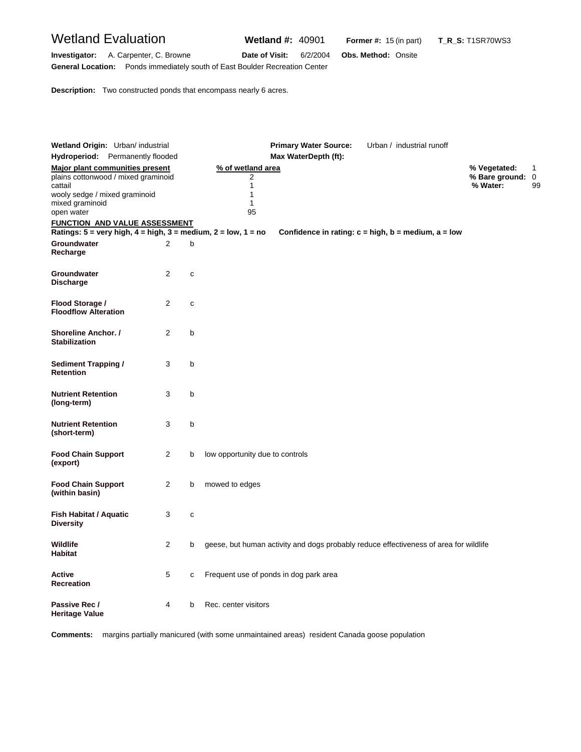# Wetland Evaluation

**Wetland #:** 40901 **Former #:** 15 (in part) **T_R_S:** T1SR70WS3

**Investigator:** A. Carpenter, C. Browne **Date of Visit:** 6/2/2004 **Obs. Method:** Onsite

**General Location:** Ponds immediately south of East Boulder Recreation Center

**Description:** Two constructed ponds that encompass nearly 6 acres.

**Wetland Origin:** Urban/ industrial **Primary Water Source:** Urban / industrial runoff

**Hydroperiod:** Permanently flooded **Max WaterDepth (ft):**

| Major plant communities present | % of wetland area |
|---|---|
| plains cottonwood / mixed graminoid | 2 |
| cattail | 1 |
| wooly sedge / mixed graminoid | 1 |
| mixed graminoid | 1 |
| open water | 95 |

**% Vegetated:** 1
**% Bare ground:** 0
**% Water:** 99

## FUNCTION AND VALUE ASSESSMENT

**Ratings: 5 = very high, 4 = high, 3 = medium, 2 = low, 1 = no** **Confidence in rating: c = high, b = medium, a = low**

| Function | Rating | Confidence | Notes |
|---|---|---|---|
| **Groundwater Recharge** | 2 | b | |
| **Groundwater Discharge** | 2 | c | |
| **Flood Storage / Floodflow Alteration** | 2 | c | |
| **Shoreline Anchor. / Stabilization** | 2 | b | |
| **Sediment Trapping / Retention** | 3 | b | |
| **Nutrient Retention (long-term)** | 3 | b | |
| **Nutrient Retention (short-term)** | 3 | b | |
| **Food Chain Support (export)** | 2 | b | low opportunity due to controls |
| **Food Chain Support (within basin)** | 2 | b | mowed to edges |
| **Fish Habitat / Aquatic Diversity** | 3 | c | |
| **Wildlife Habitat** | 2 | b | geese, but human activity and dogs probably reduce effectiveness of area for wildlife |
| **Active Recreation** | 5 | c | Frequent use of ponds in dog park area |
| **Passive Rec / Heritage Value** | 4 | b | Rec. center visitors |

**Comments:** margins partially manicured (with some unmaintained areas) resident Canada goose population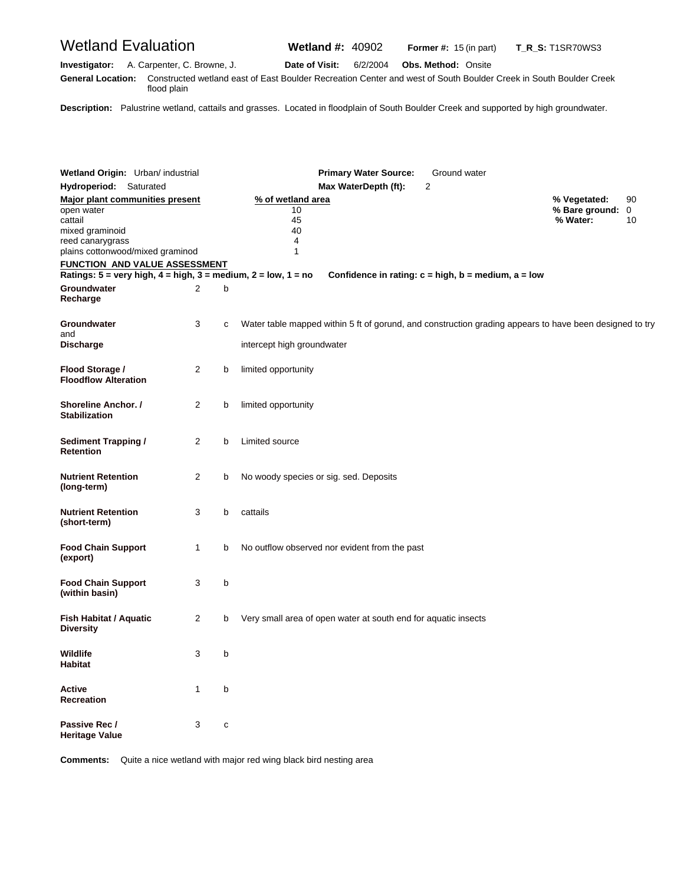# Wetland Evaluation

**Wetland #:** 40902 **Former #:** 15 (in part) **T_R_S:** T1SR70WS3

**Investigator:** A. Carpenter, C. Browne, J. **Date of Visit:** 6/2/2004 **Obs. Method:** Onsite

**General Location:** Constructed wetland east of East Boulder Recreation Center and west of South Boulder Creek in South Boulder Creek flood plain

**Description:** Palustrine wetland, cattails and grasses. Located in floodplain of South Boulder Creek and supported by high groundwater.

**Wetland Origin:** Urban/ industrial **Primary Water Source:** Ground water

**Hydroperiod:** Saturated **Max WaterDepth (ft):** 2

| Major plant communities present | % of wetland area |
|---|---|
| open water | 10 |
| cattail | 45 |
| mixed graminoid | 40 |
| reed canarygrass | 4 |
| plains cottonwood/mixed graminod | 1 |

**% Vegetated:** 90
**% Bare ground:** 0
**% Water:** 10

**FUNCTION AND VALUE ASSESSMENT**

**Ratings: 5 = very high, 4 = high, 3 = medium, 2 = low, 1 = no** **Confidence in rating: c = high, b = medium, a = low**

| Function | Rating | Confidence | Comments |
|---|---|---|---|
| **Groundwater Recharge** | 2 | b | |
| **Groundwater and Discharge** | 3 | c | Water table mapped within 5 ft of gorund, and construction grading appears to have been designed to try intercept high groundwater |
| **Flood Storage / Floodflow Alteration** | 2 | b | limited opportunity |
| **Shoreline Anchor. / Stabilization** | 2 | b | limited opportunity |
| **Sediment Trapping / Retention** | 2 | b | Limited source |
| **Nutrient Retention (long-term)** | 2 | b | No woody species or sig. sed. Deposits |
| **Nutrient Retention (short-term)** | 3 | b | cattails |
| **Food Chain Support (export)** | 1 | b | No outflow observed nor evident from the past |
| **Food Chain Support (within basin)** | 3 | b | |
| **Fish Habitat / Aquatic Diversity** | 2 | b | Very small area of open water at south end for aquatic insects |
| **Wildlife Habitat** | 3 | b | |
| **Active Recreation** | 1 | b | |
| **Passive Rec / Heritage Value** | 3 | c | |

**Comments:** Quite a nice wetland with major red wing black bird nesting area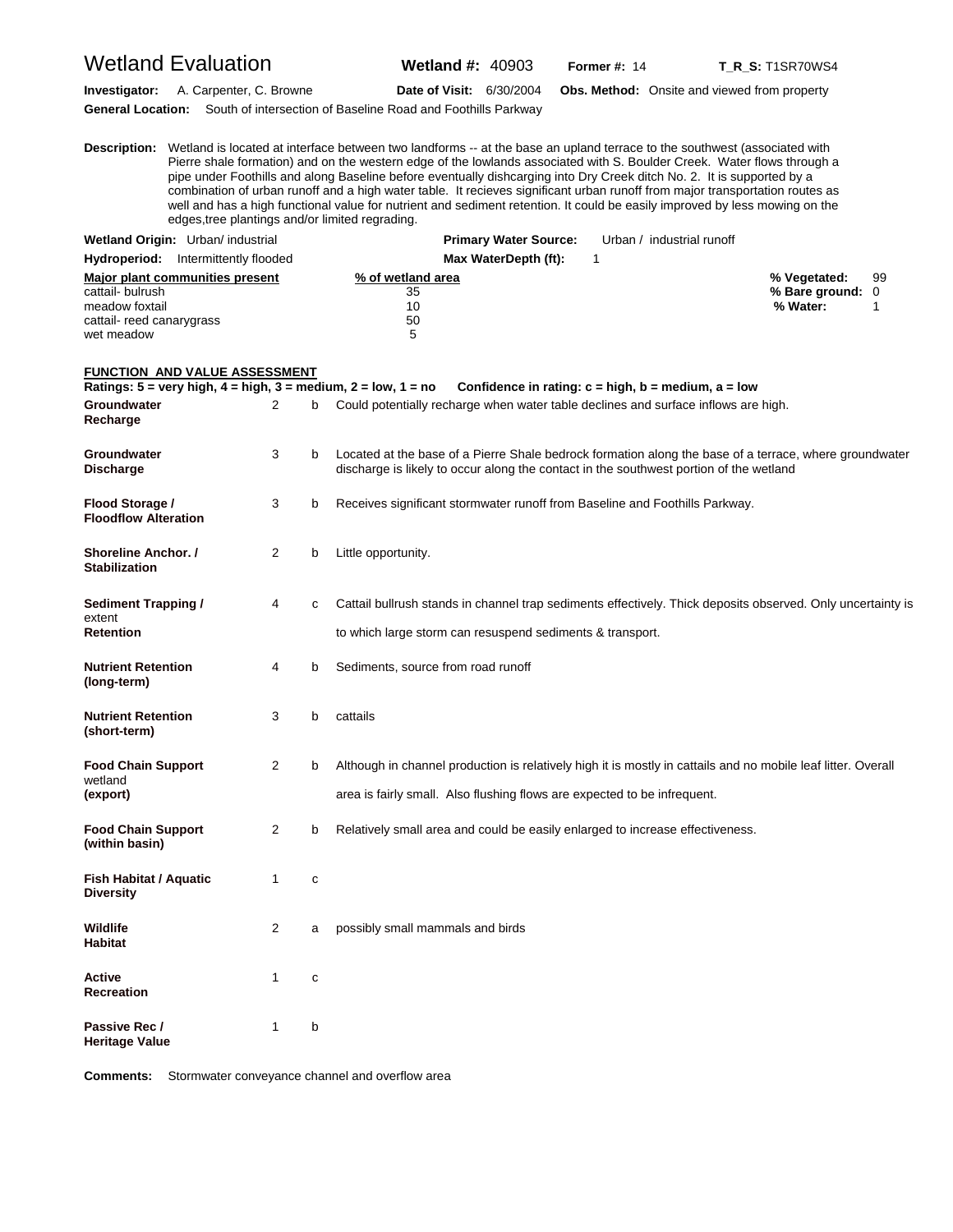# Wetland Evaluation

**Wetland #:** 40903 **Former #:** 14 **T_R_S:** T1SR70WS4

**Investigator:** A. Carpenter, C. Browne **Date of Visit:** 6/30/2004 **Obs. Method:** Onsite and viewed from property

**General Location:** South of intersection of Baseline Road and Foothills Parkway

**Description:** Wetland is located at interface between two landforms -- at the base an upland terrace to the southwest (associated with Pierre shale formation) and on the western edge of the lowlands associated with S. Boulder Creek. Water flows through a pipe under Foothills and along Baseline before eventually dishcarging into Dry Creek ditch No. 2. It is supported by a combination of urban runoff and a high water table. It recieves significant urban runoff from major transportation routes as well and has a high functional value for nutrient and sediment retention. It could be easily improved by less mowing on the edges,tree plantings and/or limited regrading.

**Wetland Origin:** Urban/ industrial **Primary Water Source:** Urban / industrial runoff

**Hydroperiod:** Intermittently flooded **Max WaterDepth (ft):** 1

| Major plant communities present | % of wetland area |
|---|---|
| cattail- bulrush | 35 |
| meadow foxtail | 10 |
| cattail- reed canarygrass | 50 |
| wet meadow | 5 |

**% Vegetated:** 99
**% Bare ground:** 0
**% Water:** 1

## FUNCTION AND VALUE ASSESSMENT

**Ratings: 5 = very high, 4 = high, 3 = medium, 2 = low, 1 = no** **Confidence in rating: c = high, b = medium, a = low**

| Function | Rating | Confidence | Notes |
|---|---|---|---|
| **Groundwater Recharge** | 2 | b | Could potentially recharge when water table declines and surface inflows are high. |
| **Groundwater Discharge** | 3 | b | Located at the base of a Pierre Shale bedrock formation along the base of a terrace, where groundwater discharge is likely to occur along the contact in the southwest portion of the wetland |
| **Flood Storage / Floodflow Alteration** | 3 | b | Receives significant stormwater runoff from Baseline and Foothills Parkway. |
| **Shoreline Anchor. / Stabilization** | 2 | b | Little opportunity. |
| **Sediment Trapping / Retention** | 4 | c | Cattail bullrush stands in channel trap sediments effectively. Thick deposits observed. Only uncertainty is extent to which large storm can resuspend sediments & transport. |
| **Nutrient Retention (long-term)** | 4 | b | Sediments, source from road runoff |
| **Nutrient Retention (short-term)** | 3 | b | cattails |
| **Food Chain Support (export)** | 2 | b | Although in channel production is relatively high it is mostly in cattails and no mobile leaf litter. Overall wetland area is fairly small. Also flushing flows are expected to be infrequent. |
| **Food Chain Support (within basin)** | 2 | b | Relatively small area and could be easily enlarged to increase effectiveness. |
| **Fish Habitat / Aquatic Diversity** | 1 | c | |
| **Wildlife Habitat** | 2 | a | possibly small mammals and birds |
| **Active Recreation** | 1 | c | |
| **Passive Rec / Heritage Value** | 1 | b | |

**Comments:** Stormwater conveyance channel and overflow area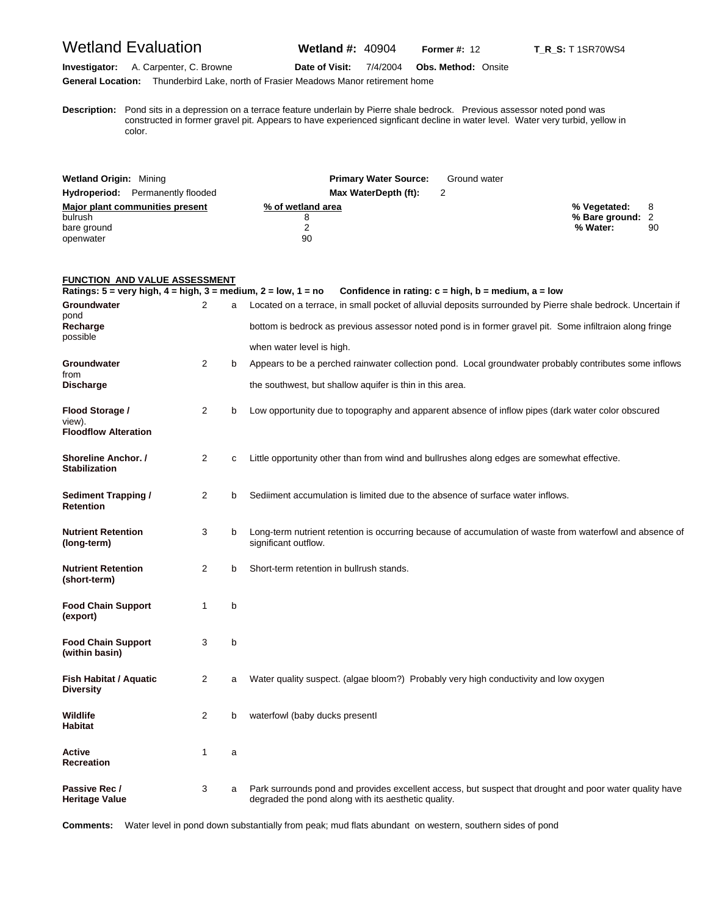# Wetland Evaluation

**Wetland #:** 40904 **Former #:** 12 **T_R_S:** T 1SR70WS4

**Investigator:** A. Carpenter, C. Browne **Date of Visit:** 7/4/2004 **Obs. Method:** Onsite

**General Location:** Thunderbird Lake, north of Frasier Meadows Manor retirement home

**Description:** Pond sits in a depression on a terrace feature underlain by Pierre shale bedrock. Previous assessor noted pond was constructed in former gravel pit. Appears to have experienced signficant decline in water level. Water very turbid, yellow in color.

**Wetland Origin:** Mining **Primary Water Source:** Ground water

**Hydroperiod:** Permanently flooded **Max WaterDepth (ft):** 2

| Major plant communities present | % of wetland area |
|---|---|
| bulrush | 8 |
| bare ground | 2 |
| openwater | 90 |

**% Vegetated:** 8
**% Bare ground:** 2
**% Water:** 90

## FUNCTION AND VALUE ASSESSMENT

**Ratings: 5 = very high, 4 = high, 3 = medium, 2 = low, 1 = no Confidence in rating: c = high, b = medium, a = low**

| Function | Rating | Confidence | Comments |
|---|---|---|---|
| **Groundwater Recharge** | 2 | a | Located on a terrace, in small pocket of alluvial deposits surrounded by Pierre shale bedrock. Uncertain if pond bottom is bedrock as previous assessor noted pond is in former gravel pit. Some infiltraion along fringe possible when water level is high. |
| **Groundwater Discharge** | 2 | b | Appears to be a perched rainwater collection pond. Local groundwater probably contributes some inflows from the southwest, but shallow aquifer is thin in this area. |
| **Flood Storage / Floodflow Alteration** | 2 | b | Low opportunity due to topography and apparent absence of inflow pipes (dark water color obscured view). |
| **Shoreline Anchor. / Stabilization** | 2 | c | Little opportunity other than from wind and bullrushes along edges are somewhat effective. |
| **Sediment Trapping / Retention** | 2 | b | Sediiment accumulation is limited due to the absence of surface water inflows. |
| **Nutrient Retention (long-term)** | 3 | b | Long-term nutrient retention is occurring because of accumulation of waste from waterfowl and absence of significant outflow. |
| **Nutrient Retention (short-term)** | 2 | b | Short-term retention in bullrush stands. |
| **Food Chain Support (export)** | 1 | b | |
| **Food Chain Support (within basin)** | 3 | b | |
| **Fish Habitat / Aquatic Diversity** | 2 | a | Water quality suspect. (algae bloom?) Probably very high conductivity and low oxygen |
| **Wildlife Habitat** | 2 | b | waterfowl (baby ducks presentl |
| **Active Recreation** | 1 | a | |
| **Passive Rec / Heritage Value** | 3 | a | Park surrounds pond and provides excellent access, but suspect that drought and poor water quality have degraded the pond along with its aesthetic quality. |

**Comments:** Water level in pond down substantially from peak; mud flats abundant on western, southern sides of pond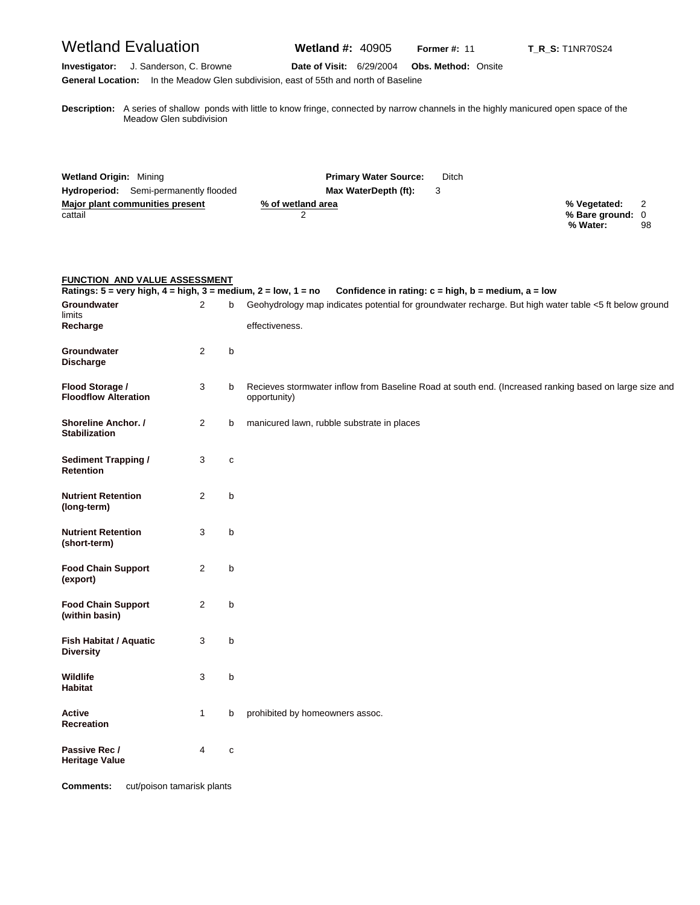# Wetland Evaluation

**Wetland #:** 40905 **Former #:** 11 **T_R_S:** T1NR70S24

**Investigator:** J. Sanderson, C. Browne **Date of Visit:** 6/29/2004 **Obs. Method:** Onsite

**General Location:** In the Meadow Glen subdivision, east of 55th and north of Baseline

**Description:** A series of shallow ponds with little to know fringe, connected by narrow channels in the highly manicured open space of the Meadow Glen subdivision

**Wetland Origin:** Mining **Primary Water Source:** Ditch

**Hydroperiod:** Semi-permanently flooded **Max WaterDepth (ft):** 3

| Major plant communities present | % of wetland area |
|---|---|
| cattail | 2 |

**% Vegetated:** 2
**% Bare ground:** 0
**% Water:** 98

**FUNCTION AND VALUE ASSESSMENT**

**Ratings: 5 = very high, 4 = high, 3 = medium, 2 = low, 1 = no   Confidence in rating: c = high, b = medium, a = low**

| Function | Rating | Confidence | Notes |
|---|---|---|---|
| **Groundwater Recharge** | 2 | b | Geohydrology map indicates potential for groundwater recharge. But high water table <5 ft below ground limits effectiveness. |
| **Groundwater Discharge** | 2 | b | |
| **Flood Storage / Floodflow Alteration** | 3 | b | Recieves stormwater inflow from Baseline Road at south end. (Increased ranking based on large size and opportunity) |
| **Shoreline Anchor. / Stabilization** | 2 | b | manicured lawn, rubble substrate in places |
| **Sediment Trapping / Retention** | 3 | c | |
| **Nutrient Retention (long-term)** | 2 | b | |
| **Nutrient Retention (short-term)** | 3 | b | |
| **Food Chain Support (export)** | 2 | b | |
| **Food Chain Support (within basin)** | 2 | b | |
| **Fish Habitat / Aquatic Diversity** | 3 | b | |
| **Wildlife Habitat** | 3 | b | |
| **Active Recreation** | 1 | b | prohibited by homeowners assoc. |
| **Passive Rec / Heritage Value** | 4 | c | |

**Comments:** cut/poison tamarisk plants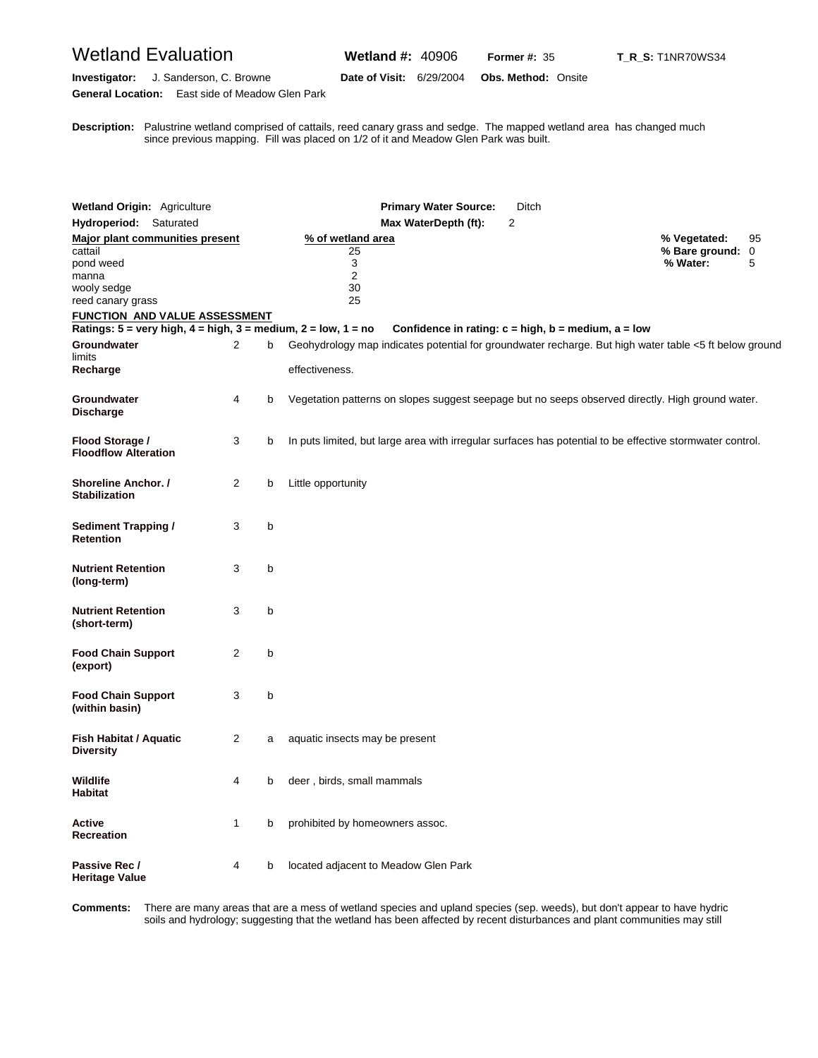# Wetland Evaluation

**Wetland #:** 40906 **Former #:** 35 **T_R_S:** T1NR70WS34

**Investigator:** J. Sanderson, C. Browne **Date of Visit:** 6/29/2004 **Obs. Method:** Onsite

**General Location:** East side of Meadow Glen Park

**Description:** Palustrine wetland comprised of cattails, reed canary grass and sedge. The mapped wetland area has changed much since previous mapping. Fill was placed on 1/2 of it and Meadow Glen Park was built.

**Wetland Origin:** Agriculture **Primary Water Source:** Ditch

**Hydroperiod:** Saturated **Max WaterDepth (ft):** 2

| Major plant communities present | % of wetland area |
|---|---|
| cattail | 25 |
| pond weed | 3 |
| manna | 2 |
| wooly sedge | 30 |
| reed canary grass | 25 |

**% Vegetated:** 95
**% Bare ground:** 0
**% Water:** 5

## FUNCTION AND VALUE ASSESSMENT

**Ratings: 5 = very high, 4 = high, 3 = medium, 2 = low, 1 = no Confidence in rating: c = high, b = medium, a = low**

| Function | Rating | Confidence | Comments |
|---|---|---|---|
| **Groundwater Recharge** | 2 | b | Geohydrology map indicates potential for groundwater recharge. But high water table <5 ft below ground limits effectiveness. |
| **Groundwater Discharge** | 4 | b | Vegetation patterns on slopes suggest seepage but no seeps observed directly. High ground water. |
| **Flood Storage / Floodflow Alteration** | 3 | b | In puts limited, but large area with irregular surfaces has potential to be effective stormwater control. |
| **Shoreline Anchor. / Stabilization** | 2 | b | Little opportunity |
| **Sediment Trapping / Retention** | 3 | b | |
| **Nutrient Retention (long-term)** | 3 | b | |
| **Nutrient Retention (short-term)** | 3 | b | |
| **Food Chain Support (export)** | 2 | b | |
| **Food Chain Support (within basin)** | 3 | b | |
| **Fish Habitat / Aquatic Diversity** | 2 | a | aquatic insects may be present |
| **Wildlife Habitat** | 4 | b | deer , birds, small mammals |
| **Active Recreation** | 1 | b | prohibited by homeowners assoc. |
| **Passive Rec / Heritage Value** | 4 | b | located adjacent to Meadow Glen Park |

**Comments:** There are many areas that are a mess of wetland species and upland species (sep. weeds), but don't appear to have hydric soils and hydrology; suggesting that the wetland has been affected by recent disturbances and plant communities may still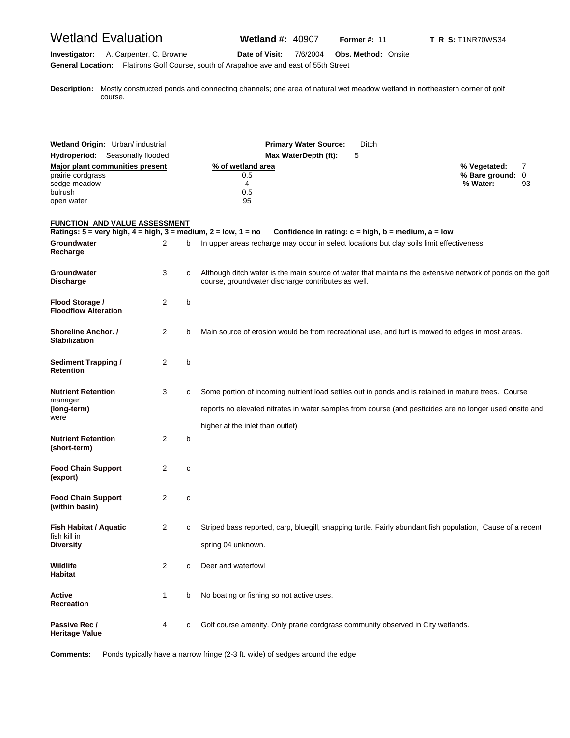# Wetland Evaluation

**Wetland #:** 40907 **Former #:** 11 **T_R_S:** T1NR70WS34

**Investigator:** A. Carpenter, C. Browne **Date of Visit:** 7/6/2004 **Obs. Method:** Onsite

**General Location:** Flatirons Golf Course, south of Arapahoe ave and east of 55th Street

**Description:** Mostly constructed ponds and connecting channels; one area of natural wet meadow wetland in northeastern corner of golf course.

**Wetland Origin:** Urban/ industrial **Primary Water Source:** Ditch

**Hydroperiod:** Seasonally flooded **Max WaterDepth (ft):** 5

| Major plant communities present | % of wetland area |
|---|---|
| prairie cordgrass | 0.5 |
| sedge meadow | 4 |
| bulrush | 0.5 |
| open water | 95 |

**% Vegetated:** 7
**% Bare ground:** 0
**% Water:** 93

## FUNCTION AND VALUE ASSESSMENT

**Ratings: 5 = very high, 4 = high, 3 = medium, 2 = low, 1 = no Confidence in rating: c = high, b = medium, a = low**

| Function | Rating | Confidence | Notes |
|---|---|---|---|
| **Groundwater Recharge** | 2 | b | In upper areas recharge may occur in select locations but clay soils limit effectiveness. |
| **Groundwater Discharge** | 3 | c | Although ditch water is the main source of water that maintains the extensive network of ponds on the golf course, groundwater discharge contributes as well. |
| **Flood Storage / Floodflow Alteration** | 2 | b | |
| **Shoreline Anchor. / Stabilization** | 2 | b | Main source of erosion would be from recreational use, and turf is mowed to edges in most areas. |
| **Sediment Trapping / Retention** | 2 | b | |
| **Nutrient Retention (long-term)** | 3 | c | Some portion of incoming nutrient load settles out in ponds and is retained in mature trees. Course manager reports no elevated nitrates in water samples from course (and pesticides are no longer used onsite and were higher at the inlet than outlet) |
| **Nutrient Retention (short-term)** | 2 | b | |
| **Food Chain Support (export)** | 2 | c | |
| **Food Chain Support (within basin)** | 2 | c | |
| **Fish Habitat / Aquatic Diversity** | 2 | c | Striped bass reported, carp, bluegill, snapping turtle. Fairly abundant fish population, Cause of a recent fish kill in spring 04 unknown. |
| **Wildlife Habitat** | 2 | c | Deer and waterfowl |
| **Active Recreation** | 1 | b | No boating or fishing so not active uses. |
| **Passive Rec / Heritage Value** | 4 | c | Golf course amenity. Only prarie cordgrass community observed in City wetlands. |

**Comments:** Ponds typically have a narrow fringe (2-3 ft. wide) of sedges around the edge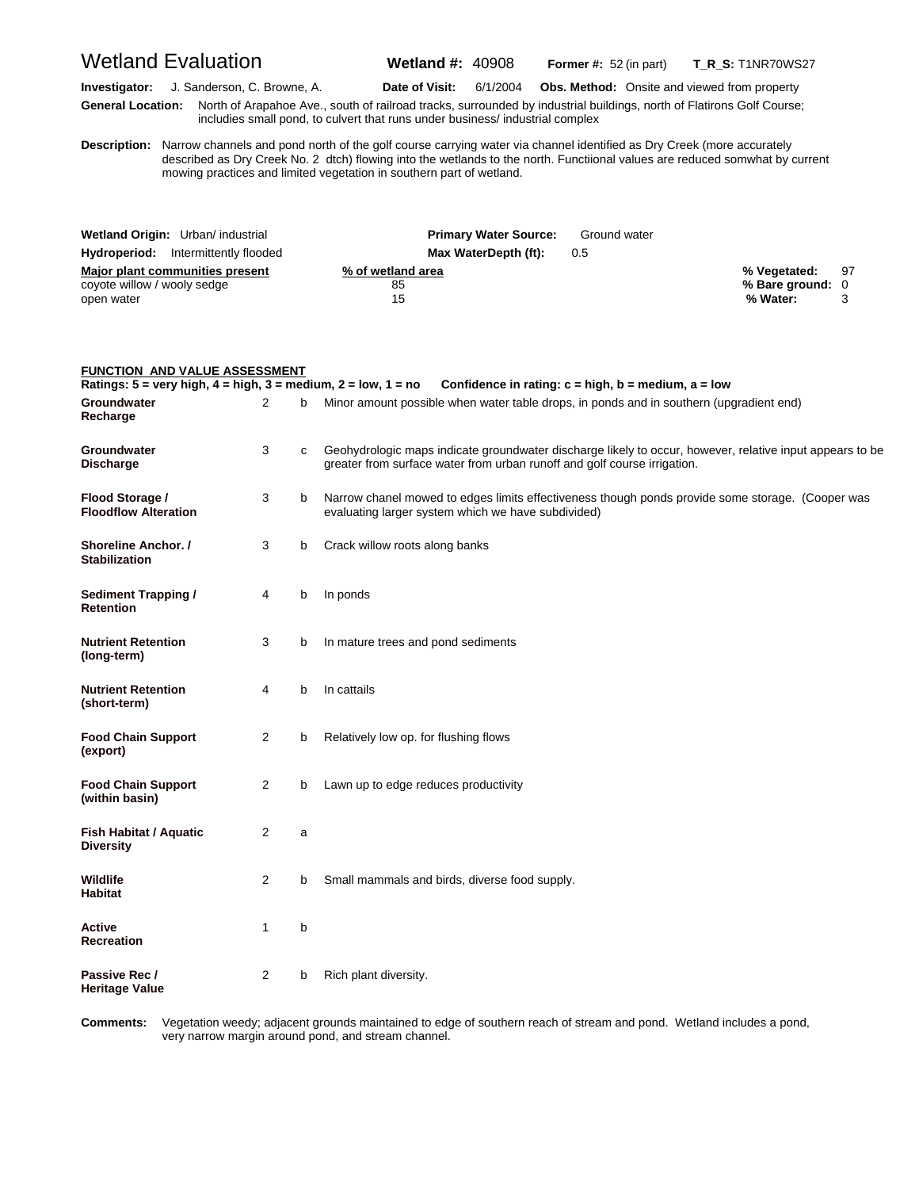# Wetland Evaluation

**Wetland #:** 40908 **Former #:** 52 (in part) **T_R_S:** T1NR70WS27

**Investigator:** J. Sanderson, C. Browne, A. **Date of Visit:** 6/1/2004 **Obs. Method:** Onsite and viewed from property

**General Location:** North of Arapahoe Ave., south of railroad tracks, surrounded by industrial buildings, north of Flatirons Golf Course; includies small pond, to culvert that runs under business/ industrial complex

**Description:** Narrow channels and pond north of the golf course carrying water via channel identified as Dry Creek (more accurately described as Dry Creek No. 2 dtch) flowing into the wetlands to the north. Functiional values are reduced somwhat by current mowing practices and limited vegetation in southern part of wetland.

**Wetland Origin:** Urban/ industrial **Primary Water Source:** Ground water

**Hydroperiod:** Intermittently flooded **Max WaterDepth (ft):** 0.5

| Major plant communities present | % of wetland area |
|---|---|
| coyote willow / wooly sedge | 85 |
| open water | 15 |

**% Vegetated:** 97
**% Bare ground:** 0
**% Water:** 3

## FUNCTION AND VALUE ASSESSMENT

**Ratings: 5 = very high, 4 = high, 3 = medium, 2 = low, 1 = no Confidence in rating: c = high, b = medium, a = low**

| Function | Rating | Confidence | Notes |
|---|---|---|---|
| **Groundwater Recharge** | 2 | b | Minor amount possible when water table drops, in ponds and in southern (upgradient end) |
| **Groundwater Discharge** | 3 | c | Geohydrologic maps indicate groundwater discharge likely to occur, however, relative input appears to be greater from surface water from urban runoff and golf course irrigation. |
| **Flood Storage / Floodflow Alteration** | 3 | b | Narrow chanel mowed to edges limits effectiveness though ponds provide some storage. (Cooper was evaluating larger system which we have subdivided) |
| **Shoreline Anchor. / Stabilization** | 3 | b | Crack willow roots along banks |
| **Sediment Trapping / Retention** | 4 | b | In ponds |
| **Nutrient Retention (long-term)** | 3 | b | In mature trees and pond sediments |
| **Nutrient Retention (short-term)** | 4 | b | In cattails |
| **Food Chain Support (export)** | 2 | b | Relatively low op. for flushing flows |
| **Food Chain Support (within basin)** | 2 | b | Lawn up to edge reduces productivity |
| **Fish Habitat / Aquatic Diversity** | 2 | a | |
| **Wildlife Habitat** | 2 | b | Small mammals and birds, diverse food supply. |
| **Active Recreation** | 1 | b | |
| **Passive Rec / Heritage Value** | 2 | b | Rich plant diversity. |

**Comments:** Vegetation weedy; adjacent grounds maintained to edge of southern reach of stream and pond. Wetland includes a pond, very narrow margin around pond, and stream channel.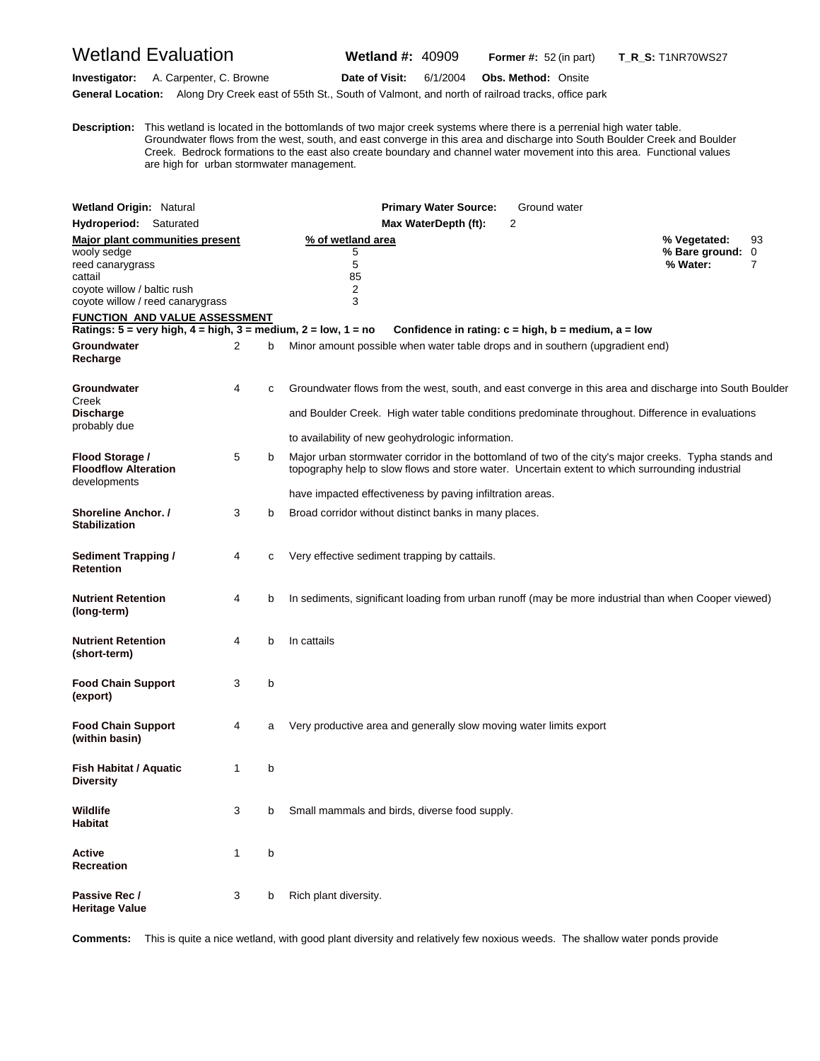# Wetland Evaluation

**Wetland #:** 40909 **Former #:** 52 (in part) **T_R_S:** T1NR70WS27

**Investigator:** A. Carpenter, C. Browne **Date of Visit:** 6/1/2004 **Obs. Method:** Onsite

**General Location:** Along Dry Creek east of 55th St., South of Valmont, and north of railroad tracks, office park

**Description:** This wetland is located in the bottomlands of two major creek systems where there is a perrenial high water table. Groundwater flows from the west, south, and east converge in this area and discharge into South Boulder Creek and Boulder Creek. Bedrock formations to the east also create boundary and channel water movement into this area. Functional values are high for urban stormwater management.

**Wetland Origin:** Natural **Primary Water Source:** Ground water

**Hydroperiod:** Saturated **Max WaterDepth (ft):** 2

| Major plant communities present | % of wetland area |
|---|---|
| wooly sedge | 5 |
| reed canarygrass | 5 |
| cattail | 85 |
| coyote willow / baltic rush | 2 |
| coyote willow / reed canarygrass | 3 |

**% Vegetated:** 93
**% Bare ground:** 0
**% Water:** 7

## FUNCTION AND VALUE ASSESSMENT

**Ratings: 5 = very high, 4 = high, 3 = medium, 2 = low, 1 = no** **Confidence in rating: c = high, b = medium, a = low**

| Function | Rating | Confidence | Comments |
|---|---|---|---|
| **Groundwater Recharge** | 2 | b | Minor amount possible when water table drops and in southern (upgradient end) |
| **Groundwater Discharge** | 4 | c | Groundwater flows from the west, south, and east converge in this area and discharge into South Boulder Creek and Boulder Creek. High water table conditions predominate throughout. Difference in evaluations probably due to availability of new geohydrologic information. |
| **Flood Storage / Floodflow Alteration** | 5 | b | Major urban stormwater corridor in the bottomland of two of the city's major creeks. Typha stands and topography help to slow flows and store water. Uncertain extent to which surrounding industrial developments have impacted effectiveness by paving infiltration areas. |
| **Shoreline Anchor. / Stabilization** | 3 | b | Broad corridor without distinct banks in many places. |
| **Sediment Trapping / Retention** | 4 | c | Very effective sediment trapping by cattails. |
| **Nutrient Retention (long-term)** | 4 | b | In sediments, significant loading from urban runoff (may be more industrial than when Cooper viewed) |
| **Nutrient Retention (short-term)** | 4 | b | In cattails |
| **Food Chain Support (export)** | 3 | b | |
| **Food Chain Support (within basin)** | 4 | a | Very productive area and generally slow moving water limits export |
| **Fish Habitat / Aquatic Diversity** | 1 | b | |
| **Wildlife Habitat** | 3 | b | Small mammals and birds, diverse food supply. |
| **Active Recreation** | 1 | b | |
| **Passive Rec / Heritage Value** | 3 | b | Rich plant diversity. |

**Comments:** This is quite a nice wetland, with good plant diversity and relatively few noxious weeds. The shallow water ponds provide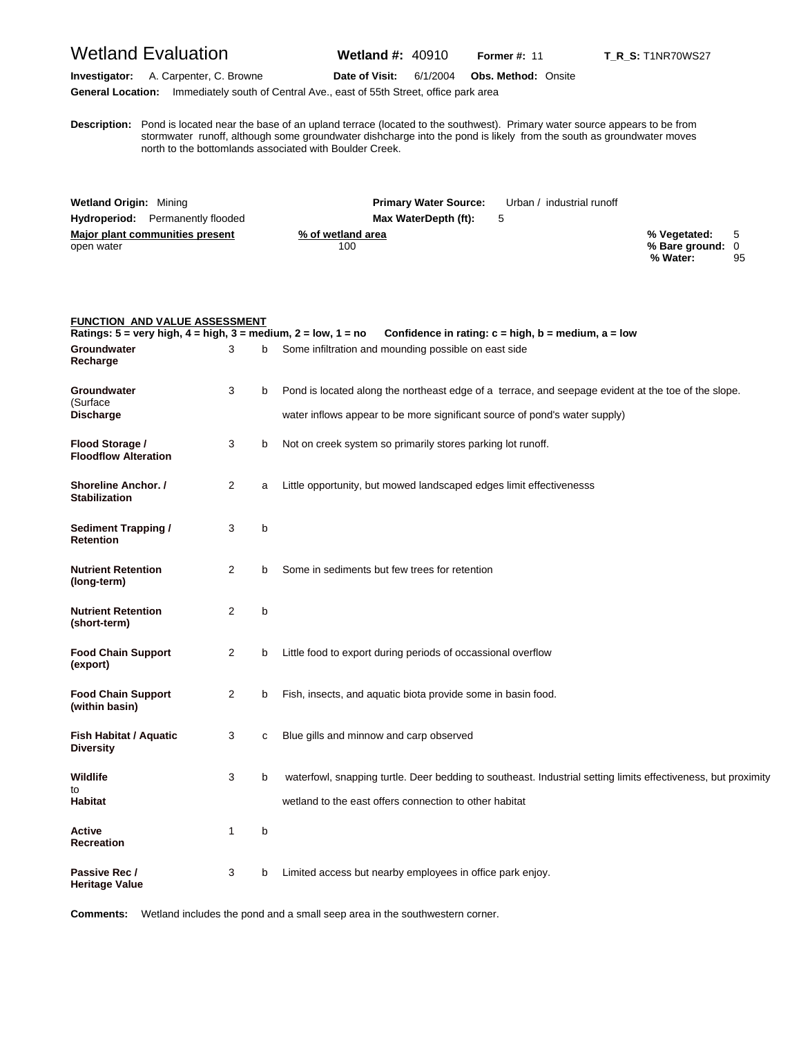# Wetland Evaluation

**Wetland #:** 40910 **Former #:** 11 **T_R_S:** T1NR70WS27

**Investigator:** A. Carpenter, C. Browne **Date of Visit:** 6/1/2004 **Obs. Method:** Onsite

**General Location:** Immediately south of Central Ave., east of 55th Street, office park area

**Description:** Pond is located near the base of an upland terrace (located to the southwest). Primary water source appears to be from stormwater runoff, although some groundwater dishcharge into the pond is likely from the south as groundwater moves north to the bottomlands associated with Boulder Creek.

**Wetland Origin:** Mining **Primary Water Source:** Urban / industrial runoff

**Hydroperiod:** Permanently flooded **Max WaterDepth (ft):** 5

| Major plant communities present | % of wetland area |
|---|---|
| open water | 100 |

**% Vegetated:** 5
**% Bare ground:** 0
**% Water:** 95

## FUNCTION AND VALUE ASSESSMENT

**Ratings: 5 = very high, 4 = high, 3 = medium, 2 = low, 1 = no Confidence in rating: c = high, b = medium, a = low**

| Function | Rating | Confidence | Comments |
|---|---|---|---|
| **Groundwater Recharge** | 3 | b | Some infiltration and mounding possible on east side |
| **Groundwater Discharge** | 3 | b | Pond is located along the northeast edge of a terrace, and seepage evident at the toe of the slope. (Surface water inflows appear to be more significant source of pond's water supply) |
| **Flood Storage / Floodflow Alteration** | 3 | b | Not on creek system so primarily stores parking lot runoff. |
| **Shoreline Anchor. / Stabilization** | 2 | a | Little opportunity, but mowed landscaped edges limit effectivenesss |
| **Sediment Trapping / Retention** | 3 | b | |
| **Nutrient Retention (long-term)** | 2 | b | Some in sediments but few trees for retention |
| **Nutrient Retention (short-term)** | 2 | b | |
| **Food Chain Support (export)** | 2 | b | Little food to export during periods of occassional overflow |
| **Food Chain Support (within basin)** | 2 | b | Fish, insects, and aquatic biota provide some in basin food. |
| **Fish Habitat / Aquatic Diversity** | 3 | c | Blue gills and minnow and carp observed |
| **Wildlife Habitat** | 3 | b | waterfowl, snapping turtle. Deer bedding to southeast. Industrial setting limits effectiveness, but proximity to wetland to the east offers connection to other habitat |
| **Active Recreation** | 1 | b | |
| **Passive Rec / Heritage Value** | 3 | b | Limited access but nearby employees in office park enjoy. |

**Comments:** Wetland includes the pond and a small seep area in the southwestern corner.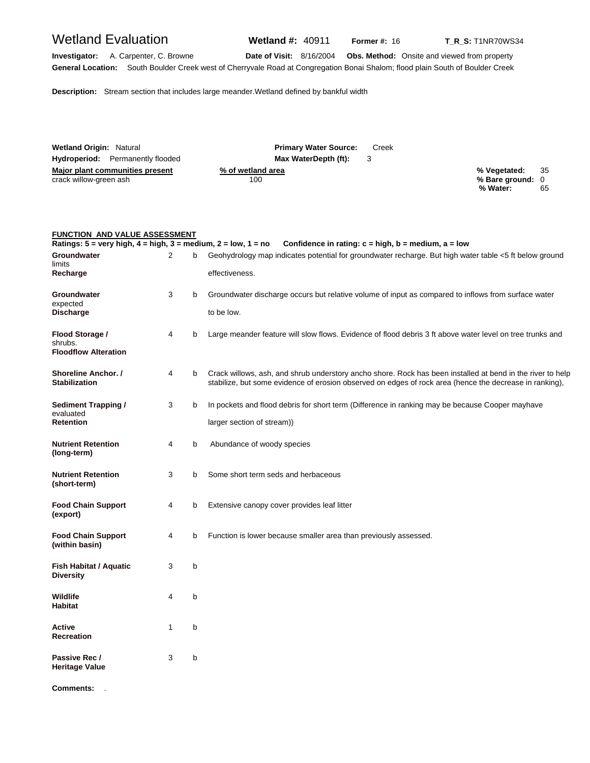# Wetland Evaluation

**Wetland #:** 40911 **Former #:** 16 **T_R_S:** T1NR70WS34

**Investigator:** A. Carpenter, C. Browne **Date of Visit:** 8/16/2004 **Obs. Method:** Onsite and viewed from property

**General Location:** South Boulder Creek west of Cherryvale Road at Congregation Bonai Shalom; flood plain South of Boulder Creek

**Description:** Stream section that includes large meander.Wetland defined by bankful width

**Wetland Origin:** Natural **Primary Water Source:** Creek

**Hydroperiod:** Permanently flooded **Max WaterDepth (ft):** 3

| Major plant communities present | % of wetland area |
|---|---|
| crack willow-green ash | 100 |

**% Vegetated:** 35
**% Bare ground:** 0
**% Water:** 65

## FUNCTION AND VALUE ASSESSMENT

**Ratings: 5 = very high, 4 = high, 3 = medium, 2 = low, 1 = no    Confidence in rating: c = high, b = medium, a = low**

| Function | Rating | Confidence | Comments |
|---|---|---|---|
| **Groundwater Recharge** | 2 | b | Geohydrology map indicates potential for groundwater recharge. But high water table <5 ft below ground limits effectiveness. |
| **Groundwater Discharge** | 3 | b | Groundwater discharge occurs but relative volume of input as compared to inflows from surface water expected to be low. |
| **Flood Storage / Floodflow Alteration** | 4 | b | Large meander feature will slow flows. Evidence of flood debris 3 ft above water level on tree trunks and shrubs. |
| **Shoreline Anchor. / Stabilization** | 4 | b | Crack willows, ash, and shrub understory ancho shore. Rock has been installed at bend in the river to help stabilize, but some evidence of erosion observed on edges of rock area (hence the decrease in ranking), |
| **Sediment Trapping / Retention** | 3 | b | In pockets and flood debris for short term (Difference in ranking may be because Cooper mayhave evaluated larger section of stream)) |
| **Nutrient Retention (long-term)** | 4 | b | Abundance of woody species |
| **Nutrient Retention (short-term)** | 3 | b | Some short term seds and herbaceous |
| **Food Chain Support (export)** | 4 | b | Extensive canopy cover provides leaf litter |
| **Food Chain Support (within basin)** | 4 | b | Function is lower because smaller area than previously assessed. |
| **Fish Habitat / Aquatic Diversity** | 3 | b | |
| **Wildlife Habitat** | 4 | b | |
| **Active Recreation** | 1 | b | |
| **Passive Rec / Heritage Value** | 3 | b | |

**Comments:** .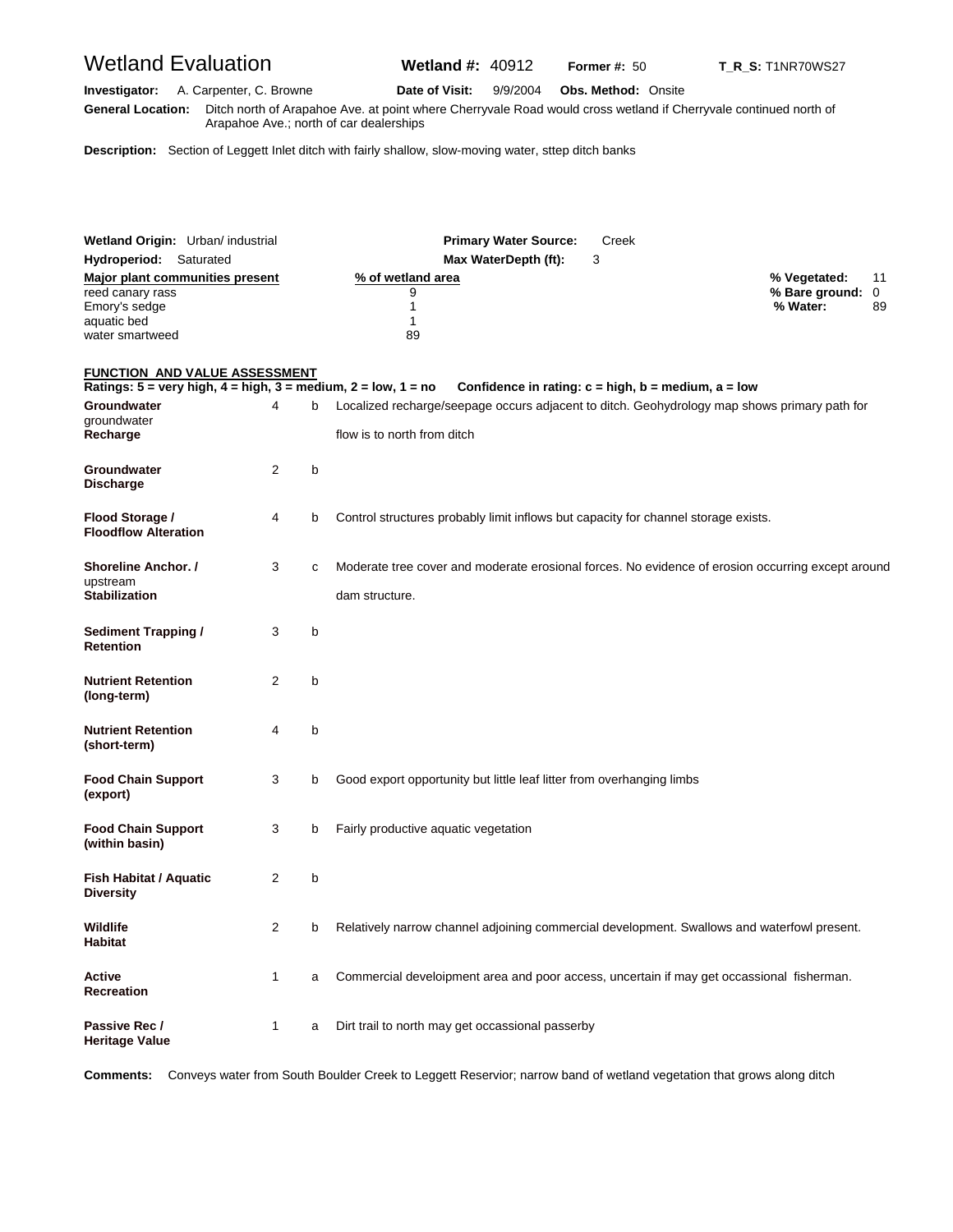# Wetland Evaluation

**Wetland #:** 40912 **Former #:** 50 **T_R_S:** T1NR70WS27

**Investigator:** A. Carpenter, C. Browne **Date of Visit:** 9/9/2004 **Obs. Method:** Onsite

**General Location:** Ditch north of Arapahoe Ave. at point where Cherryvale Road would cross wetland if Cherryvale continued north of Arapahoe Ave.; north of car dealerships

**Description:** Section of Leggett Inlet ditch with fairly shallow, slow-moving water, sttep ditch banks

**Wetland Origin:** Urban/ industrial **Primary Water Source:** Creek

**Hydroperiod:** Saturated **Max WaterDepth (ft):** 3

| Major plant communities present | % of wetland area |
|---|---|
| reed canary rass | 9 |
| Emory's sedge | 1 |
| aquatic bed | 1 |
| water smartweed | 89 |

**% Vegetated:** 11
**% Bare ground:** 0
**% Water:** 89

## FUNCTION AND VALUE ASSESSMENT

**Ratings: 5 = very high, 4 = high, 3 = medium, 2 = low, 1 = no Confidence in rating: c = high, b = medium, a = low**

| Function | Rating | Confidence | Comments |
|---|---|---|---|
| **Groundwater** groundwater **Recharge** | 4 | b | Localized recharge/seepage occurs adjacent to ditch. Geohydrology map shows primary path for flow is to north from ditch |
| **Groundwater Discharge** | 2 | b | |
| **Flood Storage / Floodflow Alteration** | 4 | b | Control structures probably limit inflows but capacity for channel storage exists. |
| **Shoreline Anchor. /** upstream **Stabilization** | 3 | c | Moderate tree cover and moderate erosional forces. No evidence of erosion occurring except around dam structure. |
| **Sediment Trapping / Retention** | 3 | b | |
| **Nutrient Retention (long-term)** | 2 | b | |
| **Nutrient Retention (short-term)** | 4 | b | |
| **Food Chain Support (export)** | 3 | b | Good export opportunity but little leaf litter from overhanging limbs |
| **Food Chain Support (within basin)** | 3 | b | Fairly productive aquatic vegetation |
| **Fish Habitat / Aquatic Diversity** | 2 | b | |
| **Wildlife Habitat** | 2 | b | Relatively narrow channel adjoining commercial development. Swallows and waterfowl present. |
| **Active Recreation** | 1 | a | Commercial develoipment area and poor access, uncertain if may get occassional fisherman. |
| **Passive Rec / Heritage Value** | 1 | a | Dirt trail to north may get occassional passerby |

**Comments:** Conveys water from South Boulder Creek to Leggett Reservior; narrow band of wetland vegetation that grows along ditch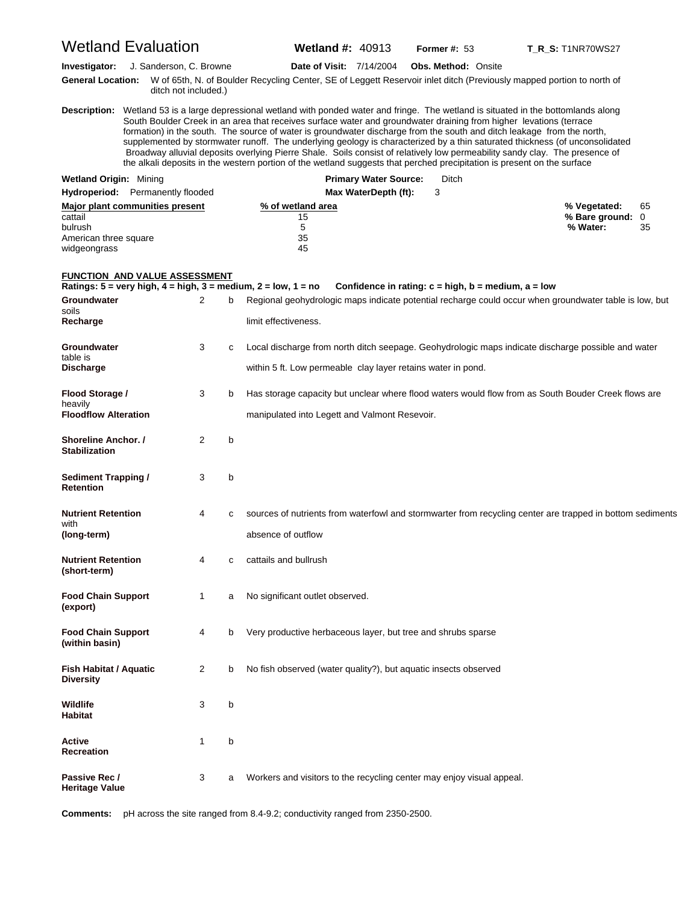# Wetland Evaluation

**Wetland #:** 40913 **Former #:** 53 **T_R_S:** T1NR70WS27

**Investigator:** J. Sanderson, C. Browne **Date of Visit:** 7/14/2004 **Obs. Method:** Onsite

**General Location:** W of 65th, N. of Boulder Recycling Center, SE of Leggett Reservoir inlet ditch (Previously mapped portion to north of ditch not included.)

**Description:** Wetland 53 is a large depressional wetland with ponded water and fringe. The wetland is situated in the bottomlands along South Boulder Creek in an area that receives surface water and groundwater draining from higher levations (terrace formation) in the south. The source of water is groundwater discharge from the south and ditch leakage from the north, supplemented by stormwater runoff. The underlying geology is characterized by a thin saturated thickness (of unconsolidated Broadway alluvial deposits overlying Pierre Shale. Soils consist of relatively low permeability sandy clay. The presence of the alkali deposits in the western portion of the wetland suggests that perched precipitation is present on the surface

**Wetland Origin:** Mining **Primary Water Source:** Ditch

**Hydroperiod:** Permanently flooded **Max WaterDepth (ft):** 3

| Major plant communities present | % of wetland area |
|---|---|
| cattail | 15 |
| bulrush | 5 |
| American three square | 35 |
| widgeongrass | 45 |

**% Vegetated:** 65
**% Bare ground:** 0
**% Water:** 35

## FUNCTION AND VALUE ASSESSMENT

**Ratings: 5 = very high, 4 = high, 3 = medium, 2 = low, 1 = no Confidence in rating: c = high, b = medium, a = low**

| Function | Rating | Confidence | Comments |
|---|---|---|---|
| **Groundwater Recharge** | 2 | b | Regional geohydrologic maps indicate potential recharge could occur when groundwater table is low, but soils limit effectiveness. |
| **Groundwater Discharge** | 3 | c | Local discharge from north ditch seepage. Geohydrologic maps indicate discharge possible and water table is within 5 ft. Low permeable clay layer retains water in pond. |
| **Flood Storage / Floodflow Alteration** | 3 | b | Has storage capacity but unclear where flood waters would flow from as South Bouder Creek flows are heavily manipulated into Legett and Valmont Resevoir. |
| **Shoreline Anchor. / Stabilization** | 2 | b | |
| **Sediment Trapping / Retention** | 3 | b | |
| **Nutrient Retention (long-term)** | 4 | c | sources of nutrients from waterfowl and stormwarter from recycling center are trapped in bottom sediments with absence of outflow |
| **Nutrient Retention (short-term)** | 4 | c | cattails and bullrush |
| **Food Chain Support (export)** | 1 | a | No significant outlet observed. |
| **Food Chain Support (within basin)** | 4 | b | Very productive herbaceous layer, but tree and shrubs sparse |
| **Fish Habitat / Aquatic Diversity** | 2 | b | No fish observed (water quality?), but aquatic insects observed |
| **Wildlife Habitat** | 3 | b | |
| **Active Recreation** | 1 | b | |
| **Passive Rec / Heritage Value** | 3 | a | Workers and visitors to the recycling center may enjoy visual appeal. |

**Comments:** pH across the site ranged from 8.4-9.2; conductivity ranged from 2350-2500.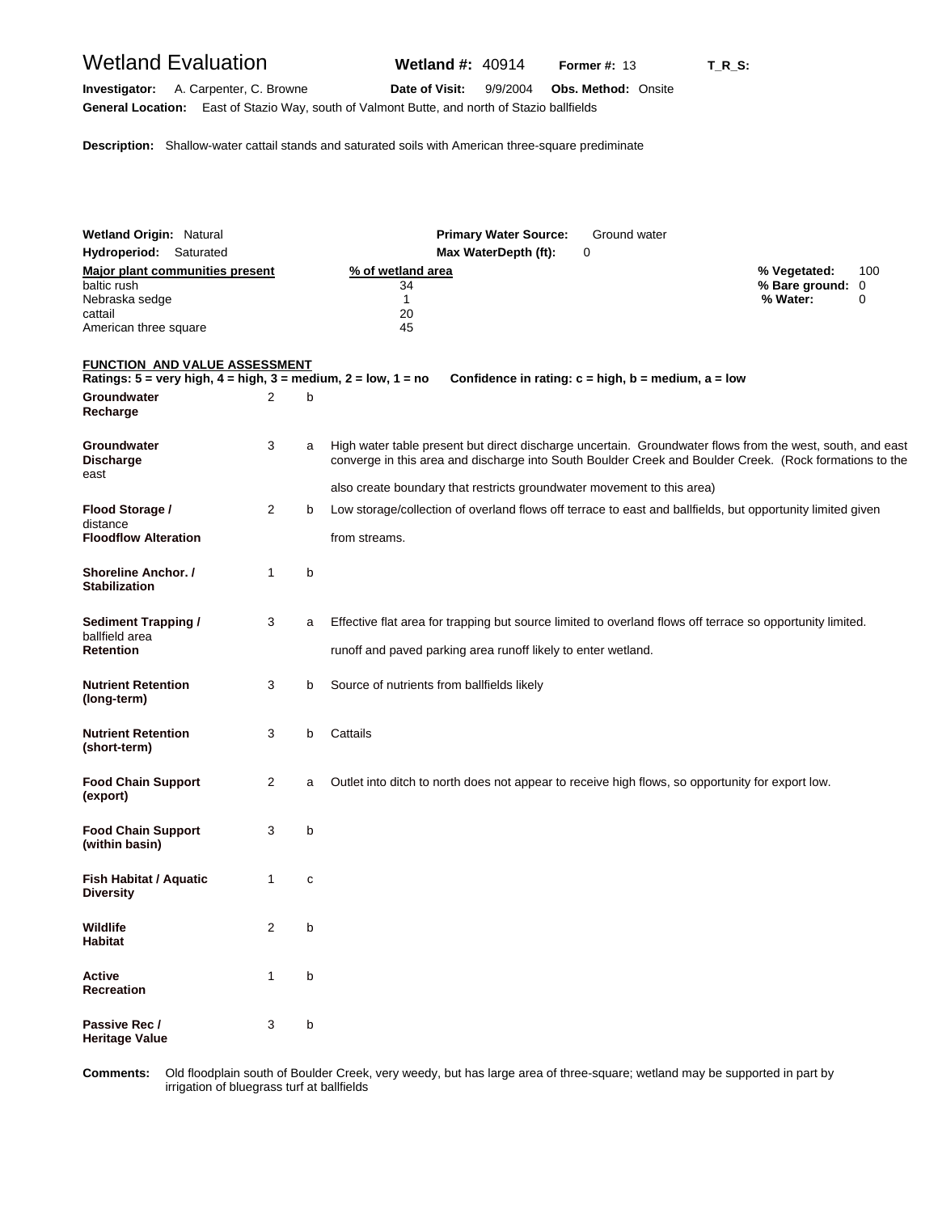# Wetland Evaluation

**Wetland #:** 40914 **Former #:** 13 **T_R_S:**

**Investigator:** A. Carpenter, C. Browne **Date of Visit:** 9/9/2004 **Obs. Method:** Onsite

**General Location:** East of Stazio Way, south of Valmont Butte, and north of Stazio ballfields

**Description:** Shallow-water cattail stands and saturated soils with American three-square prediminate

**Wetland Origin:** Natural **Primary Water Source:** Ground water

**Hydroperiod:** Saturated **Max WaterDepth (ft):** 0

| Major plant communities present | % of wetland area |
|---|---|
| baltic rush | 34 |
| Nebraska sedge | 1 |
| cattail | 20 |
| American three square | 45 |

**% Vegetated:** 100
**% Bare ground:** 0
**% Water:** 0

## FUNCTION AND VALUE ASSESSMENT

**Ratings: 5 = very high, 4 = high, 3 = medium, 2 = low, 1 = no** **Confidence in rating: c = high, b = medium, a = low**

| Function | Rating | Confidence | Comments |
|---|---|---|---|
| **Groundwater Recharge** | 2 | b | |
| **Groundwater Discharge** | 3 | a | High water table present but direct discharge uncertain. Groundwater flows from the west, south, and east converge in this area and discharge into South Boulder Creek and Boulder Creek. (Rock formations to the east also create boundary that restricts groundwater movement to this area) |
| **Flood Storage / Floodflow Alteration** | 2 | b | Low storage/collection of overland flows off terrace to east and ballfields, but opportunity limited given distance from streams. |
| **Shoreline Anchor. / Stabilization** | 1 | b | |
| **Sediment Trapping / Retention** | 3 | a | Effective flat area for trapping but source limited to overland flows off terrace so opportunity limited. ballfield area runoff and paved parking area runoff likely to enter wetland. |
| **Nutrient Retention (long-term)** | 3 | b | Source of nutrients from ballfields likely |
| **Nutrient Retention (short-term)** | 3 | b | Cattails |
| **Food Chain Support (export)** | 2 | a | Outlet into ditch to north does not appear to receive high flows, so opportunity for export low. |
| **Food Chain Support (within basin)** | 3 | b | |
| **Fish Habitat / Aquatic Diversity** | 1 | c | |
| **Wildlife Habitat** | 2 | b | |
| **Active Recreation** | 1 | b | |
| **Passive Rec / Heritage Value** | 3 | b | |

**Comments:** Old floodplain south of Boulder Creek, very weedy, but has large area of three-square; wetland may be supported in part by irrigation of bluegrass turf at ballfields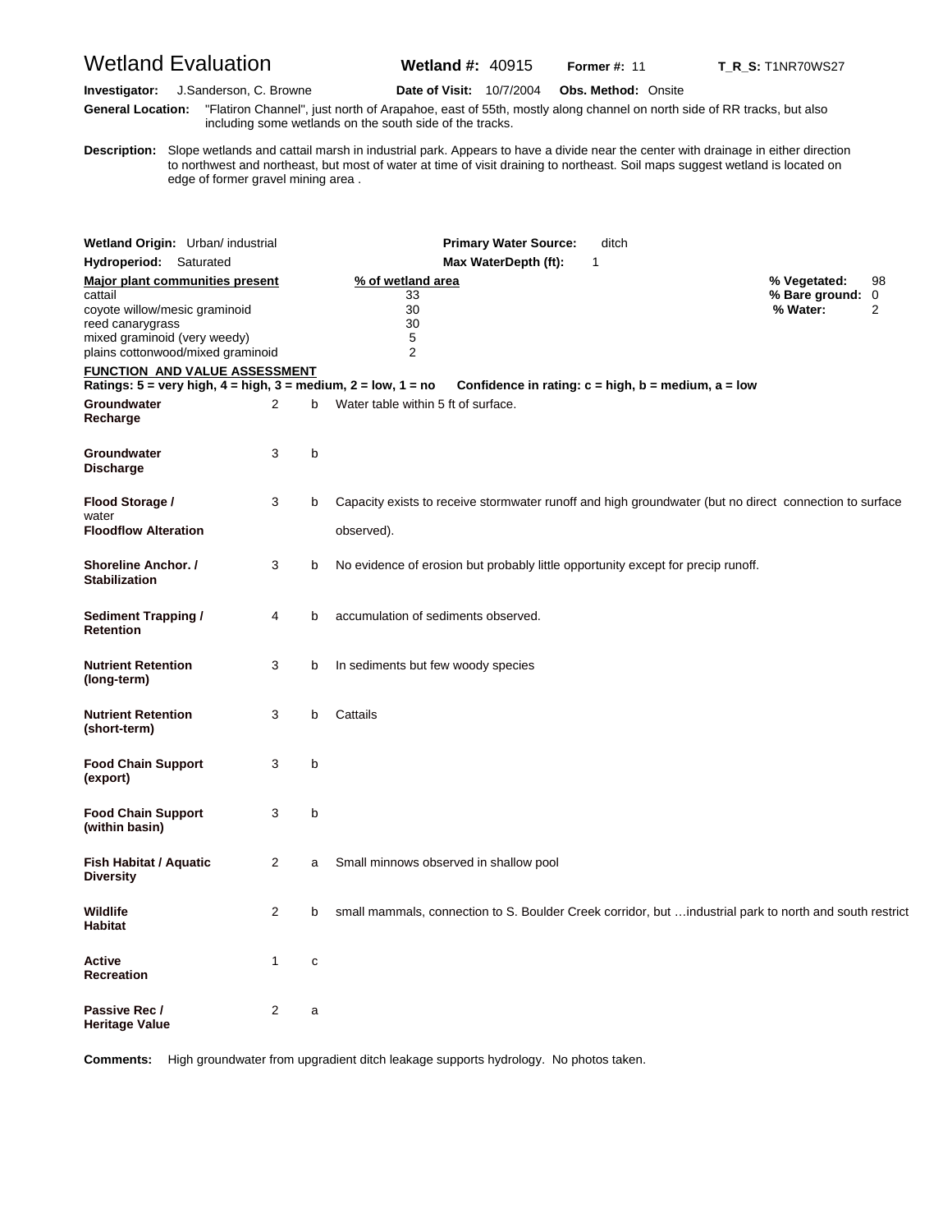# Wetland Evaluation

**Wetland #:** 40915 **Former #:** 11 **T_R_S:** T1NR70WS27

**Investigator:** J.Sanderson, C. Browne **Date of Visit:** 10/7/2004 **Obs. Method:** Onsite

**General Location:** "Flatiron Channel", just north of Arapahoe, east of 55th, mostly along channel on north side of RR tracks, but also including some wetlands on the south side of the tracks.

**Description:** Slope wetlands and cattail marsh in industrial park. Appears to have a divide near the center with drainage in either direction to northwest and northeast, but most of water at time of visit draining to northeast. Soil maps suggest wetland is located on edge of former gravel mining area .

**Wetland Origin:** Urban/ industrial **Primary Water Source:** ditch

**Hydroperiod:** Saturated **Max WaterDepth (ft):** 1

| Major plant communities present | % of wetland area |
|---|---|
| cattail | 33 |
| coyote willow/mesic graminoid | 30 |
| reed canarygrass | 30 |
| mixed graminoid (very weedy) | 5 |
| plains cottonwood/mixed graminoid | 2 |

**% Vegetated:** 98
**% Bare ground:** 0
**% Water:** 2

## FUNCTION AND VALUE ASSESSMENT

**Ratings: 5 = very high, 4 = high, 3 = medium, 2 = low, 1 = no Confidence in rating: c = high, b = medium, a = low**

| Function | Rating | Confidence | Notes |
|---|---|---|---|
| **Groundwater Recharge** | 2 | b | Water table within 5 ft of surface. |
| **Groundwater Discharge** | 3 | b | |
| **Flood Storage / water Floodflow Alteration** | 3 | b | Capacity exists to receive stormwater runoff and high groundwater (but no direct connection to surface observed). |
| **Shoreline Anchor. / Stabilization** | 3 | b | No evidence of erosion but probably little opportunity except for precip runoff. |
| **Sediment Trapping / Retention** | 4 | b | accumulation of sediments observed. |
| **Nutrient Retention (long-term)** | 3 | b | In sediments but few woody species |
| **Nutrient Retention (short-term)** | 3 | b | Cattails |
| **Food Chain Support (export)** | 3 | b | |
| **Food Chain Support (within basin)** | 3 | b | |
| **Fish Habitat / Aquatic Diversity** | 2 | a | Small minnows observed in shallow pool |
| **Wildlife Habitat** | 2 | b | small mammals, connection to S. Boulder Creek corridor, but …industrial park to north and south restrict |
| **Active Recreation** | 1 | c | |
| **Passive Rec / Heritage Value** | 2 | a | |

**Comments:** High groundwater from upgradient ditch leakage supports hydrology. No photos taken.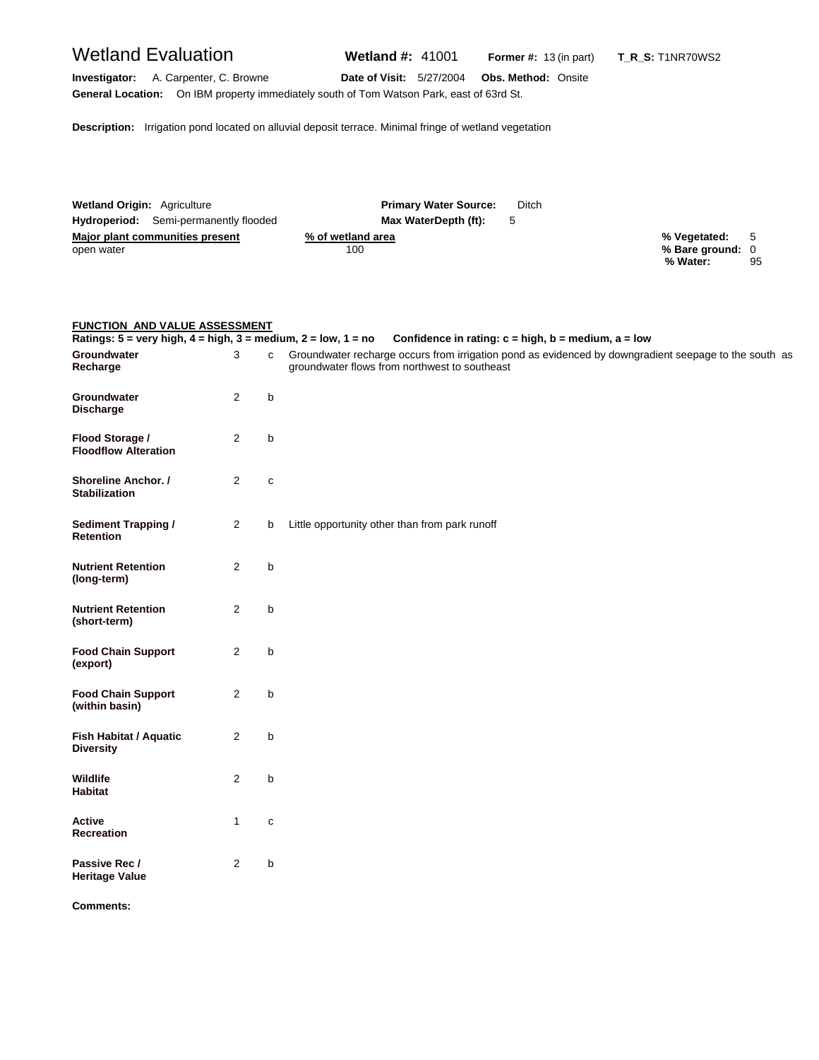# Wetland Evaluation

**Wetland #:** 41001 **Former #:** 13 (in part) **T_R_S:** T1NR70WS2

**Investigator:** A. Carpenter, C. Browne **Date of Visit:** 5/27/2004 **Obs. Method:** Onsite

**General Location:** On IBM property immediately south of Tom Watson Park, east of 63rd St.

**Description:** Irrigation pond located on alluvial deposit terrace. Minimal fringe of wetland vegetation

**Wetland Origin:** Agriculture **Primary Water Source:** Ditch

**Hydroperiod:** Semi-permanently flooded **Max WaterDepth (ft):** 5

| Major plant communities present | % of wetland area |
|---|---|
| open water | 100 |

**% Vegetated:** 5
**% Bare ground:** 0
**% Water:** 95

## FUNCTION AND VALUE ASSESSMENT

**Ratings: 5 = very high, 4 = high, 3 = medium, 2 = low, 1 = no  Confidence in rating: c = high, b = medium, a = low**

| Function | Rating | Confidence | Comments |
|---|---|---|---|
| **Groundwater Recharge** | 3 | c | Groundwater recharge occurs from irrigation pond as evidenced by downgradient seepage to the south as groundwater flows from northwest to southeast |
| **Groundwater Discharge** | 2 | b | |
| **Flood Storage / Floodflow Alteration** | 2 | b | |
| **Shoreline Anchor. / Stabilization** | 2 | c | |
| **Sediment Trapping / Retention** | 2 | b | Little opportunity other than from park runoff |
| **Nutrient Retention (long-term)** | 2 | b | |
| **Nutrient Retention (short-term)** | 2 | b | |
| **Food Chain Support (export)** | 2 | b | |
| **Food Chain Support (within basin)** | 2 | b | |
| **Fish Habitat / Aquatic Diversity** | 2 | b | |
| **Wildlife Habitat** | 2 | b | |
| **Active Recreation** | 1 | c | |
| **Passive Rec / Heritage Value** | 2 | b | |

**Comments:**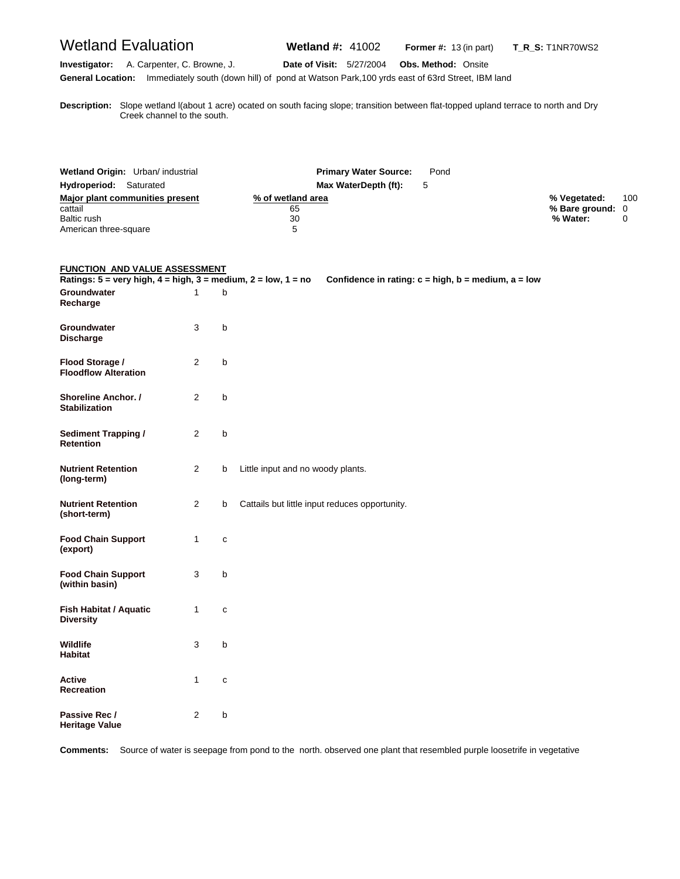# Wetland Evaluation

**Wetland #:** 41002 **Former #:** 13 (in part) **T_R_S:** T1NR70WS2

**Investigator:** A. Carpenter, C. Browne, J. **Date of Visit:** 5/27/2004 **Obs. Method:** Onsite

**General Location:** Immediately south (down hill) of pond at Watson Park,100 yrds east of 63rd Street, IBM land

**Description:** Slope wetland l(about 1 acre) ocated on south facing slope; transition between flat-topped upland terrace to north and Dry Creek channel to the south.

**Wetland Origin:** Urban/ industrial **Primary Water Source:** Pond

**Hydroperiod:** Saturated **Max WaterDepth (ft):** 5

| Major plant communities present | % of wetland area |
|---|---|
| cattail | 65 |
| Baltic rush | 30 |
| American three-square | 5 |

**% Vegetated:** 100
**% Bare ground:** 0
**% Water:** 0

## FUNCTION AND VALUE ASSESSMENT

**Ratings: 5 = very high, 4 = high, 3 = medium, 2 = low, 1 = no Confidence in rating: c = high, b = medium, a = low**

| Function | Rating | Confidence | Notes |
|---|---|---|---|
| **Groundwater Recharge** | 1 | b | |
| **Groundwater Discharge** | 3 | b | |
| **Flood Storage / Floodflow Alteration** | 2 | b | |
| **Shoreline Anchor. / Stabilization** | 2 | b | |
| **Sediment Trapping / Retention** | 2 | b | |
| **Nutrient Retention (long-term)** | 2 | b | Little input and no woody plants. |
| **Nutrient Retention (short-term)** | 2 | b | Cattails but little input reduces opportunity. |
| **Food Chain Support (export)** | 1 | c | |
| **Food Chain Support (within basin)** | 3 | b | |
| **Fish Habitat / Aquatic Diversity** | 1 | c | |
| **Wildlife Habitat** | 3 | b | |
| **Active Recreation** | 1 | c | |
| **Passive Rec / Heritage Value** | 2 | b | |

**Comments:** Source of water is seepage from pond to the north. observed one plant that resembled purple loosetrife in vegetative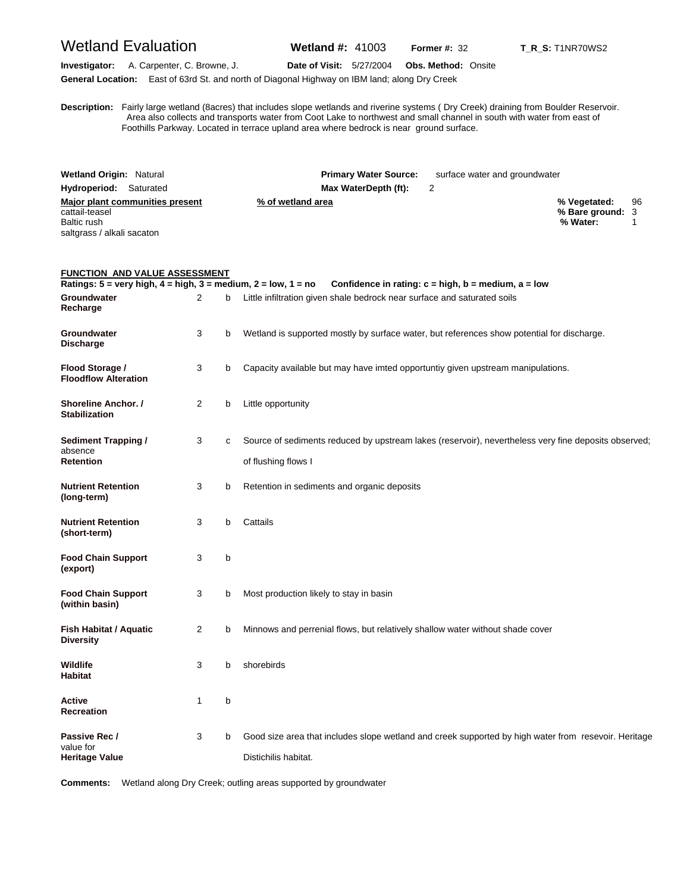# Wetland Evaluation

**Wetland #:** 41003 **Former #:** 32 **T_R_S:** T1NR70WS2

**Investigator:** A. Carpenter, C. Browne, J. **Date of Visit:** 5/27/2004 **Obs. Method:** Onsite

**General Location:** East of 63rd St. and north of Diagonal Highway on IBM land; along Dry Creek

**Description:** Fairly large wetland (8acres) that includes slope wetlands and riverine systems ( Dry Creek) draining from Boulder Reservoir. Area also collects and transports water from Coot Lake to northwest and small channel in south with water from east of Foothills Parkway. Located in terrace upland area where bedrock is near ground surface.

**Wetland Origin:** Natural **Primary Water Source:** surface water and groundwater

**Hydroperiod:** Saturated **Max WaterDepth (ft):** 2

| Major plant communities present | % of wetland area |
|---|---|
| cattail-teasel | |
| Baltic rush | |
| saltgrass / alkali sacaton | |

**% Vegetated:** 96
**% Bare ground:** 3
**% Water:** 1

## FUNCTION AND VALUE ASSESSMENT

**Ratings: 5 = very high, 4 = high, 3 = medium, 2 = low, 1 = no Confidence in rating: c = high, b = medium, a = low**

| Function | Rating | Confidence | Comments |
|---|---|---|---|
| **Groundwater Recharge** | 2 | b | Little infiltration given shale bedrock near surface and saturated soils |
| **Groundwater Discharge** | 3 | b | Wetland is supported mostly by surface water, but references show potential for discharge. |
| **Flood Storage / Floodflow Alteration** | 3 | b | Capacity available but may have imted opportuntiy given upstream manipulations. |
| **Shoreline Anchor. / Stabilization** | 2 | b | Little opportunity |
| **Sediment Trapping / Retention** | 3 | c | Source of sediments reduced by upstream lakes (reservoir), nevertheless very fine deposits observed; absence of flushing flows l |
| **Nutrient Retention (long-term)** | 3 | b | Retention in sediments and organic deposits |
| **Nutrient Retention (short-term)** | 3 | b | Cattails |
| **Food Chain Support (export)** | 3 | b | |
| **Food Chain Support (within basin)** | 3 | b | Most production likely to stay in basin |
| **Fish Habitat / Aquatic Diversity** | 2 | b | Minnows and perrenial flows, but relatively shallow water without shade cover |
| **Wildlife Habitat** | 3 | b | shorebirds |
| **Active Recreation** | 1 | b | |
| **Passive Rec / Heritage Value** | 3 | b | Good size area that includes slope wetland and creek supported by high water from resevoir. Heritage value for Distichilis habitat. |

**Comments:** Wetland along Dry Creek; outling areas supported by groundwater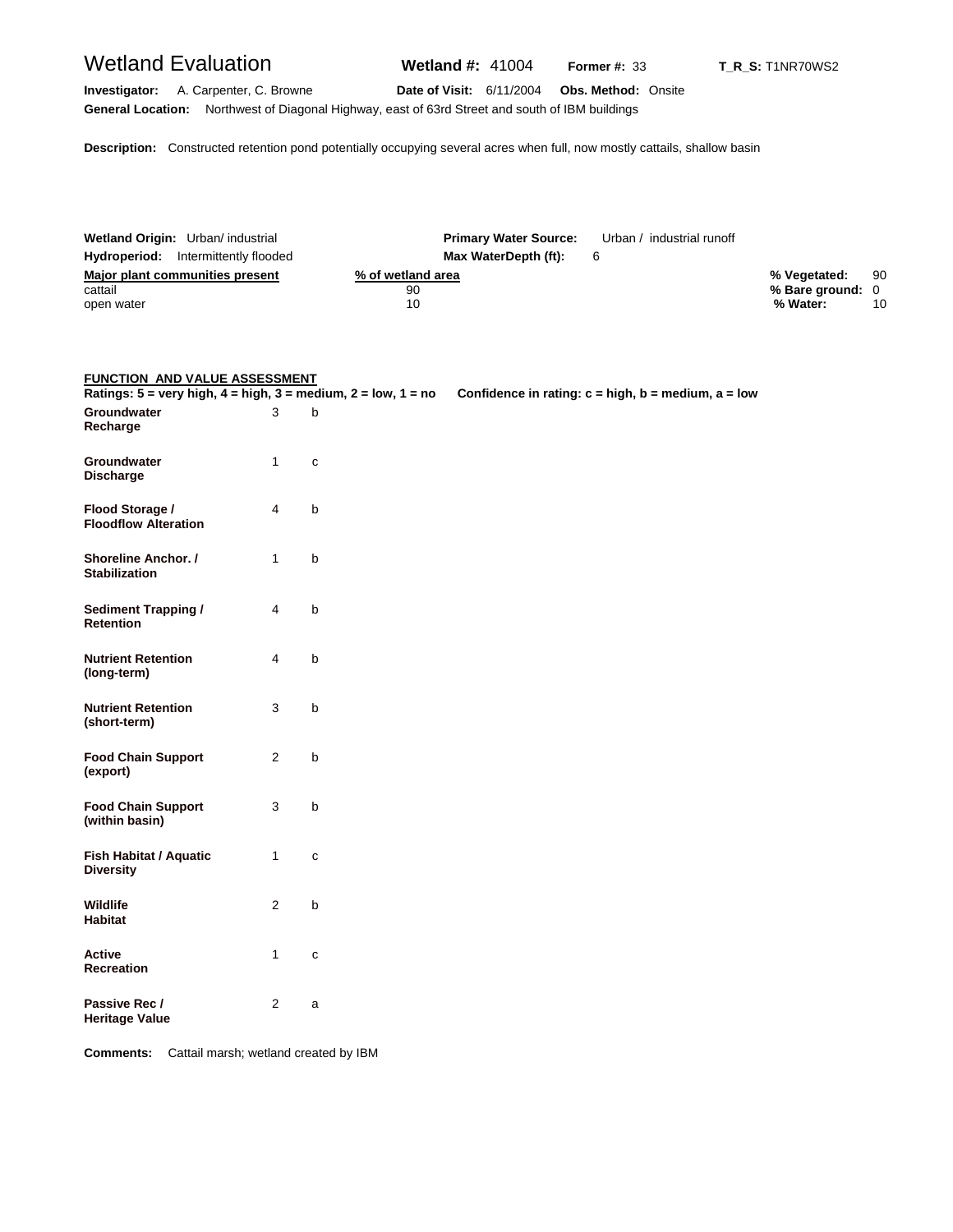# Wetland Evaluation

**Wetland #:** 41004 **Former #:** 33 **T_R_S:** T1NR70WS2

**Investigator:** A. Carpenter, C. Browne **Date of Visit:** 6/11/2004 **Obs. Method:** Onsite

**General Location:** Northwest of Diagonal Highway, east of 63rd Street and south of IBM buildings

**Description:** Constructed retention pond potentially occupying several acres when full, now mostly cattails, shallow basin

**Wetland Origin:** Urban/ industrial **Primary Water Source:** Urban / industrial runoff

**Hydroperiod:** Intermittently flooded **Max WaterDepth (ft):** 6

| Major plant communities present | % of wetland area |
|---|---|
| cattail | 90 |
| open water | 10 |

**% Vegetated:** 90
**% Bare ground:** 0
**% Water:** 10

## FUNCTION AND VALUE ASSESSMENT

**Ratings: 5 = very high, 4 = high, 3 = medium, 2 = low, 1 = no** **Confidence in rating: c = high, b = medium, a = low**

| Function | Rating | Confidence |
|---|---|---|
| **Groundwater Recharge** | 3 | b |
| **Groundwater Discharge** | 1 | c |
| **Flood Storage / Floodflow Alteration** | 4 | b |
| **Shoreline Anchor. / Stabilization** | 1 | b |
| **Sediment Trapping / Retention** | 4 | b |
| **Nutrient Retention (long-term)** | 4 | b |
| **Nutrient Retention (short-term)** | 3 | b |
| **Food Chain Support (export)** | 2 | b |
| **Food Chain Support (within basin)** | 3 | b |
| **Fish Habitat / Aquatic Diversity** | 1 | c |
| **Wildlife Habitat** | 2 | b |
| **Active Recreation** | 1 | c |
| **Passive Rec / Heritage Value** | 2 | a |

**Comments:** Cattail marsh; wetland created by IBM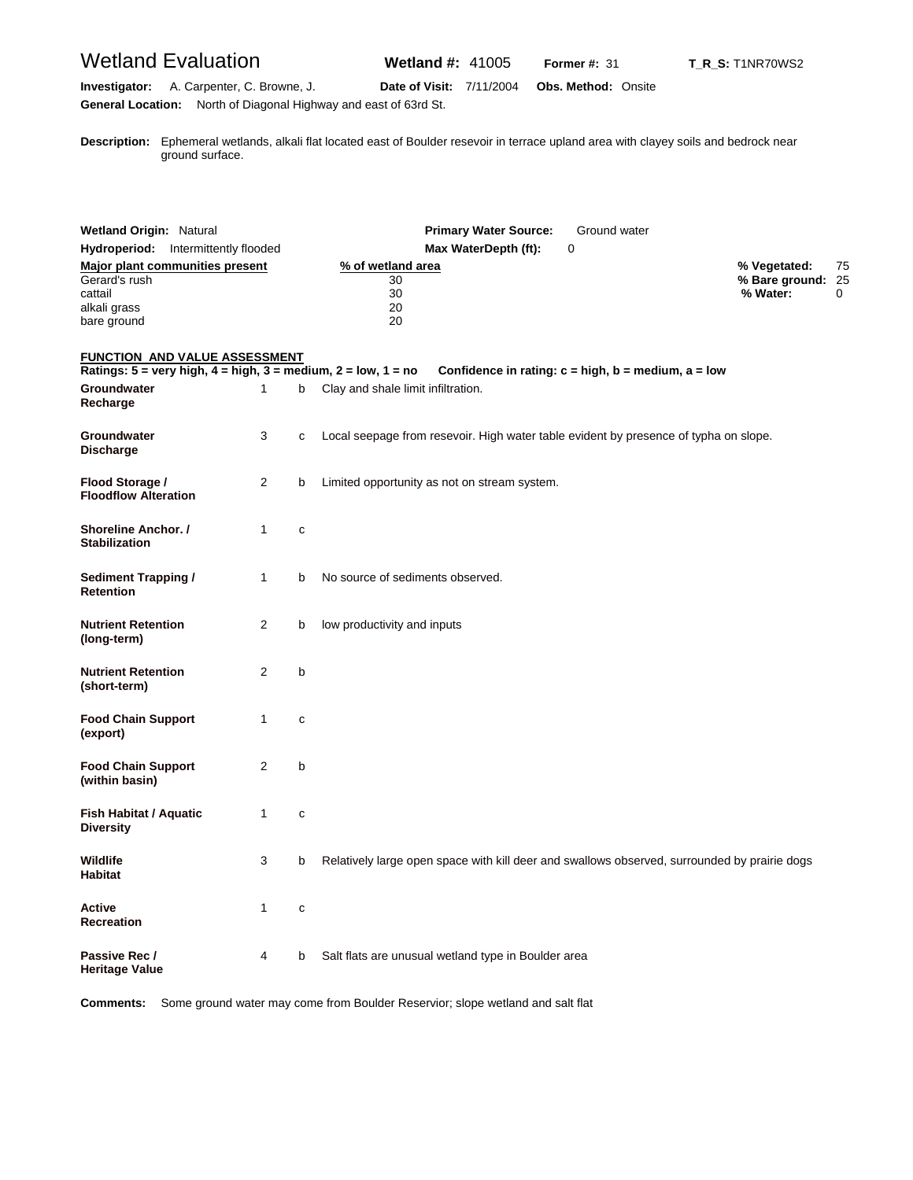# Wetland Evaluation

**Wetland #:** 41005 **Former #:** 31 **T_R_S:** T1NR70WS2

**Investigator:** A. Carpenter, C. Browne, J. **Date of Visit:** 7/11/2004 **Obs. Method:** Onsite

**General Location:** North of Diagonal Highway and east of 63rd St.

**Description:** Ephemeral wetlands, alkali flat located east of Boulder resevoir in terrace upland area with clayey soils and bedrock near ground surface.

**Wetland Origin:** Natural **Primary Water Source:** Ground water

**Hydroperiod:** Intermittently flooded **Max WaterDepth (ft):** 0

| Major plant communities present | % of wetland area |
|---|---|
| Gerard's rush | 30 |
| cattail | 30 |
| alkali grass | 20 |
| bare ground | 20 |

**% Vegetated:** 75
**% Bare ground:** 25
**% Water:** 0

## FUNCTION AND VALUE ASSESSMENT

**Ratings: 5 = very high, 4 = high, 3 = medium, 2 = low, 1 = no  Confidence in rating: c = high, b = medium, a = low**

| Function | Rating | Confidence | Notes |
|---|---|---|---|
| **Groundwater Recharge** | 1 | b | Clay and shale limit infiltration. |
| **Groundwater Discharge** | 3 | c | Local seepage from resevoir. High water table evident by presence of typha on slope. |
| **Flood Storage / Floodflow Alteration** | 2 | b | Limited opportunity as not on stream system. |
| **Shoreline Anchor. / Stabilization** | 1 | c | |
| **Sediment Trapping / Retention** | 1 | b | No source of sediments observed. |
| **Nutrient Retention (long-term)** | 2 | b | low productivity and inputs |
| **Nutrient Retention (short-term)** | 2 | b | |
| **Food Chain Support (export)** | 1 | c | |
| **Food Chain Support (within basin)** | 2 | b | |
| **Fish Habitat / Aquatic Diversity** | 1 | c | |
| **Wildlife Habitat** | 3 | b | Relatively large open space with kill deer and swallows observed, surrounded by prairie dogs |
| **Active Recreation** | 1 | c | |
| **Passive Rec / Heritage Value** | 4 | b | Salt flats are unusual wetland type in Boulder area |

**Comments:** Some ground water may come from Boulder Reservior; slope wetland and salt flat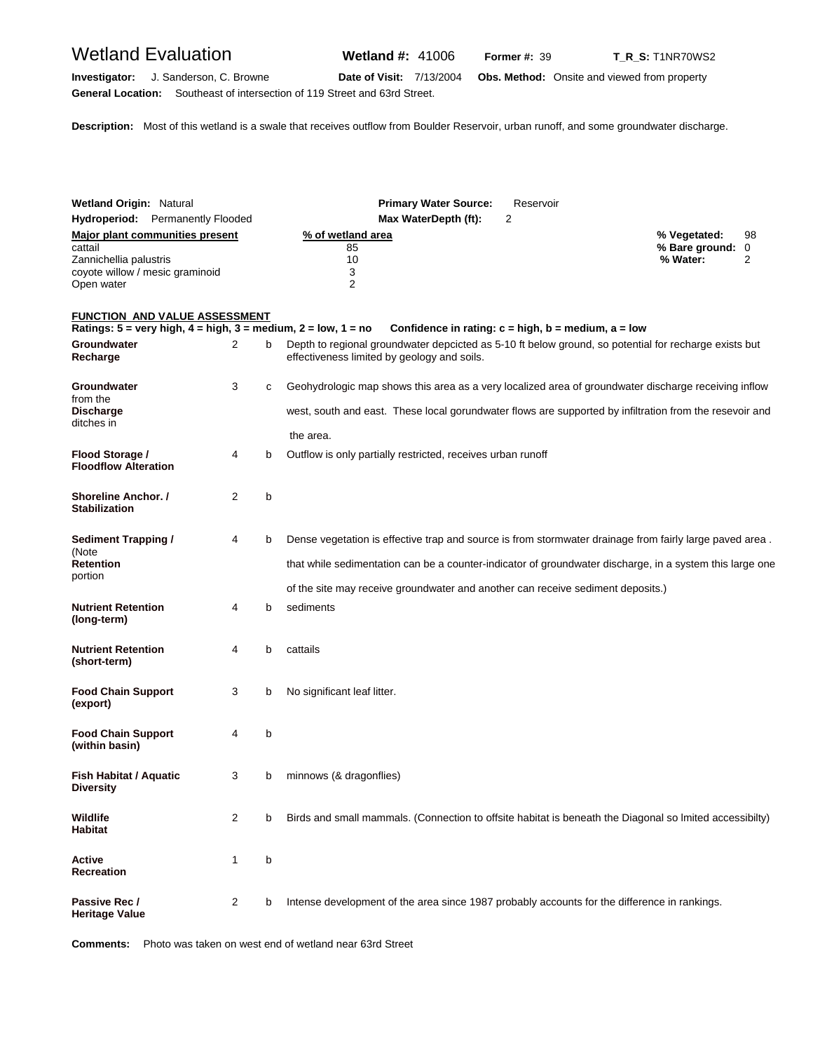# Wetland Evaluation

**Wetland #:** 41006 **Former #:** 39 **T_R_S:** T1NR70WS2

**Investigator:** J. Sanderson, C. Browne **Date of Visit:** 7/13/2004 **Obs. Method:** Onsite and viewed from property

**General Location:** Southeast of intersection of 119 Street and 63rd Street.

**Description:** Most of this wetland is a swale that receives outflow from Boulder Reservoir, urban runoff, and some groundwater discharge.

**Wetland Origin:** Natural **Primary Water Source:** Reservoir

**Hydroperiod:** Permanently Flooded **Max WaterDepth (ft):** 2

| Major plant communities present | % of wetland area |
|---|---|
| cattail | 85 |
| Zannichellia palustris | 10 |
| coyote willow / mesic graminoid | 3 |
| Open water | 2 |

**% Vegetated:** 98
**% Bare ground:** 0
**% Water:** 2

## FUNCTION AND VALUE ASSESSMENT

**Ratings: 5 = very high, 4 = high, 3 = medium, 2 = low, 1 = no** **Confidence in rating: c = high, b = medium, a = low**

| Function | Rating | Confidence | Comments |
|---|---|---|---|
| **Groundwater Recharge** | 2 | b | Depth to regional groundwater depcicted as 5-10 ft below ground, so potential for recharge exists but effectiveness limited by geology and soils. |
| **Groundwater Discharge** | 3 | c | Geohydrologic map shows this area as a very localized area of groundwater discharge receiving inflow from the west, south and east. These local gorundwater flows are supported by infiltration from the resevoir and ditches in the area. |
| **Flood Storage / Floodflow Alteration** | 4 | b | Outflow is only partially restricted, receives urban runoff |
| **Shoreline Anchor. / Stabilization** | 2 | b | |
| **Sediment Trapping / Retention** | 4 | b | Dense vegetation is effective trap and source is from stormwater drainage from fairly large paved area . (Note that while sedimentation can be a counter-indicator of groundwater discharge, in a system this large one portion of the site may receive groundwater and another can receive sediment deposits.) |
| **Nutrient Retention (long-term)** | 4 | b | sediments |
| **Nutrient Retention (short-term)** | 4 | b | cattails |
| **Food Chain Support (export)** | 3 | b | No significant leaf litter. |
| **Food Chain Support (within basin)** | 4 | b | |
| **Fish Habitat / Aquatic Diversity** | 3 | b | minnows (& dragonflies) |
| **Wildlife Habitat** | 2 | b | Birds and small mammals. (Connection to offsite habitat is beneath the Diagonal so lmited accessibilty) |
| **Active Recreation** | 1 | b | |
| **Passive Rec / Heritage Value** | 2 | b | Intense development of the area since 1987 probably accounts for the difference in rankings. |

**Comments:** Photo was taken on west end of wetland near 63rd Street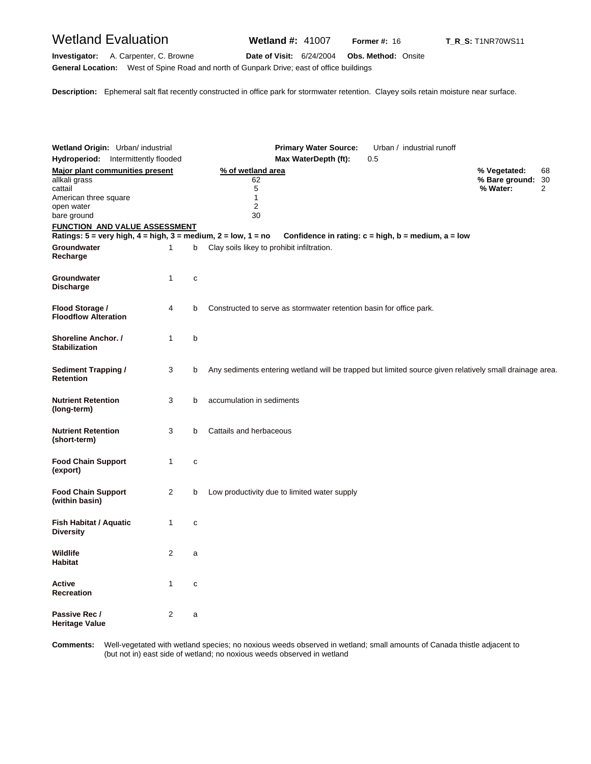# Wetland Evaluation

**Wetland #:** 41007 **Former #:** 16 **T_R_S:** T1NR70WS11

**Investigator:** A. Carpenter, C. Browne **Date of Visit:** 6/24/2004 **Obs. Method:** Onsite

**General Location:** West of Spine Road and north of Gunpark Drive; east of office buildings

**Description:** Ephemeral salt flat recently constructed in office park for stormwater retention. Clayey soils retain moisture near surface.

**Wetland Origin:** Urban/ industrial **Primary Water Source:** Urban / industrial runoff

**Hydroperiod:** Intermittently flooded **Max WaterDepth (ft):** 0.5

| Major plant communities present | % of wetland area |
|---|---|
| allkali grass | 62 |
| cattail | 5 |
| American three square | 1 |
| open water | 2 |
| bare ground | 30 |

**% Vegetated:** 68
**% Bare ground:** 30
**% Water:** 2

**FUNCTION AND VALUE ASSESSMENT**

**Ratings: 5 = very high, 4 = high, 3 = medium, 2 = low, 1 = no    Confidence in rating: c = high, b = medium, a = low**

| Function | Rating | Confidence | Comments |
|---|---|---|---|
| **Groundwater Recharge** | 1 | b | Clay soils likey to prohibit infiltration. |
| **Groundwater Discharge** | 1 | c | |
| **Flood Storage / Floodflow Alteration** | 4 | b | Constructed to serve as stormwater retention basin for office park. |
| **Shoreline Anchor. / Stabilization** | 1 | b | |
| **Sediment Trapping / Retention** | 3 | b | Any sediments entering wetland will be trapped but limited source given relatively small drainage area. |
| **Nutrient Retention (long-term)** | 3 | b | accumulation in sediments |
| **Nutrient Retention (short-term)** | 3 | b | Cattails and herbaceous |
| **Food Chain Support (export)** | 1 | c | |
| **Food Chain Support (within basin)** | 2 | b | Low productivity due to limited water supply |
| **Fish Habitat / Aquatic Diversity** | 1 | c | |
| **Wildlife Habitat** | 2 | a | |
| **Active Recreation** | 1 | c | |
| **Passive Rec / Heritage Value** | 2 | a | |

**Comments:** Well-vegetated with wetland species; no noxious weeds observed in wetland; small amounts of Canada thistle adjacent to (but not in) east side of wetland; no noxious weeds observed in wetland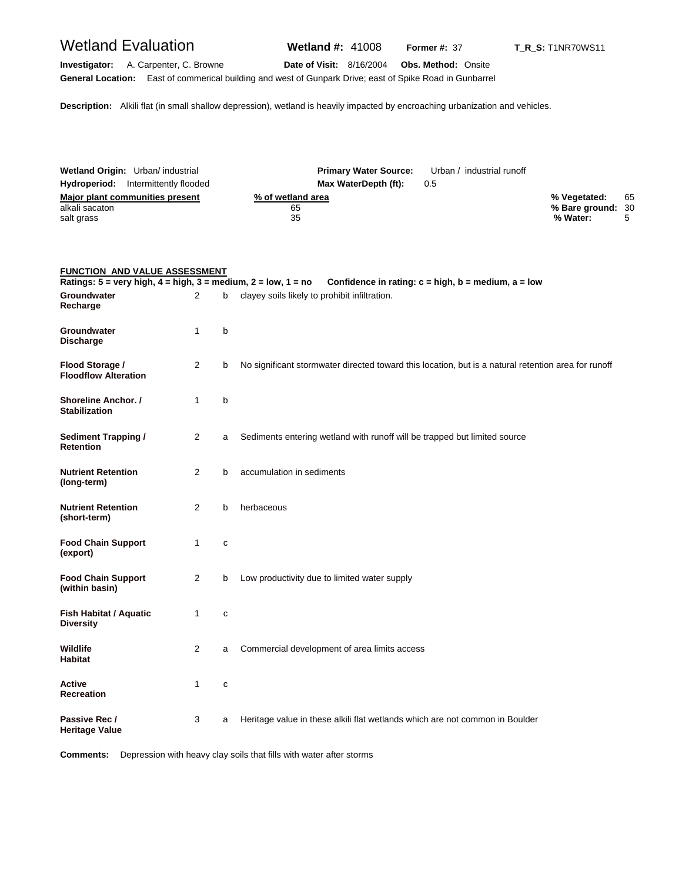# Wetland Evaluation

**Wetland #:** 41008 **Former #:** 37 **T_R_S:** T1NR70WS11

**Investigator:** A. Carpenter, C. Browne **Date of Visit:** 8/16/2004 **Obs. Method:** Onsite

**General Location:** East of commerical building and west of Gunpark Drive; east of Spike Road in Gunbarrel

**Description:** Alkili flat (in small shallow depression), wetland is heavily impacted by encroaching urbanization and vehicles.

**Wetland Origin:** Urban/ industrial **Primary Water Source:** Urban / industrial runoff

**Hydroperiod:** Intermittently flooded **Max WaterDepth (ft):** 0.5

| Major plant communities present | % of wetland area |
|---|---|
| alkali sacaton | 65 |
| salt grass | 35 |

**% Vegetated:** 65
**% Bare ground:** 30
**% Water:** 5

## FUNCTION AND VALUE ASSESSMENT

**Ratings: 5 = very high, 4 = high, 3 = medium, 2 = low, 1 = no Confidence in rating: c = high, b = medium, a = low**

| Function | Rating | Confidence | Comments |
|---|---|---|---|
| **Groundwater Recharge** | 2 | b | clayey soils likely to prohibit infiltration. |
| **Groundwater Discharge** | 1 | b | |
| **Flood Storage / Floodflow Alteration** | 2 | b | No significant stormwater directed toward this location, but is a natural retention area for runoff |
| **Shoreline Anchor. / Stabilization** | 1 | b | |
| **Sediment Trapping / Retention** | 2 | a | Sediments entering wetland with runoff will be trapped but limited source |
| **Nutrient Retention (long-term)** | 2 | b | accumulation in sediments |
| **Nutrient Retention (short-term)** | 2 | b | herbaceous |
| **Food Chain Support (export)** | 1 | c | |
| **Food Chain Support (within basin)** | 2 | b | Low productivity due to limited water supply |
| **Fish Habitat / Aquatic Diversity** | 1 | c | |
| **Wildlife Habitat** | 2 | a | Commercial development of area limits access |
| **Active Recreation** | 1 | c | |
| **Passive Rec / Heritage Value** | 3 | a | Heritage value in these alkili flat wetlands which are not common in Boulder |

**Comments:** Depression with heavy clay soils that fills with water after storms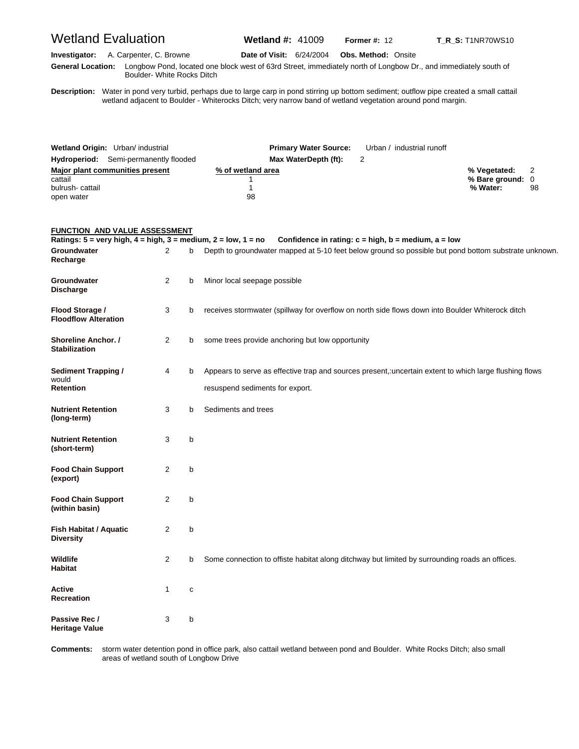# Wetland Evaluation

**Wetland #:** 41009 **Former #:** 12 **T_R_S:** T1NR70WS10

**Investigator:** A. Carpenter, C. Browne **Date of Visit:** 6/24/2004 **Obs. Method:** Onsite

**General Location:** Longbow Pond, located one block west of 63rd Street, immediately north of Longbow Dr., and immediately south of Boulder- White Rocks Ditch

**Description:** Water in pond very turbid, perhaps due to large carp in pond stirring up bottom sediment; outflow pipe created a small cattail wetland adjacent to Boulder - Whiterocks Ditch; very narrow band of wetland vegetation around pond margin.

**Wetland Origin:** Urban/ industrial **Primary Water Source:** Urban / industrial runoff

**Hydroperiod:** Semi-permanently flooded **Max WaterDepth (ft):** 2

| Major plant communities present | % of wetland area |
|---|---|
| cattail | 1 |
| bulrush- cattail | 1 |
| open water | 98 |

**% Vegetated:** 2
**% Bare ground:** 0
**% Water:** 98

## FUNCTION AND VALUE ASSESSMENT

**Ratings: 5 = very high, 4 = high, 3 = medium, 2 = low, 1 = no Confidence in rating: c = high, b = medium, a = low**

| Function | Rating | Confidence | Comments |
|---|---|---|---|
| **Groundwater Recharge** | 2 | b | Depth to groundwater mapped at 5-10 feet below ground so possible but pond bottom substrate unknown. |
| **Groundwater Discharge** | 2 | b | Minor local seepage possible |
| **Flood Storage / Floodflow Alteration** | 3 | b | receives stormwater (spillway for overflow on north side flows down into Boulder Whiterock ditch |
| **Shoreline Anchor. / Stabilization** | 2 | b | some trees provide anchoring but low opportunity |
| **Sediment Trapping / Retention** | 4 | b | Appears to serve as effective trap and sources present,:uncertain extent to which large flushing flows would resuspend sediments for export. |
| **Nutrient Retention (long-term)** | 3 | b | Sediments and trees |
| **Nutrient Retention (short-term)** | 3 | b | |
| **Food Chain Support (export)** | 2 | b | |
| **Food Chain Support (within basin)** | 2 | b | |
| **Fish Habitat / Aquatic Diversity** | 2 | b | |
| **Wildlife Habitat** | 2 | b | Some connection to offiste habitat along ditchway but limited by surrounding roads an offices. |
| **Active Recreation** | 1 | c | |
| **Passive Rec / Heritage Value** | 3 | b | |

**Comments:** storm water detention pond in office park, also cattail wetland between pond and Boulder. White Rocks Ditch; also small areas of wetland south of Longbow Drive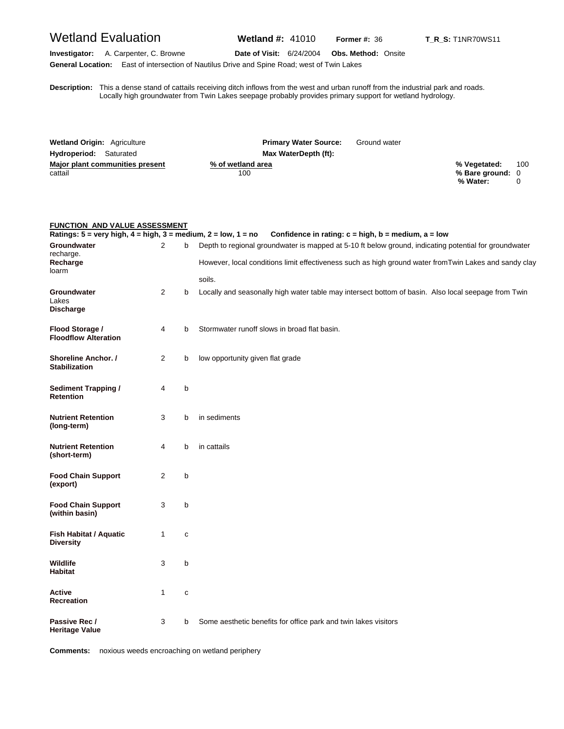# Wetland Evaluation

**Wetland #:** 41010 **Former #:** 36 **T_R_S:** T1NR70WS11

**Investigator:** A. Carpenter, C. Browne **Date of Visit:** 6/24/2004 **Obs. Method:** Onsite

**General Location:** East of intersection of Nautilus Drive and Spine Road; west of Twin Lakes

**Description:** This a dense stand of cattails receiving ditch inflows from the west and urban runoff from the industrial park and roads. Locally high groundwater from Twin Lakes seepage probably provides primary support for wetland hydrology.

**Wetland Origin:** Agriculture **Primary Water Source:** Ground water

**Hydroperiod:** Saturated **Max WaterDepth (ft):**

| Major plant communities present | % of wetland area |
|---|---|
| cattail | 100 |

**% Vegetated:** 100
**% Bare ground:** 0
**% Water:** 0

## FUNCTION AND VALUE ASSESSMENT

**Ratings: 5 = very high, 4 = high, 3 = medium, 2 = low, 1 = no   Confidence in rating: c = high, b = medium, a = low**

| Function | Rating | Confidence | Notes |
|---|---|---|---|
| **Groundwater Recharge** | 2 | b | Depth to regional groundwater is mapped at 5-10 ft below ground, indicating potential for groundwater recharge. However, local conditions limit effectiveness such as high ground water fromTwin Lakes and sandy clay loarm soils. |
| **Groundwater Discharge** | 2 | b | Locally and seasonally high water table may intersect bottom of basin. Also local seepage from Twin Lakes |
| **Flood Storage / Floodflow Alteration** | 4 | b | Stormwater runoff slows in broad flat basin. |
| **Shoreline Anchor. / Stabilization** | 2 | b | low opportunity given flat grade |
| **Sediment Trapping / Retention** | 4 | b | |
| **Nutrient Retention (long-term)** | 3 | b | in sediments |
| **Nutrient Retention (short-term)** | 4 | b | in cattails |
| **Food Chain Support (export)** | 2 | b | |
| **Food Chain Support (within basin)** | 3 | b | |
| **Fish Habitat / Aquatic Diversity** | 1 | c | |
| **Wildlife Habitat** | 3 | b | |
| **Active Recreation** | 1 | c | |
| **Passive Rec / Heritage Value** | 3 | b | Some aesthetic benefits for office park and twin lakes visitors |

**Comments:** noxious weeds encroaching on wetland periphery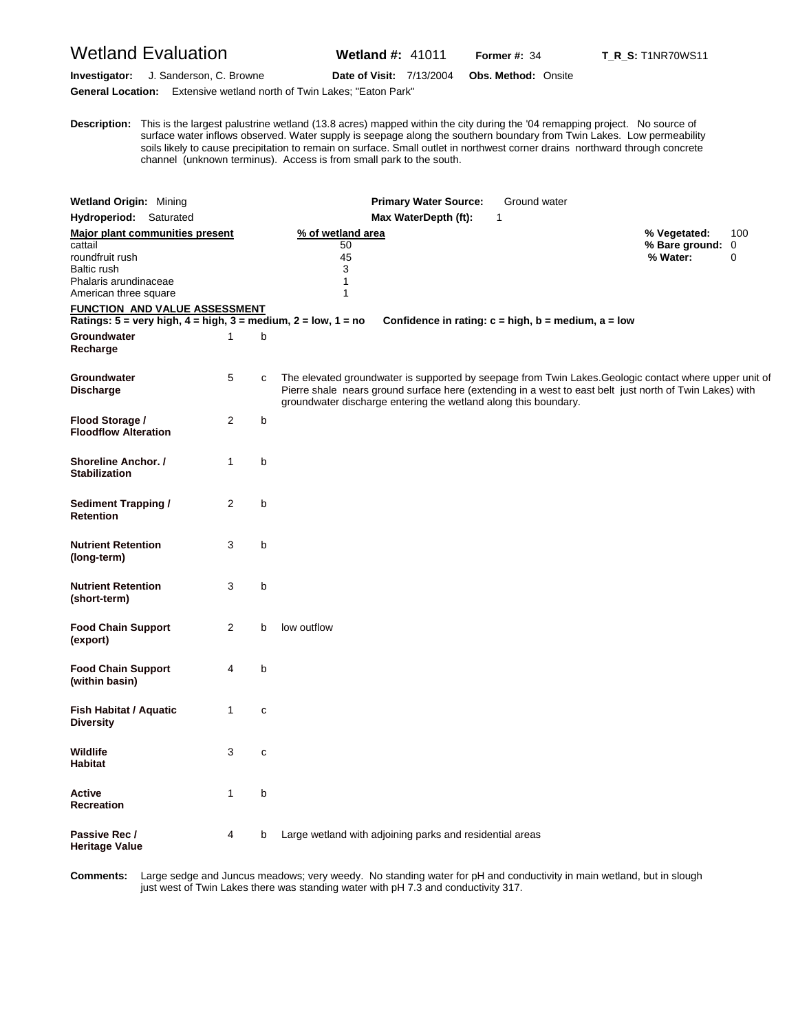# Wetland Evaluation

**Wetland #:** 41011 **Former #:** 34 **T_R_S:** T1NR70WS11

**Investigator:** J. Sanderson, C. Browne **Date of Visit:** 7/13/2004 **Obs. Method:** Onsite

**General Location:** Extensive wetland north of Twin Lakes; "Eaton Park"

**Description:** This is the largest palustrine wetland (13.8 acres) mapped within the city during the '04 remapping project. No source of surface water inflows observed. Water supply is seepage along the southern boundary from Twin Lakes. Low permeability soils likely to cause precipitation to remain on surface. Small outlet in northwest corner drains northward through concrete channel (unknown terminus). Access is from small park to the south.

**Wetland Origin:** Mining **Primary Water Source:** Ground water

**Hydroperiod:** Saturated **Max WaterDepth (ft):** 1

| Major plant communities present | % of wetland area |
|---|---|
| cattail | 50 |
| roundfruit rush | 45 |
| Baltic rush | 3 |
| Phalaris arundinaceae | 1 |
| American three square | 1 |

**% Vegetated:** 100
**% Bare ground:** 0
**% Water:** 0

**FUNCTION AND VALUE ASSESSMENT**

**Ratings: 5 = very high, 4 = high, 3 = medium, 2 = low, 1 = no** **Confidence in rating: c = high, b = medium, a = low**

| Function | Rating | Confidence | Notes |
|---|---|---|---|
| **Groundwater Recharge** | 1 | b | |
| **Groundwater Discharge** | 5 | c | The elevated groundwater is supported by seepage from Twin Lakes.Geologic contact where upper unit of Pierre shale nears ground surface here (extending in a west to east belt just north of Twin Lakes) with groundwater discharge entering the wetland along this boundary. |
| **Flood Storage / Floodflow Alteration** | 2 | b | |
| **Shoreline Anchor. / Stabilization** | 1 | b | |
| **Sediment Trapping / Retention** | 2 | b | |
| **Nutrient Retention (long-term)** | 3 | b | |
| **Nutrient Retention (short-term)** | 3 | b | |
| **Food Chain Support (export)** | 2 | b | low outflow |
| **Food Chain Support (within basin)** | 4 | b | |
| **Fish Habitat / Aquatic Diversity** | 1 | c | |
| **Wildlife Habitat** | 3 | c | |
| **Active Recreation** | 1 | b | |
| **Passive Rec / Heritage Value** | 4 | b | Large wetland with adjoining parks and residential areas |

**Comments:** Large sedge and Juncus meadows; very weedy. No standing water for pH and conductivity in main wetland, but in slough just west of Twin Lakes there was standing water with pH 7.3 and conductivity 317.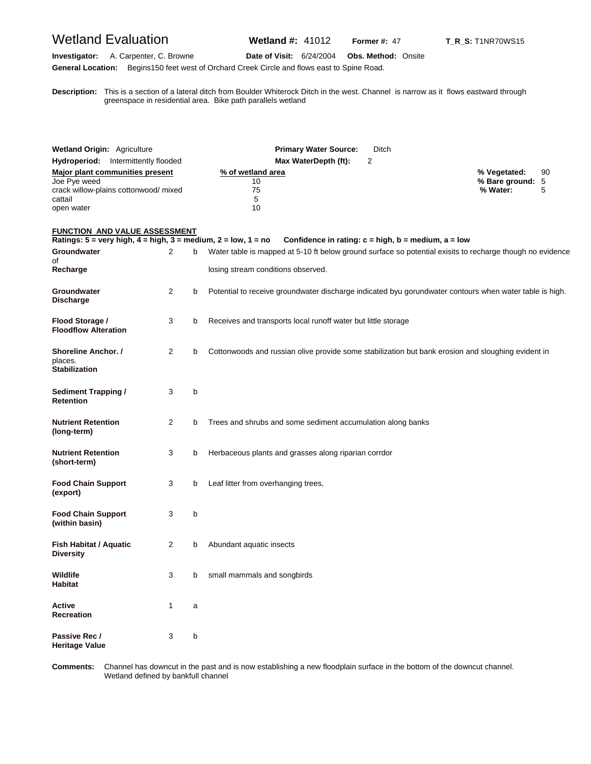# Wetland Evaluation

**Wetland #:** 41012 **Former #:** 47 **T_R_S:** T1NR70WS15

**Investigator:** A. Carpenter, C. Browne **Date of Visit:** 6/24/2004 **Obs. Method:** Onsite

**General Location:** Begins150 feet west of Orchard Creek Circle and flows east to Spine Road.

**Description:** This is a section of a lateral ditch from Boulder Whiterock Ditch in the west. Channel is narrow as it flows eastward through greenspace in residential area. Bike path parallels wetland

**Wetland Origin:** Agriculture **Primary Water Source:** Ditch

**Hydroperiod:** Intermittently flooded **Max WaterDepth (ft):** 2

| Major plant communities present | % of wetland area |
|---|---|
| Joe Pye weed | 10 |
| crack willow-plains cottonwood/ mixed | 75 |
| cattail | 5 |
| open water | 10 |

**% Vegetated:** 90
**% Bare ground:** 5
**% Water:** 5

## FUNCTION AND VALUE ASSESSMENT

**Ratings: 5 = very high, 4 = high, 3 = medium, 2 = low, 1 = no** **Confidence in rating: c = high, b = medium, a = low**

| Function | Rating | Confidence | Notes |
|---|---|---|---|
| **Groundwater Recharge** | 2 | b | Water table is mapped at 5-10 ft below ground surface so potential exisits to recharge though no evidence of losing stream conditions observed. |
| **Groundwater Discharge** | 2 | b | Potential to receive groundwater discharge indicated byu gorundwater contours when water table is high. |
| **Flood Storage / Floodflow Alteration** | 3 | b | Receives and transports local runoff water but little storage |
| **Shoreline Anchor. / Stabilization** | 2 | b | Cottonwoods and russian olive provide some stabilization but bank erosion and sloughing evident in places. |
| **Sediment Trapping / Retention** | 3 | b | |
| **Nutrient Retention (long-term)** | 2 | b | Trees and shrubs and some sediment accumulation along banks |
| **Nutrient Retention (short-term)** | 3 | b | Herbaceous plants and grasses along riparian corrdor |
| **Food Chain Support (export)** | 3 | b | Leaf litter from overhanging trees, |
| **Food Chain Support (within basin)** | 3 | b | |
| **Fish Habitat / Aquatic Diversity** | 2 | b | Abundant aquatic insects |
| **Wildlife Habitat** | 3 | b | small mammals and songbirds |
| **Active Recreation** | 1 | a | |
| **Passive Rec / Heritage Value** | 3 | b | |

**Comments:** Channel has downcut in the past and is now establishing a new floodplain surface in the bottom of the downcut channel. Wetland defined by bankfull channel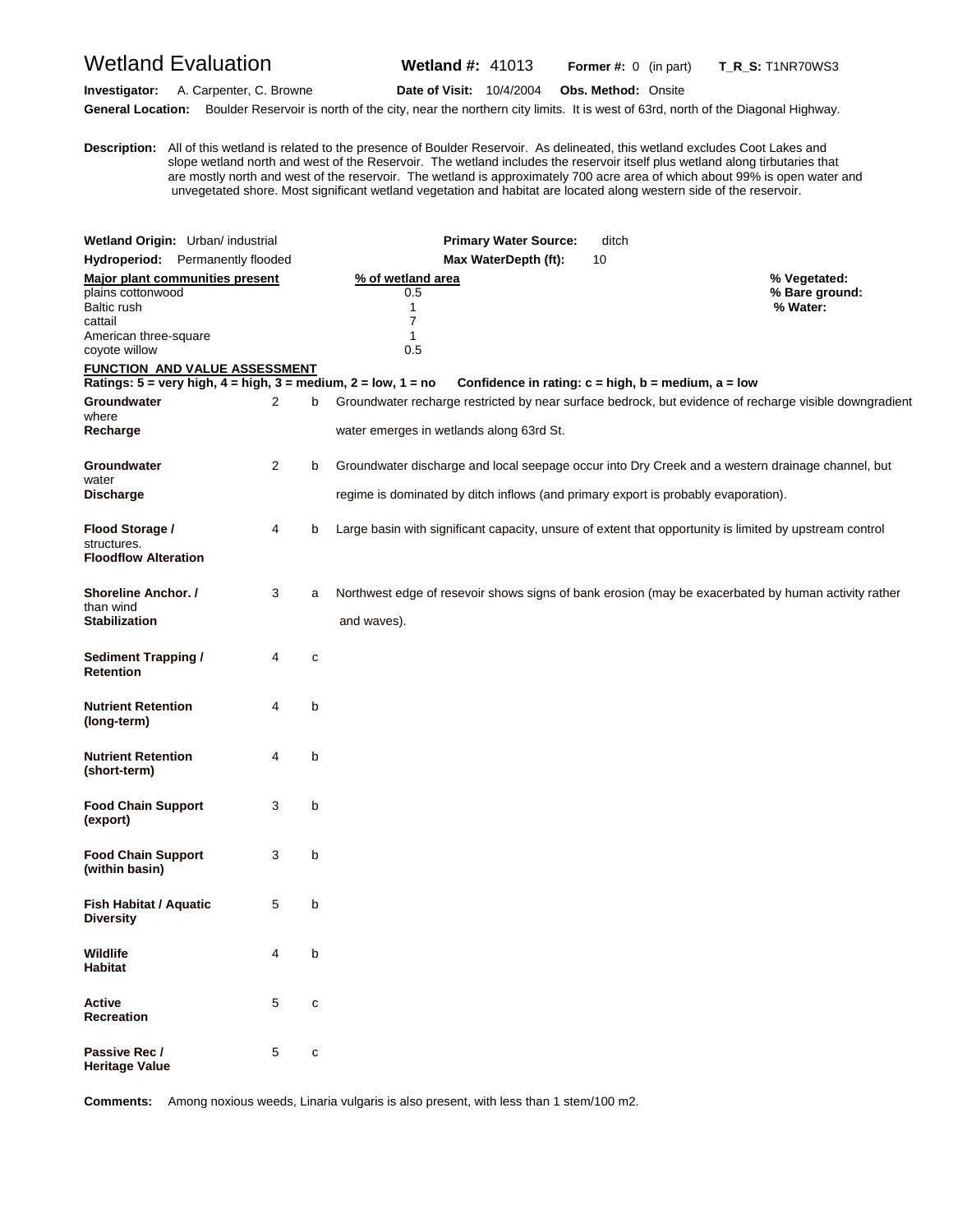# Wetland Evaluation

**Wetland #:** 41013 **Former #:** 0 (in part) **T_R_S:** T1NR70WS3

**Investigator:** A. Carpenter, C. Browne **Date of Visit:** 10/4/2004 **Obs. Method:** Onsite

**General Location:** Boulder Reservoir is north of the city, near the northern city limits. It is west of 63rd, north of the Diagonal Highway.

**Description:** All of this wetland is related to the presence of Boulder Reservoir. As delineated, this wetland excludes Coot Lakes and slope wetland north and west of the Reservoir. The wetland includes the reservoir itself plus wetland along tirbutaries that are mostly north and west of the reservoir. The wetland is approximately 700 acre area of which about 99% is open water and unvegetated shore. Most significant wetland vegetation and habitat are located along western side of the reservoir.

**Wetland Origin:** Urban/ industrial **Primary Water Source:** ditch

**Hydroperiod:** Permanently flooded **Max WaterDepth (ft):** 10

| Major plant communities present | % of wetland area |
|---|---|
| plains cottonwood | 0.5 |
| Baltic rush | 1 |
| cattail | 7 |
| American three-square | 1 |
| coyote willow | 0.5 |

**% Vegetated:**
**% Bare ground:**
**% Water:**

**FUNCTION AND VALUE ASSESSMENT**

**Ratings: 5 = very high, 4 = high, 3 = medium, 2 = low, 1 = no** **Confidence in rating: c = high, b = medium, a = low**

| Function | Rating | Confidence | Comments |
|---|---|---|---|
| **Groundwater Recharge** | 2 | b | Groundwater recharge restricted by near surface bedrock, but evidence of recharge visible downgradient where water emerges in wetlands along 63rd St. |
| **Groundwater Discharge** | 2 | b | Groundwater discharge and local seepage occur into Dry Creek and a western drainage channel, but water regime is dominated by ditch inflows (and primary export is probably evaporation). |
| **Flood Storage / Floodflow Alteration** | 4 | b | Large basin with significant capacity, unsure of extent that opportunity is limited by upstream control structures. |
| **Shoreline Anchor. / Stabilization** | 3 | a | Northwest edge of resevoir shows signs of bank erosion (may be exacerbated by human activity rather than wind and waves). |
| **Sediment Trapping / Retention** | 4 | c | |
| **Nutrient Retention (long-term)** | 4 | b | |
| **Nutrient Retention (short-term)** | 4 | b | |
| **Food Chain Support (export)** | 3 | b | |
| **Food Chain Support (within basin)** | 3 | b | |
| **Fish Habitat / Aquatic Diversity** | 5 | b | |
| **Wildlife Habitat** | 4 | b | |
| **Active Recreation** | 5 | c | |
| **Passive Rec / Heritage Value** | 5 | c | |

**Comments:** Among noxious weeds, Linaria vulgaris is also present, with less than 1 stem/100 m2.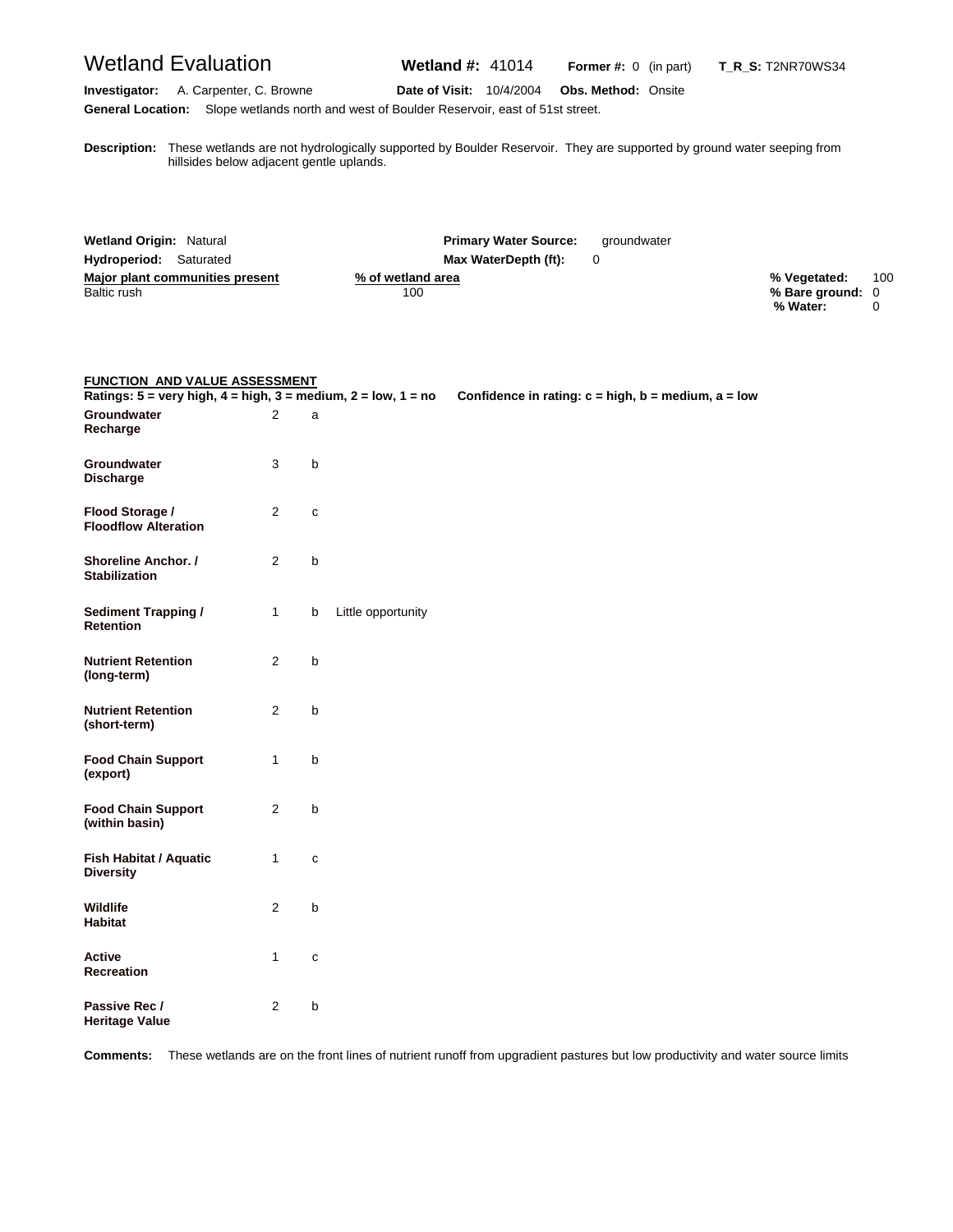# Wetland Evaluation

**Wetland #:** 41014 **Former #:** 0 (in part) **T_R_S:** T2NR70WS34

**Investigator:** A. Carpenter, C. Browne **Date of Visit:** 10/4/2004 **Obs. Method:** Onsite

**General Location:** Slope wetlands north and west of Boulder Reservoir, east of 51st street.

**Description:** These wetlands are not hydrologically supported by Boulder Reservoir. They are supported by ground water seeping from hillsides below adjacent gentle uplands.

**Wetland Origin:** Natural **Primary Water Source:** groundwater

**Hydroperiod:** Saturated **Max WaterDepth (ft):** 0

| Major plant communities present | % of wetland area |
|---|---|
| Baltic rush | 100 |

**% Vegetated:** 100
**% Bare ground:** 0
**% Water:** 0

## FUNCTION AND VALUE ASSESSMENT

**Ratings: 5 = very high, 4 = high, 3 = medium, 2 = low, 1 = no** **Confidence in rating: c = high, b = medium, a = low**

| Function | Rating | Confidence | Notes |
|---|---|---|---|
| **Groundwater Recharge** | 2 | a | |
| **Groundwater Discharge** | 3 | b | |
| **Flood Storage / Floodflow Alteration** | 2 | c | |
| **Shoreline Anchor. / Stabilization** | 2 | b | |
| **Sediment Trapping / Retention** | 1 | b | Little opportunity |
| **Nutrient Retention (long-term)** | 2 | b | |
| **Nutrient Retention (short-term)** | 2 | b | |
| **Food Chain Support (export)** | 1 | b | |
| **Food Chain Support (within basin)** | 2 | b | |
| **Fish Habitat / Aquatic Diversity** | 1 | c | |
| **Wildlife Habitat** | 2 | b | |
| **Active Recreation** | 1 | c | |
| **Passive Rec / Heritage Value** | 2 | b | |

**Comments:** These wetlands are on the front lines of nutrient runoff from upgradient pastures but low productivity and water source limits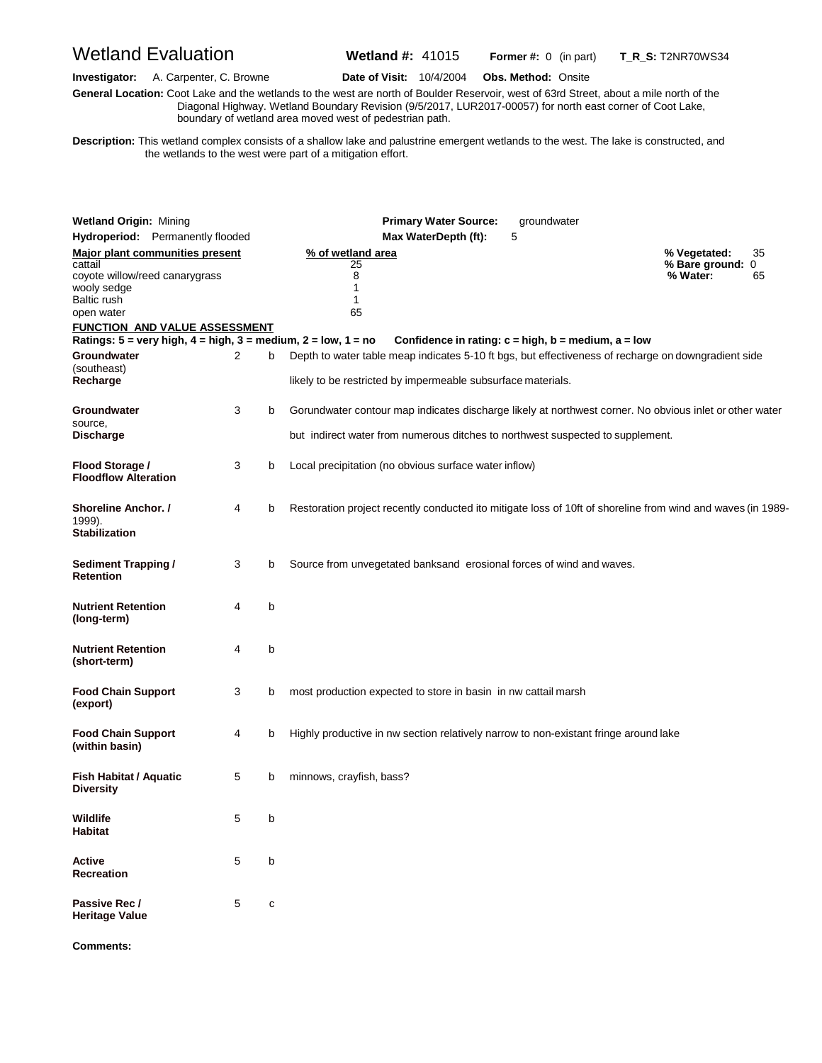# Wetland Evaluation

**Wetland #:** 41015 **Former #:** 0 (in part) **T_R_S:** T2NR70WS34

**Investigator:** A. Carpenter, C. Browne **Date of Visit:** 10/4/2004 **Obs. Method:** Onsite

**General Location:** Coot Lake and the wetlands to the west are north of Boulder Reservoir, west of 63rd Street, about a mile north of the Diagonal Highway. Wetland Boundary Revision (9/5/2017, LUR2017-00057) for north east corner of Coot Lake, boundary of wetland area moved west of pedestrian path.

**Description:** This wetland complex consists of a shallow lake and palustrine emergent wetlands to the west. The lake is constructed, and the wetlands to the west were part of a mitigation effort.

**Wetland Origin:** Mining **Primary Water Source:** groundwater

**Hydroperiod:** Permanently flooded **Max WaterDepth (ft):** 5

| Major plant communities present | % of wetland area |
|---|---|
| cattail | 25 |
| coyote willow/reed canarygrass | 8 |
| wooly sedge | 1 |
| Baltic rush | 1 |
| open water | 65 |

**% Vegetated:** 35
**% Bare ground:** 0
**% Water:** 65

**FUNCTION AND VALUE ASSESSMENT**

**Ratings: 5 = very high, 4 = high, 3 = medium, 2 = low, 1 = no Confidence in rating: c = high, b = medium, a = low**

| Function | Rating | Confidence | Comments |
|---|---|---|---|
| **Groundwater Recharge** (southeast) | 2 | b | Depth to water table meap indicates 5-10 ft bgs, but effectiveness of recharge on downgradient side likely to be restricted by impermeable subsurface materials. |
| **Groundwater Discharge** source, | 3 | b | Gorundwater contour map indicates discharge likely at northwest corner. No obvious inlet or other water but indirect water from numerous ditches to northwest suspected to supplement. |
| **Flood Storage / Floodflow Alteration** | 3 | b | Local precipitation (no obvious surface water inflow) |
| **Shoreline Anchor. / Stabilization** | 4 | b | Restoration project recently conducted ito mitigate loss of 10ft of shoreline from wind and waves (in 1989-1999). |
| **Sediment Trapping / Retention** | 3 | b | Source from unvegetated banksand erosional forces of wind and waves. |
| **Nutrient Retention (long-term)** | 4 | b | |
| **Nutrient Retention (short-term)** | 4 | b | |
| **Food Chain Support (export)** | 3 | b | most production expected to store in basin in nw cattail marsh |
| **Food Chain Support (within basin)** | 4 | b | Highly productive in nw section relatively narrow to non-existant fringe around lake |
| **Fish Habitat / Aquatic Diversity** | 5 | b | minnows, crayfish, bass? |
| **Wildlife Habitat** | 5 | b | |
| **Active Recreation** | 5 | b | |
| **Passive Rec / Heritage Value** | 5 | c | |

**Comments:**